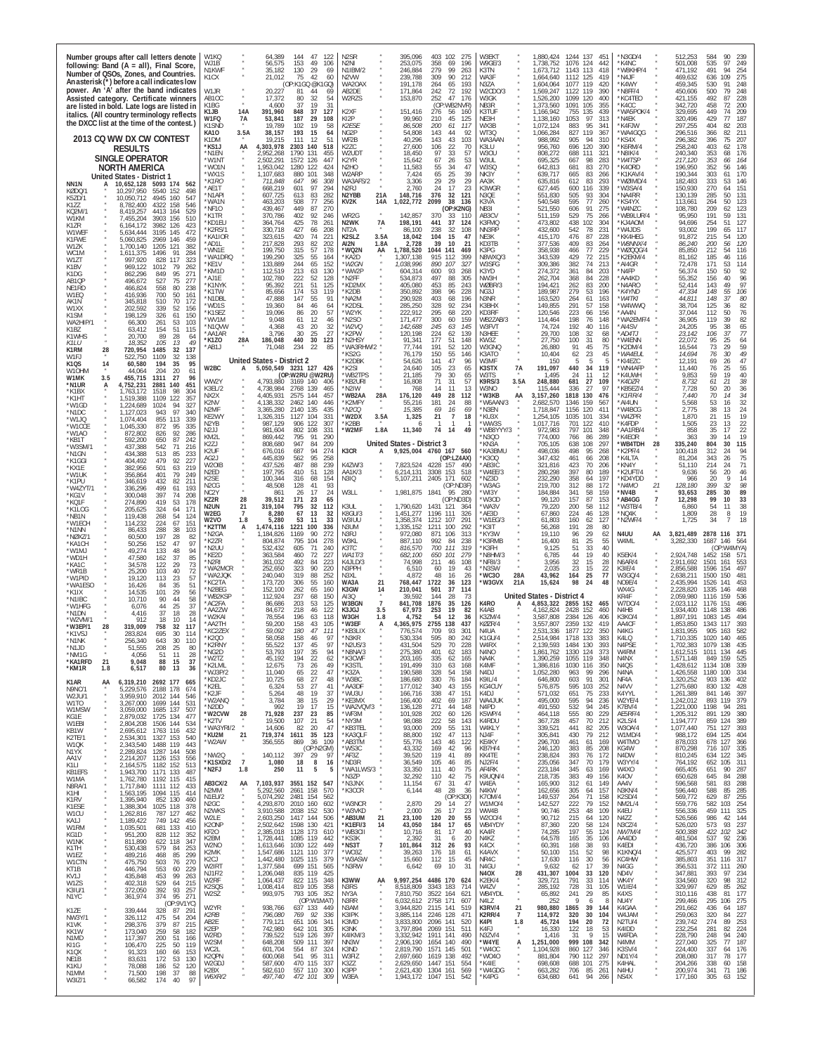Number groups after call letters denote following: Band (A = all), Final Score, Number of QSOs, Zones, and Countries. An asterisk (*) before a call indicates low power. An 'A' after the band indicates Assisted category. Certificate winners are listed in bold. Late logs are listed in italics. (All country terminology reflects the DXCC list at the time of the contest.)

# 2013 CQ WW DX CW CONTEST RESULTS

## SINGLE OPERATOR NORTH AMERICA

### United States - District 1

```
NN1N      A    10,652,128  5093 174 562
KØDQ/1    "    10,297,950  5540 152 498
K5ZD/1    "    10,050,712  4945 160 547
K1ZZ      "     8,782,400  4322 158 546
KQ2M/1    "     8,419,257  4413 164 529
W1KM      "     7,455,204  3903 156 510
K1ZR      "     6,164,172  3982 126 423
W1WEF     "     5,634,444  3195 145 472
K1FWE     "     5,060,825  2969 146 459
W1ZK      "     1,700,140  1205 121 382
WC1M      "     1,611,375  1496  91 284
W1ZT      "       997,920   828 117 323
K1BV      "       969,122  1012  79 262
K1DG      "       862,296   849  95 271
AB1QP     "       496,672   527  75 277
NE1RD     "       466,824   558  80 238
W1EQ      "       416,936   700  50 161
AK1N      "       345,818   510  70 172
W1XX      "       202,592   339  52 156
K1SM      "       198,129   326  61 150
WA2HIP/1  "        66,300   261  53 103
K1BZ      "        63,412   154  51 115
K1WHS     "        20,700    89  28  64
K1LU      "        18,352   105  13  49
K1RM      28      720,954  1485  32 137
W1FJ      "       522,750  1109  32 138
K1QS      14       60,580   194  35  95
W1OHM     "        44,064   204  20  61
W1MK      3.5     455,715  1311  27  96
*N1UR     A     4,752,231  2881 140 451
*K1BX     "     1,763,172  1518  98 304
*K1HT     "     1,519,388  1109 122 357
*W1GD     "     1,224,689  1024  94 327
*N1DC     "     1,127,023   943  97 340
*W1JQ     "     1,074,404   855 113 339
*W1COE    "     1,045,330   872  95 335
*W1AO     "       872,802   826  92 286
*K1IT     "       592,200   650  87 242
*W3SM/1   "       437,388   542  71 216
*N1GN     "       434,388   513  85 233
*K1GGI    "       404,492   479  92 227
*KX1E     "       382,956   501  63 219
*W1UK     "       356,864   401  79 249
*K1PU     "       346,619   432  82 211
*W4ZYT/1  "       336,296   499  61 193
*KG1V     "       300,048   397  74 208
*KQ1F     "       274,890   419  53 178
*K1LOG    "       205,625   324  64 171
*NB1N     "       119,438   268  54 124
*W1ECH    "       114,232   224  67 151
*N1NN     "        86,433   288  38 103
*NØKZ/1   "        60,500   197  28  82
*KA1CH    "        50,256   152  47  97
*W1MJ     "        49,274   133  48  94
*WD1H     "        47,580   162  37  85
*KA1C     "        34,578   122  29  73
*WR1B     "        25,200   103  40  72
*W1PID    "        19,120   113  23  57
*WA1ESO   "        16,426    84  35  51
*K1IX     "        14,535   101  29  56
*N1IBC    "        10,710    90  44  58
*W1HFG    "         6,076    44  25  37
*N1DN     "         4,416    37  18  28
*W2VM/1   "           912    18  10  14
*W3EP/1   28      319,009   758  32 117
*K1VSJ    "       283,824   695  30 114
*N1NK     "       256,340   643  30 110
*KJ1D     "        51,555   208  25  80
*NM1G     "         4,056    51  11  28
*KA1RFD   21        9,048    88  15  37
*KM1R     1.8       6,517    80  13  36

K1AR      AA    6,319,210  2692 177 665
N8NC/1    "     5,229,576  2188 178 674
W2JU/1    "     3,959,910  2012 144 546
W1TO      "     3,267,000  1699 144 531
W1MSW     "     3,059,000  1685 137 507
KG1E      "     2,879,032  1725 134 477
W1EBI     "     2,804,208  1506 144 534
KB1W      "     2,695,612  1763 116 432
K2TE/1    "     2,534,301  1327 153 540
W1QK      "     2,343,540  1488 119 443
N1YX      "     2,289,824  1287 144 508
AA1V      "     2,214,207  1126 153 556
K1LI      "     2,164,575  1182 152 513
KB1EFS    "     1,943,700  1171 133 487
W1MA      "     1,762,780  1192 115 415
NB8RA/1   "     1,717,840  1111 122 433
K1HI      "     1,563,195  1094 115 414
K1RV      "     1,395,940   852 130 460
K1ESE     "     1,388,304  1025 118 378
W1CU      "     1,262,816   787 127 465
KA1J      "     1,189,422   749 142 456
W1RM      "     1,035,501   681 133 410
KG1D      "       951,200   828 112 328
W1NK      "       811,890   622 118 347
K1TH      "       530,438   579  84 253
W1EZ      "       489,216   468  85 279
W1CTN     "       475,750   503  76 270
KT1D      "       435,848   453  99 263
W1ZS      "       402,318   529  64 218
K3IU/1    "       372,050   392  93 257
N1YC      "       361,974   374  95 271
K1ZE      "       339,444   328  87 291
NW3Y/1    "       326,112   475  54 204
K1VK      "       298,376   379  87 215
KK1W      "       173,040   257  86 154
N1MD      "       117,397   201  61 166
K1IG      "       106,470   225  50 119
K1QX      "        91,323   160  65 136
NE1B      "        83,631   172  53 130
W2GDJ     "        80,520   153  66 117
K1KU      "        78,088   154  55 123
N1MM      "        71,500   198  37  88
W3IZ/1    "        66,582   174  40  97
W1KQ      "        64,389   144  47 122
WJ1B      "        56,575   153  49 106
N1KWF     "        35,182   130  29  69
K1CX      "        21,012    75  42  60
                    (OP:K1GQ @K1GQ)
W1JR      "        20,227    81  44  69
AB1OC     "        17,372    80  32  54
K1BG      "         4,600    37  19  31
K1JB      14A     391,960   848  37 127
W1FQ      7A       53,841   187  29 108
K1SND     "        19,789   102  19  58
KA1O      3.5A     38,157   193  15  64
K1DM      "        19,215   111  12  51
*KS1J     AA    4,303,978  2303 140 518
*N1EN     "     2,952,268  1790 131 455
*W1NT     "     2,502,291  1572 126 447
*WX1N     "     1,953,042  1280 122 424
*WX1S     "     1,107,683   880 101 348
*K1RO     "       711,848   647  96 308
*AE1T     "       668,219   601  97 294
*N1API    "       607,725   613  83 282
*WA1N     "       463,203   508  77 256
*NF1O     "       439,467   449  87 270
*K1TR     "       370,786   402  92 246
*KD1EU    "       364,764   425  78 261
*K2RS/1   "       330,718   427  66 208
*KA1IOR   "       323,615   420  74 221
*AD1L     "       217,824   293  82 202
*WN1E     "       199,750   315  57 178
*WA1DRQ   "       199,290   325  55 164
*KE1V     "       133,889   244  65 152
*KM1D     "       112,519   213  63 130
*AJ1E     "       102,780   222  52 128
*K1NYK    "        95,392   221  51 125
*K1TW     "        85,656   174  53 119
*N1DBL    "        47,888   147  55  91
*WD1S     "        19,360    84  46  64
*K1SEZ    "        19,096    86  20  57
*WV1M     "         9,048    61  12  46
*N1QVW    "         4,368    43  20  32
*AA1AR    "         3,796    30  25  27
*K1ZO     28A     186,048   440  30 123
*AB1J     "        71,048   234  22  85
```

### United States - District 2

```
W2BC      A     5,050,549  3231 127 426
                    (OP:W2RU @W2RU)
WW2Y      "     4,793,880  3169 140 406
K3EL/2    "     4,738,984  2768 139 465
K2NV      "     4,405,931  2575 144 457
N2NV      "     4,138,332  2462 140 446
N2MF      "     3,365,280  2140 135 435
KE2WY     "     1,326,315  1127 104 331
N2YB      "       987,129   906 122 307
N2JJ      "       981,604   802 108 331
KM2L      "       869,442   795  91 290
K2ZJ      "       808,680   947  84 209
K2UF      "       676,016   687  94 274
AG2J      "       445,839   562  95 258
W2OIB     "       437,526   487  88 239
N2ED      "       197,795   410  51 128
K2SE      "       100,344   316  68 154
N2CG      "        48,508   128  41  93
NC2Y      "           861    26  17  24
KZ2R      28       39,512   171  23  65
N2UN      21      319,104   795  32 112
W2EG      7         8,280    67  13  32
W2VO      1.8       5,280    53  11  33
*K2TTM    A     1,474,116  1221 100 336
*N2GA     "     1,184,826  1169  90 272
*K2ZR     "       804,874   795 104 278
*N2UU     "       532,432   605  71 240
*KE2D     "       363,584   460  72 227
*N2RI     "       361,032   492  84 223
*WA2MCR   "       252,650   323  90 220
*WA2JQK   "       240,040   319  88 252
*KC2TA    "       173,720   306  55 160
*N2BEG    "       152,100   262  65 160
*WB2KSP   "       112,924   237  68 150
*AC2FA    "        86,686   203  53 125
*WA2ZW    "        84,672   218  46 122
*W2KAI    "        78,554   196  63 118
*AA2TH    "        59,200   158  43 105
*KC2ZEX   "        59,092   180  47 111
*N2DD     "        58,058   158  46  97
*K2RNY    "        55,522   137  45  97
*NG2D     "        53,793   197  35  94
*W2TZ     "        45,192   194  22  62
*K2LML    "        12,675    73  26  49
*WJ3P/2   "        11,040    65  22  47
*KD2JC    "        10,725    68  27  48
*K2EL     "         6,324    53  27  41
*K2JF     "         5,264    48  19  37
*W2ANQ    "         3,784    38  15  29
*N2DO     "           992    19  17  15
*W2CVW    28       71,928   237  23  85
*K2TV     "        19,500   107  21  54
*WA3YRI/2 "        14,606    82  20  47
*KU2M     21      719,374  1611  35 123
*W2AW     "       356,555   869  36 109
                    (OP:N2GM)
*NW2Q     "       140,132   397  29  97
*K1SXD/2  7         1,080    18   8  16
*N2FJ     1.8         250    11   5   5

AB3CX/2   AA    7,103,937  3551 152 547
N2MM      "     5,292,560  2661 158 570
N1EU/2    "     5,074,292  2481 154 562
N2GC      "     4,293,870  2010 160 602
N2WKS     "     3,910,588  2038 152 530
W2LE      "     2,603,250  1417 144 506
K2NDP     "     2,502,642  1598 130 421
KF2O      "     2,385,018  1128 173 610
K2BM      "     1,728,441  1085 119 442
K2MK      "     1,613,646  1030 122 409
K2NJ      "     1,547,686  1121 110 377
KC2J      "     1,442,400  1025 115 379
W2IRT     "     1,377,584   699 151 565
NJ1F/2    "     1,152,272   751 126 422
W2RF      "     1,064,437   822 115 348
K2SQS     "     1,008,414   810 105 358
W2SZ      "       993,975   793 105 352
                    (OP:W1MAT)
W2YR      "       938,766   637 133 449
K2RB      "       796,080   769  92 236
AB2E      "       779,121   651 106 341
K2RD      "       739,522   549 126 397
W2SM      "       648,208   519 111 337
K2QPN     "       600,068   541  95 311
W2QDJ     "       587,600   473 115 357
N2CJ      "       582,610   557 100 310
W6XR/2    "       497,740   472 101 309
N2SR      "       395,096   403 102 275
N2NI      "       253,075   358  69 196
N1IBM/2   "       246,884   279  99 263
N2VW      "       239,788   309  90 212
WA2OAX    "       191,178   264  65 193
AB2DE     "       171,864   242  72 192
W2RZS     "       153,870   252  47 176
                    (OP:WB2NVR)
K2XF      "       151,416   276  56 160
K2PI      "        99,960   210  45 125
K2ESE     "        86,508   200  61 117
NG2P      "        54,808   143  44  92
WF2B      "        40,296   143  43 103
K2ZC      "        27,600   106  22  70
W2UDT     "        18,450    97  33  57
K2YR      "        15,642    67  26  53
N2HO      "        11,583    55  34  47
W2ARP     "         7,424    65  25  39
WA3AFS/2  "         3,306    29  29  29
N2RJ      "         2,760    24  17  23
N2YBB     21A     148,716   376  32 121
KV2K      14A   1,022,772  2099  38 136
                    (OP:K2NG)
WR2G      "       142,857   370  33 110
N2WK      7A      198,191   441  37 124
NT2A      "        86,100   238  32 108
K2SLZ     3.5A     18,042   104  15  47
N2IN      1.8A      2,728    39  10  21
*WQ2N     AA    1,788,520  1044 141 469
*KA2D     "     1,307,138   915 112 399
*W2GN     "     1,038,996   890 107 327
*WW2P     "       604,314   600  93 268
*N2FF     "       534,873   497  88 305
*KD2MX    "       405,080   453  85 243
*K2DB     "       350,892   398  96 228
*NA2M     "       290,928   403  68 196
*KD2SL    "       285,250   328  92 234
*W2YK     "       222,912   295  68 220
*N2SO     "       171,477   300  60 159
*W2VQ     "       142,688   245  63 145
*K2PW     "       120,198   224  62 139
*N2HSY    "        91,341   177  51 148
*WA3RHW/2 "        77,744   191  52 120
*KS2G     "        76,179   150  55 146
*K2DBK    "        54,626   141  47  96
*K2SI     "        24,640   105  23  65
*WB2TPS   "        21,885    79  30  65
*KB2URI   "        16,808    71  31  57
*N2IW     "           768    14  11  13
*WB2AAN   28A     176,120   449  28 112
*K2MFY    "        55,216   181  24  88
*N2CQ     "        15,385    69  16  69
*W2DX     3.5A      1,325    21   7  18
*K2BB     "             6     1   1   1
*W2MF     1.8A     11,340    74  14  49
```

### United States - District 3

```
K3CR      A     9,925,004  4760 167 560
                    (OP:LZ4AX)
K4ZW/3    "     7,823,524  4228 157 490
AA1K/3    "     6,214,131  3308 153 518
N3IQ      "     5,107,211  2405 171 602
                    (OP:ND3F)
W3LL      "     1,981,875  1841  95 280
                    (OP:ND3D)
W3LL      "     1,790,620  1431 121 364
K3GJ      "     1,451,277  1196 111 326
W3UL      "     1,358,374  1212 107 291
N3UM      "     1,335,152  1211 100 292
N3RJ      "       972,080   871 106 313
W3KL      "       887,110   992  84 238
K3TC      "       816,570   700 111 319
WA1T/3    "       682,100   650 101 279
K3ZV      "       611,448   593 105 231
```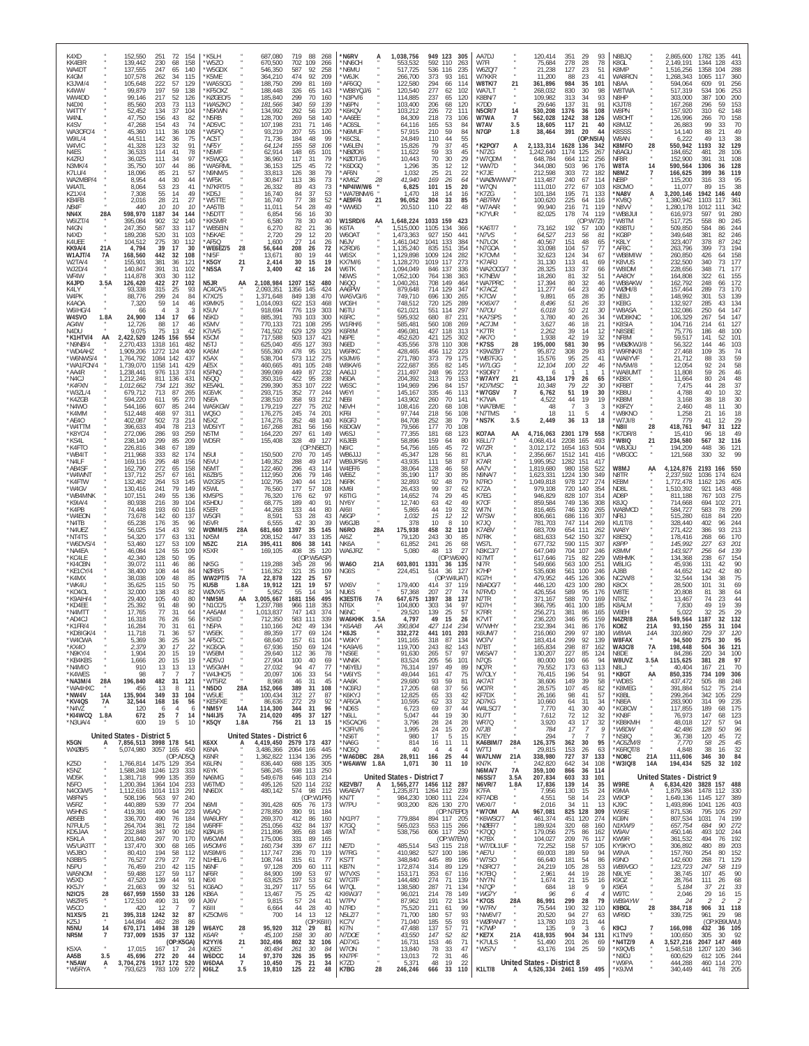| Call | Cat | Score | QSOs | Mult | Mult |
|---|---|---|---|---|---|
| K4XD | | 152,550 | 251 | 72 | 154 |
| KK4BR | | 139,442 | 230 | 68 | 158 |
| WA4DT | | 137,555 | 247 | 65 | 140 |
| K4GM | | 107,578 | 262 | 34 | 115 |
| K3JWI/4 | | 105,648 | 222 | 57 | 129 |
| K4WW | | 99,879 | 197 | 59 | 138 |
| WW4DD | | 99,146 | 217 | 52 | 126 |
| N4DXI | | 85,560 | 203 | 73 | 113 |
| W4TTY | | 52,452 | 134 | 37 | 104 |
| W4NL | | 47,750 | 156 | 43 | 82 |
| K4SV | | 47,268 | 154 | 43 | 74 |
| WA3OFO/4 | | 45,360 | 111 | 36 | 108 |
| W9IL/4 | | 44,511 | 142 | 36 | 75 |
| W4VIC | | 41,328 | 123 | 32 | 91 |
| N4ES | | 36,533 | 114 | 41 | 78 |
| K4ZRJ | | 36,025 | 111 | 34 | 97 |
| N3MK/4 | | 35,750 | 107 | 44 | 86 |
| K7LU/4 | | 18,096 | 85 | 21 | 57 |
| WA2MBP/4 | | 8,954 | 44 | 30 | 44 |
| W4ATL | | 8,064 | 53 | 23 | 41 |
| KZ1X/4 | | 7,308 | 55 | 14 | 49 |
| KB4FB | | 2,016 | 28 | 21 | 27 |
| NB4F | | 440 | 10 | 10 | 10 |
| NN4X | 28A | 598,970 | 1187 | 34 | 144 |
| W6IZT/4 | | 395,084 | 902 | 32 | 140 |
| N4GN | | 247,350 | 587 | 33 | 117 |
| N4XD | | 189,208 | 520 | 31 | 103 |
| K4UEE | | 104,512 | 275 | 30 | 112 |
| KK9A/4 | 21A | 4,794 | 39 | 17 | 30 |
| W1AJT/4 | 7A | 168,560 | 442 | 32 | 108 |
| W2TA/4 | | 155,901 | 381 | 36 | 121 |
| WJ2D/4 | | 140,847 | 391 | 31 | 102 |
| WF4W | | 114,878 | 303 | 30 | 112 |
| K4JPD | 3.5A | 126,420 | 422 | 27 | 102 |
| K4LY | | 93,338 | 315 | 25 | 93 |
| W4PK | | 88,776 | 299 | 24 | 84 |
| K4AOA | | 7,320 | 59 | 14 | 46 |
| W6IHG/4 | | 66 | 4 | 3 | 3 |
| W4SVO | 1.8A | 24,900 | 134 | 17 | 66 |
| AG4W | | 12,726 | 88 | 17 | 46 |
| N4DU | | 9,075 | 75 | 13 | 42 |
| *K1HTV/4 | AA | 2,422,520 | 1245 | 156 | 554 |
| *N9NB/4 | | 2,270,433 | 1318 | 161 | 482 |
| *WX4AHZ | | 1,909,206 | 1272 | 124 | 409 |
| *W6NWS/4 | | 1,764,792 | 1084 | 142 | 437 |
| *WA1FCN/4 | | 1,739,070 | 1158 | 141 | 429 |
| *AA4R | | 1,238,441 | 976 | 113 | 374 |
| *N4CJ | | 1,212,246 | 811 | 136 | 431 |
| *K4FXN | | 1,012,662 | 734 | 121 | 392 |
| *W3ZL/4 | | 679,712 | 713 | 87 | 265 |
| *K4ZGB | | 594,220 | 611 | 95 | 270 |
| *N4WO | | 544,166 | 607 | 85 | 244 |
| *K4MM | | 512,448 | 468 | 97 | 311 |
| *AE4O | | 402,087 | 502 | 73 | 214 |
| *W4TTM | | 396,633 | 494 | 78 | 213 |
| *K8YC/4 | | 272,096 | 286 | 93 | 259 |
| *KS4L | | 238,140 | 299 | 85 | 209 |
| *K4FTO | | 226,816 | 348 | 67 | 189 |
| *WB4IT | | 211,968 | 333 | 82 | 174 |
| *N4LF | | 169,116 | 295 | 48 | 156 |
| *AB4SF | | 162,790 | 272 | 65 | 158 |
| *W4WNT | | 137,712 | 257 | 67 | 161 |
| *K4FTW | | 132,462 | 264 | 53 | 145 |
| *W4GV | | 130,416 | 241 | 79 | 149 |
| *WB4MNK | | 107,151 | 249 | 55 | 136 |
| *K9IA/4 | | 80,938 | 216 | 39 | 104 |
| *K4PB | | 74,448 | 193 | 60 | 116 |
| *W4EON | | 73,678 | 142 | 60 | 137 |
| *N4TB | | 65,238 | 176 | 35 | 96 |
| *N4UEZ | | 56,025 | 154 | 43 | 92 |
| *NT4TS | | 54,320 | 177 | 63 | 131 |
| *W6DVS/4 | | 53,460 | 127 | 53 | 109 |
| *NA4EA | | 46,084 | 124 | 55 | 109 |
| *KC4LE | | 42,340 | 128 | 50 | 95 |
| *KI4CBN | | 39,072 | 111 | 46 | 86 |
| *KE1CY/4 | | 38,400 | 108 | 44 | 84 |
| *K4MX | | 38,038 | 109 | 48 | 85 |
| *WK4U | | 35,625 | 115 | 50 | 75 |
| *KO4OL | | 32,000 | 138 | 43 | 82 |
| *K9AIH/4 | | 29,400 | 105 | 40 | 80 |
| *KD4EE | | 25,392 | 91 | 48 | 90 |
| *N4MTT | | 17,765 | 77 | 31 | 64 |
| *AD4CJ | | 16,318 | 76 | 26 | 56 |
| *K1RF/4 | | 16,284 | 70 | 31 | 61 |
| *KD8IGK/4 | | 11,718 | 71 | 36 | 57 |
| *W4CWA | | 5,369 | 36 | 25 | 34 |
| *KX4O | | 2,379 | 30 | 17 | 22 |
| *N9KY/4 | | 1,904 | 20 | 15 | 19 |
| *KB4KBS | | 1,666 | 20 | 15 | 19 |
| *N4MIO | | 910 | 13 | 13 | 13 |
| *K4WES | | 98 | 7 | 7 | 7 |
| *NA3M/4 | 28A | 196,840 | 482 | 31 | 121 |
| *WA4HXC | | 456 | 13 | 8 | 11 |
| *NW4V | 14A | 135,904 | 349 | 33 | 104 |
| *KV4QS | 7A | 32,544 | 168 | 16 | 56 |
| *N4VZ | | 120 | 6 | 4 | 6 |
| *KI4WCQ | 1.8A | 672 | 25 | 7 | 14 |
| *N3UA/4 | | 600 | 19 | 5 | 10 |

## United States - District 5

| Call | Cat | Score | QSOs | Mult | Mult |
|---|---|---|---|---|---|
| K5GN | A | 7,856,513 | 3998 | 178 | 541 |
| WX0B/5 | | 5,074,980 | 3057 | 165 | 450 |
| (OP:AD5Q) | | | | | |
| KZ5D | | 1,766,814 | 1475 | 129 | 354 |
| K5NZ | | 1,588,248 | 1246 | 123 | 333 |
| WD5K | | 1,381,718 | 999 | 135 | 359 |
| N5FO | | 1,200,394 | 1364 | 104 | 233 |
| N4OGW/5 | | 1,112,616 | 1014 | 113 | 291 |
| W8PN/5 | | 508,196 | 563 | 97 | 240 |
| W5RZ | | 440,889 | 539 | 77 | 204 |
| W5HNS | | 419,391 | 490 | 94 | 223 |
| AB5EB | | 336,700 | 490 | 76 | 184 |
| N7RUL/5 | | 264,704 | 381 | 72 | 184 |
| KD5JAA | | 232,848 | 347 | 90 | 162 |
| K5KLA | | 201,840 | 297 | 70 | 170 |
| W5/UA3TT | | 137,400 | 300 | 68 | 165 |
| W5JBO | | 80,410 | 194 | 58 | 112 |
| N3BB/5 | | 76,527 | 279 | 27 | 72 |
| N5PU | | 76,459 | 225 | 48 | 83 |
| WA5NOM | | 59,488 | 127 | 59 | 117 |
| W5XD | | 47,520 | 139 | 44 | 91 |
| KK5JY | | 21,663 | 93 | 36 | 57 |
| N2IC/5 | 28 | 667,959 | 1550 | 33 | 126 |
| W8ZR/5 | | 172,510 | 490 | 31 | 99 |
| W5CO | | 420 | 12 | 7 | 7 |
| N1XS/5 | 21 | 395,318 | 1242 | 32 | 87 |
| KZ5J | | 144,894 | 462 | 28 | 86 |
| N5NU | 14 | 670,171 | 1494 | 38 | 129 |
| NR5M | | 737,009 | 1535 | 37 | 132 |
| (OP:K5GA) | | | | | |
| K5XA | | 17,015 | 167 | 17 | 24 |
| K5LH | 3.5 | 45,696 | 272 | 20 | 64 |
| *N5AW | A | 3,704,276 | 1917 | 172 | 520 |
| *W5RYA | | 793,623 | 783 | 109 | 272 |
| *K5LH | | 687,080 | 719 | 88 | 268 |
| *W5ZO | | 670,500 | 702 | 109 | 266 |
| *W5GDX | | 546,350 | 587 | 92 | 258 |
| *K5ME | | 364,210 | 474 | 92 | 209 |
| *WA5SOG | | 188,750 | 299 | 81 | 169 |
| *KF5CKZ | | 188,448 | 326 | 65 | 143 |
| *KØGEO/5 | | 185,840 | 299 | 70 | 160 |
| *WA5ZKO | | 181,566 | 340 | 59 | 139 |
| *N5KWN | | 134,992 | 292 | 56 | 120 |
| *N5RB | | 128,700 | 269 | 58 | 140 |
| *AD5VC | | 107,198 | 231 | 71 | 146 |
| *W5PQ | | 93,219 | 207 | 55 | 106 |
| *AC5T | | 71,736 | 184 | 48 | 99 |
| *NF5Y | | 64,124 | 155 | 58 | 106 |
| *N5MF | | 62,914 | 148 | 65 | 101 |
| *K5WQG | | 36,960 | 117 | 31 | 79 |
| *WA5RML | | 36,153 | 125 | 45 | 72 |
| *N9NM/5 | | 33,813 | 126 | 38 | 79 |
| *WF5K | | 30,847 | 113 | 36 | 73 |
| *N7KRT/5 | | 26,332 | 89 | 43 | 73 |
| *KD5J | | 16,740 | 84 | 37 | 53 |
| *W5TTE | | 16,740 | 77 | 38 | 52 |
| *AA5TB | | 11,011 | 54 | 28 | 49 |
| *KK5MR | | 6,580 | 78 | 30 | 40 |
| *WB5EIN | | 6,270 | 82 | 21 | 36 |
| *N5KAE | | 2,720 | 29 | 12 | 20 |
| *AF5Q | | 1,600 | 27 | 16 | 24 |
| *WEØEZ/5 | 28 | 56,644 | 208 | 26 | 72 |
| *NI5F | | 13,671 | 80 | 19 | 44 |
| *K5GY | 21 | 2,414 | 30 | 15 | 19 |
| *N5SA | 7 | 3,400 | 42 | 16 | 24 |
| N5JR | AA | 2,108,984 | 1207 | 152 | 480 |
| AC4CA/5 | | 2,093,351 | 1356 | 145 | 424 |
| K7XC/5 | | 1,371,648 | 849 | 138 | 470 |
| K9MK/5 | | 1,014,093 | 622 | 153 | 468 |
| K5UV | | 918,694 | 776 | 119 | 303 |
| N5KD | | 885,391 | 793 | 103 | 300 |
| K5MV | | 770,133 | 721 | 108 | 295 |
| K7IA/5 | | 741,502 | 629 | 129 | 329 |
| K5CM | | 717,588 | 503 | 137 | 421 |
| N5TJ | | 625,040 | 455 | 127 | 393 |
| KG5MI | | 565,360 | 476 | 95 | 321 |
| K5AX | | 538,704 | 573 | 112 | 275 |
| AE5X | | 460,665 | 491 | 105 | 248 |
| K5FNQ | | 399,069 | 449 | 87 | 232 |
| N5QQ | | 350,316 | 422 | 95 | 238 |
| KE5AKL | | 299,390 | 353 | 107 | 222 |
| KG5VK | | 293,715 | 352 | 77 | 244 |
| KE5EI | | 250,510 | 358 | 93 | 212 |
| WA5KGW | | 179,229 | 227 | 75 | 202 |
| WQ5O | | 176,275 | 245 | 74 | 201 |
| N5XZ | | 174,276 | 352 | 48 | 140 |
| WD5IYT | | 167,268 | 281 | 56 | 156 |
| N5TM | | 164,220 | 297 | 61 | 149 |
| WD5R | | 155,408 | 328 | 49 | 127 |
| (OP:N5ECT) | | | | | |
| N5UI | | 150,500 | 270 | 70 | 145 |
| N5VU | | 149,352 | 288 | 49 | 147 |
| N5MT | | 122,460 | 296 | 43 | 114 |
| K6ZB/5 | | 112,950 | 206 | 79 | 146 |
| W2GS/5 | | 102,795 | 240 | 44 | 121 |
| K5WL | | 76,560 | 177 | 57 | 108 |
| KM5PS | | 76,320 | 176 | 62 | 97 |
| K5HDU | | 68,775 | 189 | 40 | 91 |
| K5ER | | 44,268 | 133 | 44 | 80 |
| W5GR | | 8,591 | 53 | 28 | 43 |
| N5VR | | 6,555 | 42 | 30 | 39 |
| WØMM/5 | 28A | 681,660 | 1397 | 35 | 145 |
| NX5M | | 208,152 | 447 | 33 | 135 |
| N5ZC | 21A | 395,411 | 806 | 38 | 141 |
| K5XR | | 169,105 | 408 | 35 | 120 |
| (OP:WD5ASP) | | | | | |
| NK5G | | 119,288 | 345 | 28 | 96 |
| NØRB/5 | | 116,352 | 321 | 35 | 109 |
| WW2PT/5 | 7A | 22,878 | 122 | 25 | 57 |
| KU5B | 1.8A | 19,912 | 121 | 19 | 57 |
| WØVX/5 | | 5,952 | 55 | 14 | 34 |
| *NM5M | AA | 3,005,667 | 1681 | 156 | 495 |
| *NJ1CC/5 | | 1,237,788 | 966 | 118 | 353 |
| *AA5AM | | 1,013,837 | 741 | 143 | 374 |
| *K5IID | | 712,350 | 583 | 111 | 339 |
| *N5PA | | 110,166 | 242 | 49 | 134 |
| *W5EK | | 89,359 | 177 | 69 | 140 |
| *AF5CC | | 68,640 | 157 | 61 | 104 |
| *KG5OA | | 67,936 | 150 | 69 | 124 |
| *W5GKB | | 29,640 | 112 | 36 | 78 |
| *AD5VJ | | 27,904 | 100 | 40 | 69 |
| *W5GWH | | 27,032 | 94 | 47 | 77 |
| *W4JHC/5 | | 20,097 | 106 | 33 | 54 |
| *WT5RZ | | 8,968 | 46 | 31 | 45 |
| *N5DO | 28A | 152,066 | 389 | 31 | 120 |
| *W5UE | | 100,434 | 312 | 27 | 87 |
| *KE5FXE | | 86,636 | 272 | 29 | 92 |
| *NM5Y | 14A | 114,300 | 344 | 31 | 96 |
| *N4IJ/5 | 7A | 214,020 | 495 | 37 | 127 |
| *K5QY | 1.8A | 756 | 21 | 13 | 15 |

## United States - District 6

| Call | Cat | Score | QSOs | Mult | Mult |
|---|---|---|---|---|---|
| K6XX | A | 4,419,450 | 2579 | 173 | 437 |
| K6NA | | 3,486,366 | 2064 | 166 | 446 |
| K6NR | | 1,362,822 | 1134 | 136 | 295 |
| K6LRN | | 836,440 | 688 | 135 | 305 |
| K6YK | | 586,245 | 598 | 113 | 292 |
| NA6MG | | 549,678 | 646 | 103 | 214 |
| W6TMD | | 495,126 | 520 | 114 | 232 |
| NN6DX | | 480,142 | 574 | 98 | 215 |
| (OP:W1PR) | | | | | |
| N6MI | | 391,428 | 605 | 76 | 173 |
| W6AQ | | 278,850 | 390 | 91 | 184 |
| WA6URY | | 269,370 | 412 | 86 | 160 |
| W6RFF | | 251,056 | 432 | 84 | 172 |
| KØAU/6 | | 211,896 | 365 | 68 | 148 |
| W6ZMM | | 175,006 | 331 | 89 | 165 |
| W5OM/6 | | 160,734 | 339 | 67 | 111 |
| W5BM/6 | | 117,747 | 236 | 70 | 119 |
| N1HEL/6 | | 108,744 | 215 | 61 | 107 |
| NI6F | | 97,128 | 209 | 60 | 111 |
| NF6R | | 84,900 | 199 | 53 | 97 |
| W6OSP | | 72,963 | 189 | 43 | 86 |
| K6GAO | | 72,352 | 175 | 50 | 78 |
| KB6A | | 13,467 | 75 | 25 | 42 |
| AJ6V | | 9,815 | 57 | 24 | 41 |
| K6III | | 6,664 | 44 | 33 | 40 |
| KZ5OM/6 | | 70 | 14 | 3 | 7 |
| W6AYC | 28 | 95,920 | 312 | 29 | 81 |
| K6AR | | 45,100 | 158 | 30 | 80 |
| K2YY/6 | 21 | 92,044 | 280 | 30 | 106 |
| (OP:K5GA) | | | | | |
| KQ6ES | | 80,448 | 251 | 29 | 67 |
| W6DCC | 14 | 97,370 | 326 | 35 | 95 |
| W6DAA | 7 | 10,450 | 75 | 22 | 33 |
| K6IZ | 3.5 | 19,810 | 125 | 22 | 48 |
| *N6RV | A | 1,038,756 | 949 | 123 | 305 |
| *NN6CH | | 553,532 | 592 | 110 | 263 |
| *N6MU | | 517,725 | 536 | 116 | 235 |
| *W6JK | | 266,700 | 373 | 93 | 161 |
| *AF6GQ | | 122,580 | 294 | 66 | 114 |
| *WB8YQJ/6 | | 120,540 | 277 | 62 | 102 |
| *N3PV/6 | | 114,885 | 237 | 65 | 120 |
| *N6PN | | 103,400 | 206 | 68 | 120 |
| *K6KQV | | 103,212 | 226 | 72 | 111 |
| *AA6EE | | 84,309 | 218 | 73 | 106 |
| *AC6SL | | 64,116 | 165 | 53 | 94 |
| *N6MUF | | 57,915 | 210 | 59 | 84 |
| *K6CSL | | 24,849 | 110 | 44 | 55 |
| *W6LEN | | 15,826 | 79 | 37 | 45 |
| *NBØO/6 | | 11,622 | 59 | 33 | 45 |
| *KØDTJ/6 | | 10,443 | 70 | 30 | 29 |
| *K6DGQ | | 1,296 | 35 | 12 | 12 |
| *AF6N | | 1,032 | 25 | 21 | 22 |
| *KM6Z | 28 | 41,940 | 169 | 26 | 64 |
| *NP4IW/W6 | | 6,825 | 101 | 15 | 20 |
| *WA7BNM/6 | | 1,470 | 18 | 14 | 16 |
| *AE9F/6 | 21 | 96,052 | 304 | 33 | 85 |
| *WW6D | | 20,510 | 110 | 22 | 48 |
| W1SRD/6 | AA | 1,648,224 | 1033 | 159 | 423 |
| K6TA | | 1,515,000 | 1105 | 134 | 366 |
| W6OAT | | 1,473,363 | 927 | 150 | 441 |
| N6JV | | 1,461,042 | 1041 | 133 | 384 |
| K2RD/6 | | 1,135,240 | 835 | 151 | 354 |
| W6SX | | 1,129,898 | 1009 | 124 | 282 |
| KX7M/6 | | 1,128,270 | 1019 | 117 | 273 |
| W6TK | | 1,094,049 | 846 | 137 | 336 |
| N6WS | | 1,052,100 | 764 | 138 | 363 |
| N6QQ | | 1,040,261 | 708 | 149 | 464 |
| AA6PW | | 879,648 | 714 | 129 | 347 |
| WA5VGI/6 | | 749,710 | 696 | 130 | 265 |
| WO6H | | 748,512 | 720 | 125 | 289 |
| N6TU | | 621,021 | 561 | 114 | 297 |
| K6RC | | 595,932 | 680 | 87 | 231 |
| W1RH/6 | | 585,481 | 560 | 108 | 269 |
| K6RIM | | 496,081 | 427 | 118 | 313 |
| N6PE | | 452,620 | 421 | 125 | 302 |
| N6ED | | 435,556 | 378 | 110 | 308 |
| WØRKC | | 428,465 | 456 | 112 | 223 |
| K9JM/6 | | 271,780 | 373 | 79 | 175 |
| W8KA/6 | | 222,687 | 355 | 82 | 145 |
| AA6JJ | | 211,497 | 248 | 96 | 223 |
| N6DA | | 204,392 | 313 | 79 | 153 |
| W6SC | | 194,969 | 296 | 84 | 157 |
| W6YI | | 145,167 | 335 | 46 | 113 |
| NE6I | | 143,902 | 260 | 70 | 141 |
| N6VH | | 108,416 | 220 | 68 | 108 |
| KF6I | | 97,744 | 218 | 56 | 108 |
| K6GFJ | | 84,708 | 252 | 38 | 79 |
| K6DGW | | 79,566 | 177 | 70 | 108 |
| W6SJ | | 77,355 | 181 | 68 | 123 |
| K6JEB | | 58,896 | 159 | 64 | 80 |
| N6IC | | 54,756 | 165 | 45 | 93 |
| WB6JJJ | | 45,347 | 128 | 56 | 81 |
| WB9JPS/6 | | 43,935 | 111 | 58 | 87 |
| W6EF/6 | | 38,064 | 128 | 46 | 58 |
| W6OK | | 35,190 | 117 | 30 | 85 |
| N6RK | | 32,893 | 92 | 48 | 79 |
| KM6I | | 26,433 | 99 | 37 | 62 |
| K6TIG | | 14,652 | 74 | 29 | 45 |
| NY6Y | | 12,740 | 63 | 42 | 49 |
| AI6II | | 5,865 | 44 | 19 | 32 |
| AF6GP | | 1,032 | 15 | 12 | 12 |
| W6GJB | | 378 | 10 | 8 | 10 |
| N6RO | 28A | 175,938 | 458 | 32 | 110 |
| AI6Z | | 79,120 | 243 | 30 | 85 |
| NK6A | | 61,852 | 241 | 26 | 66 |
| WA6JRZ | | 5,080 | 48 | 13 | 27 |
| (OP:W6XX) | | | | | |
| WA6O | 21A | 603,801 | 1331 | 36 | 135 |
| NG6S | | 224,451 | 514 | 36 | 127 |
| (OP:W4UAT) | | | | | |
| WX6V | | 179,400 | 414 | 37 | 119 |
| NU6S | | 57,368 | 207 | 27 | 74 |
| K3EST/6 | 7A | 647,675 | 1397 | 38 | 137 |
| NT6X | | 104,800 | 303 | 34 | 97 |
| N6NC | | 29,520 | 139 | 25 | 57 |
| WA6KHK | 3.5A | 4,797 | 49 | 15 | 26 |
| *K6AAB | AA | 390,804 | 427 | 114 | 234 |
| *K6JS | | 332,272 | 441 | 101 | 203 |
| *W6KY | | 191,165 | 318 | 87 | 134 |
| *KA9A/6 | | 119,700 | 243 | 82 | 143 |
| *NS6E | | 91,630 | 265 | 57 | 97 |
| *WN6K | | 83,524 | 205 | 56 | 101 |
| *N6YEU | | 76,314 | 197 | 49 | 89 |
| *W6IYS | | 49,044 | 161 | 47 | 75 |
| *AA6K | | 29,680 | 93 | 59 | 81 |
| *NC6RJ | | 17,205 | 68 | 37 | 56 |
| *K6KYJ | | 12,825 | 65 | 33 | 42 |
| *AF6GA | | 10,595 | 62 | 33 | 32 |
| *ND6S | | 6,723 | 69 | 37 | 44 |
| *N6LL | | 5,047 | 44 | 19 | 30 |
| *K5OAO/6 | | 3,796 | 28 | 24 | 28 |
| *K3RV/6 | | 1,995 | 24 | 15 | 20 |
| *NS6T | | 980 | 17 | 5 | 15 |
| *N6AG | | 814 | 16 | 10 | 12 |
| *KD6Q | | 40 | 4 | 4 | 4 |
| *WA6DBC | 28A | 28,911 | 166 | 25 | 44 |
| *W6AWW | 1.8A | 1,071 | 30 | 11 | 10 |

## United States - District 7

| Call | Cat | Score | QSOs | Mult | Mult |
|---|---|---|---|---|---|
| KE2VB/7 | A | 1,565,277 | 1456 | 112 | 287 |
| W6AEA/7 | | 1,235,871 | 1264 | 112 | 239 |
| KN7T | | 984,230 | 1080 | 111 | 224 |
| W7PU | | 903,200 | 826 | 130 | 270 |
| (OP:N7EPD) | | | | | |
| NX1P/7 | | 779,884 | 894 | 117 | 205 |
| K7GO | | 565,023 | 553 | 115 | 206 |
| W7AT | | 538,756 | 606 | 117 | 250 |
| (OP:W7EW) | | | | | |
| NE7D | | 485,514 | 543 | 113 | 208 |
| W7RG | | 410,982 | 527 | 100 | 186 |
| K7EKM | | 339,390 | 483 | 85 | 165 |
| AD7XG | | 316,731 | 386 | 100 | 155 |
| W7ON | | 293,304 | 435 | 86 | 161 |
| KB7N | | 178,024 | 278 | 85 | 133 |
| KI6WJ/7 | | 96,072 | 217 | 61 | 107 |
| N7RD | | 75,520 | 211 | 72 | 101 |
| KI7N | | 47,488 | | | |
| N7QOE | | 45,632 | | | |
| K7BG | 28 | 246,246 | 666 | 33 | 110 |
| AA7DJ | | 120,414 | 351 | 29 | 93 |
| W7RI | | 75,684 | 278 | 28 | 78 |
| W6ZQ/7 | | 21,238 | 127 | 23 | 51 |
| W7KKR | | 11,200 | 88 | 23 | 41 |
| W8TK/7 | 21 | 361,896 | 984 | 35 | 101 |
| WA7LT | | 268,032 | 830 | 30 | 98 |
| KB8NI/7 | | 109,982 | 313 | 34 | 93 |
| K7DD | | 29,646 | 137 | 31 | 91 |
| N5CR/7 | 14 | 530,208 | 1376 | 36 | 108 |
| W7WA | 7 | 562,028 | 1242 | 38 | 126 |
| W7AV | 3.5 | 18,605 | 117 | 21 | 40 |
| N7GP | 1.8 | 38,464 | 391 | 20 | 44 |
| (OP:N5IA) | | | | | |
| *K2PO/7 | A | 2,133,314 | 1628 | 136 | 342 |
| *N7ZG | | 1,242,640 | 1174 | 125 | 267 |
| *W7QDM | | 648,784 | 664 | 112 | 256 |
| *WA7D | | 344,080 | 503 | 96 | 176 |
| *K7JE | | 212,598 | 303 | 72 | 182 |
| *WAØWWW/7 | | 113,487 | 240 | 67 | 114 |
| *W7QN | | 111,010 | 272 | 67 | 103 |
| *K7ZG | | 101,184 | 195 | 71 | 133 |
| *AB7RW | | 100,620 | 225 | 64 | 116 |
| *W7AAR | | 99,940 | 216 | 71 | 119 |
| *K7YUR | | 82,025 | 178 | 74 | 119 |
| (OP:W7ZI) | | | | | |
| *KA6T/7 | | 73,162 | 192 | 57 | 100 |
| *N7VS | | 64,527 | 213 | 56 | 81 |
| *N7LOX | | 40,567 | 151 | 48 | 65 |
| *N7GOA | | 33,098 | 104 | 57 | 77 |
| *K7OVM | | 32,623 | 124 | 34 | 67 |
| *K7ARJ | | 31,130 | 113 | 41 | 69 |
| *WA2OCG/7 | | 28,325 | 133 | 37 | 66 |
| *K7NEW | | 18,260 | 81 | 32 | 51 |
| *WA7PRC | | 17,394 | 80 | 32 | 46 |
| *K7ACZ | | 11,277 | 64 | 23 | 40 |
| *K7CW | | 9,891 | 65 | 28 | 35 |
| *KX6X/7 | | 8,496 | 51 | 26 | 33 |
| *N7OU | | 6,018 | 50 | 21 | 30 |
| *KA7SPS | | 3,780 | 40 | 26 | 34 |
| *AC7JM | | 3,627 | 46 | 18 | 21 |
| *K7TR | | 2,262 | 39 | 14 | 12 |
| *AK7O | | 1,938 | 42 | 19 | 32 |
| *K7SS | 28 | 195,000 | 581 | 30 | 95 |
| *KØWZB/7 | | 95,872 | 308 | 29 | 83 |
| *WB7FJG | | 15,576 | 95 | 25 | 41 |
| *W7LGG | | 12,104 | 100 | 22 | 46 |
| *K9DR/7 | | 6 | 1 | 1 | 1 |
| *W7AYY | 21 | 43,134 | 179 | 26 | 65 |
| *KD7MSC | | 10,348 | 79 | 22 | 30 |
| *W7GSV | 7 | 6,762 | 51 | 19 | 30 |
| *K7WA | | 4,522 | 44 | 19 | 19 |
| *WA7BME | | 48 | 7 | 3 | 3 |
| *N7TMS | | 18 | 11 | 5 | 4 |
| *NS7K | 3.5 | 2,449 | 36 | 13 | 18 |
| KO7AA | AA | 4,716,063 | 2301 | 179 | 558 |
| K6LL/7 | | 4,068,414 | 2208 | 165 | 493 |
| W7ZR | | 3,012,172 | 1654 | 163 | 504 |
| K7UA | | 2,356,667 | 1512 | 141 | 416 |
| K7AR | | 1,995,952 | 1282 | 151 | 417 |
| AA7V | | 1,819,680 | 980 | 158 | 522 |
| N8NA/7 | | 1,623,331 | 1224 | 130 | 349 |
| N7RO | | 1,049,818 | 978 | 127 | 274 |
| K7ZA | | 979,108 | 720 | 140 | 354 |
| K7EG | | 946,829 | 828 | 107 | 314 |
| K7CF | | 859,584 | 749 | 136 | 308 |
| W7N | | 816,465 | 746 | 130 | 265 |
| W7SW | | 806,661 | 686 | 116 | 307 |
| K7JQ | | 781,703 | 747 | 114 | 269 |
| K7ABV | | 683,709 | 654 | 111 | 262 |
| N7RK | | 681,633 | 542 | 150 | 327 |
| WS7L | | 677,732 | 590 | 115 | 307 |
| N3KCJ/7 | | 647,049 | 704 | 107 | 246 |
| KI7MT | | 617,646 | 715 | 82 | 229 |
| NI7R | | 549,666 | 563 | 100 | 251 |
| K7HP | | 535,608 | 561 | 100 | 246 |
| KG7H | | 479,952 | 445 | 126 | 306 |
| N9ADG/7 | | 446,320 | 423 | 100 | 280 |
| N7TR | | 371,167 | 588 | 70 | 169 |
| KD7H | | 366,795 | 461 | 100 | 185 |
| K7RR | | 256,271 | 381 | 86 | 165 |
| K7VIT | | 236,220 | 346 | 95 | 159 |
| W7WHY | | 232,396 | 341 | 86 | 176 |
| KØJEW/7 | | 216,060 | 299 | 97 | 180 |
| WO7V | | 183,414 | 299 | 92 | 139 |
| N7BT | | 165,834 | 298 | 87 | 162 |
| W6SA/7 | | 130,227 | 227 | 85 | 122 |
| N7QS | | 80,000 | 190 | 66 | 94 |
| NQ7R | | 79,552 | 173 | 63 | 113 |
| W7OLY | | 76,415 | 196 | 54 | 91 |
| AK7AT | | 38,606 | 149 | 39 | 58 |
| WO7R | | 28,575 | 107 | 45 | 82 |
| KF7DX | | 26,166 | 98 | 41 | 57 |
| AD7KG | | 10,660 | 64 | 31 | 34 |
| W4LSC/7 | | 7,770 | 41 | 30 | 40 |
| KU7T | | 7,612 | 72 | 12 | 32 |
| WR7Q | | 3,920 | 43 | 17 | 32 |
| N7JB | | 784 | 17 | 7 | 9 |
| K7EY | | 294 | 7 | 7 | 7 |
| KA6BIM/7 | 28A | 126,375 | 362 | 30 | 95 |
| K7ESY | | 29,815 | 153 | 26 | 63 |
| WA7LNW | 21A | 338,980 | 727 | 37 | 133 |
| KN7K | | 242,620 | 642 | 34 | 108 |
| N6MA/7 | 7A | 359,100 | 866 | 36 | 114 |
| N6SS/7 | 3.5A | 207,834 | 603 | 33 | 101 |
| N6VR/7 | 1.8A | 17,836 | 139 | 14 | 35 |
| *W7OM | AA | 967,081 | 825 | 128 | 309 |
| *K7QQ | | 179,056 | 275 | 86 | 162 |
| *K7BX | | 104,027 | 209 | 77 | 116 |
| *W7/DL1UF | | 72,252 | 158 | 57 | 105 |
| *AE7U | | 69,003 | 198 | 56 | 91 |
| *W7SO | | 66,640 | 142 | 68 | 102 |
| *N3RC/7 | | 24,219 | 105 | 29 | 40 |
| *K7BQ | | 2,961 | 34 | 11 | 10 |
| *K7HLR | | 1,656 | 29 | 14 | 10 |
| *K7GS | 28A | 86,991 | | | |
| *WS7V | | 43,176 | | | |

## United States - District 8

| Call | Cat | Score | QSOs | Mult | Mult |
|---|---|---|---|---|---|
| K1LT/8 | A | 4,526,334 | 2461 | 159 | |
| N8BJQ | | 2,865,600 | 1782 | 135 | 441 |
| K8GL | | 2,149,191 | 1344 | 128 | 433 |
| K8MP | | 1,516,256 | 1358 | 104 | 288 |
| WA8RCN | | 1,268,343 | 1065 | 117 | 360 |
| N8AA | | 594,064 | 609 | 91 | 256 |
| W8TWA | | 517,319 | 534 | 106 | 253 |
| N8HP | | 303,000 | 387 | 100 | 200 |
| K3JT/8 | | 167,268 | 296 | 59 | 153 |
| W8PN | | 157,920 | 310 | 62 | 148 |
| W8OHT | | 126,996 | 266 | 70 | 158 |
| K8MJZ | | 26,883 | 99 | 33 | 70 |
| K8SSS | | 14,140 | 88 | 21 | 49 |
| W8AN | | 6,222 | 49 | 13 | 38 |
| K8MFO | 28 | 550,942 | 1193 | 32 | 129 |
| N8AGU | | 184,652 | 481 | 28 | 106 |
| NF8R | | 152,900 | 391 | 31 | 108 |
| W8TA | 14 | 590,564 | 1306 | 36 | 128 |
| N8MZ | 7 | 166,625 | 399 | 36 | 119 |
| NE8P | | 115,200 | 316 | 33 | 95 |
| K8OMO | | 11,077 | 89 | 15 | 38 |
| *NA8V | A | 3,200,146 | 1942 | 146 | 440 |
| *KV8Q | | 1,380,942 | 1103 | 117 | 361 |
| *N8VV | | 1,280,178 | 1012 | 111 | 342 |
| *WB8JUI | | 616,973 | 597 | 91 | 280 |
| *W8TM | | 517,725 | 558 | 80 | 245 |
| *KB8TU | | 509,850 | 584 | 86 | 244 |
| *KG8P | | 349,648 | 381 | 82 | 246 |
| *K8LY | | 323,407 | 378 | 87 | 242 |
| *AF8C | | 263,796 | 399 | 73 | 194 |
| *WB8MIW | | 260,850 | 426 | 64 | 158 |
| *K8VUS | | 232,500 | 340 | 73 | 177 |
| *W8IDM | | 228,656 | 348 | 71 | 177 |
| *AA8OY | | 164,808 | 322 | 61 | 155 |
| *WB8AKW | | 162,792 | 288 | 66 | 172 |
| *WØHI/8 | | 157,464 | 289 | 73 | 170 |
| *NE8J | | 148,992 | 301 | 53 | 139 |
| *KE8G | | 132,927 | 285 | 43 | 134 |
| *W8ASA | | 132,066 | 250 | 64 | 147 |
| *WD8KNC | | 106,329 | 267 | 54 | 147 |
| *K8SIA | | 104,716 | 214 | 61 | 127 |
| *N8SBE | | 75,776 | 186 | 48 | 100 |
| *NF8M | | 59,517 | 141 | 52 | 101 |
| *WBØKWJ/8 | | 56,322 | 144 | 46 | 103 |
| *W9RNK/8 | | 27,468 | 109 | 35 | 74 |
| *WA8YVF | | 21,712 | 88 | 33 | 59 |
| *NV5M/8 | | 12,054 | 92 | 24 | 58 |
| *WA8UMT | | 11,808 | 59 | 26 | 46 |
| *KB8X | | 11,664 | 80 | 24 | 48 |
| *KF8BT | | 7,475 | 44 | 28 | 37 |
| *KB8U | | 4,788 | 40 | 10 | 32 |
| *KB8M | | 3,168 | 38 | 18 | 30 |
| *K8FZY | | 2,460 | 48 | 11 | 30 |
| *W8KNO | | 1,258 | 21 | 16 | 18 |
| *W7JI/8 | | 779 | 41 | 12 | 29 |
| *N8II | 28 | 418,761 | 947 | 31 | 122 |
| *K7DR/8 | | 15,410 | 96 | 18 | 49 |
| *W8IQ | 21 | 234,580 | 567 | 32 | 116 |
| *W8JGU | | 194,209 | 448 | 36 | 121 |
| *W8GOC | | 121,568 | 330 | 32 | 99 |
| W8MJ | AA | 4,124,876 | 2193 | 166 | 550 |
| N8TR | | 2,237,592 | 1036 | 174 | 624 |
| KE8M | | 1,772,478 | 1162 | 126 | 405 |
| ND8L | | 1,510,392 | 921 | 143 | 468 |
| AD8P | | 811,188 | 767 | 103 | 275 |
| K8JQ | | 714,668 | 694 | 102 | 271 |
| WA8MCD | | 584,727 | 583 | 78 | 299 |
| NF8J | | 515,280 | 618 | 84 | 220 |
| KU1T/8 | | 328,440 | 402 | 96 | 244 |
| WA8Y | | 271,422 | 386 | 93 | 213 |
| K8ESQ | | 178,416 | 268 | 66 | 170 |
| K8PP | | 145,992 | 227 | 63 | 201 |
| K8MM | | 143,927 | 256 | 64 | 139 |
| W8HMK | | 134,368 | 238 | 67 | 154 |
| W8LIG | | 45,936 | 131 | 42 | 90 |
| AJ8B | | 44,652 | 142 | 42 | 80 |
| NC2W/8 | | 32,544 | 134 | 38 | 75 |
| K8CX | | 28,500 | 101 | 31 | 69 |
| W8TE | | 20,808 | 81 | 38 | 64 |
| NT8Z | | 13,467 | 74 | 23 | 44 |
| K8ALM | | 7,830 | 49 | 19 | 39 |
| W8EH | | 5,022 | 32 | 25 | 29 |
| N4ZR/8 | 28A | 549,564 | 1187 | 32 | 132 |
| KO8Z | 21A | 93,150 | 255 | 31 | 104 |
| W8WA | 14A | 310,860 | 729 | 37 | 120 |
| W8FAX | | 94,500 | 275 | 30 | 95 |
| WA3C/8 | 7A | 198,448 | 504 | 36 | 121 |
| N8DE | | 94,266 | 220 | 34 | 100 |
| W8UVZ | 3.5A | 115,625 | 381 | 28 | 97 |
| N8LJ | | 40,404 | 167 | 21 | 70 |
| *K8GT | AA | 850,335 | 734 | 109 | 306 |
| *WD8S | | 437,472 | 505 | 88 | 248 |
| *K8MEG | | 391,884 | 512 | 75 | 214 |
| *K8BL | | 299,264 | 342 | 105 | 229 |
| *N8EA | | 283,900 | 314 | 99 | 235 |
| *KG8OW | | 117,855 | 189 | 68 | 175 |
| *KN8F | | 76,973 | 147 | 68 | 123 |
| *KB8KMH | | 48,018 | 127 | 57 | 94 |
| *W8DW | | 42,486 | 128 | 50 | 96 |
| *NS8O | | 36,738 | 120 | 45 | 72 |
| *AC8ZM/8 | | 7,770 | 67 | 35 | 39 |
| *K6RQT/8 | | 4,848 | 38 | 16 | 32 |
| *NO8C | 21A | 111,606 | 346 | 30 | 84 |
| *W3IQ/8 | 14A | 194,434 | 525 | 32 | 102 |

## United States - District 9

| Call | Cat | Score | QSOs | Mult | Mult |
|---|---|---|---|---|---|
| W9RE | A | 6,834,420 | 3828 | 157 | 488 |
| K9MA | | 1,879,384 | 1478 | 112 | 330 |
| W9QO | | 1,649,136 | 1145 | 127 | 389 |
| N9CK | | 1,493,896 | 1041 | 126 | 403 |
| W9SE | | 871,536 | 795 | 105 | 297 |
| K9IN | | 807,534 | 1031 | 74 | 199 |
| N1KW/9 | | 657,754 | 694 | 90 | 272 |
| W9AV | | 450,146 | 493 | 102 | 244 |
| KW9R | | 361,532 | 494 | 76 | 192 |
| KY9KYO | | 306,860 | 489 | 70 | 203 |
| W9VA | | 157,760 | 304 | 62 | 143 |
| K9NO | | 142,660 | 268 | 71 | 129 |
| K9EA | | 119,784 | 249 | 69 | 135 |
| N9LYE | | 38,745 | 107 | 60 | 95 |
| K9OZ | | 28,764 | 114 | 37 | 65 |
| K9FA | | 5,184 | 37 | 21 | 33 |
| W9TC | | 2,046 | 29 | 16 | 15 |
| K9BGL | 28 | 89,880 | 256 | 33 | 103 |
| WR9D | | 339,725 | 795 | 29 | 98 |
| (OP:KB9UWU) | | | | | |
| K1TN/9 | 14 | 434,988 | 906 | 31 | 118 |
| *K9JWI | | 340,449 | 441 | 78 | 205 |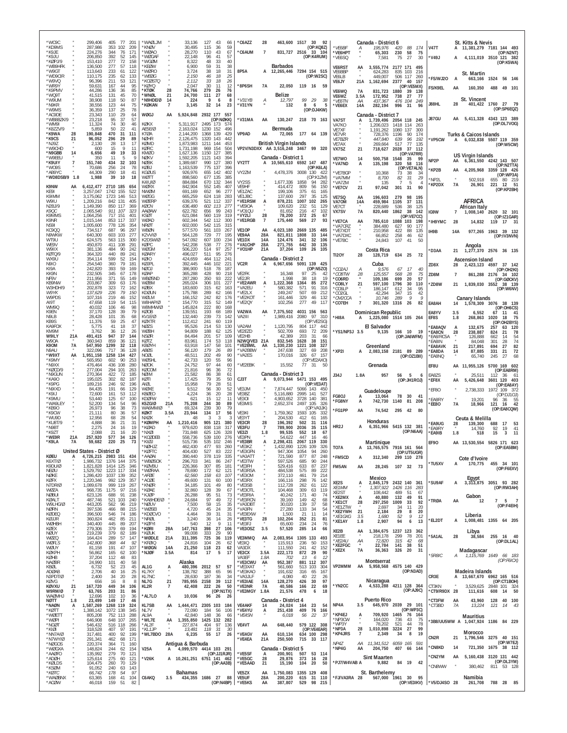*WC9C " 299,406 405 77 201
*KD9MS " 287,986 353 102 209
*K9JE " 224,276 344 76 171
*K9JU " 206,850 392 52 145
*KØPJ/9 " 153,410 277 72 158
*WB9HFK " 136,500 277 57 118
*W9GT " 113,643 233 61 122
*WD9CIR " 110,175 235 62 133
*W9VQ " 96,396 211 53 121
*WR9Y " 59,631 167 44 95
*K9PMV " 44,286 136 36 85
*WQ9T " 41,515 131 45 70
*W9UM " 38,908 118 50 87
*N9KR " 38,556 123 44 75
*W9MS " 36,359 137 25 78
*AC9DE " 23,343 110 29 64
*WB8BZK/9 " 23,218 95 37 57
*WM9I " 11,324 74 30 46
*K8ZZV/9 " 5,859 50 22 41
*K9WA 28 190,848 470 31 111
*K9CS 21 96,052 296 29 89
*NJ9Z " 2,130 28 13 17
*W9CHD " 600 15 9 11
*N9GBB 14 6,656 49 19 33
*W9EEU " 350 11 5 9
*K9UIY 7 151,740 434 32 103
*WO9S " 70,686 256 24 78
*AB9YC " 44,309 290 18 41
*WD8DSB/9 1.8 1,988 39 10 18

K9NW AA 6,412,477 2710 185 654
KE9I " 3,257,047 1742 155 522
K9MMS " 3,175,062 1723 146 513
W9IU " 1,209,216 842 131 405
N2BJ/9 " 1,149,390 850 117 369
K9QC " 1,065,540 911 107 323
K9MMS " 1,064,256 717 151 401
K9NR " 1,015,144 853 117 337
NS9I " 1,005,600 778 126 354
KC9QQ " 734,517 687 96 297
N9WKW " 640,300 603 103 277
WT9U " 624,575 563 115 300
WE9V " 450,870 411 108 291
W9IIX " 381,136 484 90 242
KØTQ/9 " 364,320 440 89 241
WX9U " 354,114 599 52 154
N9IO " 254,540 360 79 181
KI9A " 242,820 393 59 169
KK9N " 232,505 345 67 178
NF9V " 211,956 371 55 149
KB9NW " 203,867 309 63 176
W3HDH/9 " 202,878 323 72 162
WS9K " 137,629 226 79 150
W9PDS " 107,316 219 46 152
AI9T " 47,658 119 54 115
WN9O " 40,032 106 46 98
K9EN " 37,170 128 39 79
N9LB " 28,428 101 35 68
KB9S " 11,376 59 25 47
KA9FOX " 5,775 41 18 37
KM9M " 3,762 36 12 26
W9ILY 21A 491,415 947 37 144
W9GA " 360,943 859 36 121
K9OM 7A 547,950 1299 32 118
N9AU " 322,096 717 36 128
*W9XT AA 1,951,158 1258 134 427
*K9MY " 565,950 602 90 253
*N9XX " 476,464 436 108 280
*KØCD/9 " 277,004 294 101 263
*N9GUN " 270,364 422 72 185
*KA9O " 195,025 302 82 187
*K9PG " 189,216 246 92 196
*N9IXD " 84,435 191 66 129
*K9IJ " 72,600 161 53 112
*K9MU " 53,440 125 67 100
*WA9LEY " 52,200 134 54 96
*KB9O " 26,973 96 38 73
*K9CW " 21,111 80 36 57
*WU9D " 12,956 68 28 54
*KU8T/9 " 4,888 36 21 31
*N9BT " 2,275 24 16 19
*K9ZT " 2,088 21 16 20
*WE9R 21A 257,920 577 34 126
*K9LA 7A 59,682 220 25 73

## United States - District Ø

KØEU A 4,726,215 2983 151 434
K6XT/Ø " 1,986,732 1376 144 375
K9DU/Ø " 1,821,828 1414 125 346
NEØU " 1,529,792 1223 117 334
NØKE " 1,286,420 1037 139 352
KØFX " 1,220,346 992 129 357
N7DR/Ø " 1,089,678 999 119 307
WØZA " 968,735 1175 97 216
NØBUI " 623,126 688 91 238
KØALT " 487,746 521 103 240
W9LHG/Ø " 443,205 562 96 219
NØRN " 397,536 466 88 215
KØDEQ " 396,500 546 74 186
KØJJR " 360,824 462 85 211
WØHBH " 340,400 445 89 207
KØEX " 279,306 379 69 194
NØUY " 219,239 379 82 189
WØZQ " 164,224 289 57 147
WØRLS " 142,800 368 44 92
WØUY " 81,158 191 47 107
KØKPH " 56,862 165 62 100
KØHB " 37,204 112 48 83
NAØBR " 24,990 101 40 58
KØØL " 6,732 52 23 45
ADØAB " 2,706 40 16 25
N3PDT/Ø " 2,400 34 20 28
KØVG " 656 16 8 8
KØVXU 21 167,720 449 34 106
W9RM/Ø 7 63,765 203 31 86
WAØMHJ " 12,696 102 10 36
NØTT 1.8 23,499 149 17 46
*NAØN A 1,587,269 1268 119 324
*KØTT " 1,388,142 1072 138 345
*WØPI " 646,908 648 107 265
*WØETT " 805,208 752 113 288
*NGØT " 546,432 516 118 266
*KIØI " 317,481 400 92 199
*NN7A/Ø " 318,528 407 97 191
*N7WY/Ø " 291,341 462 68 171
*NØGOS " 220,374 364 71 160
*WØGXA " 148,824 244 62 154
*AAØFO " 135,992 279 70 121
*ADØH " 125,614 275 60 121
*KØLDS " 104,475 260 70 129
*KSØM " 91,052 240 63 143
*KØTC " 66,742 178 54 97
*WAØBNX " 63,365 168 41 104
*ACØW " 46,018 159 51 82

*WAØLJM " 33,136 127 43 66
*KNØV " 30,495 115 36 59
*WØAO " 28,270 110 43 67
*WØGAF " 22,148 96 41 57
*WØØM " 8,322 48 33 40
*KEØW " 6,900 59 31 38
*WØRO " 3,724 38 18 31
*WØØG " 2,150 46 18 25
*KOØSTQ " 2,112 33 18 26
*KØYQ " 2,047 30 11 12
*KTØK 28 74,766 279 26 76
*WNØL 21 24,700 111 27 68
*N9HDE/Ø 14 224 9 6 8
*KØKAN 7 3,145 32 14 23

WØGJ AA 5,924,848 2932 177 557 (OP:NØKK)
KØKX " 5,311,917 2495 173 574
AE5E/Ø " 2,163,024 1230 152 496
KTØA " 2,144,200 1368 139 429
NØHR " 2,126,475 1320 143 442
KØMD " 1,873,983 1211 144 453
KØRC " 1,731,198 969 154 504
KMØO " 1,627,136 1150 127 385
NØKV " 1,592,205 1121 143 394
NØBK " 1,389,687 990 127 380
KØBJ " 1,163,539 775 137 396
KGØUS " 926,976 655 142 402
WØTT " 898,560 677 135 385
K4IU/Ø " 884,884 670 132 344
WØRX " 842,904 552 145 407
NWØM " 691,169 652 96 277
WØGG " 665,259 624 118 283
WØERP " 639,376 521 112 337
KØØN " 636,480 602 113 277
AAØAW " 622,782 656 99 243
KSØT " 621,084 560 119 319
WØAD " 602,344 542 112 300
NFØT " 602,000 542 115 315
WBØN " 577,570 561 103 267
K2VV/Ø " 564,128 729 77 195
K2DSW/Ø " 547,092 607 100 234
KØPC " 542,208 538 77 276
WØGM " 506,220 514 97 257
KØARY " 496,027 511 95 276
KØIO " 424,659 464 112 241
KØUPL " 392,445 446 102 221
NØOJ " 386,900 518 78 187
KØAP " 365,288 428 90 218
WBØSND " 287,280 350 93 222
WØBM " 265,024 306 101 227
KØBX " 183,600 315 62 163
KDØUN " 175,788 289 62 166
WØLM " 166,152 242 82 176
W8HAP/Ø " 154,770 315 52 149
W8MHW/Ø " 145,824 222 80 168
KØOB " 139,551 193 68 189
KV1E/Ø " 132,440 239 73 142
KØXTR " 112,412 241 60 119
NØZS " 95,526 214 53 130
WØBH " 94,809 188 62 125
NSØR " 84,494 201 57 109
KØTZ " 83,961 174 53 118
KBØYH " 63,918 147 58 101
ABØS " 56,120 179 26 89
NOØL " 48,511 202 49 90
WØSHL " 42,733 120 55 96
NØOK " 24,752 97 44 60
KØCOM " 21,816 96 36 72
NØIM " 21,582 86 38 61
KØTI " 17,425 79 35 50
AIØL " 15,958 79 28 51
WØKE " 9,512 56 30 52
KBØEO " 4,224 36 20 28
KDØFW " 621 15 12 11
K5ZG/Ø 21A 75,208 244 30 89
WA6MMM/Ø " 69,324 239 30 79
KØKT 3.5A 23,944 134 17 56
NXØK " 48 3 3 3
*KØMPH AA 1,210,416 905 121 380
*KØAD " 979,620 838 118 317
*NXØI " 731,848 625 126 328
*KCØDEB " 558,736 539 100 276
*KIØJ " 515,736 535 102 246
*NØHJZ " 462,430 477 93 260
*KØFTC " 404,430 527 83 222
*AAØAI " 390,440 378 119 335
*WBØSOK " 296,703 341 86 247
*KØVBU " 226,366 307 85 181
*WØRAA " 78,690 172 62 121
*AFØE " 62,560 158 63 107
*ACØE " 49,600 131 60 100
*KNØR " 34,185 101 49 80
*KØAE " 32,860 128 39 67
*KJØP " 26,288 95 51 73
*KA8HDE/Ø " 24,684 97 49 72
*NØUV " 7,500 59 15 35
*WØSEI " 4,720 45 24 35
*KDØCVO " 4,464 39 31 31
*NFØL " 3,240 36 14 26
*KØFYI " 540 12 9 11
*KØRI 28A 147,763 398 27 106
*KØUK " 99,008 333 29 90
*WØDLE 21A 311,395 725 36 119
*KFØIQ " 24,816 104 26 62
*WØGN 14A 21,250 118 23 62
*NJØF 3.5A 814 17 5 17

## Alaska

AL1G A 480,396 2012 57 57
KL7KY " 138,782 388 65 96
KL7NC " 28,630 187 36 34
NL7G 21 785,955 2158 39 112
KL2R 7 42,408 222 26 50 (OP:N7LT)
*AL7LO A 10,036 96 26 26
KL7SB AA 1,444,471 2305 103 184
NL7V " 72,090 184 56 106
AL9A " 42,840 148 36 66
*WL7E AA 1,355,850 1425 132 282
*AL2F " 227,874 404 97 136
*KL1JP " 13,481 118 31 30
*WL7BDO 28A 6,235 55 17 26

## Antigua & Barbuda

V25A A 4,099,570 4414 103 291 (OP:JJ1RJR)
*V26K A 10,261,251 6751 141 462 (OP:AA3B)

## Bahamas

C6AKQ 3.5 434,355 1686 27 88 (OP:N4BP)

*C6AZZ 28 463,600 1517 30 92 (OP:KQ8Z)
*C6AUM 7 831,727 2516 33 104 (OP:K4RUM)

## Barbados

8P5A A 12,265,446 7294 154 515 (OP:W2SC)
*8P6SH 7A 22,050 119 16 59

## Belize

*V31YB A 12,797 99 29 38
*V31YN " 132 8 6 5 (OP:DJ4KW)
*V31MA AA 130,247 218 70 163

## Bermuda

VP9AD AA 72,065 177 64 139

## British Virgin Islands

VP2V/N3DXX AA 3,516,248 3467 99 320

## Canada - District 1

VY2TT A 10,565,610 6592 147 487 (OP:K6LA)
VY2ZM " 4,478,376 3008 130 422 (OP:K1ZM)
VY2SS " 1,677,336 1858 94 282
VE9HF " 414,472 809 56 150
VE1ZAC " 199,106 375 61 165
VE1JBC " 137,600 297 35 125
*VE1RSM A 878,231 1007 102 265
*VE9OA " 109,620 232 51 129
*VO1OU " 81,652 216 47 102
*VY2LI 28 78,200 372 25 67
*VE1RGB 7 175,440 569 27 93
VE1OP AA 4,023,180 2669 135 485
VE9AA 28A 821,811 1808 33 144
VE1DX 14A 124,476 341 32 106
*VA1CHP 28A 271,755 642 30 135
*VO1HP 21A 37,204 109 26 105

## Canada - District 2

VC2R A 6,967,656 5091 139 425 (OP:N5ZO)
VE2FK " 16,348 97 25 42
VE2JR " 1,998 38 18 19
*VE2AWR A 1,222,368 1364 85 272
*VA2EU " 580,382 571 91 316
*VE2LX " 249,247 507 69 212
*VE2KOT " 161,446 329 46 132
*VE2QY " 102,256 277 49 117
VA2WA AA 7,375,502 4031 156 563
VA2III " 1,989,416 2080 97 310 (OP:VE2SG)
VA2AM " 1,120,795 804 117 442
VE2EZD " 502,709 693 72 209
VE2HB " 42,389 203 31 66
N2WQ/VE3 21A 832,545 1628 38 151
*VE2BWL AA 1,330,230 1221 108 327
*VA2BBW " 247,638 327 69 208
*VA2ES " 170,016 326 67 157 (OP:VE2AXO)
*VE2EBK " 15,552 77 31 50

## Canada - District 3

CJ3T A 9,073,944 5471 153 495 (OP:VE3AT)
VE3JM " 7,874,447 5066 143 450
VE3BZ " 5,116,880 2995 141 527
VE3OI " 4,903,652 3728 140 381
VE3MIS " 2,652,374 2497 105 326 (OP:VA3JK)
VE3KI " 1,759,362 1593 105 332
VE3YT " 204,530 412 61 165
VE3CR 28 196,392 502 31 116
VE3FU 7 789,900 2036 35 115
VE3ZI 1.8 99,535 552 18 67
VE3PN " 54,622 447 16 46
*VE3BR A 2,298,431 2067 119 330
*VE3KZ " 1,432,890 1226 109 326
*VE3GPN " 947,304 1054 94 260
*VA3ATT " 721,590 877 87 248
*VE3TW " 597,526 685 90 244
*VE3FH " 529,416 633 87 237
*VE3RSA " 484,538 575 89 222
*VE3OM " 372,110 461 79 214
*VE3RX " 166,116 298 76 142
*VE3SB " 112,728 262 61 122
*VE3OTL " 104,468 309 63 119
*VE3RIA " 40,242 171 40 74
*VE3RCN " 39,160 149 42 68
*VA3DBT " 30,020 139 37 58
*VA3RN " 27,280 133 34 54
*VE3EXW " 1,500 21 11 14
*VE3TG 28 102,204 352 21 81
*VE3FJ " 65,600 234 24 76
*VE3OSZ 3.5 57,520 285 14 66
VE3MMQ AA 2,083,954 1305 133 493
VE3IQ " 115,913 236 50 153
VA3DX " 111,550 241 42 152
VE3CX 3.5A 222,173 872 29 90
VA3EF 1.8A 702 13 6 12
*VE3CWU AA 952,387 881 112 307
*VE3XAT " 561,660 513 103 304
*VE3KAO " 191,632 316 65 167
*VA3JLF " 4,080 40 22 26
*VE3IAE 14A 128,270 426 30 97
*VE3NR 7A 40,586 166 22 69
*VE3MGY 1.8A 21,576 478 6 18

## Canada - District 4

VE4AKF 14 24,024 164 23 54
*VE4YU A 251,438 409 76 166
*VE4SN " 6,018 56 22 37
VE4VT AA 648,440 579 122 308 (OP:VE4EAR)
*VE4GV AA 610,134 634 100 298
*VE4EA 21A 250,500 715 33 117

## Canada - District 5

*VE5SF A 200,901 507 53 144
*VE5GC 28 29,876 373 16 28
*VE5AAD 21 15,190 104 20 50
VE5ZX AA 1,750,803 1355 129 408
VE5UF 28A 200,220 615 31 111
*VE5KS AA 387,807 529 98 215

## Canada - District 6

*VE6BF A 195,976 420 88 174
*VE6HPT " 65,303 230 58 75
*VE6SQ " 7,581 75 27 30
VE6RST AA 3,555,774 2177 171 495
VE6BBP " 624,283 835 103 216
VE6LB " 449,007 506 117 260
VE6JY 21A 1,162,694 2377 40 157 (OP:VE5MX)
VE6WQ 7A 831,723 1880 39 138
VE6WZ 3.5A 172,952 738 27 77
*VE6TN AA 437,367 476 104 249
*VE6EX 14A 282,194 996 31 96

## Canada - District 7

VA7ST A 1,739,496 2054 118 245
VA7KO " 1,206,023 1418 114 263
VE7XF " 1,191,262 1080 137 300
VE7VR " 728,376 1196 90 174
VE7BZR " 447,840 639 96 192
VE7AX " 269,664 517 77 135
VX7SZ 21 718,627 2028 37 112 (OP:VA7RR)
VE7WO 14 500,758 1548 35 99
*VA7ND A 135,198 320 58 116 (OP:VE7ALN)
*VE7BGP " 10,368 73 38 34
*VA7MM " 8,700 82 31 29
*VA7ZM " 135 7 5 4
*VE7CV 21 97,042 301 31 90
VE7SQ AA 196,603 279 98 195
VA7OM 14A 459,984 1105 37 131
VE7CT " 228,689 536 38 125
VX7SV 7A 820,440 1862 38 142 (OP:VE7CC)
*VE7CA AA 785,610 1088 103 198
*VA7CRZ " 384,480 627 90 177
*VE7XDT " 210,958 422 88 135
*VA7DXC " 66,852 258 46 62
*VE7BC " 24,843 107 41 50

## Costa Rica

TI2OY 28 128,719 634 25 72

## Cuba

*CO2AJ A 9,576 67 17 40
*CO8TW 28 125,557 568 28 75
*CO6RD " 109,186 699 20 57
*CO8LY 21 597,100 1796 30 110
*CO6LP " 186,147 612 34 95
*CO2GL " 42,294 347 15 42
*CM2CCA " 10,746 289 9 9
*CO7EH 7 301,320 1316 26 82

## Dominican Republic

*HI8A A 1,225,080 1514 105 264

## El Salvador

*YS1/NP3J 3.5 9,135 166 10 19 (OP:JA6WFM)

## Greenland

*XP2I A 2,083,158 2181 89 289 (OP:OZ1BII)

## Grenada

J34J 1.8A 957 56 5 6 (OP:JH1ROJ)

## Guadeloupe

FG8OJ A 13,064 78 30 41
*FG8NY A 742,730 1140 81 208
*FG1PP AA 74,542 295 42 80

## Honduras

HR2J A 6,351,966 5415 132 381 (OP:N6AA)

## Martinique

TO7A A 13,765,575 7916 161 564 (OP:UT5UGR)
*FM5CD A 312,340 299 110 278
FM5AN AA 28,245 107 32 73

## Mexico

XE2S A 2,845,179 2432 140 361
XE1MM " 1,307,922 1426 116 283
XE2ST " 108,442 489 51 67
*XE2MX A 40,880 132 49 91
*XE1CT 28 297,250 1009 33 92
*XE1ZTW " 2,697 34 11 20
*XE2YWH 21 2,184 29 8 20
*XE1GXG 3.5 1,680 52 9 12
*XE1AY 1.8 2,907 94 6 13
XE2B AA 1,384,675 1237 123 362
XE1EE " 218,178 299 78 201
*XE2AU AA 72,820 315 42 68
*XE2FGC " 22,784 141 38 51
*XE2X 7A 36,363 326 20 31

## Montserrat

VP2MMM AA 5,958,568 4575 140 429 (OP:N3AD)

## Nicaragua

*YN2CC A 4,533,288 4211 128 364 (OP:AJ9C)

## Puerto Rico

NP4A 3.5 645,970 2039 29 101 (OP:WP3C)
*KP4EJ A 709,920 1465 76 164
*NP3CW " 164,020 736 43 75
*WP3Y " 78,202 521 44 78
*NP3A 28 1,010,898 3224 27 99
*KP4JRS 7 2,349 34 8 19
NP4Z AA 11,341,512 6059 165 591
*NP4G AA 204,750 407 66 144

## Sint Maarten

*PJ7/W4VAB A 9,882 84 19 42

## St. Barthelemy

*FJ/VA3RA 28 567,000 1961 30 95 (OP:VE3IKV)

## St. Kitts & Nevis

V47T A 11,381,279 7181 144 493 (OP:N2NT)
*V49J A 4,111,019 3510 121 382 (OP:K5WA)

## St. Martin

*FS/WJ2O A 663,166 1524 56 146
FS/K9EL AA 160,350 488 49 101

## St. Vincent

J88HL 28 401,422 1760 27 79 (OP:SP6EQZ)

## US Virgin Islands

J87GU AA 5,411,328 4343 123 389 (OP:DL7VOG)

## Turks & Caicos Islands

*VP5CW A 6,032,838 5507 119 359 (OP:W5CW)

## US Virgin Islands

NP2P AA 6,361,550 4242 143 507 (OP:N2TTA)
*KP2B AA 4,205,968 3359 128 426 (OP:WP3A)
*NP2L " 502,918 655 80 219
*KP2DX 7A 26,901 221 12 51 (OP:KP2BH)

## AFRICA

### African Italy

IG9W 7 1,008,140 2620 32 101 (OP:IZ1GAR)
*IH9YMC 28 14,832 119 17 31
IH9B 14A 977,265 1963 39 132 (OP:IV3NVN)

## Angola

*D3AA 21 1,277,370 2576 36 135

## Ascension Island

ZD8X 28 2,423,123 4597 37 142 (OP:OH2KI)
ZD8M 7 861,288 2176 34 102 (OP:GØCKV)
*ZD8W 21 1,839,030 3552 38 139 (OP:W6NV)

## Canary Islands

EA8AH 14 1,578,309 3076 38 139 (OP:OH6CS)
EA8YV 3.5 6,552 67 11 41
EF8S 1.8 268,863 1020 18 75 (OP:OH2BYS)
*EA8AQV A 132,675 257 63 120
*EA8CN 28 238,887 824 21 78
*EA8/RC5A " 126,888 662 14 54
*EA8IN " 84,048 301 28 74
*EA8AVK 21 217,891 694 27 82
*EA8DA 14 87,885 331 21 72
*EA8NQ " 65,740 245 27 68
EF8U AA 11,955,126 5700 169 602 (OP:EA8RM)
EA8ZS " 25,511 112 36 61
*EF8X AA 5,426,648 3601 120 403 (OP:EA8AY)
*EF8O " 2,738,333 1972 109 372 (OP:DJ1OJ)
*EA8RY " 19,201 96 36 55
*EE8O 7A 18,966 121 16 42 (OP:EA8CQW)

## Ceuta & Melilla

*EA9UG 28 139,300 688 17 53
*EA9RY " 14,760 92 19 41
*EA9IB 1.8 518 15 3 11

EF9O AA 13,530,554 5826 171 623 (OP:EA5BM)

## Cote d'Ivoire

*TU5XV A 170,775 455 34 101 (OP:F6EXV)

## Egypt

*SU9AF A 3,313,875 3051 93 282 (OP:RW3AH)

## Gabon

*TRØA AA 12 7 5 7 (OP:F4EIH)

## Liberia

*EL2DT A 1,008,481 1355 64 205

## Libya

*5A1AL 28 38,584 255 16 40 (OP:DL1AL)

## Madagascar

*5R8IC A 1,115,769 1649 66 183 (OP:F6ICX)

## Madeira Islands

CR3E A 13,667,670 6962 165 516 (OP:CT1BOH)
CT3KN " 3,529,625 2848 101 324
*CT9/R9DX 28 111,616 608 14 50
*CT3FW AA 43,960 128 40 100
*CT3BD 7A 13,224 121 14 43

## Mauritius

*3B8/UU5WW A 1,047,924 1186 84 229

## Morocco

CN2R 21 1,796,546 3275 40 151 (OP:W7EJ)
*CN8KD " 721,350 1675 38 112
*CN2YM AA 5,160,438 3120 131 442 (OP:DL3YM)
*CN8WW " 380,462 811 53 128

## Namibia

*V5/DJ4SO 28 261,708 788 28 85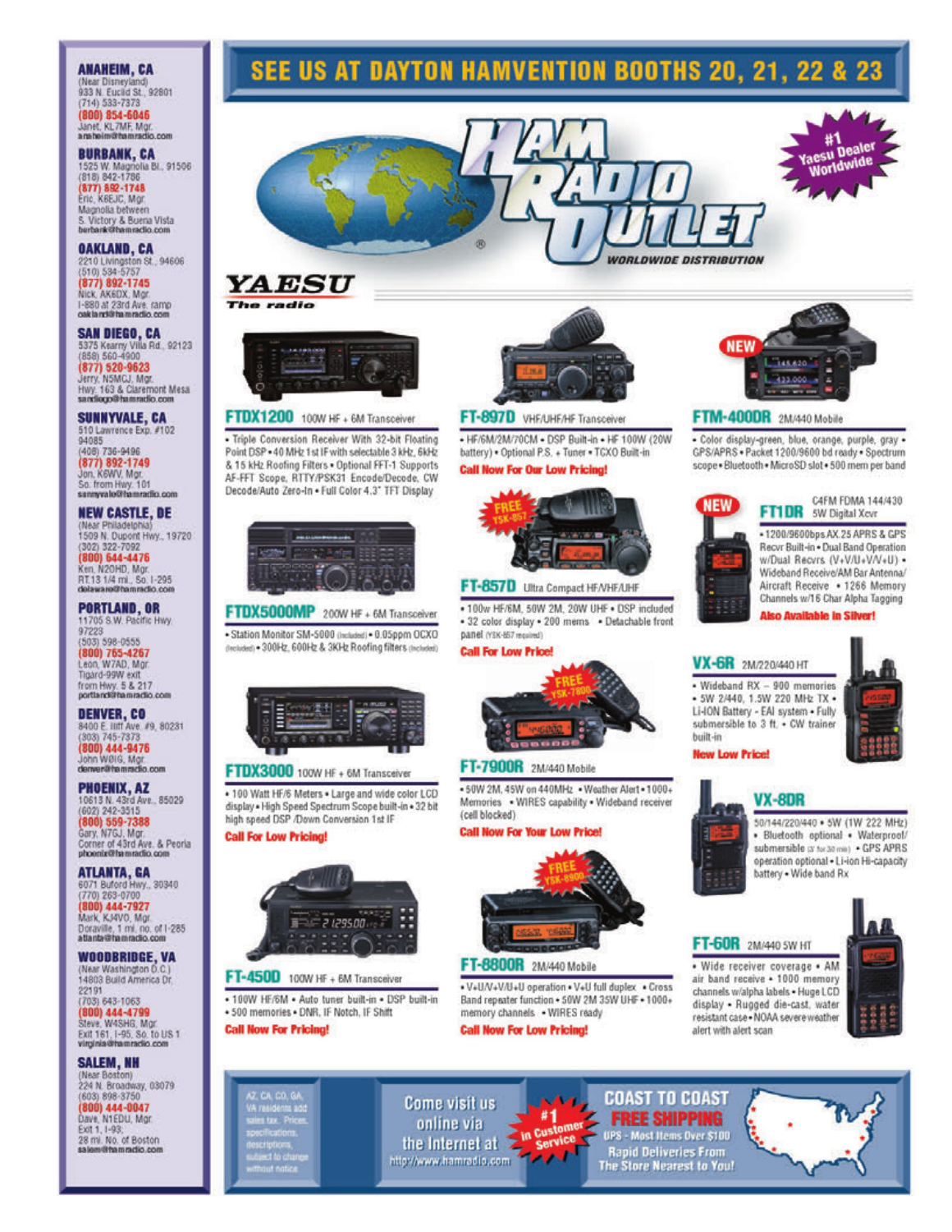**ANAHEIM, CA**
(Near Disneyland)
933 N. Euclid St., 92801
(714) 533-7373
(800) 854-6046
Janet, KL7MF, Mgr.
anaheim@hamradio.com

**BURBANK, CA**
1525 W. Magnolia Bl., 91506
(818) 842-1786
(877) 892-1748
Eric, K6EJC, Mgr.
Magnolia between
S. Victory & Buena Vista
burbank@hamradio.com

**OAKLAND, CA**
2210 Livingston St., 94606
(510) 534-5757
(877) 892-1745
Nick, AK6DX, Mgr.
I-880 at 23rd Ave. ramp
oakland@hamradio.com

**SAN DIEGO, CA**
5375 Kearny Villa Rd., 92123
(858) 560-4900
(877) 520-9623
Jerry, N5MCJ, Mgr.
Hwy. 163 & Claremont Mesa
sandiego@hamradio.com

**SUNNYVALE, CA**
510 Lawrence Exp. #102
94085
(408) 736-9496
(877) 892-1749
Jon, K6WV, Mgr.
So. from Hwy. 101
sunnyvale@hamradio.com

**NEW CASTLE, DE**
(Near Philadelphia)
1509 N. Dupont Hwy., 19720
(302) 322-7092
(800) 644-4476
Ken, N2OHD, Mgr.
RT.13 1/4 mi., So. I-295
delaware@hamradio.com

**PORTLAND, OR**
11705 S.W. Pacific Hwy.
97223
(503) 598-0555
(800) 765-4267
Leon, W7AD, Mgr.
Tigard-99W exit
from Hwy. 5 & 217
portland@hamradio.com

**DENVER, CO**
8400 E. Iliff Ave. #9, 80231
(303) 745-7373
(800) 444-9476
John WØIG, Mgr.
denver@hamradio.com

**PHOENIX, AZ**
10613 N. 43rd Ave., 85029
(602) 242-3515
(800) 559-7388
Gary, N7GJ, Mgr.
Corner of 43rd Ave. & Peoria
phoenix@hamradio.com

**ATLANTA, GA**
6071 Buford Hwy., 30340
(770) 263-0700
(800) 444-7927
Mark, KJ4VO, Mgr.
Doraville, 1 mi. no. of I-285
atlanta@hamradio.com

**WOODBRIDGE, VA**
(Near Washington D.C.)
14803 Build America Dr.
22191
(703) 643-1063
(800) 444-4799
Steve, W4SHG, Mgr.
Exit 161, I-95, So. to US 1
virginia@hamradio.com

**SALEM, NH**
(Near Boston)
224 N. Broadway, 03079
(603) 898-3750
(800) 444-0047
Dave, N1EDU, Mgr.
Exit 1, I-93;
28 mi. No. of Boston
salem@hamradio.com

# SEE US AT DAYTON HAMVENTION BOOTHS 20, 21, 22 & 23

## HAM RADIO OUTLET
WORLDWIDE DISTRIBUTION

#1 Yaesu Dealer Worldwide

**YAESU** *The radio*

### FTDX1200 100W HF + 6M Transceiver
• Triple Conversion Receiver With 32-bit Floating Point DSP • 40 MHz 1st IF with selectable 3 kHz, 6kHz & 15 kHz Roofing Filters • Optional FFT-1 Supports AF-FFT Scope, RTTY/PSK31 Encode/Decode, CW Decode/Auto Zero-In • Full Color 4.3" TFT Display

### FTDX5000MP 200W HF + 6M Transceiver
• Station Monitor SM-5000 (Included) • 0.05ppm OCXO (Included) • 300Hz, 600Hz & 3KHz Roofing filters (Included)

### FTDX3000 100W HF + 6M Transceiver
• 100 Watt HF/6 Meters • Large and wide color LCD display • High Speed Spectrum Scope built-in • 32 bit high speed DSP /Down Conversion 1st IF
**Call For Low Pricing!**

### FT-450D 100W HF + 6M Transceiver
• 100W HF/6M • Auto tuner built-in • DSP built-in • 500 memories • DNR, IF Notch, IF Shift
**Call Now For Pricing!**

### FT-897D VHF/UHF/HF Transceiver
• HF/6M/2M/70CM • DSP Built-in • HF 100W (20W battery) • Optional P.S. + Tuner • TCXO Built-in
**Call Now For Our Low Pricing!**

### FT-857D Ultra Compact HF/VHF/UHF
FREE YSK-857
• 100w HF/6M, 50W 2M, 20W UHF • DSP included • 32 color display • 200 mems • Detachable front panel (YSK-857 required)
**Call For Low Price!**

### FT-7900R 2M/440 Mobile
FREE YSK-7800
• 50W 2M, 45W on 440MHz • Weather Alert • 1000+ Memories • WIRES capability • Wideband receiver (cell blocked)
**Call Now For Your Low Price!**

### FT-8800R 2M/440 Mobile
FREE YSK-8900
• V+U/V+V/U+U operation • V+U full duplex • Cross Band repeater function • 50W 2M 35W UHF • 1000+ memory channels • WIRES ready
**Call Now For Low Pricing!**

### FTM-400DR 2M/440 Mobile
NEW
• Color display-green, blue, orange, purple, gray • GPS/APRS • Packet 1200/9600 bd ready • Spectrum scope • Bluetooth • MicroSD slot • 500 mem per band

### FT1DR C4FM FDMA 144/430 5W Digital Xcvr
NEW
• 1200/9600bps AX.25 APRS & GPS Recvr Built-in • Dual Band Operation w/Dual Recvrs (V+V/U+U/V+U) • Wideband Receive/AM Bar Antenna/ Aircraft Receive • 1266 Memory Channels w/16 Char Alpha Tagging
**Also Available in Silver!**

### VX-6R 2M/220/440 HT
• Wideband RX – 900 memories • 5W 2/440, 1.5W 220 MHz TX • Li-ION Battery - EAI system • Fully submersible to 3 ft. • CW trainer built-in
**New Low Price!**

### VX-8DR
50/144/220/440 • 5W (1W 222 MHz) • Bluetooth optional • Waterproof/ submersible (3' for 30 min) • GPS APRS operation optional • Li-ion Hi-capacity battery • Wide band Rx

### FT-60R 2M/440 5W HT
• Wide receiver coverage • AM air band receive • 1000 memory channels w/alpha labels • Huge LCD display • Rugged die-cast, water resistant case • NOAA severe weather alert with alert scan

AZ, CA, CO, GA, VA residents add sales tax. Prices, specifications, descriptions, subject to change without notice.

Come visit us online via the Internet at http://www.hamradio.com

#1 in Customer Service

**COAST TO COAST FREE SHIPPING**
UPS - Most Items Over $100
Rapid Deliveries From The Store Nearest to You!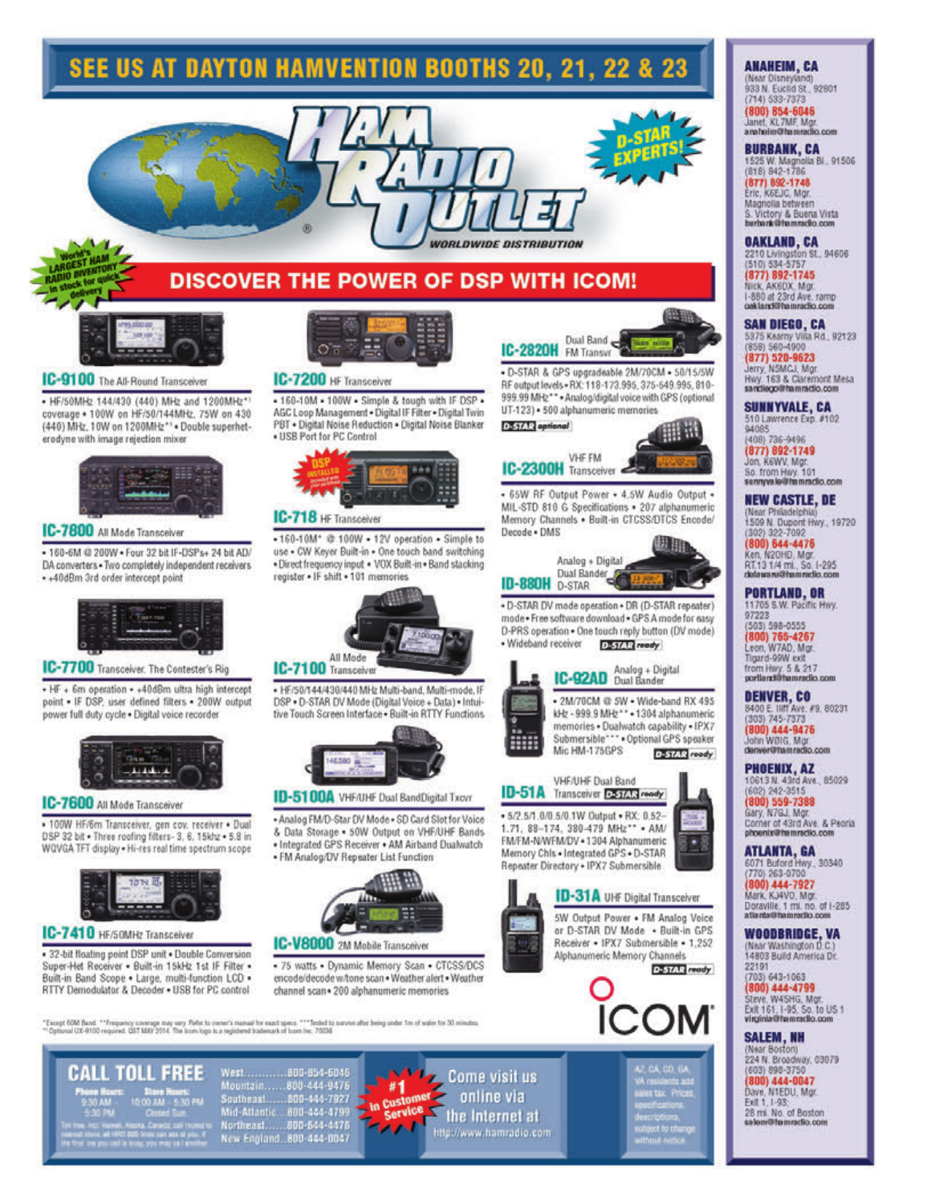# SEE US AT DAYTON HAMVENTION BOOTHS 20, 21, 22 & 23

# HAM RADIO OUTLET

WORLDWIDE DISTRIBUTION

D-STAR EXPERTS!

World's LARGEST HAM RADIO INVENTORY in stock for quick delivery

## DISCOVER THE POWER OF DSP WITH ICOM!

### IC-9100 The All-Round Transceiver

• HF/50MHz 144/430 (440) MHz and 1200MHz*[1] coverage • 100W on HF/50/144MHz, 75W on 430 (440) MHz, 10W on 1200MHz*[1] • Double superheterodyne with image rejection mixer

### IC-7800 All Mode Transceiver

• 160-6M @ 200W • Four 32 bit IF-DSPs+ 24 bit AD/DA converters • Two completely independent receivers • +40dBm 3rd order intercept point

### IC-7700 Transceiver. The Contester's Rig

• HF + 6m operation • +40dBm ultra high intercept point • IF DSP, user defined filters • 200W output power full duty cycle • Digital voice recorder

### IC-7600 All Mode Transceiver

• 100W HF/6m Transceiver, gen cov. receiver • Dual DSP 32 bit • Three roofing filters- 3, 6, 15khz • 5.8 in WQVGA TFT display • Hi-res real time spectrum scope

### IC-7410 HF/50MHz Transceiver

• 32-bit floating point DSP unit • Double Conversion Super-Het Receiver • Built-in 15kHz 1st IF Filter • Built-in Band Scope • Large, multi-function LCD • RTTY Demodulator & Decoder • USB for PC control

### IC-7200 HF Transceiver

• 160-10M • 100W • Simple & tough with IF DSP • AGC Loop Management • Digital IF Filter • Digital Twin PBT • Digital Noise Reduction • Digital Noise Blanker • USB Port for PC Control

DSP INSTALLED

### IC-718 HF Transceiver

• 160-10M* @ 100W • 12V operation • Simple to use • CW Keyer Built-in • One touch band switching • Direct frequency input • VOX Built-in • Band stacking register • IF shift • 101 memories

### IC-7100 All Mode Transceiver

• HF/50/144/430/440 MHz Multi-band, Multi-mode, IF DSP • D-STAR DV Mode (Digital Voice + Data) • Intuitive Touch Screen Interface • Built-in RTTY Functions

### ID-5100A VHF/UHF Dual BandDigital Txcvr

• Analog FM/D-Star DV Mode • SD Card Slot for Voice & Data Storage • 50W Output on VHF/UHF Bands • Integrated GPS Receiver • AM Airband Dualwatch • FM Analog/DV Repeater List Function

### IC-V8000 2M Mobile Transceiver

• 75 watts • Dynamic Memory Scan • CTCSS/DCS encode/decode w/tone scan • Weather alert • Weather channel scan • 200 alphanumeric memories

### IC-2820H Dual Band FM Transvr

• D-STAR & GPS upgradeable 2M/70CM • 50/15/5W RF output levels • RX: 118-173.995, 375-549.995, 810-999.99 MHz** • Analog/digital voice with GPS (optional UT-123) • 500 alphanumeric memories

D-STAR optional

### IC-2300H VHF FM Transceiver

• 65W RF Output Power • 4.5W Audio Output • MIL-STD 810 G Specifications • 207 alphanumeric Memory Channels • Built-in CTCSS/DTCS Encode/Decode • DMS

### ID-880H Analog + Digital Dual Bander D-STAR

• D-STAR DV mode operation • DR (D-STAR repeater) mode • Free software download • GPS A mode for easy D-PRS operation • One touch reply button (DV mode) • Wideband receiver

D-STAR ready

### IC-92AD Analog + Digital Dual Bander

• 2M/70CM @ 5W • Wide-band RX 495 kHz - 999.9 MHz** • 1304 alphanumeric memories • Dualwatch capability • IPX7 Submersible*** • Optional GPS speaker Mic HM-175GPS

D-STAR ready

### ID-51A VHF/UHF Dual Band Transceiver

D-STAR ready

• 5/2.5/1.0/0.5/0.1W Output • RX: 0.52–1.71, 88–174, 380-479 MHz** • AM/FM/FM-N/WFM/DV • 1304 Alphanumeric Memory Chls • Integrated GPS • D-STAR Repeater Directory • IPX7 Submersible

### ID-31A UHF Digital Transceiver

5W Output Power • FM Analog Voice or D-STAR DV Mode • Built-in GPS Receiver • IPX7 Submersible • 1,252 Alphanumeric Memory Channels

D-STAR ready

ICOM

*Except 60M Band. **Frequency coverage may vary. Refer to owner's manual for exact specs. ***Tested to survive after being under 1m of water for 30 minutes. *[1]Optional UX-9100 required. QST MAY 2014. The Icom logo is a registered trademark of Icom Inc. 70038

## CALL TOLL FREE

**Phone Hours:** 9:30 AM – 5:30 PM
**Store Hours:** 10:00 AM – 5:30 PM Closed Sun.

Toll free, incl. Hawaii, Alaska, Canada; call routed to nearest store; all HRO 800-lines can assist you. If the first line you call is busy, you may call another.

| | |
|---|---|
| West | 800-854-6046 |
| Mountain | 800-444-9476 |
| Southeast | 800-444-7927 |
| Mid-Atlantic | 800-444-4799 |
| Northeast | 800-644-4476 |
| New England | 800-444-0047 |

#1 in Customer Service

Come visit us online via the Internet at http://www.hamradio.com

AZ, CA, CO, GA, VA residents add sales tax. Prices, specifications, descriptions, subject to change without notice.

**ANAHEIM, CA**
(Near Disneyland)
933 N. Euclid St., 92801
(714) 533-7373
(800) 854-6046
Janet, KL7MF, Mgr.
anaheim@hamradio.com

**BURBANK, CA**
1525 W. Magnolia Bl., 91506
(818) 842-1786
(877) 892-1748
Eric, K6EJC, Mgr.
Magnolia between S. Victory & Buena Vista
burbank@hamradio.com

**OAKLAND, CA**
2210 Livingston St., 94606
(510) 534-5757
(877) 892-1745
Nick, AK6DX, Mgr.
I-880 at 23rd Ave. ramp
oakland@hamradio.com

**SAN DIEGO, CA**
5375 Kearny Villa Rd., 92123
(858) 560-4900
(877) 520-9623
Jerry, N5MCJ, Mgr.
Hwy. 163 & Claremont Mesa
sandiego@hamradio.com

**SUNNYVALE, CA**
510 Lawrence Exp. #102
94085
(408) 736-9496
(877) 892-1749
Jon, K6WV, Mgr.
So. from Hwy. 101
sunnyvale@hamradio.com

**NEW CASTLE, DE**
(Near Philadelphia)
1509 N. Dupont Hwy., 19720
(302) 322-7092
(800) 644-4476
Ken, N2OHD, Mgr.
RT.13 1/4 mi., So. I-295
delaware@hamradio.com

**PORTLAND, OR**
11705 S.W. Pacific Hwy.
97223
(503) 598-0555
(800) 765-4267
Leon, W7AD, Mgr.
Tigard-99W exit from Hwy. 5 & 217
portland@hamradio.com

**DENVER, CO**
8400 E. Iliff Ave. #9, 80231
(303) 745-7373
(800) 444-9476
John WØIG, Mgr.
denver@hamradio.com

**PHOENIX, AZ**
10613 N. 43rd Ave., 85029
(602) 242-3515
(800) 559-7388
Gary, N7GJ, Mgr.
Corner of 43rd Ave. & Peoria
phoenix@hamradio.com

**ATLANTA, GA**
6071 Buford Hwy., 30340
(770) 263-0700
(800) 444-7927
Mark, KJ4VO, Mgr.
Doraville, 1 mi. no. of I-285
atlanta@hamradio.com

**WOODBRIDGE, VA**
(Near Washington D.C.)
14803 Build America Dr.
22191
(703) 643-1063
(800) 444-4799
Steve, W4SHG, Mgr.
Exit 161, I-95, So. to US 1
virginia@hamradio.com

**SALEM, NH**
(Near Boston)
224 N. Broadway, 03079
(603) 898-3750
(800) 444-0047
Dave, N1EDU, Mgr.
Exit 1, I-93;
28 mi. No. of Boston
salem@hamradio.com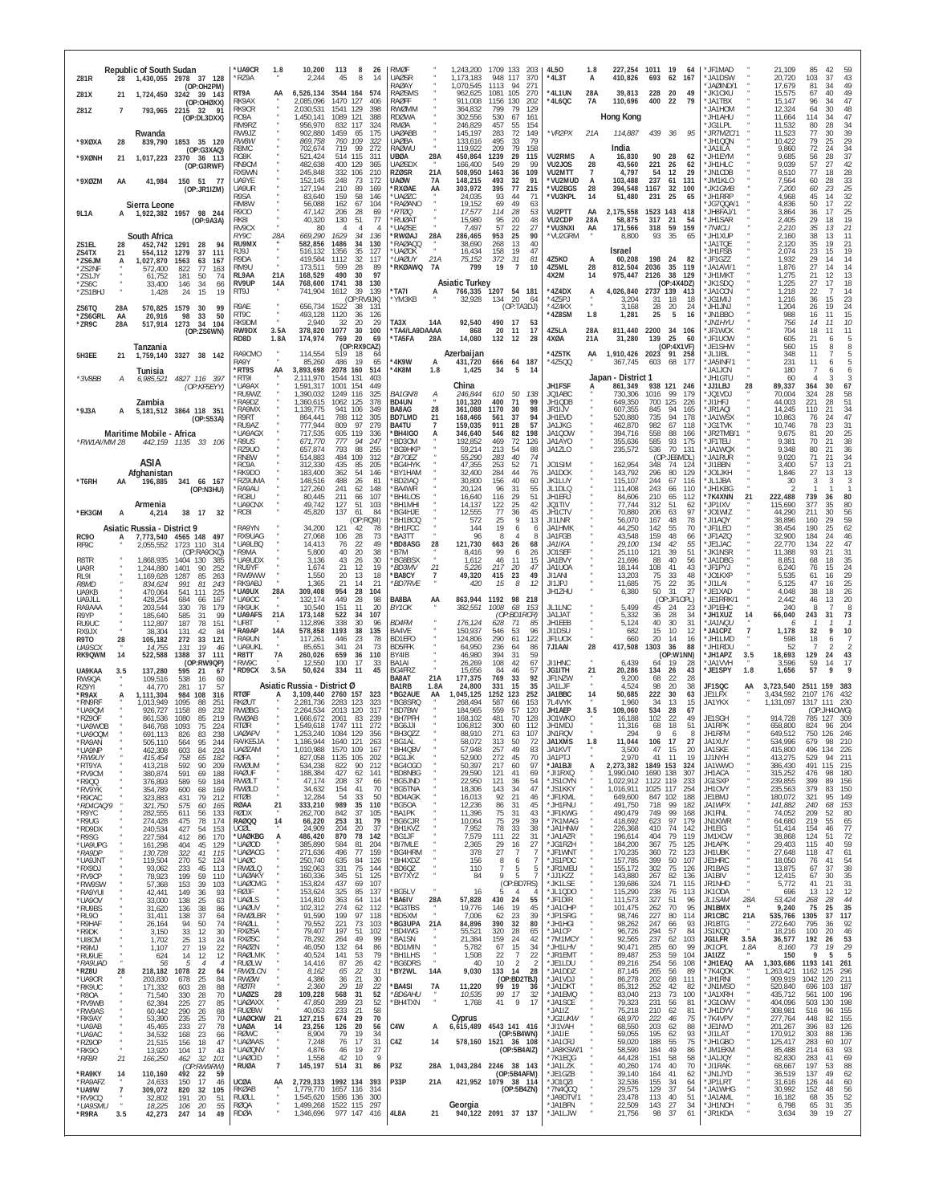## Republic of South Sudan

| Call | Cat | Score | QSOs | Zones | Countries |
|---|---|---|---|---|---|
| Z81R | 28 | 1,430,055 | 2978 | 37 | 128 (OP:OH2PM) |
| Z81X | 21 | 1,724,450 | 3242 | 39 | 143 (OP:OH0XX) |
| Z81Z | 7 | 793,965 | 2215 | 32 | 91 (OP:DL3DXX) |

## Rwanda

| Call | Cat | Score | QSOs | Zones | Countries |
|---|---|---|---|---|---|
| *9X0XA | 28 | 839,790 | 1853 | 35 | 120 (OP:G3XAQ) |
| *9X0NH | 21 | 1,017,223 | 2370 | 36 | 113 (OP:G3RWF) |
| *9X0ZM | AA | 41,984 | 150 | 51 | 77 (OP:JR1IZM) |

## Sierra Leone

| Call | Cat | Score | QSOs | Zones | Countries |
|---|---|---|---|---|---|
| 9L1A | A | 1,922,382 | 1957 | 98 | 244 (OP:9A3A) |

## South Africa

| Call | Cat | Score | QSOs | Zones | Countries |
|---|---|---|---|---|---|
| ZS1EL | 28 | 452,742 | 1291 | 28 | 94 |
| ZS4TX | 21 | 554,112 | 1279 | 37 | 111 |
| *ZS6JM | A | 1,027,870 | 1563 | 63 | 167 |
| *ZS2NF | " | 572,400 | 822 | 77 | 163 |
| *ZS1JY | " | 61,752 | 181 | 50 | 74 |
| *ZS6C | " | 33,400 | 146 | 34 | 66 |
| *ZS1BHJ | " | 1,428 | 24 | 15 | 19 |
| ZS6TQ | 28A | 570,825 | 1579 | 30 | 99 |
| *ZS6GRL | AA | 20,916 | 98 | 33 | 50 |
| *ZR9C | 28A | 517,914 | 1273 | 34 | 104 (OP:ZS6WN) |

## Tanzania

| Call | Cat | Score | QSOs | Zones | Countries |
|---|---|---|---|---|---|
| 5H3EE | 21 | 1,759,140 | 3327 | 38 | 142 |

## Tunisia

| Call | Cat | Score | QSOs | Zones | Countries |
|---|---|---|---|---|---|
| *3V8BB | A | 6,985,521 | 4827 | 116 | 397 (OP:KF5EYY) |

## Zambia

| Call | Cat | Score | QSOs | Zones | Countries |
|---|---|---|---|---|---|
| *9J3A | A | 5,181,512 | 3864 | 118 | 351 (OP:S53A) |

## Maritime Mobile - Africa

| Call | Cat | Score | QSOs | Zones | Countries |
|---|---|---|---|---|---|
| *RW1AI/MM | 28 | 442,159 | 1135 | 33 | 106 |

# ASIA

## Afghanistan

| Call | Cat | Score | QSOs | Zones | Countries |
|---|---|---|---|---|---|
| *T6RH | AA | 196,885 | 341 | 66 | 167 (OP:N3HU) |

## Armenia

| Call | Cat | Score | QSOs | Zones | Countries |
|---|---|---|---|---|---|
| *EK3GM | A | 4,214 | 38 | 17 | 32 |

## Asiatic Russia - District 9

| Call | Cat | Score | QSOs | Zones | Countries |
|---|---|---|---|---|---|
| RC9O | A | 7,773,540 | 4565 | 148 | 497 |
| RF9C | " | 2,055,552 | 1723 | 110 | 314 (OP:RA9CKQ) |
| R8TR | " | 1,868,935 | 1404 | 130 | 385 |
| UA9R | " | 1,244,880 | 1401 | 90 | 252 |
| RL9I | " | 1,169,628 | 1287 | 85 | 263 |
| R8MD | " | 834,624 | 991 | 81 | 243 |
| UA9KB | " | 470,064 | 541 | 111 | 225 |
| UA9JLL | " | 428,254 | 684 | 66 | 167 |
| RA9AAA | " | 203,544 | 330 | 78 | 179 |
| R9YP | " | 185,640 | 585 | 31 | 99 |
| RU9UC | " | 112,897 | 187 | 78 | 151 |
| RX9JX | " | 38,304 | 131 | 42 | 84 |
| R9TO | 28 | 105,182 | 272 | 33 | 121 |
| UA9SCX | " | 14,755 | 131 | 19 | 46 |
| RK9QWM | 14 | 522,588 | 1388 | 37 | 111 (OP:RW9QP) |
| UA9KAA | 3.5 | 137,280 | 595 | 21 | 67 |
| RW9QA | " | 109,516 | 538 | 16 | 60 |
| RZ9YI | " | 44,770 | 281 | 17 | 57 |
| *R9AX | A | 1,111,304 | 984 | 108 | 316 |
| *RN9RF | " | 1,013,949 | 1095 | 88 | 251 |
| *UA9QM | " | 926,727 | 1158 | 89 | 232 |
| *RZ9OF | " | 861,536 | 1080 | 85 | 219 |
| *UA9WOB | " | 846,768 | 1093 | 75 | 224 |
| *UA9OQM | " | 691,113 | 826 | 83 | 238 |
| *RA9AN | " | 505,110 | 564 | 95 | 244 |
| *UA9NP | " | 462,308 | 603 | 84 | 224 |
| *RW9UY | " | 415,454 | 758 | 65 | 182 |
| *RT9YA | " | 413,218 | 592 | 90 | 209 |
| *RV9CM | " | 380,874 | 591 | 69 | 188 |
| *R9QQ | " | 376,893 | 589 | 59 | 184 |
| *RV9YK | " | 354,789 | 600 | 68 | 169 |
| *R9OAC | " | 323,883 | 431 | 79 | 212 |
| *RD4CAQ/9 | " | 321,750 | 575 | 60 | 165 |
| *R9YC | " | 282,555 | 611 | 56 | 133 |
| *R9UG | " | 274,428 | 475 | 78 | 174 |
| *RX9DX | " | 240,534 | 427 | 54 | 153 |
| *R9SG | " | 227,584 | 412 | 86 | 170 |
| *UA9UPG | " | 161,298 | 404 | 45 | 129 |
| *RA9QP | " | 130,728 | 322 | 41 | 125 |
| *UA9JNT | " | 119,504 | 270 | 52 | 124 |
| *RX9DJ | " | 93,063 | 233 | 45 | 113 |
| *RV9CP | " | 78,923 | 199 | 59 | 110 |
| *RW9SW | " | 57,368 | 153 | 39 | 103 |
| *RA9YUI | " | 42,441 | 149 | 36 | 93 |
| *UA9OV | " | 33,000 | 138 | 25 | 63 |
| *RU9BS | " | 31,620 | 136 | 38 | 86 |
| *RL9O | " | 31,411 | 138 | 37 | 64 |
| *R9HAF | " | 26,164 | 94 | 50 | 74 |
| *R9DK | " | 3,150 | 33 | 12 | 30 |
| *UI8CM | " | 1,702 | 25 | 13 | 24 |
| *R9MJ | " | 1,107 | 27 | 19 | 22 |
| *RU9UE | " | 624 | 14 | 12 | 12 |
| *RA9UAD | " | 56 | 5 | 4 | 4 |
| *RZ8U | 28 | 218,182 | 1078 | 22 | 64 |
| *UA9OR | " | 203,830 | 678 | 25 | 84 |
| *RK9UC | " | 171,332 | 603 | 28 | 84 |
| *R8OA | " | 71,540 | 330 | 28 | 70 |
| *RV9WB | " | 62,384 | 225 | 27 | 85 |
| *RW9AS | " | 60,440 | 290 | 26 | 66 |
| *RK9AY | " | 53,390 | 275 | 25 | 70 |
| *UA9AB | " | 45,463 | 233 | 27 | 78 |
| *UA9AC | " | 34,532 | 168 | 23 | 66 |
| *RZ9OP | " | 21,515 | 156 | 18 | 47 |
| *RK9O | " | 13,920 | 104 | 17 | 43 |
| *RF8R | 21 | 166,250 | 462 | 32 | 101 (OP:RW9RW) |
| *RA9KY | 14 | 110,160 | 492 | 22 | 59 |
| *RA9AFZ | " | 24,633 | 150 | 17 | 46 |
| *UA9W | 7 | 309,072 | 820 | 32 | 105 |
| *RV9CQ | " | 32,802 | 191 | 20 | 51 |
| *UA9SMU | " | 18,225 | 106 | 20 | 55 |
| *R9RA | 3.5 | 42,273 | 247 | 14 | 49 |
| *UA9CR | 1.8 | 10,200 | 113 | 8 | 26 |
| *RZ9A | " | 2,244 | 45 | 8 | 14 |
| RT9A | AA | 6,526,134 | 3544 | 164 | 574 |
| RK9AX | " | 2,085,096 | 1470 | 127 | 406 |
| RK9CR | " | 2,030,531 | 1541 | 129 | 398 |
| RC9A | " | 1,450,141 | 1089 | 121 | 388 |
| RM9RZ | " | 956,970 | 832 | 117 | 324 |
| RW9JZ | " | 902,880 | 1459 | 65 | 175 |
| RW8W | " | 869,758 | 760 | 109 | 322 |
| R8MC | " | 702,674 | 719 | 99 | 272 |
| RC9K | " | 521,424 | 514 | 115 | 311 |
| RN9CM | " | 482,638 | 400 | 129 | 365 |
| RX9WN | " | 245,848 | 332 | 106 | 210 |
| UA9YE | " | 152,145 | 248 | 73 | 172 |
| UA9UR | " | 127,194 | 210 | 89 | 169 |
| R9SA | " | 83,640 | 159 | 58 | 146 |
| RM8W | " | 56,068 | 162 | 67 | 104 |
| R9OO | " | 47,142 | 206 | 28 | 69 |
| RK8I | " | 40,320 | 130 | 51 | 77 |
| RV9CX | " | 80 | 4 | 4 | 4 |
| RY9C | 28A | 669,290 | 1629 | 34 | 136 |
| RU9MX | " | 582,856 | 1486 | 34 | 130 |
| RJ9J | " | 516,132 | 1356 | 35 | 127 |
| R9DA | " | 419,584 | 1112 | 32 | 117 |
| RM9U | " | 173,511 | 599 | 28 | 89 |
| RL9AA | 21A | 168,529 | 490 | 30 | 97 |
| RV9UP | 14A | 768,600 | 1741 | 38 | 130 |
| RT9J | " | 741,904 | 1612 | 39 | 129 (OP:RV9JK) |
| R9AE | " | 656,734 | 1522 | 38 | 131 |
| RT9C | " | 493,128 | 1120 | 36 | 126 |
| RK9DM | " | 2,940 | 32 | 20 | 29 |
| RW9DX | 3.5A | 378,820 | 1077 | 30 | 100 |
| RD8D | 1.8A | 174,974 | 769 | 20 | 69 (OP:RX9CAZ) |
| RA9CMO | " | 114,554 | 519 | 18 | 64 |
| RA9Y | " | 85,260 | 486 | 19 | 65 |
| *RT9S | AA | 3,893,698 | 2078 | 160 | 514 |
| *RT9I | " | 2,111,970 | 1544 | 131 | 403 |
| *UA9AX | " | 1,591,317 | 1001 | 154 | 449 |
| *RU9WZ | " | 1,390,032 | 1249 | 116 | 325 |
| *RA9DZ | " | 1,360,615 | 1062 | 125 | 378 |
| *RA9MX | " | 1,139,775 | 941 | 116 | 349 |
| *R9RT | " | 864,441 | 788 | 112 | 305 |
| *RU9AZ | " | 777,944 | 809 | 97 | 279 |
| *UA9AGX | " | 717,535 | 605 | 119 | 336 |
| *R8US | " | 671,770 | 777 | 94 | 247 |
| *RZ9UO | " | 657,874 | 793 | 88 | 255 |
| *RN8W | " | 514,883 | 484 | 109 | 312 |
| *RC9A | " | 312,330 | 435 | 85 | 205 |
| *RK9DO | " | 183,400 | 362 | 54 | 146 |
| *RZ9UMA | " | 148,516 | 408 | 26 | 81 |
| *RA9AU | " | 127,260 | 241 | 62 | 148 |
| *RG8U | " | 80,445 | 211 | 66 | 107 |
| *UA9CNX | " | 49,742 | 127 | 51 | 103 |
| *RC8I | " | 45,820 | 137 | 61 | 84 (OP:RQ9I) |
| *RA9YN | " | 34,200 | 121 | 42 | 78 |
| *RX9UAG | " | 27,068 | 106 | 28 | 73 |
| *UA9LBQ | " | 14,413 | 76 | 22 | 49 |
| *R9MA | " | 5,800 | 40 | 20 | 38 |
| *UA9UDX | " | 3,136 | 43 | 26 | 30 |
| *RU9YF | " | 1,674 | 21 | 12 | 19 |
| *RW9WW | " | 1,550 | 20 | 13 | 18 |
| *RK9AEJ | " | 1,365 | 21 | 14 | 21 |
| *UA9UX | 28A | 309,408 | 954 | 28 | 104 |
| *UA9OC | " | 132,174 | 449 | 28 | 98 |
| *RK9UK | " | 10,540 | 151 | 11 | 20 |
| *UA9AFS | 21A | 173,148 | 522 | 34 | 107 |
| *UF8T | " | 112,896 | 338 | 30 | 96 |
| *RA9AP | 14A | 578,858 | 1193 | 38 | 135 |
| *RA9UN | " | 117,261 | 446 | 23 | 76 |
| *UA9UKL | " | 85,651 | 341 | 24 | 73 |
| *R8TT | 7A | 260,026 | 659 | 36 | 110 |
| *RA9BC | " | 12,550 | 100 | 17 | 33 |
| *RD9CX | 3.5A | 50,624 | 334 | 11 | 45 |

## Asiatic Russia - District Ø

| Call | Cat | Score | QSOs | Zones | Countries |
|---|---|---|---|---|---|
| RTØF | A | 3,109,440 | 2760 | 157 | 323 |
| RKØUT | " | 2,281,736 | 2283 | 123 | 323 |
| RWØBG | " | 2,264,534 | 2013 | 120 | 317 |
| RWØAB | " | 1,666,672 | 2061 | 83 | 239 |
| RTØR | " | 1,549,618 | 1747 | 111 | 272 |
| UAØAPV | " | 1,253,240 | 1084 | 129 | 356 |
| RA/KF0JA | " | 1,189,944 | 1640 | 121 | 253 |
| UAØZAM | " | 1,010,988 | 1570 | 109 | 167 |
| RØFA | " | 827,058 | 1135 | 105 | 202 |
| RWØUM | " | 534,238 | 822 | 90 | 212 |
| RAØUF | " | 188,384 | 427 | 62 | 141 |
| RWØLT | " | 47,174 | 208 | 37 | 66 |
| RWØLD | " | 34,632 | 154 | 41 | 70 |
| RTØB | " | 12,284 | 54 | 33 | 50 |
| RØAA | 21 | 333,210 | 989 | 35 | 110 |
| RØDX | " | 262,700 | 842 | 37 | 105 |
| RAØQQ | 14 | 66,220 | 253 | 31 | 79 |
| UCØL | " | 24,909 | 206 | 20 | 37 |
| *UAØKBG | A | 486,420 | 870 | 78 | 142 |
| *UAØDD | " | 385,890 | 584 | 81 | 204 |
| *UAØACG | " | 271,636 | 496 | 77 | 159 |
| *UAØC | " | 250,740 | 635 | 84 | 126 |
| *RWØLQ | " | 192,063 | 331 | 75 | 144 |
| *UAØAKY | " | 160,336 | 345 | 51 | 125 |
| *UAØCMG | " | 153,824 | 437 | 69 | 107 |
| *RØJF | " | 153,624 | 325 | 85 | 137 |
| *UAØLS | " | 114,810 | 363 | 64 | 114 |
| *UAØLW | " | 102,312 | 274 | 62 | 112 |
| *RWØLBR | " | 91,590 | 199 | 97 | 118 |
| *RAØLL | " | 79,552 | 221 | 73 | 103 |
| *RXØSA | " | 79,407 | 197 | 51 | 102 |
| *RXØSC | " | 78,292 | 264 | 49 | 99 |
| *RAØZN | " | 46,050 | 132 | 64 | 86 |
| *RAØLMD | " | 40,524 | 151 | 53 | 79 |
| *RUØLW | " | 14,416 | 87 | 26 | 42 |
| *RWØLCN | " | 8,162 | 65 | 22 | 31 |
| *RWØW | " | 4,386 | 36 | 21 | 30 |
| *RØTR | " | 2,360 | 29 | 18 | 22 |
| *UAØZS | 28 | 109,228 | 568 | 31 | 52 |
| *UAØAXX | " | 47,850 | 289 | 23 | 52 |
| *RUØBW | " | 40,053 | 233 | 21 | 58 |
| *UAØCW | 21 | 127,275 | 674 | 29 | 70 |
| *UAØA | 14 | 23,256 | 126 | 20 | 56 |
| *RØWC | " | 8,904 | 79 | 19 | 34 |
| *UAØAAS | " | 7,248 | 76 | 17 | 31 |
| *UAØANV | " | 4,876 | 46 | 19 | 27 |
| *UAØCID | " | 1,558 | 42 | 10 | 9 |
| *RUØA | 7 | 145,197 | 514 | 31 | 86 |
| UCØA | AA | 2,729,333 | 1992 | 134 | 393 |
| RAØJF | " | 2,221,920 | 1755 | 150 | 410 |
| RUØLL | " | 1,545,620 | 1586 | 136 | 300 |
| RØQA | " | 1,499,268 | 1025 | 155 | 297 |
| RØDA | " | 1,346,696 | 977 | 147 | 416 |
| RMØF | " | 1,243,200 | 1709 | 133 | 203 |
| UAØSR | " | 1,173,183 | 948 | 117 | 370 |
| RAØAY | " | 1,070,545 | 1113 | 94 | 271 |
| RAØSMS | " | 962,625 | 1081 | 105 | 270 |
| RAØFF | " | 911,008 | 1156 | 130 | 202 |
| RWØMM | " | 364,832 | 799 | 79 | 129 |
| RDØWA | " | 302,556 | 530 | 67 | 161 |
| RMØA | " | 246,829 | 457 | 55 | 154 |
| UAØABB | " | 145,197 | 283 | 72 | 149 |
| UAØBA | " | 133,616 | 495 | 33 | 79 |
| RAØWU | " | 119,922 | 209 | 79 | 158 |
| UBØA | 28A | 450,864 | 1239 | 29 | 115 |
| UAØSDX | " | 166,400 | 549 | 29 | 99 |
| RZØSR | 21A | 508,950 | 1463 | 36 | 109 |
| UAØW | 7A | 148,215 | 493 | 32 | 91 |
| *RXØAE | AA | 303,972 | 395 | 77 | 215 |
| *UAØZC | " | 24,035 | 93 | 44 | 71 |
| *RAØANO | " | 19,152 | 69 | 49 | 63 |
| *RTØO | " | 17,577 | 114 | 28 | 53 |
| *RUØAT | " | 15,980 | 95 | 20 | 48 |
| *UAØSE | " | 7,497 | 57 | 22 | 27 |
| *RWØAJ | 28A | 286,465 | 953 | 25 | 90 |
| *RAØAQQ | " | 38,690 | 268 | 13 | 40 |
| *UAØZK | " | 16,434 | 158 | 19 | 47 |
| *UAØUY | 21A | 75,152 | 372 | 31 | 81 |
| *RKØAWU | 7A | 799 | 19 | 7 | 10 |

## Asiatic Turkey

| Call | Cat | Score | QSOs | Zones | Countries |
|---|---|---|---|---|---|
| TA7I | A | 766,335 | 1207 | 54 | 181 |
| *YM3KB | " | 32,928 | 134 | 20 | 64 (OP:TA3DJ) |
| TA3X | 14A | 92,540 | 490 | 17 | 53 |
| *TA4/LA9DAA | AA | 868 | 20 | 11 | 17 |
| *TA5FA | 28A | 14,080 | 132 | 12 | 28 |

## Azerbaijan

| Call | Cat | Score | QSOs | Zones | Countries |
|---|---|---|---|---|---|
| *4K9W | A | 431,720 | 666 | 64 | 187 |
| *4K8M | 1.8 | 1,425 | 34 | 5 | 14 |

## China

| Call | Cat | Score | QSOs | Zones | Countries |
|---|---|---|---|---|---|
| BA1GN/8 | A | 246,844 | 610 | 50 | 138 |
| BD4UN | " | 101,320 | 400 | 71 | 99 |
| BA8AG | 28 | 361,088 | 1170 | 30 | 98 |
| BD7LMD | 21 | 168,466 | 561 | 37 | 94 |
| BA4TU | 7 | 159,035 | 911 | 28 | 57 |
| *BH4IGO | A | 346,640 | 546 | 82 | 198 |
| *BD3OM | " | 192,852 | 469 | 72 | 126 |
| *BG8HKP | " | 59,214 | 213 | 54 | 88 |
| *BI7OEZ | " | 55,290 | 283 | 40 | 74 |
| *BG4HYK | " | 47,355 | 253 | 52 | 71 |
| *BY1HAM | " | 32,400 | 284 | 44 | 76 |
| *BD2IAQ | " | 30,800 | 156 | 40 | 60 |
| *BA4WR | " | 20,124 | 96 | 31 | 55 |
| *BH4LOS | " | 16,640 | 116 | 29 | 51 |
| *BH1MH | " | 14,137 | 122 | 25 | 48 |
| *BG4HJE | " | 12,555 | 77 | 36 | 45 |
| *BH1BOQ | " | 572 | 25 | 9 | 13 |
| *BH1FOC | " | 144 | 19 | 6 | 6 |
| *BA3TT | " | 96 | 8 | 4 | 8 |
| *BD8ASG | 28 | 121,730 | 663 | 26 | 68 |
| *B7M | " | 8,416 | 99 | 6 | 26 |
| *BG8ESX | " | 1,612 | 46 | 11 | 15 |
| *BD3MV | 21 | 5,226 | 217 | 20 | 47 |
| *BA8CY | 7 | 49,320 | 415 | 23 | 49 |
| *BD7RVE | " | 420 | 15 | 8 | 12 |
| BA8BA | AA | 863,944 | 1192 | 98 | 218 |
| BY1OK | " | 382,551 | 1008 | 68 | 153 (OP:BD1RCR) |
| BD4FM | " | 176,124 | 628 | 71 | 85 |
| BA4VE | " | 150,937 | 546 | 53 | 96 |
| BD1EFO | " | 124,806 | 290 | 61 | 122 |
| BD5FFK | " | 64,950 | 236 | 64 | 86 |
| BY4IB | " | 46,980 | 394 | 31 | 59 |
| BA1AI | " | 26,269 | 108 | 42 | 67 |
| BG4FRZ | " | 15,655 | 84 | 46 | 57 |
| BA8AT | 21A | 177,375 | 769 | 33 | 92 |
| BA1RB | 1.8A | 24,800 | 331 | 15 | 35 |
| *BG2AUE | AA | 1,045,125 | 1252 | 123 | 252 |
| *BG8SRQ | " | 268,494 | 587 | 66 | 153 |
| *BD7BW | " | 184,965 | 559 | 57 | 120 |
| *BH7PFH | " | 168,102 | 481 | 70 | 128 |
| *BG6JJI | " | 106,812 | 300 | 60 | 112 |
| *BH3QZZ | " | 88,910 | 271 | 63 | 107 |
| *BG1AL | " | 58,072 | 313 | 50 | 72 |
| *BH4QBV | " | 57,948 | 257 | 49 | 83 |
| *BG1JK | " | 52,900 | 272 | 45 | 70 |
| *BG4OGO | " | 50,397 | 217 | 60 | 97 |
| *BD8HFB | " | 29,590 | 121 | 41 | 69 |
| *BG5JND | " | 22,950 | 121 | 36 | 54 |
| *BG5TNA | " | 18,306 | 143 | 34 | 47 |
| *BD4AGK | " | 16,013 | 92 | 21 | 46 |
| *BG5OA | " | 12,236 | 86 | 31 | 45 |
| *BA1PK | " | 11,396 | 75 | 31 | 43 |
| *BG6CJR | " | 10,064 | 75 | 29 | 39 |
| *BH1KVZ | " | 7,952 | 78 | 33 | 38 |
| *BG1JF | " | 7,579 | 111 | 22 | 31 |
| *BI7MLE | " | 2,365 | 29 | 16 | 27 |
| *BG4HRM | " | 378 | 7 | 7 | 7 |
| *BH4XDZ | " | 156 | 8 | 6 | 7 |
| *BD6QZ | " | 110 | 7 | 5 | 5 |
| *BY7XYZ | " | 84 | 9 | 5 | 7 (OP:BD7RS) |
| *BG5LV | " | 16 | 5 | 4 | 4 |
| *BA6IV | 28A | 57,828 | 430 | 24 | 55 |
| *BG3TBS | " | 19,776 | 146 | 19 | 45 |
| *BD5XM | " | 7,006 | 62 | 23 | 39 |
| *BG3UPA | 21A | 84,896 | 390 | 32 | 80 |
| *BD4WG | " | 55,521 | 320 | 28 | 65 |
| *BA1SN | " | 21,384 | 159 | 24 | 42 |
| *BD1MIN | " | 5,782 | 67 | 15 | 34 |
| *BH1LHS | " | 1,508 | 22 | 7 | 22 |
| *BG6DRS | " | 40 | 10 | 2 | 2 |
| *BY2WL | 14A | 9,030 | 133 | 14 | 28 (OP:BD2TBJ) |
| *BA4SI | 7A | 11,220 | 99 | 19 | 36 |
| *BD6AHU | " | 10,535 | 97 | 17 | 32 |
| *BH4TXN | " | 1,768 | 41 | 9 | 17 |

## Cyprus

| Call | Cat | Score | QSOs | Zones | Countries |
|---|---|---|---|---|---|
| C4W | A | 6,615,489 | 4543 | 141 | 416 (OP:5B4WN) |
| C4Z | 14 | 578,160 | 1521 | 36 | 108 (OP:5B4AIZ) |
| P3Z | 28A | 1,043,284 | 2246 | 38 | 143 (OP:5B4AFM) |
| P33P | 21A | 421,952 | 1079 | 38 | 114 (OP:5B4ZN) |

## Georgia

| Call | Cat | Score | QSOs | Zones | Countries |
|---|---|---|---|---|---|
| 4L8A | 21 | 940,122 | 2091 | 37 | 137 |
| 4L5O | 1.8 | 227,254 | 1011 | 19 | 64 |
| *4L3T | A | 410,826 | 693 | 62 | 167 |
| *4L1UN | 28A | 39,813 | 228 | 20 | 49 |
| *4L6QC | 7A | 110,696 | 400 | 22 | 79 |

## Hong Kong

| Call | Cat | Score | QSOs | Zones | Countries |
|---|---|---|---|---|---|
| *VR2PX | 21A | 114,887 | 439 | 36 | 95 |

## India

| Call | Cat | Score | QSOs | Zones | Countries |
|---|---|---|---|---|---|
| VU2RMS | A | 16,830 | 90 | 28 | 62 |
| VU2JOS | 28 | 43,560 | 221 | 26 | 62 |
| VU2MTT | 7 | 4,797 | 54 | 12 | 29 |
| *VU2MUD | A | 103,488 | 237 | 61 | 131 |
| *VU2BGS | 28 | 394,548 | 1167 | 32 | 100 |
| *VU3KPL | 14 | 51,480 | 231 | 25 | 65 |
| VU2PTT | AA | 2,175,558 | 1523 | 143 | 418 |
| VU2CDP | 28A | 58,875 | 317 | 21 | 54 |
| *VU3NXI | AA | 171,566 | 318 | 59 | 159 |
| *VU2GRM | " | 8,800 | 93 | 35 | 65 |

## Israel

| Call | Cat | Score | QSOs | Zones | Countries |
|---|---|---|---|---|---|
| 4Z5KO | A | 60,208 | 198 | 24 | 82 |
| 4Z5ML | 28 | 812,504 | 2036 | 35 | 119 |
| 4X2M | 14 | 975,447 | 2126 | 38 | 129 (OP:4X4DZ) |
| *4Z4DX | A | 4,026,840 | 2737 | 139 | 413 |
| *4Z5PJ | " | 3,204 | 31 | 18 | 18 |
| *4Z4KX | " | 3,168 | 28 | 20 | 24 |
| *4Z8SM | 1.8 | 1,281 | 25 | 5 | 16 |
| 4Z5LA | 28A | 811,440 | 2200 | 34 | 106 |
| 4XØA | 21A | 31,280 | 139 | 25 | 60 (OP:4X1VF) |
| *4Z5TK | AA | 1,910,426 | 2023 | 91 | 258 |
| *4Z5QQ | " | 367,745 | 603 | 68 | 177 |

## Japan - District 1

| Call | Cat | Score | QSOs | Zones | Countries |
|---|---|---|---|---|---|
| JH1FSF | A | 861,349 | 938 | 121 | 246 |
| JQ1ABC | " | 730,306 | 1016 | 99 | 179 |
| JH1QDB | " | 649,350 | 700 | 125 | 226 |
| JR1IJV | " | 607,355 | 845 | 94 | 165 |
| JH1EVD | " | 520,880 | 735 | 94 | 178 |
| JA1JKG | " | 462,870 | 982 | 67 | 118 |
| JA1QOW | " | 394,716 | 558 | 88 | 166 |
| JA1AYO | " | 355,636 | 585 | 93 | 175 |
| JA1ZLO | " | 235,572 | 536 | 70 | 131 (OP:JE8MDL) |
| JO1SIM | " | 162,954 | 348 | 74 | 124 |
| JA1DCK | " | 143,792 | 296 | 80 | 129 |
| JK1LUY | " | 115,107 | 244 | 67 | 116 |
| JL1DLQ | " | 111,408 | 243 | 66 | 110 |
| JH1ERJ | " | 84,606 | 210 | 65 | 112 |
| JQ1TIV | " | 77,744 | 312 | 51 | 62 |
| JH1CTV | " | 70,880 | 206 | 63 | 97 |
| JI1LNR | " | 56,070 | 167 | 48 | 78 |
| JA1HMK | " | 44,250 | 142 | 55 | 70 |
| JA1FGB | " | 43,548 | 159 | 48 | 66 |
| JA1IKA | " | 29,100 | 134 | 42 | 55 |
| JO1SEF | " | 25,110 | 121 | 39 | 51 |
| JA1BVY | " | 21,696 | 88 | 40 | 56 |
| JA1UOA | " | 18,144 | 108 | 41 | 43 |
| JI1ANI | " | 13,203 | 75 | 33 | 48 |
| JI1JPJ | " | 11,685 | 75 | 22 | 35 |
| JH1ZHU | " | 6,380 | 50 | 31 | 27 (OP:JF1OPL) |
| JL1LNC | " | 5,499 | 45 | 24 | 23 |
| JA1JAT | " | 5,332 | 36 | 28 | 34 |
| JH1EEB | " | 5,124 | 40 | 30 | 31 |
| JI1DSU | " | 682 | 15 | 10 | 12 |
| JF1UOX | " | 660 | 20 | 10 | 12 |
| 7J1AAI | 28 | 417,508 | 1303 | 36 | 88 (OP:W1NN) |
| JI1HNC | " | 6,439 | 64 | 19 | 28 |
| JG1ITH | 21 | 20,286 | 134 | 26 | 43 |
| JF1NZW | " | 9,200 | 68 | 22 | 28 |
| JA1LJF | " | 4,524 | 98 | 20 | 38 |
| JA1HBC | 14 | 50,685 | 222 | 30 | 63 |
| 7L4VYK | " | 1,960 | 34 | 13 | 15 |
| JH1AEP | 3.5 | 109,060 | 534 | 28 | 67 |
| JA1CCN | " | 16,188 | 102 | 22 | 49 |
| JH1MDJ | " | 11,316 | 68 | 18 | 51 |
| JN1RQV | " | 294 | 9 | 6 | 8 |
| JA1XMS | 1.8 | 11,044 | 106 | 17 | 27 |
| JA1KVT | " | 3,500 | 47 | 15 | 20 |
| JA1PTI | " | 2,970 | 41 | 11 | 19 |
| *JA1BJI | A | 2,273,382 | 1849 | 153 | 324 |
| *JI1RXQ | " | 1,990,040 | 1690 | 138 | 307 |
| *JS1OYN | " | 1,022,912 | 1122 | 119 | 233 |
| *JS1KKY | " | 1,016,911 | 1025 | 117 | 254 |
| *JF1KML | " | 649,600 | 847 | 102 | 188 |
| *JH1FNU | " | 491,750 | 718 | 99 | 182 |
| *JF1KWG | " | 490,479 | 749 | 99 | 168 |
| *7K1MAG | " | 418,692 | 623 | 97 | 179 |
| *JA1HNW | " | 226,368 | 410 | 74 | 142 |
| *JA1AZR | " | 196,614 | 404 | 79 | 119 |
| *JG1RZH | " | 184,200 | 367 | 75 | 125 |
| *JF1WNT | " | 170,235 | 360 | 72 | 123 |
| *JS1PDC | " | 157,785 | 399 | 50 | 107 |
| *JR1MEU | " | 155,172 | 302 | 75 | 126 |
| *JA1NUT | " | 143,880 | 267 | 82 | 136 |
| *JK1LSE | " | 139,686 | 324 | 71 | 115 |
| *JL1QDO | " | 115,290 | 238 | 76 | 113 |
| *JF1IRW | " | 111,573 | 327 | 51 | 96 |
| *JA1OHP | " | 101,475 | 262 | 70 | 95 |
| *JF1SRG | " | 98,746 | 227 | 80 | 114 |
| *JH1HGI | " | 98,282 | 247 | 66 | 93 |
| *JA1IOP | " | 96,726 | 294 | 57 | 84 |
| *7M1MCY | " | 92,565 | 237 | 62 | 103 |
| *JH1LHV | " | 90,471 | 285 | 60 | 99 |
| *JR1EMT | " | 89,487 | 253 | 59 | 104 |
| *JE1LDU | " | 89,216 | 254 | 56 | 108 |
| *JA1DDZ | " | 87,145 | 256 | 55 | 89 |
| *JA1VDJ | " | 86,278 | 202 | 68 | 111 |
| *JA1WNT | " | 85,312 | 252 | 42 | 82 |
| *JA1CRJ | " | 80,120 | 238 | 51 | 89 |
| *JA1IZ | " | 75,218 | 210 | 62 | 81 |
| *JG1UKW | " | 68,970 | 222 | 46 | 75 |
| *JI1VAH | " | 68,650 | 195 | 53 | 86 |
| *JE1SCJ | " | 65,835 | 248 | 47 | 76 |
| *JH1CRJ | " | 59,020 | 188 | 48 | 74 |
| *JA8KSW/1 | " | 58,590 | 191 | 49 | 77 |
| *7K1EQG | " | 44,428 | 151 | 45 | 77 |
| *JA1LZK | " | 40,260 | 174 | 40 | 70 |
| *JA1GZB | " | 39,140 | 142 | 47 | 68 |
| *JO1OZQ | " | 32,536 | 156 | 36 | 56 |
| *7N4QCQ | " | 29,022 | 136 | 37 | 50 |
| *JA9DTV/1 | " | 23,478 | 130 | 41 | 45 |
| *JA1BFN | " | 22,750 | 124 | 36 | 55 |
| *JA1LJW | " | 21,756 | 98 | 37 | 71 |
| *JF1MAD | " | 21,109 | 85 | 42 | 59 |
| *JA1DSW | " | 20,720 | 103 | 37 | 43 |
| JAØIND/1 | " | 17,679 | 81 | 34 | 49 |
| *JK1OXU | " | 15,575 | 67 | 40 | 49 |
| *JA1TBX | " | 15,147 | 96 | 34 | 47 |
| *JA1HOM | " | 12,324 | 64 | 30 | 48 |
| *JA1HAU | " | 11,664 | 114 | 34 | 47 |
| *JG1LPL | " | 11,532 | 80 | 28 | 34 |
| *JR7MZC/1 | " | 11,340 | 77 | 30 | 39 |
| *JH1QQN | " | 10,422 | 79 | 25 | 29 |
| *JA1ILA | " | 9,860 | 72 | 24 | 34 |
| *JH1EYM | " | 9,685 | 56 | 28 | 37 |
| *JH1HLC | " | 9,039 | 57 | 27 | 42 |
| *JN1CDB | " | 8,510 | 77 | 18 | 28 |
| *JM1KLO | " | 7,564 | 60 | 28 | 33 |
| *JK1GMB | " | 7,200 | 60 | 23 | 25 |
| *JH1RRP | " | 4,968 | 45 | 14 | 32 |
| *JG7QQA/1 | " | 4,836 | 50 | 17 | 22 |
| *JH8FAJ/1 | " | 3,864 | 36 | 17 | 25 |
| *JH1SAR | " | 2,405 | 29 | 18 | 19 |
| *7N4CLI | " | 2,210 | 35 | 13 | 21 |
| *JH1XUP | " | 2,160 | 38 | 13 | 11 |
| *JA1TQE | " | 2,120 | 35 | 19 | 21 |
| *JH1FSB | " | 2,074 | 23 | 15 | 19 |
| *JF1GZZ | " | 1,932 | 29 | 14 | 14 |
| *JA1AVI/1 | " | 1,876 | 27 | 14 | 14 |
| *JH1MKT | " | 1,275 | 21 | 12 | 13 |
| *JK1SDQ | " | 1,225 | 27 | 17 | 18 |
| *JA1CON | " | 1,218 | 22 | 7 | 14 |
| *JG1MIJ | " | 1,216 | 36 | 15 | 23 |
| *JH1JNJ | " | 1,204 | 26 | 19 | 24 |
| *JN1BBO | " | 988 | 16 | 11 | 15 |
| *JN1HYU | " | 756 | 14 | 11 | 10 |
| *JF1WCK | " | 704 | 18 | 11 | 11 |
| *JF1UOW | " | 605 | 21 | 6 | 5 |
| *JE1SHW | " | 560 | 15 | 8 | 8 |
| *JL1IBL | " | 348 | 11 | 7 | 5 |
| *JA5INF/1 | " | 231 | 11 | 6 | 5 |
| *JA1JCN | " | 180 | 7 | 6 | 6 |
| *JH1GTU | " | 60 | 4 | 3 | 3 |
| *JJ1LBJ | 28 | 89,337 | 364 | 30 | 67 |
| *JQ1VDJ | " | 70,004 | 324 | 28 | 58 |
| *JI1HFJ | " | 44,003 | 221 | 28 | 51 |
| *JR1AQI | " | 14,245 | 110 | 21 | 34 |
| *JA1WSX | " | 10,863 | 76 | 24 | 47 |
| *JG1TVK | " | 10,746 | 78 | 23 | 31 |
| *JR2TMB/1 | " | 9,675 | 81 | 20 | 25 |
| *JF1TEU | " | 9,381 | 70 | 21 | 38 |
| *JA1WQX | " | 9,348 | 80 | 21 | 36 |
| *JA1RUR | " | 9,020 | 71 | 21 | 34 |
| *JJ1BBN | " | 3,400 | 57 | 13 | 21 |
| *JO1LKH | " | 1,846 | 27 | 13 | 13 |
| *JL1JBA | " | 30 | 3 | 3 | 3 |
| *JH1KBG | " | 2 | 1 | 1 | 1 |
| *7K4XNN | 21 | 222,488 | 739 | 36 | 80 |
| *JP1IXV | " | 115,690 | 377 | 35 | 80 |
| *JO1WIZ | " | 44,290 | 211 | 30 | 56 |
| *JI1AQY | " | 38,896 | 160 | 29 | 59 |
| *JF1LED | " | 38,454 | 190 | 25 | 62 |
| *JF1AZQ | " | 32,900 | 184 | 24 | 46 |
| *JE1JAC | " | 22,770 | 134 | 22 | 47 |
| *JK1NSR | " | 11,388 | 93 | 21 | 31 |
| *JA1DBG | " | 8,851 | 68 | 18 | 35 |
| *JF1PYJ | " | 6,240 | 76 | 15 | 24 |
| *JO1KXP | " | 5,535 | 61 | 16 | 29 |
| *JI1LAI | " | 5,125 | 47 | 16 | 25 |
| *JE1XAD | " | 4,048 | 38 | 18 | 26 |
| *JE1RRK/1 | " | 2,442 | 46 | 13 | 20 |
| *JP1EHC | " | 240 | 8 | 7 | 8 |
| *JH1XUZ | 14 | 66,048 | 243 | 31 | 73 |
| *JA1NQU | " | 6 | 1 | 1 | 1 |
| *JA1CPZ | 7 | 1,178 | 32 | 9 | 10 |
| *JH1LMD | " | 598 | 18 | 6 | 7 |
| *JH1RDU | " | 52 | 7 | 2 | 2 |
| *JH1APZ | 3.5 | 18,693 | 129 | 24 | 43 |
| *JA1WVH | " | 3,596 | 59 | 14 | 17 |
| *JE1SPY | 1.8 | 1,656 | 57 | 9 | 9 |
| JF1SQC | AA | 3,723,540 | 2511 | 159 | 383 |
| JE1LFX | " | 3,434,592 | 2107 | 176 | 432 |
| JA1YKX | " | 1,131,097 | 1317 | 111 | 230 (OP:JH4OWG) |
| JE1SGH | " | 914,728 | 785 | 127 | 309 |
| JA1RPK | " | 658,800 | 824 | 96 | 204 |
| JH1RFM | " | 649,512 | 750 | 126 | 246 |
| JA1XUY | " | 534,996 | 679 | 98 | 210 |
| JA1SKE | " | 415,800 | 496 | 134 | 226 |
| JJ1NYH | " | 413,275 | 529 | 94 | 211 |
| JA1WWO | " | 386,430 | 491 | 115 | 215 |
| JH1ACA | " | 315,252 | 476 | 98 | 180 |
| JG1SXP | " | 239,855 | 399 | 89 | 156 |
| JH1OVY | " | 235,563 | 379 | 83 | 150 |
| JE1BMJ | " | 180,072 | 321 | 95 | 149 |
| JA1WPX | " | 141,882 | 240 | 68 | 153 |
| JK1FNL | " | 74,052 | 209 | 52 | 80 |
| JN1KWR | " | 64,680 | 219 | 55 | 65 |
| JH1EIG | " | 51,414 | 154 | 46 | 77 |
| JM1XCW | " | 38,868 | 124 | 51 | 72 |
| JH1APK | " | 29,403 | 115 | 40 | 59 |
| JH1UBK | " | 27,648 | 118 | 47 | 61 |
| JE1HRC | " | 18,050 | 76 | 41 | 54 |
| JR1BAS | " | 13,875 | 67 | 37 | 38 |
| JA1BIV | " | 12,415 | 67 | 30 | 35 |
| JR1NHD | " | 5,772 | 41 | 21 | 31 |
| JO1CDA | " | 696 | 13 | 12 | 12 |
| JL1SAM | 28A | 53,424 | 268 | 28 | 44 |
| JN1BMX | " | 9,240 | 75 | 25 | 35 |
| JR1CBC | 21A | 535,766 | 1305 | 37 | 117 |
| JR1BTG | " | 272,640 | 795 | 36 | 92 |
| JS1KQQ | " | 18,216 | 100 | 20 | 46 |
| JG1LFR | 3.5A | 36,577 | 192 | 26 | 53 |
| JK1OPL | 1.8A | 8,160 | 73 | 19 | 29 |
| JA1IZZ | " | 150 | 9 | 5 | 5 |
| *JH1EAQ | AA | 1,303,686 | 1193 | 141 | 261 |
| *7K4QOK | " | 1,263,421 | 1162 | 125 | 296 |
| *JH1RNI | " | 909,919 | 1042 | 120 | 211 |
| *JJ1LAT | " | 770,912 | 303 | 85 | 137 |
| *JN1MSO | " | 520,840 | 696 | 103 | 187 |
| *JA1XRH | " | 435,721 | 561 | 100 | 196 |
| *JG1OWV | " | 404,096 | 503 | 130 | 198 |
| *JI1JGW | " | 308,981 | 516 | 96 | 155 |
| *7K4VPV | " | 277,644 | 448 | 82 | 155 |
| *JE1NVD | " | 201,267 | 396 | 83 | 126 |
| *JA1SAP | " | 137,522 | 290 | 74 | 99 |
| *JH1GBO | " | 125,433 | 271 | 81 | 108 |
| *JM1EKM | " | 85,488 | 203 | 66 | 106 |
| *JA1JQY | " | 83,694 | 197 | 58 | 80 |
| *JN1JYD | " | 36,519 | 147 | 33 | 48 |
| *JA1LNZ | " | 34,960 | 137 | 41 | 51 |
| *JP1LRT | " | 31,616 | 126 | 44 | 60 |
| *JA1WHG | " | 30,992 | 152 | 48 | 56 |
| *JA1AML | " | 16,182 | 88 | 35 | 55 |
| *JA1NOH | " | 6,592 | 76 | 21 | 27 |
| *JR1KDA | " | 3,634 | 39 | 19 | 27 |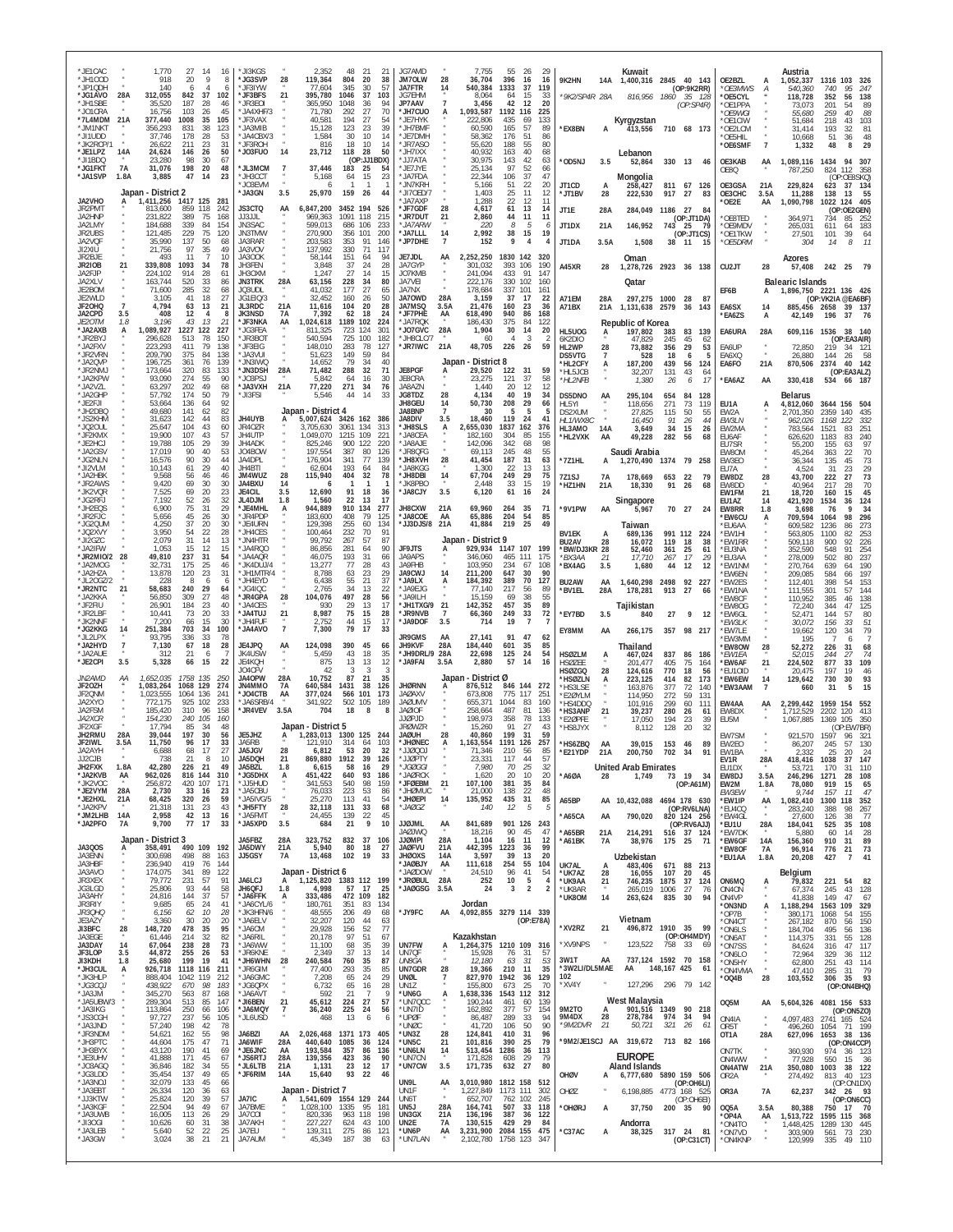*JE1CAC " 1,770 27 14 16
*JH1ODD " 918 20 9 8
*JP1QDH " 140 6 4 6
*JG1AVO 28A 312,055 842 37 102
*JH1SBE " 35,520 187 28 46
*JO1CRA " 16,756 103 26 45
*7L4MDM 21A 377,440 1008 35 105
*JM1NKT " 356,293 831 38 123
*JI1UDD " 37,746 178 28 53
*JK2RCP/1 " 26,622 211 23 31
*JE1LPZ 14A 24,624 146 26 50
*JI1BDQ " 23,280 98 30 67
*JG1FKT 7A 31,076 198 20 48
*JA1SVP 1.8A 3,885 47 14 23

### Japan - District 2
JA2VHO A 1,411,256 1417 125 281
JR2PMT " 813,600 859 118 242
JA2HNP " 231,822 389 75 168
JA2LMY " 184,688 339 84 154
JR2UBS " 121,485 229 75 120
JA2VQF " 35,990 137 50 68
JI2XIU " 21,756 97 35 49
JR2BJE " 493 11 7 10
JR2IOB 21 339,808 1093 34 78
JA2FJP " 224,102 914 28 61
JA2XLV " 163,744 520 33 86
JE2BOM " 71,600 285 32 68
JE2WLD " 3,105 41 18 27
JF2OHQ 7 4,794 63 13 21
JA2CPD 3.5 408 12 8 9
*JE2OTM 1.8 3,196 43 13 21*
*JA2AXB A 1,089,927 1227 122 227
*JR2BYJ " 296,628 513 78 150
*JA2FXV " 223,293 411 79 138
*JR2VRN " 209,790 375 84 138
*JA2QVP " 196,725 361 76 139
*JR2NMJ " 173,664 320 83 133
*JA2KPW " 93,090 274 55 90
*JA2VZL " 63,297 202 49 68
*JA2GHP " 57,792 174 50 79
*JE2FJI " 53,664 136 64 92
*JH2DBQ " 49,680 141 62 82
*JS2KHM " 31,623 142 44 83
*JQ2OUL " 25,647 104 43 60
*JR2KMV " 19,900 107 43 57
*JE2HCJ " 19,788 105 29 39
*JA2GSV " 17,019 90 40 53
*JG2MLN " 16,576 90 30 44
*JI2VLM " 10,143 61 29 40
*JA2HBK " 9,568 56 46 46
*JR2AWS " 9,420 69 30 30
*JK2VQR " 7,525 69 20 23
*JG2RFJ " 7,192 52 26 32
*JH2EQS " 6,900 75 31 29
*JF2RJC " 5,656 45 26 30
*JG2QUM " 4,250 37 20 30
*JQ2XVY " 3,950 54 22 28
*JI2GZC " 2,079 31 14 13
*JA2IFW " 1,053 15 12 15
*JR2MIOI/2 28 49,810 237 31 54
*JA2MOG " 32,731 175 25 46
*JA2HZA " 13,878 120 23 31
*JL2OGZ/2 " 228 8 6 6
*JR2NTC 21 58,683 240 29 64
*JA2KKA " 56,850 309 27 48
*JF2RIU " 26,901 184 23 40
*JR2LBF " 10,441 73 20 33
*JK2NNF " 7,200 66 15 30
*JG2KKG 14 251,384 703 34 100
*JL2LPX " 93,795 336 33 78
*JA2HYD 7 7,130 67 18 28
*JA2AUE " 312 21 6 7
*JE2CPI 3.5 5,328 66 15 22

JN2AMD AA 1,652,035 1758 135 250
JF2OZH " 1,083,264 1068 129 274
JF2QNM " 1,023,555 1064 136 241
JA2XYO " 772,175 925 102 233
JA2FSM " 185,420 310 96 158
JA2XCR " 154,230 240 105 160
JF2XGF " 17,794 85 34 48
JH2RMU 28A 39,044 197 30 56
JF2IWL 3.5A 11,750 96 17 33
JA2AYH " 6,688 68 17 27
JJ2CJB " 738 21 8 10
JH2FXK 1.8A 42,280 226 21 49
*JA2KVB AA 962,026 816 144 310
*JK2VOC " 256,872 420 107 171
*JE2VYM 28A 2,730 33 16 26
*JE2HXL 21A 68,425 320 26 59
*JA2KPV " 21,318 131 23 43
*JR2LHB 14A 2,958 42 13 16
*JA2PFO 7A 9,700 77 17 33

### Japan - District 3
JA3QOS A 358,491 490 109 192
JA3ENN " 300,698 498 88 163
JA3HBF " 236,940 419 76 144
JA3AVO " 174,075 341 89 122
JR3XEX " 79,772 231 57 91
JG3LGD " 25,806 93 44 58
JA3AHY " 24,816 144 37 57
JR3RIY " 9,685 65 24 41
JR3QHQ " 6,156 62 10 28
JE3AZY " 3,360 30 20 20
JI3BFC 28 148,720 478 35 95
JA3EGE " 61,446 214 32 82
JA3DAY 14 67,064 238 28 73
JF3LOP 3.5 44,872 255 26 53
JI3KDH 1.8 25,680 199 19 41
*JH3CUL A 926,718 1118 116 211
*JA3HJP " 888,404 1042 119 212
*JG3CQJ " 438,922 670 98 188
*JA3JM " 345,270 563 87 168
*JA3UBW/3 " 289,304 513 85 147
*JA3IKG " 113,864 250 66 106
*JS3CGH " 97,727 237 56 105
*JA3JND " 57,240 198 42 78
*JR3NDM " 54,621 162 55 98
*JH3PTC " 44,604 175 47 71
*JH3BYX " 43,120 190 41 69
*JE3UHV " 41,888 171 45 67
*JO8AGQ " 36,846 182 34 55
*JG3LDD " 35,454 137 49 65
*JA3NOJ " 32,073 135 45 66
*JA3EBT " 26,334 127 37 57
*JJ3KTW " 25,824 120 39 57
*JA3KGF " 22,504 94 49 67
*JA3UWB " 16,005 113 29 40
*JI3OGI " 10,626 60 31 38
*JA3LEB " 5,640 52 22 25
*JA3GW " 3,024 38 21 21
*JI3KGS " 2,352 48 21 21
*JG3SVP 28 119,364 804 20 38
*JF3IYW " 77,604 345 30 57
*JF3BFS 21 395,780 1046 37 103
*JR3EOI " 365,950 1048 36 94
*JA4XHF/3 " 71,780 292 27 70
*JF3VAX " 40,581 194 27 54
*JA3MIB " 15,128 123 23 39
*JA4CBX/3 " 1,584 30 10 14
*JF3ROH " 816 18 10 14
*JO3FUO 14 23,712 118 28 50
(OP:JJ1BDX)
*JL3MCM 7 37,446 183 25 54
*JH3CCT " 5,168 64 15 23
*JO3EVM " 6 1 1 1
*JA3GN 3.5 25,970 159 26 44

JS3CTQ AA 6,847,200 3452 194 526
JJ3JJL " 969,363 1091 118 215
JN3SAC " 599,013 686 106 233
JN3TMW " 270,900 356 101 200
JA3RAR " 203,583 353 91 146
JA3VOV " 137,992 330 71 117
JA3OOK " 58,144 151 64 94
JH3FEN " 3,848 37 24 28
JH3OXM " 1,247 27 14 15
JN3TRK 28A 63,156 228 34 80
JQ3UDL " 41,032 177 27 65
JG1EQG/3 " 32,452 160 26 50
JL3RDC 21A 11,616 104 20 28
JK3NSD 7A 7,392 62 18 24
*JF3NKA AA 1,024,618 1189 102 224
*JO3FEA " 811,325 723 124 301
*JR3BOT " 540,594 725 100 182
*JF3EIG " 148,010 283 78 127
*JA3VUI " 51,623 149 59 84
*JN3IWQ " 14,652 79 34 40
*JN3DSH 28A 71,482 288 32 71
*JO3PSJ " 5,842 64 16 30
*JA3VXH 21A 77,220 271 34 76
*JI3FSI " 5,546 44 14 33

### Japan - District 4
JH4UYB A 5,007,624 3426 162 386
JR4OZR " 3,705,630 3061 134 313
JH4UTP " 1,049,070 1215 109 221
JH4ADK " 825,246 900 122 220
JO4BOW " 197,554 387 80 126
JA4DPL " 176,904 341 77 139
JH4BTI " 62,604 193 64 84
JM4WUZ 28 115,940 404 32 78
JA4BXU 14 6 1 1 1
JE4CIL 3.5 12,690 91 18 36
JL4DJM 1.8 1,560 22 13 17
*JE4MHL A 944,889 910 134 277
*JH4FQP " 183,600 408 79 125
*JE4URN " 129,398 255 60 134
*JH4CES " 100,464 232 70 91
*JN4HTR " 99,792 267 57 87
*JA4RQO " 86,856 281 64 90
*JA4AQR " 46,075 193 31 66
*JK4DUJ/4 " 13,277 77 28 43
*JA1MTR/4 " 8,788 63 23 29
*JH4EYD " 6,438 55 21 37
*JG4IQC " 2,765 34 13 22
*JR4GPA 28 104,076 497 28 56
*JA4CES " 930 29 13 17
*JA4TUJ 21 8,987 75 15 28
*JH4FUF " 2,752 44 15 17
*JA4AVO 7 7,300 79 17 33

JE4JPQ AA 124,098 390 45 66
JK4USW " 5,459 43 18 25
JE4KQH " 875 13 13 12
JO4CFV " 42 3 3 3
JA4OPW 28A 10,752 87 21 35
JN4MMO 7A 640,584 1431 38 126
*JO4CTB AA 377,024 566 101 173
*JA6SRB/4 " 341,922 502 105 189
*JR4VEV 3.5A 704 18 8 8

### Japan - District 5
JE5JHZ A 1,283,013 1300 125 244
JA5RB " 121,910 314 64 103
JA5JGV 28 6,812 53 20 32
JA5DQH 21 869,880 1912 39 126
*JA5IKK 1.8 6,615 58 16 29
*JG5DHX A 451,422 640 93 186
*JJ5HUD " 341,553 540 98 159
*JA5CBU " 76,033 223 53 86
*JA5IVG/5 " 25,270 113 41 54
*JH5FTY 28 32,118 131 33 68
*JA5FMT " 24,455 139 22 45
*JA5XPD 3.5 684 21 9 10

JA5FBZ 28A 323,752 832 37 106
JA5DWY 21A 5,940 80 18 27
JQ5GSY 7A 13,468 102 19 33

### Japan - District 6
JA6LCJ A 1,125,820 1383 112 199
JH6QFJ 1.8 4,998 57 17 25
*JA6FFK A 333,486 472 109 182
*JA6CYL/6 " 180,761 351 83 134
*JH3FHN/6 " 48,555 206 49 68
*JA6ELV " 32,207 120 44 63
*JA6CM " 29,928 156 52 77
*JA6RIL " 20,178 97 51 67
*JA6WWF " 11,100 68 35 39
*JA6CNE " 2,349 37 13 14
*JH6WHN 28 240,584 760 35 87
*JH6RIM " 77,400 293 35 85
*JA6GMC " 7,208 65 24 29
*JG6CPX " 6,732 65 16 28
*JA6AVT " 592 21 7 9
*JI6BEN 21 45,612 224 27 57
*JA6MQY " 36,040 225 24 56
*JL6USD " 468 13 6 6

JA6BZI AA 2,026,468 1371 173 405
JA6WIF 28A 440,640 1085 36 124
*JE6JNC AA 193,584 357 86 136
*JS6RTJ 28A 139,356 423 36 90
*JL6LTB 21A 1,131 23 12 17
*JF6RIM 14A 15,640 93 22 46

### Japan - District 7
JA7IC A 1,541,609 1554 129 244
JA7BME " 1,028,100 1335 95 181
JA7CCI " 801,036 1052 123 189
JA7AKH " 227,227 424 43 100
JA7EU " 139,311 275 86 121
JA7AUM " 45,349 187 38 63
JG7AMD " 7,755 55 26 29
JM7OLW 28 36,704 396 16 16
JA7FTR 14 540,384 1333 37 119
JG7EHM " 8,064 64 15 33
JP7AAV 7 3,456 42 12 20
*JH7CUO A 1,093,587 1192 116 225
*JE7HYK " 220,806 435 69 133
*JH7BMF " 60,590 165 57 89
*JE7DMH " 58,362 176 51 86
*JR7ASO " 55,620 188 55 80
*JH7IXX " 40,932 163 40 68
*JJ7ATA " 30,975 143 42 63
*JE7JYE " 25,134 97 52 66
*JA7FDA " 22,344 106 37 47
*JN7KRH " 5,166 51 22 20
*JI7OED/7 " 1,403 25 11 12
*JA7AXP " 1,288 22 12 11
*JF7GDF 28 4,617 61 13 14
*JR7DUT 21 2,860 44 11 11
*JA7ARW " 220 8 5 6
*JA7LLL 14 2,992 38 15 19
*JP7DHE 7 152 9 4 4

JE7JDL AA 2,252,250 1830 142 320
JA7GYP " 301,032 393 106 190
JO7KMB " 241,094 433 91 147
JA7VEI " 222,176 330 102 160
JA7NX " 178,684 337 101 161
JA7OWD 28A 3,159 37 17 22
JA7MSQ 3.5A 21,476 160 23 36
*JF7PHE AA 618,490 940 86 168
*JA7RCK " 186,430 375 84 122
*JO7GVC 28A 1,904 30 14 14
*JH8CLC/7 " 60 4 3 2
*JR7IWC 21A 48,705 226 26 59

### Japan - District 8
JE8PGF A 29,520 122 31 59
JE8CRA " 23,275 121 37 58
JA8AZN " 1,440 20 12 12
JG8TDZ 28 4,134 40 19 34
JH8GEU 14 50,730 208 29 66
JA8BNP 7 30 5 5 5
JA8DIV 3.5 18,460 119 24 41
*JH8SLS A 2,655,030 1837 162 376
*JA8CEA " 182,160 304 85 155
*JA8AJE " 142,096 342 68 98
*JR8QFG " 69,113 245 48 55
*JH8XVH 28 41,454 187 31 63
*JA8KGG " 1,300 22 13 13
*JH8DBI 14 67,704 249 29 75
*JK8PBO " 2,448 33 15 19
*JA8CJY 3.5 6,120 61 16 24

JH8CXW 21A 69,960 264 35 71
*JA8COE AA 65,886 204 54 85
*JJ3DJS/8 21A 41,884 219 25 49

### Japan - District 9
JF9JTS A 929,934 1147 107 199
JA9APS " 346,060 465 111 175
JA9FHB " 103,950 234 67 108
JA9CWJ 14 211,200 647 30 90
*JA9LX A 184,392 389 70 127
*JA9EJG " 77,140 217 56 89
*JA9LH " 15,159 69 38 55
*JH1TXG/9 21 142,352 457 35 89
*JR9NVB 7 66,360 249 33 72
*JA9FOF 3.5 714 19 7 7

JR9GMS AA 27,141 91 47 62
JH9KVF 28A 184,440 601 35 85
*JH9DRL/9 28A 22,698 125 24 54
*JA9FAI 3.5A 2,880 57 14 16

### Japan - District Ø
JHØRNN A 876,512 846 144 272
JAØAXV " 673,808 775 117 251
JAØUMV " 655,371 1046 83 160
JAØIOF " 258,664 487 81 136
JJØPJD " 198,973 358 78 133
JRØWZR " 15,260 91 27 43
JAØUH 28 40,860 199 31 59
*JHØNEC A 1,163,554 1191 126 257
*JJØQDJ " 71,346 210 56 85
*JJØPTY " 23,331 117 44 57
*JGØGGI " 7,980 70 25 32
*JAØRCK " 1,620 20 10 20
*JFØEBM 21 107,100 381 35 84
*JHØMUC " 21,003 138 22 47
*JHØEPI 14 135,952 435 31 85
*JAØGZ " 140 12 5 5

JJØJML AA 841,689 901 126 243
JAØJWQ " 18,216 90 45 47
JJØMPI 28A 1,104 16 11 12
JAØFVU 21A 442,395 1223 36 99
JHØOXS 14A 3,597 39 13 20
*JAØBJY AA 111,618 254 55 104
*JAØDOW " 24,510 96 41 54
*JRØBUL 28A 252 10 5 4
*JAØGSG 3.5A 24 3 2 2

### Jordan
*JY9FC AA 4,092,855 3279 114 339
(OP:E78AI)

### Kazakhstan
UN7FW A 1,264,375 1210 109 316
UN7CF " 15,928 76 31 57
UN8GA " 12,180 63 31 53
UN7GDR 28 19,366 210 11 35
UN9L 7 827,970 1942 36 129
*UN6G A 1,638,336 1543 112 312
*UN7QCC " 190,244 461 60 139
*UN7JID " 162,892 377 57 134
*UP8F " 86,487 289 33 94
*UN8C " 41,720 106 50 90
*UN3Z 28 124,841 410 31 96
*UN5C " 101,816 370 26 86
*UN6LN 14 513,454 1286 36 115
*UN7CN " 171,828 608 29 79
*UN7CW 3.5 171,735 632 27 80

UN9L AA 3,010,980 1812 158 352
UN1F " 1,227,849 1173 111 300
UN3T " 652,707 762 102 245
UN5J " 164,741 507 33 118
UN3GX 21A 136,323 405 35 106
UN2E 7A 130,515 429 29 84
*UN6P AA 3,231,000 2084 155 475
*UN7LAN " 2,102,780 1758 123 347

### Kuwait
9K2HN 14A 1,400,316 2845 40 143
(OP:9K2RR)
*9K2/SP4R 28A 816,956 1860 35 128
(OP:SP4R)

### Kyrgyzstan
*EX8BN A 413,556 710 68 173

### Lebanon
*OD5NJ 3.5 52,864 330 13 46

### Mongolia
JT1CD A 258,427 811 67 126
*JT1BV 28 222,530 917 27 83

### Qatar
JT1E 28A 284,049 1186 27 84
(OP:JT1DA)
JT1DX 21A 146,952 743 25 79
(OP:JT1CS)
JT1DA 3.5A 1,508 38 11 15

### Oman
A45XR 28 1,278,726 2923 36 138

A71EM 28A 297,275 1000 28 87
A71BX 21A 1,131,638 2579 36 143

### Republic of Korea
HL5UOG A 197,802 383 83 139
6K2DIO " 47,829 245 45 62
HL2WP 28 73,882 356 29 53
DS5VTG 7 528 18 6 5
*HL2CFY A 187,200 439 56 124
*HL5JCB " 32,207 131 43 64
*HL2NFB " 1,380 26 6 17

DS5DNO AA 295,104 654 84 128
HL5YI " 118,656 271 73 119
DS2XUM " 27,825 115 50 55
HL1/WX8C " 16,450 91 26 44
HL3AMO 14A 3,649 34 15 26
*HL2VXK AA 49,228 282 56 68

### Saudi Arabia
*7Z1HL A 1,270,490 1374 79 258

7Z1SJ 7A 178,669 653 22 79
*HZ1HN 21A 18,330 91 26 68

### Singapore
*9V1PW AA 5,967 70 27 24

### Taiwan
BV1EK A 689,136 991 112 224
BU2AV 28 16,072 119 18 38
*BW/DJ3KR 28 52,460 361 25 61
*BX3AA 21 17,710 267 17 29
*BX4AG 3.5 1,680 44 12 12

BU2AW AA 1,640,298 2498 92 227
*BV1EL 28A 178,281 913 27 66

### Tajikistan
*EY7BD 3.5 840 27 9 12

EY8MM AA 266,175 357 98 217

### Thailand
HSØZLM A 467,024 837 86 186
HSØZEE " 201,477 405 75 164
HSØZGQ 28 124,616 770 18 56
*HSØZLN A 223,125 414 82 173
*HS3LSE " 163,876 377 72 140
*E2ØYLM " 114,950 272 59 131
*HS4DDQ " 101,916 299 60 111
*HS3ANP 21 39,237 280 26 61
*E2ØPFE " 17,050 194 23 39
*HS8JYX " 8,112 128 20 32

*HS6ZBQ AA 39,015 153 46 89
*E21YDP 21A 200,750 702 34 91

### United Arab Emirates
*A6ØA 28 1,749 73 19 34
(OP:A61M)

A65BP AA 10,432,088 4694 178 630
(OP:RV6LNA)
*A65CA AA 790,020 820 124 256
(OP:RV6AJJ)
*A65BR 21A 214,291 516 37 124
*A61BK 7A 38,976 175 25 71

### Uzbekistan
UK7AL A 483,406 671 88 213
*UK7AZ 28 16,055 107 20 45
*UK9AA 21 746,235 1875 37 124
*UK8AR " 265,019 1006 27 76
*UK8OM 14 263,624 835 30 94

### Vietnam
*XV2RZ 21 496,872 1910 35 99
(OP:OH4MDY)
*XV9NPS " 123,522 758 33 69

3W1T AA 737,124 1592 70 158
*3W2L/DL5MAE AA 148,167 425 61 102
*XV4Y " 127,296 296 79 142

### West Malaysia
9M2TO A 901,516 1349 90 218
9M4DX 28 278,784 974 34 94
*9M2DVR 21 50,721 321 26 61

*9M2/JE1SCJ AA 319,672 713 82 166

## EUROPE

### Aland Islands
OHØV A 6,777,680 5890 159 506
(OP:OH6LI)
OHØZ " 6,198,885 4773 168 525
(OP:OH6EI)
*OHØRJ A 37,750 200 30 95

### Andorra
*C37AC A 38,325 317 24 81
(OP:C31CT)

### Austria
OE2BZL A 1,052,337 1316 103 326
*OE3MWS A 540,360 740 95 247
*OE5CYL " 118,728 352 56 138
*OE1PPA " 73,073 201 54 89
*OE9WGI " 55,680 259 40 80
*OE1CIW " 51,684 218 43 103
*OE2LCM " 31,414 193 32 81
*OE5HIL " 10,668 51 36 48
*OE5SMF 7 1,332 48 8 29

OE3KAB AA 1,089,116 1434 94 307
OE8Q " 787,250 824 112 358
(OP:OE8SKQ)
OE3GSA 21A 229,824 623 37 134
OE3CHC 3.5A 11,288 138 13 55
*OE2E AA 1,090,798 1022 124 405
(OP:OE2GEN)
*OE8TED " 364,971 734 85 252
*OE8MDV " 265,031 611 64 183
*OE1TKW " 27,501 101 39 64
*OE5DRM " 304 14 8 11

### Azores
CU2JT 28 57,408 242 25 79

### Balearic Islands
EF6B A 1,896,750 2221 136 426
(OP:VK2IA @EA6BF)
EA6SX 14 885,456 2658 39 137
*EA6ZS A 42,149 196 37 76

EA6URA 28A 609,116 1536 38 140
(OP:EA3AIR)
EA6UP " 72,850 219 34 121
EA6XQ " 26,880 144 26 58
EA6FO 21A 870,506 2374 40 142
(OP:EA3ALZ)
*EA6AZ AA 330,418 534 66 187

### Belarus
EU1A A 4,812,060 3644 156 504
EW2A " 2,701,350 2359 140 435
EW3LN " 962,026 1168 122 332
EW2MA " 783,564 1521 83 251
EU6AF " 626,620 1183 83 240
EU7SR " 55,200 155 63 97
EW8OM " 45,264 363 22 70
EW3EO " 36,344 135 45 73
EU7A " 4,524 31 23 29
EW8DZ 28 43,700 222 27 73
EW8DD " 40,964 217 28 70
EW1FM 21 18,720 160 15 45
EU1AZ 14 421,920 1534 36 124
EW8RR 1.8 3,698 76 9 34
*EW6CU A 709,594 1064 98 296
*EU6AA " 609,582 1236 86 273
*EW1HI " 563,805 1100 82 253
*EW1RR " 509,118 900 92 226
*EU3NA " 352,590 548 91 254
*EU3AA " 278,009 502 80 237
*EW1NM " 270,764 639 64 190
*EW6EN " 209,085 584 66 197
*EW2ES " 112,401 398 54 153
*EW1NA " 111,555 301 57 144
*EW8OF " 110,952 385 46 138
*EW8OG " 72,240 344 47 125
*EW6GL " 52,471 144 57 80
*EW3LK " 30,072 156 33 51
*EW7LE " 19,662 120 34 79
*EW3MM " 195 7 6 7
*EW8OW 28 52,272 226 31 68
*EW1EA " 52,015 244 27 74
*EW6AF 21 224,502 877 33 109
*EU1ODI " 20,475 197 19 46
*EW6EW 14 129,642 730 30 93
*EW3AAM 7 660 31 5 15

EW4AA AA 2,299,442 1959 154 552
EW8DX " 1,712,529 2202 120 413
EU5M " 1,067,885 1369 105 350
(OP:EW7BR)
EW7SM " 921,570 1597 96 321
EW2EO " 86,207 245 57 130
EW1BA " 2,332 25 20 24
EU1R 28A 418,416 1038 37 147
EU1DX " 53,721 170 31 110
EW8DJ 3.5A 246,296 1271 28 108
EW2M 1.8A 78,080 919 15 65
EW3EW " 9,744 157 11 47
*EW1IP AA 1,082,410 1300 118 352
*EU4CQ " 283,240 388 98 267
*EW4GL " 27,600 126 38 77
*EU1U 28A 184,041 525 35 108
*EW7DK " 5,880 60 14 28
*EW6GF 14A 156,360 910 31 89
*EW8OF 7A 96,914 776 21 73
*EU1AA 1.8A 20,208 427 7 41

### Belgium
ON6MQ A 79,832 221 54 82
ON4ON " 67,374 245 43 128
ON4VP " 41,838 149 47 67
*ON3ND A 1,188,294 1563 109 329
*OP7B " 380,171 1068 54 155
*ON4CT " 267,182 870 56 150
*ON6LS " 184,704 495 56 136
*ON6AT " 114,375 331 55 128
*ON7SS " 84,624 316 47 117
*ON6LO " 72,964 326 36 112
*ON5HY " 62,800 251 43 114
*ON4VMA " 47,410 285 31 79
*OQ4B 28 103,552 306 35 93
(OP:ON4BHQ)

OQ5M AA 5,604,326 4081 156 533
(OP:ON5ZO)
ON4IA " 4,097,483 2741 165 524
OR5T " 496,260 1054 71 199
OT1A 28A 627,096 1653 38 136
(OP:ON4CCP)
ON7TK " 360,930 974 36 123
ON4WW " 77,928 550 15 36
ON4ATW " 350,080 1003 38 122
OR2A " 274,492 813 41 123
OR3A 7A 62,327 258 29 74
(OP:ON6CC)
OQ5A 3.5A 80,388 752 20 64
*OP4A AA 1,513,722 1595 115 368
*ON4ATO " 1,448,425 1289 130 445
*ON7VD " 303,909 561 73 200
*ON4KNP " 120,999 335 49 110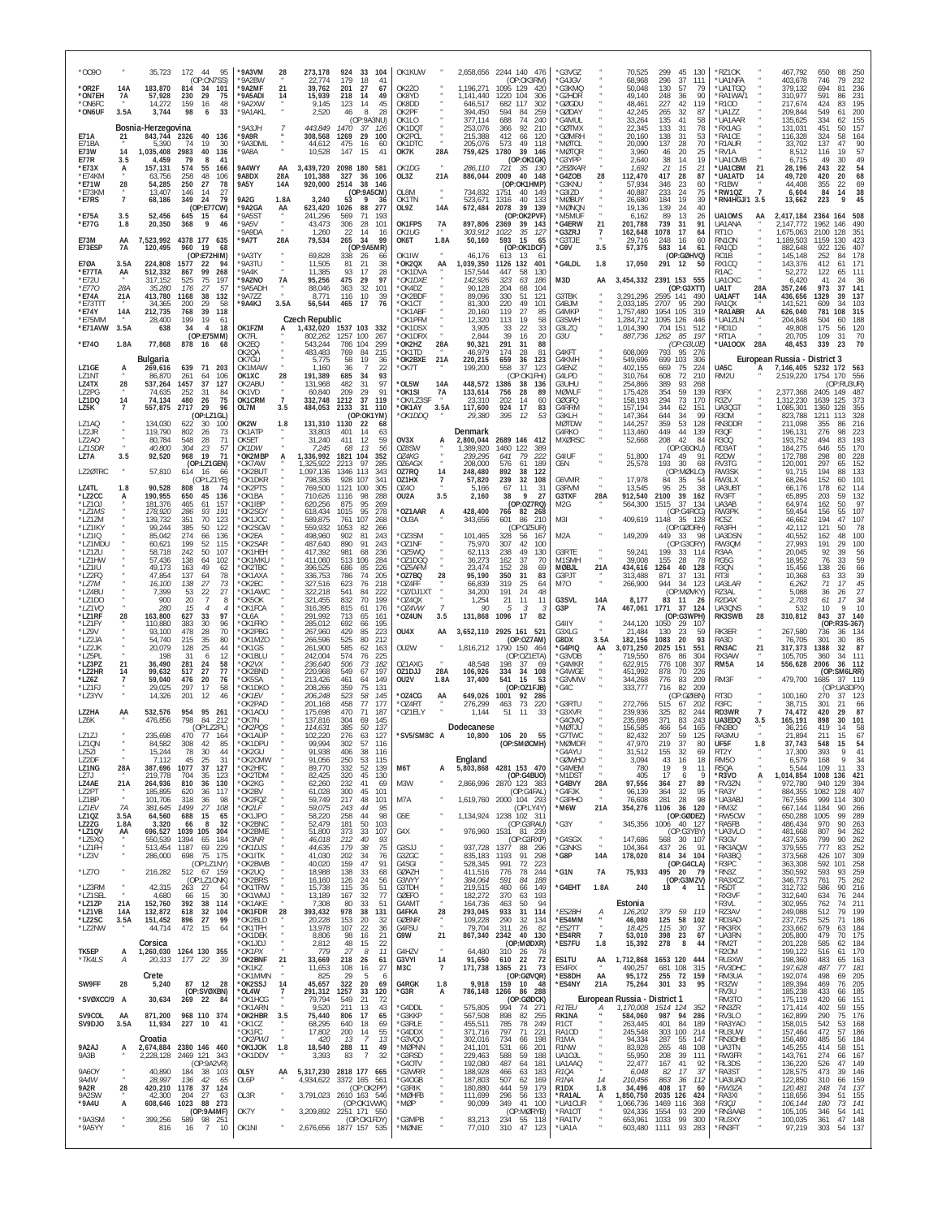```
*OO9O      "    35,723   172  44  95
                          (OP:ON7SS)
*OR2F    14A   183,870   814  34 101
*ON7EH    7A    57,928   230  29  75
*ON6FC     "    14,272   159  16  48
*ON6UF   3.5A    3,744    98   6  33

Bosnia-Herzegovina
E71A      21   843,744  2326  40 136
E71BA      "     5,390    74  19  30
E73W      14 1,035,408  2983  40 136
E77R     3.5     4,459    79   8  41
*E73X      A   157,131   574  55 166
*E74KM     "    63,756   258  48 106
*E71W     28    54,285   250  27  78
*E73KM     "    13,407   146  14  27
*E7RS      7    68,186   349  24  79
                          (OP:E77CW)
*E75A    3.5    52,456   645  15  64
*E77G    1.8    20,350   368   9  46

E73M      AA 7,523,992  4378 177 635
E73ESP    7A   120,495   960  19  68
                          (OP:E72HIM)
E70A     3.5A  224,808  1577  22  94
*E77TA    AA   512,332   867  99 268
*E72U      "   317,152   525  75 197
*E77O    28A    35,280   176  27  57
*E74A    21A   413,780  1168  38 132
*E73TTT    "    34,365   200  29  58
*E74Y    14A   212,735   768  39 118
*E75MM     "    28,400   199  19  61
*E71AVW  3.5A      638    34   4  18
                          (OP:E75MM)
*E74O    1.8A   77,868   878  16  68

Bulgaria
LZ1GE      A   269,616   639  71 203
LZ1NT      "    86,870   261  64 106
LZ4TX     28   537,264  1457  37 127
LZ2PG      "    74,635   252  31  84
LZ1DQ     14    74,134   480  26  75
LZ5K       7   557,875  2717  29  96
                          (OP:LZ1GL)
LZ1AQ      "   134,030   622  30 100
LZ2JR      "   119,790   802  26  73
LZ2AO      "    80,784   548  28  71
LZ1SDR     "    40,800   304  23  57
LZ7A     3.5    92,520   968  19  71
                          (OP:LZ1GEN)
LZ2ØTRC    "    57,810   614  16  66
                          (OP:LZ1YE)
LZ4TL    1.8    90,528   808  18  74
*LZ2CC     A   190,955   650  45 136
*LZ1OJ     "   181,376   465  61 157
*LZ1AXS    "   178,920   286  93 191
*LZ1ZM     "   139,732   351  70 123
*LZ1IKY    "    99,244   385  50 122
*LZ1IQ     "    85,042   274  66 136
*LZ1MDU    "    60,621   199  52 115
*LZ1ZU     "    58,718   242  50 107
*LZ1HW     "    57,436   138  64 102
*LZ1IU     "    49,173   163  49  62
*LZ2FQ     "    47,854   137  64  78
*LZ7M      "    16,100   138  27  73
*LZ4BU     "     7,399    53  22  27
*LZ1DO     "       900    20   7   8
*LZ1VQ     "       280    15   4   4
*LZ1RF    28   163,800   627  33  97
*LZ1FY     "   110,880   383  30  96
*LZ9V      "    93,108   478  28  70
*LZ2JA     "    54,740   215  35  80
*LZ2JK     "    20,079   128  25  44
*LZ5PL     "       198    31   6  12
*LZ2PZ    21    36,490   281  24  58
*LZ2HR    14    99,632   517  27  77
*LZ6Z      7    59,040   476  20  76
*LZ1FJ     "    29,025   297  17  58
*LZ3YV     "    14,326   201  12  46

LZ2HA     AA   532,576   954  95 261
LZ5K       "   476,856   798  84 212
                          (OP:LZ2PL)
LZ1ZJ      "   235,698   470  77 164
LZ1QN      "    84,582   308  42  85
LZ5ZI      "    15,244    78  30  44
LZ2DF      "     7,112    45  25  31
LZ1NG    28A   387,696  1077  37 127
LZ7J       "   219,778   704  35 123
LZ4AE    21A   264,936   810  36 130
LZ2PT      "   185,895   620  36 117
LZ1BP      "   101,706   318  36  98
LZ1EV     7A   381,645  1499  27 108
LZ1QZ    3.5A   64,560   688  15  65
LZ2ZG    1.8A    3,320    66   8  32
*LZ1QV    AA   696,527  1039 105 304
*LZ5XQ     "   550,539  1394  65 184
*LZ1FH     "   513,454  1187  69 229
*LZ3V      "   286,000   698  75 175
                          (OP:LZ1NY)
*LZ7O      "   216,282   512  67 159
                          (OP:LZ1ONK)
*LZ3RM     "    42,315   263  27  64
*LZ1SBL    "     4,680    66  15  30
*LZ1ZP   21A   152,760   392  38 114
*LZ1VB   14A   132,872   618  32 104
*LZ2SC   3.5A  151,452   896  27  99
*LZ2NW     "    44,714   472  15  64

Corsica
TK5EP      A 1,260,030  1264 130 355
*TK4LS     A    20,313   177  22  39

Crete
SW9FF     28     5,240    87  12  28
                          (OP:SVØXBN)
*SVØXCC/9  A    30,634   269  22  84

SV9COL    AA   871,200   968 110 374
SV9DJO   3.5A   11,934   227  10  41

Croatia
9A2AJ      A 2,674,884  2380 146 460
9A3B       " 2,228,128  2469 121 343
                          (OP:9A2VR)
9A6OY      "    40,890   184  38  77
9A4W       "    28,997   136  42  65
9A2R      28   420,210  1178  37 124
9A2SW      "    42,300   204  27  63
*9A4U      A   608,646  1023  88 273
                          (OP:9A4MF)
*9A3SM     "   399,256   589  87 211
*9A5YY     "       816    16   7  10

*9A3VM    28   273,178   924  33 104
*9A2BW     "    22,774   179  18  41
*9A2MF    21    39,762   201  27  67
*9A5ADI   14    15,939   218  14  49
*9A2XW     "     9,145   123  14  45
*9A1AKL    "     2,520    46   8  28
                          (OP:9A3NU)
*9A3JH     7   443,849  1470  37 126
*9A9R      "   308,568  1269  29 100
*9A3DML    "    44,612   475  16  60
*9A8A      "    10,528   147  15  41

9A4WY     AA 3,439,720  2098 180 581
9A8DX    28A   101,388   327  36 106
9A5Y     14A   920,000  2514  38 146
                          (OP:9A5CM)
9A2G     1.8A    3,240    53   9  36
*9A2GA    AA   623,420  1026  88 277
*9A5ST     "   241,296   589  71 193
*9A5V      "    43,473   306  28 101
*9A9DA     "     1,260    22  14  16
*9A7T    28A    79,534   265  34  99
                          (OP:9A5MR)
*9A3TY     "    69,828   338  26  66
*9A3TU     "    11,505    81  21  38
*9A4K      "    11,385    93  17  28
*9A2NO    7A    95,256   475  29  97
*9A5ADH    "    88,046   363  32 101
*9A7ZZ     "     8,771   116  10  39
*9A4KJ   3.5A   56,544   465  17  76

Czech Republic
OK1FZM     A 1,432,020  1537 103 332
OK7FL      "   802,262  1257 100 267
OK2EQ      "   543,244   786 104 299
OK2QA      "   483,483   769  84 215
OK7GU      "     5,775    58  19  36
OK1MAW     "     1,160    36   7  22
OK1XC     28   191,389   685  34  93
OK2ABU     "   131,968   482  31  97
OK1VD      "    60,840   209  29  91
OK1CRM     7   332,748  1212  37 119
OL7M     3.5   484,053  2133  31 110
                          (OP:OK1YM)
OK2W     1.8   131,310  1130  22  68
OK1ATP     "    33,803   401  14  63
OK1SFT     "    31,240   411  12  59
OK1DW      "     7,245    68  13  56
*OK2MBP    A 1,336,992  1821 104 352
*OK7AW     " 1,325,922  2213  97 285
*OK2BUT    " 1,097,136  1346 113 343
*OK2ABU    "   798,336   928 107 341
*OK2PTS    "   769,500  1121 100 305
*OK1BA     "   710,626  1116  98 288
*OK1IBP    "   620,256   875  95 269
*OK2SGY    "   618,434  1015  95 278
*OK1JOC    "   589,875   761 107 268
*OK2SGW    "   559,932  1053  82 266
*OK2EA     "   498,960   902  81 243
*OK2SAR    "   487,640   890  91 243
*OK1HEH    "   417,392   981  68 236
*OK1MKU    "   411,060   513 106 284
*OK2TBC    "   396,525   686  85 226
*OK1AXA    "   336,753   786  74 205
*OK2EC     "   327,516   623  76 218
*OK1AWC    "   322,218   541  84 222
*OK5OK     "   321,450   832  70 199
*OK1FCA    "   316,395   815  61 176
*OL6A      "   291,992   713  65 161
*OK1FRO    "   285,012   692  66 195
*OK2PBG    "   267,960   429  85 223
*OK1MZO    "   266,596   525  80 212
*OK1GS     "   261,900   585  62 163
*OK1BLU    "   242,004   574  76 225
*OK2VX     "   236,640   506  73 182
*OK2BND    "   220,968   549  67 197
*OK5SA     "   213,426   461  64 149
*OK1DKO    "   208,266   359  75 131
*OK1EV     "   206,248   523  58 145
*OK2PAD    "   201,168   458  77 177
*OK1AOU    "   175,698   470  71 187
*OK7N      "   137,816   304  69 145
*OK2PQS    "   114,631   385  50 137
*OK1AUP    "   102,220   276  63 127
*OK1DPU    "    99,994   302  57 116
*OK2GU     "    91,938   406  38 116
*OK2OMV    "    91,056   250  53 115
*OK2HFC    "    89,770   332  52 139
*OK2TDM    "    82,425   320  45 130
*OK2KG     "    62,260   232  41  69
*OK2BV     "    61,028   300  45 101
*OK2FQZ    "    59,749   217  48 101
*OK2LF     "    59,075   243  44  95
*OK1JPO    "    58,220   258  44  98
*OK2BKC    "    52,479   181  50 103
*OK2BME    "    51,800   373  33 107
*OK2NR     "    46,018   212  40  93
*OK1DJS    "    44,635   179  38  75
*OK1TK     "    41,030   202  34  76
*OK2BWB    "    40,020   159  47  91
*OK2UQ     "    18,988   138  33  68
*OK2BRS    "    16,160   126  24  56
*OK1TRW    "    15,738   115  35  51
*OK1MMJ    "    13,889   167  32  77
*OK1AKE    "     7,308    80  33  51
*OK1FDR   28   393,432   978  38 131
*OK2BLQ    "    20,223   153  20  33
*OK1TFH    "    13,978   107  22  36
*OK1DEK    "     8,806    98  16  21
*OK1DX     "     2,812    48  15  22
*OK1PX     "       779    27   8  11
*OK2BNF   21    33,669   218  26  61
*OK1KZ     "    11,653   108  16  27
*OK1MMN    "       825    29   5   6
*OK2SSJ   14    45,572   322  20  69
*OL4W      7   291,312  1257  33 120
*OK1HCG    "    79,794   549  21  72
*OK1ARN    "     9,520   211  13  43
*OK2HBR  3.5    75,440   806  17  65
*OK1CZ     "    68,295   640  18  63
*OK1FC     "    17,802   200  14  55
*OK2PWJ    "       420    13   7  13
*OK1JOK  1.8    18,648   303  12  44
*OK1DDV    "     3,393    83   7  32

OL5Y      AA 5,317,230  2818 177 665
OL6P       " 4,934,622  3372 165 561
                          (OP:OK2PP)
OL3R       " 3,791,023  2610 163 546
                          (OP:OK1VWK)
OK7Y       " 3,209,892  2251 171 555
                          (OP:OK1FDY)
OK1NI      " 2,676,656  1877 157 535

OK1KUW     " 2,658,656  2244 140 476
                          (OP:OK3RM)
OK2ZO      " 1,196,271  1095 129 420
OK8YD      " 1,141,440  1220 104 306
OK8DD      "   646,517   682 117 302
OK2PF      "   394,450   594  84 259
OK1LO      "   377,114   688  74 240
OK1DQT     "   253,076   366  92 210
OK2PCL     "   215,388   412  66 120
OK1DTC     "   205,076   573  49 118
OK7K     28A   759,425  1780  39 146
                          (OP:OK1GK)
OK1DG      "   286,110   721  35 130
OL3Z     21A   886,044  2009  40 148
                          (OP:OK1HMP)
OL8M       "   734,832  1751  40 149
OK1TN      "   523,671  1316  40 133
OL9Z     14A   672,484  2078  39 139
                          (OP:OK2PVF)
OK1FPS    7A   897,806  2369  39 143
OK1UG      "   303,912  1022  35 127
OK6T     1.8A   50,160   593  15  65
                          (OP:OK1DCF)
OK1IW      "    46,176   613  13  61
*OK2QX    AA 1,039,350  1126 132 401
*OK1DVA    "   157,544   447  58 130
*OK1DXE    "   142,926   323  63 186
*OK4DZ     "    90,128   204  68 104
*OK2BDF    "    89,096   330  51 121
*OK1CT     "    81,300   220  49 101
*OK1ABF    "    20,160   119  27  85
*OK1FFM    "    12,320   113  19  58
*OK1DSX    "     3,905    33  22  33
*OK1DRX    "     2,844    39  16  20
*OK2HZ   28A    90,321   291  31  88
*OK1TD     "    46,979   174  28  81
*OK2BXE  21A   220,215   659  36 123
*OK7T      "   199,200   558  37 123
                          (OP:OK1HH)
*OL5W    14A   448,572  1386  38 136
*OK1SI    7A   133,614   756  28  89
*OK/LZ3SF  "    23,310   202  14  60
*OK1AY   3.5A  117,600   924  17  83
*OK1DDQ    "    29,380   395  12  53

Denmark
OV3X       A 2,800,044  2689 146 412
                          (OP:OZ5UR)
OZ8SW      " 1,389,920  1460 122 389
OZ4KG      "   239,295   641  79 222
OZ6ACX     "   208,000   576  61 189
OZ7RQ     14   248,480   892  38 122
OZ1HX      7    57,820   239  32 108
OZ4O       "     5,166    67  11  31
OU2A     3.5     2,160    38   9  27
*OZ1AAR    A   428,400   766  82 268
                          (OP:OZ7RQ)
*OU8A      "   343,656   601  86 210
                          (OP:OZ5UR)
*OZ3SM     "   101,465   328  56 167
*OZ1NF     "    75,970   307  42 100
*OZ5WQ     "    62,113   238  49 130
*OZ1DGQ    "    36,273   162  37  70
*OZ5AFM    "    23,474   152  28  69
*OZ7BQ    28    95,190   350  31  83
*OZ4FF     "    66,839   319  25  64
*OZ/DJ1XT  "    34,200   191  24  48
*OZ4QK     "     1,254    21  11  11
*OZ4WW     7        90     5   3   3
*OZ4UN   3.5   131,868  1096  17  82

OU4X      AA 3,652,110  2925 161 521
                          (OP:OZ7AM)
OU2W       " 1,816,212  1790 150 464
                          (OP:OZ1ETA)
OZ1AXG     "    48,548   198  37  69
OZ1DJJ   28A   106,926   334  34 108
OU2V     1.8A   37,400   541  15  53
                          (OP:OZ1FJB)
*OZ4CG    AA   649,026  1001  92 286
*OZ4RT     "   276,299   463  73 220
*OZ1ELY    "     1,144    51  11  33

Dodecanese
*SV5/SM8C  A    10,800   106  20  55
                          (OP:SMØCMH)

England
M6T        A 5,803,868  4281 153 470
                          (OP:G4BUO)
M3W        " 2,866,996  2870 123 383
                          (OP:G4FAL)
M7A        " 1,619,760  2000 104 293
                          (OP:LY4Y)
G5E        " 1,134,924  1238 102 311
                          (OP:G3RAU)
G4X        "   976,960  1531  81 239
                          (OP:G3RXP)
G3SJJ      "   937,728  1377  88 296
G3ZGC      "   835,183  1193  91 298
G4SGI      "   528,345   901  72 223
GØAZH      "   411,516   776  78 244
G3VYY      "   384,064   591  84 188
G3TDH      "   219,515   460  66 149
G4EFO      "   182,272   370  63 133
G4AMT      "   164,736   463  50  94
G4FKA     28   293,045   933  31 114
GØBNR      "   109,228   390  32 134
G4FDX      "    79,704   311  26  82
G9W       21   867,340  2342  40 130
                          (OP:MØOXR)
G4HZV     14    64,480   310  26  78
G3VYI      "    91,650   610  22  72
M3C        7   171,738  1365  21  73
                          (OP:G3NKC)
G4RGK    1.8     9,918   159  10  48
G3R        A   786,148  1266  86 288
                          (OP:G3DVC)
G4DDL      "   575,805   994  74 271
G3KKP      "   567,508   898  82 255
G3RLE      "   455,511   758  82 229
G4DDX      "   371,716   797  71 221
G3VQO      "   302,016   734  66 198
MØPNN      "   241,101   531  62 190
G3RSD      "   229,463   588  59 188
G4OTV      "   192,080   458  57 188
G3WRR      "   188,928   467  54 162
G4OGB      "   187,800   504  51 149
G3RIK      "   180,880   499  51 125
MØHFB      "   111,699   296  56 133
G8NLE      "    90,099   349  41 108
G3YPB      "    88,280   302  41 149
M3NIE      "    77,010   310  47 123

*G3VGZ     "    70,525   299  45 130
*G4JGV     "    68,968   296  37 111
*G2HDR     "    49,140   248  36  90
*GØGDU     "    48,461   227  42 119
*GØDAY     "    42,245   265  32  87
*G4MUL     "    33,264   135  41  58
*GØTMX     "    22,345   133  31  78
*GØMRH     "    20,160   138  31  53
*MØTCL     "    20,090   137  28  70
*MØTQR     "     3,960    46  20  25
*G3YPP     "     2,640    38  14  19
*2EØXAR    "     1,692    21  15  21
*G4ZOB    28   112,470   417  28  87
*G3KNU     "    57,934   346  23  60
*G3IZD     "    40,887   233  24  75
*MØBUY     "    26,680   184  19  39
*MØNQN     "    19,136   139  24  40
*M5MUF     "     6,162    89  13  26
*G4ERW    21   201,788   739  31  91
*G3ZRJ     7   162,648  1078  17  64
*G3TJE     "    29,716   248  16  60
*G9V     3.5    57,375   583  14  61
                          (OP:GØHVQ)
*G4LDL   1.8    17,050   291  12  50

M3D       AA 3,454,332  2391 153 555
                          (OP:G3XTT)
G3TBK      " 3,291,296  2595 141 490
G4BJM      " 2,033,185  2707  95 290
G4MKP      " 1,757,480  1954 105 319
G3SWH      " 1,284,712  1095 126 446
G4LZQ      " 1,014,390   704 151 512
G3U        "   887,736  1262  85 197
                          (OP:G3UJE)
G4KFT      "   608,069   793  95 276
G4KMH      "   549,696   699 103 306
G4ENZ      "   402,155   669  75 224
G4LPD      "   310,764   608  72 210
G3UHU      "   254,866   389  93 268
MØWLF      "   175,428   354  59 139
GØGFQ      "   158,193   294  73 170
G4RRM      "   157,194   344  62 151
G3KLH      "   147,364   644  34  99
MØTDW      "   144,257   359  53 128
G4HKO      "   113,460   449  44 139
MXØRSC     "    52,668   208  42  84
                          (OP:G6OKU)
G4IUF      "    51,800   174  49  91
G5N        "    25,578   193  30  68
                          (OP:MØKLO)
G6VMR      "    17,978    84  35  54
G3RVM      "    13,545    95  25  38
G3TXF    28A   912,540  2100  39 162
M2G        "   564,300  1515  37 134
                          (OP:G4RCG)
M3I        "   409,619  1148  35 128
                          (OP:GØORH)
M2A        "   149,209   449  33  98
                          (OP:G3ORY)
G3RTE      "    59,241   199  33 114
M1SMH      "    39,006   155  28  78
MØBJL    21A   434,616  1264  40 128
G3PJT      "   313,488   871  37 131
M7O        "   266,900   944  34 123
                          (OP:MØVKY)
G3SVL    14A     8,177    83  11  26
G3P      7A    467,061  1771  37 124
                          (OP:G3WPH)
G4IIY      "   244,120  1050  29 107
G3XLG      "    21,484   130  23  59
G8DX     3.5A  182,156  1083  20  93
*G4PIQ    AA 3,071,250  2025 151 551
*G3VDB     "   719,550   876  86 304
*G4MKR     "   622,915   776 108 307
*G4WGE     "   451,992   878  70 226
*G3VMW     "   344,268   776  83 209
*G4C       "   333,777   716  82 209
                          (OP:GØIBN)
*G3RTU     "   272,766   515  67 202
*G3XVR     "   239,936   325  82 244
*G4CMQ     "   235,698   371  83 243
*MØTJU     "   156,585   466  54 165
*G7TWC     "    82,432   207  59 125
*MØMDR     "    47,970   219  37  80
*G4AYU     "    31,512   155  32  69
*GØMHO     "     3,094    43  16  18
*G4MEM     "       780    19   9  11
*M1DST     "       405    17   6   9
*G4BWP   28A    97,556   364  27  89
*G4FJK     "    96,139   364  32  95
*G3PHO     "    76,608   281  28  98
*M6W     21A   354,276  1106  36 120
                          (OP:GØDEZ)
*G3Y       "   345,056  1006  40 127
                          (OP:G3YBY)
*G4SGX     "   147,686   568  30 107
*G3NKS     "   104,364   437  26  91
*G8P     14A   178,020   814  34 104
                          (OP:G4CLA)
*G1N      7A    75,933   495  20  79
                          (OP:G3MZV)
*G4EHT   1.8A      240    18   4  11

Estonia
*ES2BH     A   126,202   379  59 119
*ES4MM     "    46,080   125  58  102
*ES2TT     "    18,425   115  30  37
*ES4RR     7    53,010   398  23  67
*ES7FU   1.8    15,392   278   8  44

ES1TU     AA 1,712,868  1653 120 444
ES4RX      "   490,257   681 108 315
ES8DH     AA    95,172   255  72 159
*ES4NY   21A    75,264   301  33  95

European Russia - District 1
R1TEU      A 1,170,008  1514 124 352
RK1NA      "   584,060   987  94 286
R1CT       "   263,445   401  84 191
RA1OD      "   245,548   303 100 214
R1MA       "    94,334   287  55 147
R1NW       "    83,926   265  61 136
UA1OJL     "    55,950   208  39 111
UA1AAQ     "    22,477   151  27 46
R1QA       "     6,048    87  17  25
R1NA      14   210,456   728  37 131
RA1AL      " 1,450,750  2055  38 124
*UA1CUR    A 1,066,736  1469 116 368
*RA1QF     "   924,336  1554  93 299
*RA1TV     "   653,961  1003  87 264
*UA1A      "   603,480  1111  93 283

*RZ1OK     "   467,792   650  88 250
*UA1NFA    "   403,678   746  79 232
*UA1TGO    "   379,132   694  81 236
*RA1WA/1   "   310,977   591  86 231
*R1OO      "   217,674   424  83 195
*UA1ZZ     "   209,844   549  61 200
*UA1AAR    "   135,625   334  62 155
*RX1AG     "   131,031   451  50 157
*RA1CE     "   116,328   324  58 164
*R1AUR     "    33,702   137  47  90
*RV1A      "     8,512   116  19  57
*UA1OMB    "     6,715    49  30  49
*UA1CBM   21    28,196   243  22  54
*UA1ATD   14    49,720   420  20  68
*R1BW      "    44,408   355  22  69
*RW1QZ     7     6,604    84  14  38
*RN4HGJ/1 3.5   13,662   223   9  45

UA1OMS    AA 2,417,184  2364 164 508
UA1ANA     " 2,147,772  1962 146 490
RT1O       " 1,675,063  2100 128 351
RN1ON      " 1,189,503  1159 130 423
RA1QD      "   882,648   922 126 407
RO1B       "   145,148   252  84 178
RX1CQ      "   143,376   412  61 171
R1AC       "    52,272   122  65 111
UA1CKC     "     6,420    41  24  36
UA1T     28A   357,246   973  37 141
UA1AFT   14A   436,656  1329  39 137
RA1QX      "   141,521   609  34 103
*RA1ABR   AA   626,040   781 108 315
*UA1ZLN    "   204,848   504  60 188
*RD1D      "    49,808   175  56 120
*RT1A      "    20,705   109  31  70
*UA1OOX  28A    48,453   339  23  70

European Russia - District 3
UA5C       A 7,146,405  5232 172 563
RM2U       " 2,519,220  1754 170 556
                          (OP:RU3UR)
R3FX       " 2,377,368  2405 149 487
R3ZV       " 1,312,290  1639 125 373
UA3QGT     " 1,085,301  1360 128 355
R3QM       "   823,788  1211 113 328
RN3DDR     "   211,098   355  86 216
R3QF       "   196,131   276  98 223
R3OQ       "   193,752   494  83 193
RD3AT      "   184,275   646  55 170
R2DW       "   172,788   298  80 228
RV3TG      "   120,001   297  65 152
RW3SK      "    91,715   194  88 133
RW3LX      "    68,264   152  60 101
UA3UBT     "    66,176   178  62 114
RV3FT      "    65,895   203  59 132
UA3AB      "    64,974   162  50  97
RW3PK      "    59,454   156  55 107
RC5Z       "    46,662   194  47 107
RA3FH      "    42,112   121  50  78
UA3DSN     "    40,552   162  48 100
RW3QM      "    27,993   191  29 100
R3AA       "    20,045    92  39  56
RG5G       "    18,952    76  33  59
R3QN       "    15,456   138  26  66
RT3I       "    10,368    63  33  39
UA3LAR     "     6,262    71  17  45
RZ3AL      "     5,088    36  26  27
R2DAX      "     2,703    61  17  34
UA3QNS     "       532    10   9  10
RK3SWB    28   310,812   843  37 140
                          (OP:R3S-367)
RK3ER      "   267,580   736  36 134
RA3D       "    76,705   301  30  85
RN3AC     21   317,373  1388  32  87
RX3AW      "   105,705   360  34 111
RM5A      14   556,628  2006  36 112
                          (OP:SM6LRR)
RM3F       "   479,700  1685  37 119
                          (OP:UA3DPX)
RT3D       "   100,160   270  37 123
R3FC       "    38,715   301  21  66
RD3WR      7    74,472   420  29  87
UA3EDQ   3.5   165,191   898  30 101
RN3BO      "    36,216   419  14  58
RA3MU      "    21,894   211  15  67
UF5F     1.8    37,743   548  15  54
RT2Y       "    17,300   393   9  41
R3ZW       "     6,579   168   9  34
R5QA       "     5,544   109  11  33
*R3VO      A 1,014,854  1008 136 421
*RV3ZN     "   972,780  945  129 394
*RA3Y      "   884,355  1082 128 407
*UA3ABJ    "   767,556   999 114 300
*RM3Z      "   667,144  1184  90 266
*RW5CW     "   650,288   905  99 289
*RA5FB     "   486,434   970  90 263
*UA3VLO    "   481,668   807  94 262
*R3GV      "   437,536   799  90 262
*RK3AQW    "   379,555   777  83 252
*RA3BQ     "   373,568   426 107 309
*R3PC      "   363,308   560 101 258
*RN3Z      "   350,592   593  93 259
*RA3XCZ    "   346,773   761  75 262
*R5DT      "   312,732   586  90 216
*RX3VF     "   312,640   634  76 244
*R3VL      "   302,955   762  74 211
*RZ3AV     "   249,588   512  79 199
*RD3AO     "   237,725   525  71 186
*RK3RX     "   233,662   679  63 184
*UA3RN     "   205,600   479  70 175
*RM2T      "   201,228   585  62 184
*R2OM      "   199,122   516  61 170
*RU3XW     "   198,360   461  68 160
*RV3DHC    "   197,628   487  77 181
*RM3UA     "   192,074   498  69 205
*R3ZW      "   189,394   469  75 206
*RV3U      "   185,238   433  66 185
*RM3TO     "   175,119   420  66 151
*RV3GLO    "   162,992   399  74 186
*RA3YAO    "   158,015   542  52 153
*RU3UW     "   157,464   472  57 186
*RN3DHB    "   156,400   434  66 164
*UA3TN     "   145,255   374  61 154
*RW3FR     "   143,761   274  66 157
*RL3DS     "   136,220   326  62 144
*RA3ST     "   128,575   385  54 121
*UA3UAO    "   122,850   300  52 116
*RW3ZA     "   120,481   386  54 149
*R3QI      "   116,160   341  58 134
*RN3AAB    "   115,330   327  55 115
*RU3XY     "   103,890   289  56 140
*RN3FT     "    97,219   303  56 127
```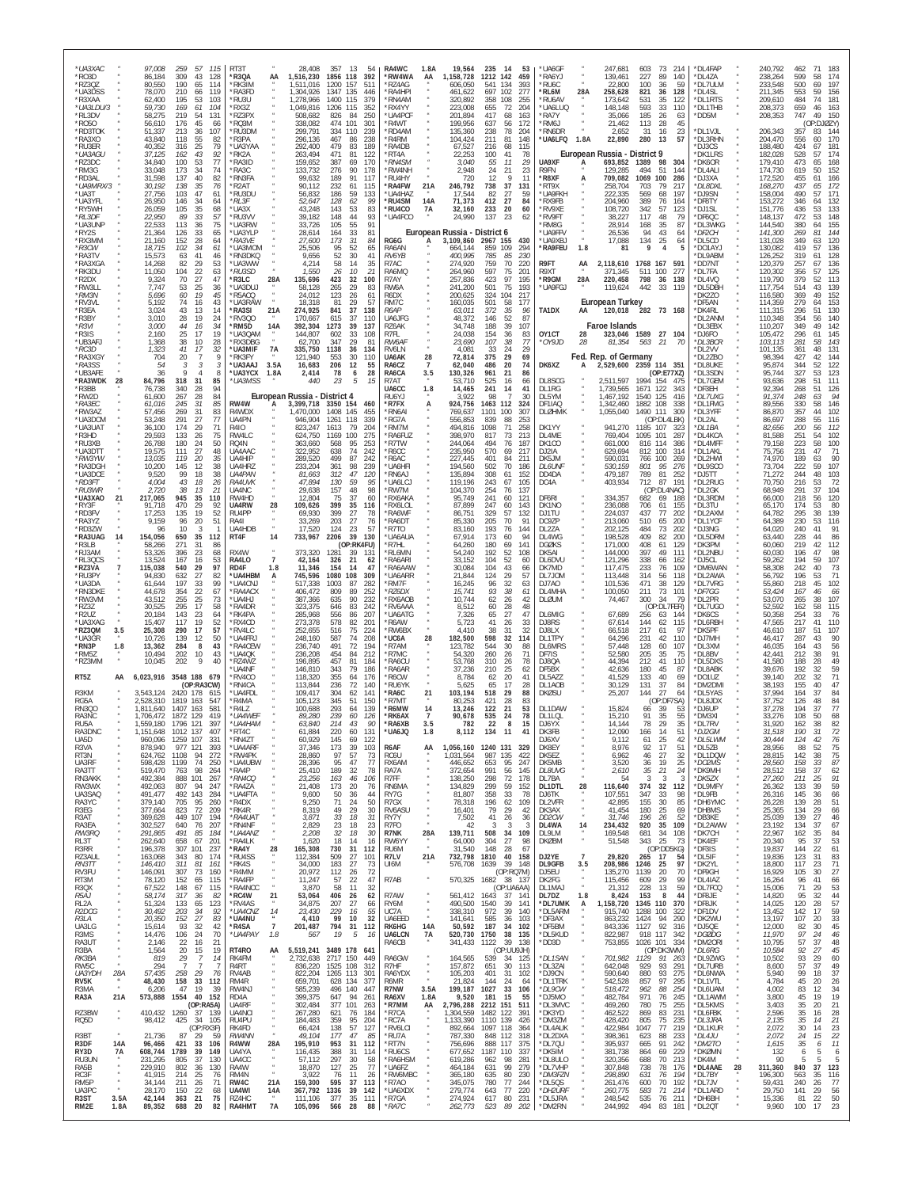*UA3XAC " 97,008 259 57 115
*RO3D " 86,184 309 43 128
*RZ3QZ " 80,550 190 65 114
*UA3DSS " 78,070 210 66 119
*R3XAA " 62,400 195 53 103
*UA3LDU/3 " 59,730 169 61 104
*RL3DV " 58,275 219 54 131
*RO5O " 56,610 176 45 66
*RD3TOK " 51,337 213 36 107
*RA3XO " 43,840 118 55 82
*RU3ER " 40,352 316 25 79
*UA3AGU " 37,125 162 43 92
*RZ3DC " 34,840 100 53 77
*RM3G " 33,048 173 34 74
*RD3AL " 31,598 137 40 82
*UA9MRX/3 " 30,192 138 35 76
*UA3T " 27,756 103 47 61
*UA3YFL " 26,950 146 34 64
*RY5WH " 26,059 105 35 68
*RL3DF " 22,950 89 33 57
*UA3UNP " 22,533 113 36 75
*RY2S " 21,364 126 33 65
*RX3MM " 21,160 152 28 64
*R3CW " 18,715 102 34 61
*RA3TV " 15,573 63 41 46
*RA3XGA " 14,268 82 29 53
*RK3DU " 11,050 104 22 63
*R2DX " 9,324 70 27 47
*RW3LL " 7,747 53 25 36
*RM3N " 5,696 60 19 45
*RV3VL " 5,192 74 16 43
*R3EA " 3,024 43 13 14
*R3EY " 3,010 28 19 24
*R3VI " 3,000 44 16 34
*R3IS " 2,160 25 17 19
*UB3AFJ " 1,368 38 10 26
*RC3D " 1,323 41 17 32
*RA3XGY " 704 20 7 9
*RA3SS " 54 3 3 6
*UB3AFE " 36 9 4 8
*RA3WDK 28 84,796 318 31 85
*R3BB " 76,738 340 28 94
*RW2D " 61,600 267 28 84
*RA3EC " 61,016 245 31 85
*RW3AZ " 57,456 269 31 83
*UA3DCM " 53,248 291 27 77
*UA3UAT " 36,100 174 29 71
*R3HD " 29,593 133 26 75
*RU3XB " 26,788 180 24 59
*UA3DTT " 19,575 111 27 48
*RW3YW " 13,035 119 20 35
*RA3DGH " 10,200 145 12 38
*UA3DCE " 9,520 99 18 38
*RD3FT " 4,004 43 18 26
*RU3WR " 2,720 38 13 21
*UA3XAO 21 217,065 945 35 110
*RY3F " 91,718 470 29 92
*RD3FV " 17,253 135 19 52
*RA3YZ " 9,159 96 20 51
*RD3ZW " 96 10 3 1
*RA3UAG 14 154,056 650 35 112
*R3LB " 58,266 271 31 86
*RJ3AM " 53,326 396 23 68
*RL3QCS " 13,524 167 16 53
*RZ3VA 7 115,038 540 29 97
*RU3PY " 94,830 632 27 82
*UA3DA " 61,644 197 33 99
*RN3DKE " 44,678 354 22 67
*RW3VM " 43,512 255 25 73
*RZ3Z " 30,525 295 17 58
*R2UZ " 20,184 143 23 64
*UA3XAG " 15,407 117 19 52
*RZ3QM 3.5 25,308 290 17 57
*UA3GR " 10,726 139 12 50
*RN3P 1.8 13,362 284 8 43
*RM5Z " 10,494 202 10 43
*RZ3MM " 10,045 202 9 40

RT5Z AA 6,023,916 3548 188 679
(OP:RA3CW)
R3KM " 3,543,124 2420 178 615
RG5A " 2,528,310 1819 163 547
RN3QO " 1,811,640 1407 163 581
RA3NC " 1,706,472 1872 129 419
RU5A " 1,559,180 1796 121 397
RA3DNC " 1,151,648 1012 137 407
UA5D " 960,096 1259 107 331
R3VA " 878,940 977 121 393
RT3N " 624,762 1108 94 272
UA3RF " 598,428 1199 74 250
RA3TT " 519,470 763 98 264
RN3AKK " 492,384 888 101 267
RW3WX " 492,063 807 94 247
UA3SAQ " 491,477 492 143 284
RA3YC " 379,140 705 95 260
R3EG " 377,664 823 72 209
R3AT " 369,628 449 107 194
RA3EA " 302,527 640 76 207
RW3RQ " 291,865 491 85 184
RL3T " 262,640 658 67 201
R3RR " 196,378 307 101 237
RZ3AUL " 163,068 343 80 174
RN3TT " 146,410 311 81 161
RV3FU " 146,091 307 73 160
RT3M " 78,120 152 65 115
R3QX " 67,522 148 67 115
R5AJ " 58,174 317 36 82
RL2A " 51,324 133 65 123
RZ3DCG " 30,492 203 34 92
R3LA " 20,350 152 27 83
UA3LG " 15,612 93 32 42
RA3UT " 13,986 106 24 70
R3BA " 2,146 22 21 16
RK3BA " 1,564 20 15 19
RW5C " 819 29 7 14
UA3YDH 28A 294 7 7 7
RV5K " 48,430 158 33 112
R3MA " 6,206 47 19 39
RA3A 21A 573,888 1554 40 152
(OP:RA5A)
RZ3BW " 410,432 1260 37 139
RQ5D " 98,412 425 34 105
(OP:RX3F)
R3BT " 21,736 87 29 59
R3DF 14A 96,466 421 33 106
RY3D 7A 608,744 1789 39 149
RU3UN " 231,295 805 37 102
RA5B " 229,910 802 36 119
RC3F " 41,915 214 25 70
RM5P " 34,144 211 26 71
UA3PC " 28,170 150 22 68
R3ST 3.5A 42,144 363 21 75
RM2E 1.8A 89,352 688 20 82

RT3T " 28,408 357 13 54
*R3QA AA 1,516,230 1856 118 392
*RK3IM " 1,511,016 1200 157 511
*RA3FD " 1,304,926 1347 135 446
*RU3U " 1,278,966 1400 115 379
*RX3Z " 1,049,816 1206 115 352
*RZ3PX " 508,682 826 84 250
*RQ3M " 338,082 474 101 301
*RU3DM " 299,791 334 110 239
*R3PA " 296,136 467 86 238
*UA3YAA " 292,400 479 83 189
*RK2A " 263,494 471 81 122
*RA3ID " 159,652 387 69 170
*RA3C " 133,732 276 90 178
*RN3FA " 99,632 189 91 117
*RZ4T " 90,112 232 61 115
*RU3DU " 56,832 186 59 133
*RL3F " 52,647 128 62 99
*UA3X " 43,248 143 53 83
*RU3VV " 39,182 148 44 93
*UA3RW " 33,726 105 55 91
*UA3YLP " 28,614 164 33 81
*RA3VE " 27,600 173 31 84
*UA3MOM " 25,506 95 52 65
*RN3DKQ " 9,656 52 30 41
*UA3WW " 4,214 58 14 35
*RU3SD " 1,550 26 10 21
*R3LC 28A 135,696 423 32 100
*UA3DUJ " 58,128 265 29 83
*R5ACQ " 24,012 123 26 61
*UA3RAW " 18,318 81 29 57
*RA3SI 21A 274,925 841 37 138
*RV3QO " 170,667 615 37 110
*RM5D 14A 392,304 1273 39 137
*UA3QAM " 144,807 602 33 108
*RV3DBG " 62,700 347 29 81
*UA3MIF 7A 335,750 1138 36 134
*RK3FY " 121,940 553 30 110
*UA3ANJ 3.5A 16,683 206 12 55
*UA3YCX 1.8A 2,414 78 6 28
*UA3MSS " 440 23 5 15

## European Russia - District 4

RW4W A 3,399,718 3350 154 460
R4WDX " 1,470,000 1408 145 455
UA4PN " 946,904 1261 118 339
R4IO " 823,247 1613 79 204
RW4LC " 624,750 1169 100 275
RQ4N " 363,660 568 95 253
UA4AAC " 322,952 638 74 242
UA4HIP " 289,520 499 87 242
UA4HRZ " 233,204 361 98 239
UA4PAN " 81,663 312 47 120
RA4UVK " 47,894 130 59 95
UA4NC " 29,638 157 48 98
RX4HD " 12,804 75 37 60
UA4RW 28 109,626 399 35 116
RU4PP " 69,930 399 27 78
RA4I " 33,269 203 27 76
UA4HDB " 17,520 124 23 57
RT4F 14 733,967 2206 39 130
(OP:RK4FU)
RX4W " 373,320 1281 39 131
RA4LO 7 42,164 326 21 62
RF4F 1.8 11,346 154 14 47
*UA4HBM A 745,596 1080 108 309
*UA4CNJ " 517,338 1003 87 282
*RA4ACX " 406,472 809 89 252
*UA4HJ " 387,366 635 90 232
*RX4DR " 323,375 548 83 242
*RK4PA " 285,968 556 86 207
*RX4CD " 273,378 578 82 201
*RX4LC " 252,655 516 75 224
*UA4FRJ " 248,160 587 74 208
*RA4CDW " 236,740 491 72 194
*UA4QK " 236,208 454 84 212
*RZ4WZ " 198,895 457 81 184
*UA4NF " 146,810 343 79 186
*RV4CO " 118,320 355 64 176
*RN4CA " 113,844 236 72 140
*UA4FDL " 109,417 304 62 141
*R4MA " 105,123 345 51 150
*R4LZ " 100,688 293 64 139
*UA4WEF " 89,280 239 60 126
*UA4HAM " 63,840 214 43 90
*RT4C " 61,884 270 60 131
*RN4ZT " 60,929 145 69 122
*UA4ARF " 37,346 173 39 103
*RW4PK " 28,860 97 57 73
*UA4UBW " 28,396 95 47 77
*RA4P " 25,410 189 32 78
*RN4CQ " 23,256 163 46 106
*RA4ZA " 21,408 173 20 76
*UA4FTA " 9,600 50 36 44
*R4DX " 9,250 71 24 50
*RK4R " 8,319 49 29 30
*RA4LAT " 3,871 33 18 25
*RN4NF " 2,829 23 18 23
*UA4ANZ " 2,208 32 18 30
*RA4LK " 1,620 18 14 16
*RA4Y 28 165,308 730 31 127
*RU4SS " 112,384 509 27 101
*RK4S " 34,000 183 27 73
*R4MM " 20,972 112 26 72
*RA4FP " 11,247 57 22 47
*RA4NCC " 3,870 58 11 32
*RC4W 21 53,064 406 26 62
*RV4AS " 34,875 207 27 66
*UA4CNZ 14 23,430 229 16 55
*UA4NU " 4,410 99 10 32
*R4SA 7 201,487 794 31 112
*UA4PAY 1.8 567 19 5 16

RT4RO AA 5,519,241 3489 178 641
RK4FM " 2,732,638 2717 150 449
R4RT " 836,220 1525 108 312
RV4AB " 822,204 1261 113 303
RM4R " 659,701 628 134 377
RW4NJ " 585,239 496 140 447
RD4A " 399,375 647 94 261
RA4NCC " 298,038 377 105 263
UA4NCI " 267,280 621 76 184
RU4PU " 184,483 359 95 204
RK4FD " 66,424 137 47 85
RW4NN " 49,104 177 37 85
RA4HT " 18,870 127 25 77
RK4HYT " 3,922 76 11 26
RW4C 21A 159,300 605 34 116
RU4W " 126,525 404 36 129
UA4WI 14A 147,560 529 40 132
RU4SN " 124,200 475 32 103
RU4UU " 111,676 379 34 96
UA4PCM 7A 105,075 411 32 93
RA4HMT " 105,096 566 28 88

RA4WC 1.8A 19,564 235 14 53
*RW4WA AA 1,158,728 1212 142 459
*RZ4AG " 606,050 541 134 393
*RA4HPI " 461,622 697 102 277
*RN4AM " 320,892 358 108 255
*RX4YY " 223,008 655 72 204
*UA4PCF " 201,894 417 68 163
*R4WT " 199,956 637 56 172
*RD4AM " 135,360 238 78 204
*R4RM " 104,424 211 81 148
*RA4DB " 67,527 216 68 115
*RT4A " 22,253 100 41 78
*RN4SM " 3,040 55 11 29
*RW4NH " 2,948 24 21 23
*RU4HY " 720 12 9 11
*RA4FW 21A 246,792 738 37 131
*RX4YE " 17,544 82 27 59
*RU4SM 14A 71,373 412 27 84
*RU4CO 7A 32,160 233 20 60
*UA4FCO " 24,990 137 23 62

## European Russia - District 6

RG6G A 3,109,860 2967 155 430
RA6AN " 664,144 859 109 294
RV6YB " 400,995 785 85 230
R7AC " 274,920 759 70 220
RA6MQ " 264,960 597 75 201
R7AY " 257,836 423 97 195
RW6A " 241,200 501 75 193
R6DX " 200,625 324 104 217
RM7C " 160,035 501 58 177
R6AP " 63,011 372 35 96
UA6JFG " 48,372 146 52 87
RZ6AK " 34,748 188 39 107
R7FL " 24,038 154 36 83
RW6AF " 23,690 107 38 77
RV6LN " 4,081 33 24 29
UA6AK 28 72,814 375 29 69
RA6CZ 7 62,040 486 20 74
RA6CA 3.5 130,326 961 21 86
R7AT " 53,710 525 16 66
UA6CC 1.8 14,465 241 14 41
RU6YJ " 3,922 98 7 30
*R7FX A 924,756 1463 112 324
*RN6AI " 769,637 1101 100 307
*RG7A " 556,853 839 88 253
*RM7M " 494,816 1098 71 258
*RA6FUZ " 398,970 817 73 213
*R7TW " 244,064 494 76 187
*R6CC " 235,950 570 69 217
*R6AC " 227,445 401 84 211
*UA6HRI " 194,560 502 70 186
*RN6AJ " 135,894 308 61 152
*UA6LCJ " 119,296 243 67 105
*RW7M " 104,370 254 76 137
*RX6AKA " 95,749 241 60 121
*RX6LOL " 87,899 247 60 143
*RA6WF " 86,751 329 57 132
*RA6DT " 85,330 205 70 91
*R7TO " 83,160 193 76 144
*UA6AUA " 67,914 173 60 94
*R7HL " 64,260 180 69 141
*RL6MN " 54,240 192 52 108
*RA6ARI " 33,152 104 52 60
*RA6AAW " 30,084 104 43 66
*UA6ARR " 21,844 124 29 57
*RM7F " 16,245 96 32 63
*RZ6DX " 15,741 93 38 61
*RV6AOB " 10,744 62 26 42
*RV6AAA " 8,512 60 28 48
*UA6ATG " 7,326 65 27 47
*R6AW " 5,723 41 26 33
*RX6BX " 4,410 38 31 32
*UC6A 28 182,500 598 32 114
*R7AM " 123,782 544 30 88
*R7MC " 54,320 260 26 71
*RA6CU " 53,768 310 26 78
*RA6AR " 37,236 210 25 62
*R6COW " 8,784 62 20 41
*RU6YK " 5,625 65 17 28
*RA6C 21 103,194 518 29 88
*R7MT " 80,253 421 28 83
*R6MW 14 13,246 122 21 53
*RK6AX 7 90,678 535 24 78
*RA6XB 3.5 782 22 8 15
*UA6JQ 1.8 8,112 134 11 41

R6AF AA 1,056,160 1240 131 329
RC6U " 1,031,564 987 135 422
RX6AM " 446,652 653 95 247
RA7A " 372,654 991 56 145
R7FF " 138,250 298 72 178
RN6MA " 134,829 299 59 152
RY7G " 81,807 358 33 78
R7GX " 78,318 196 62 109
RV6ASU " 16,401 79 29 42
RY7Y " 7,502 41 26 36
RC7A " 42 3 3 3
R7NK 28A 139,711 508 34 109
RW6YY " 64,000 304 27 98
RU6M " 31,540 148 28 67
R7LV 21A 732,798 1810 40 158
UA6M " 576,708 1639 39 148
(OP:RQ7M)
R7AB " 570,325 1682 38 137
(OP:UA6AA)
R7AW " 561,412 1643 37 141
RY6M " 490,500 1540 39 141
UC7A " 338,310 972 39 129
UA6EED " 141,641 586 35 103
RN6LQ " 84,936 434 29 79
RK6HG 14A 50,592 187 34 102
UA6LCN 7A 520,730 1750 38 135
RA6CB " 341,433 1122 39 138
(OP:UA6JH)
RA6GW " 164,565 595 36 129
R7HF " 157,672 651 30 110
RA6YDX " 105,203 401 31 103
R6KM " 101,940 ... 
R7NW 3.5A 199,187 1027 26 105
*R7MM AA 2,796,288 2212 151 521
*R7CA " 1,304,559 1482 122 391
*RC7A " 1,133,390 1110 139 426
*RM6J " 986,050 1046 120 410
*RA6LIS " 890,664 1197 117 335
*R7AL " 787,330 848 117 302
*RU7A " 719,688 1061 112 314
*RT7N " 756,696 ... 
*RG6A " 716,296 ... 
*RA6HSM " 619,286 ... 
*RA6YDL " 600,648 ... 
*RA6DQ " 398,730 ... 
*UA6FZ " 389,104 ... 
*RW6MBC " 365,180 ... 
*R7AO " 345,075 ... 
*R7CW " 274,336 ... 
*UA6XDX " 279,774 ... 
*R7GA " 276,624 ... 
*RA7C " 262,773 523 89 202

*UA6GF " 247,681 603 73 214
*RA6YJ " 139,461 227 89 140
*RU6C " 22,800 100 36 59
*RL6M 28A 258,628 821 36 128
*RU6AV " 173,642 531 35 122
*RA7Y " 35,066 185 26 63
*RM6J " 21,462 113 28 45
*RN6DR " 2,652 31 16 23
*UA6LFQ 1.8A 22,890 280 13 57

## European Russia - District 9

UA9XF A 693,852 1389 98 304
R9FN " 129,285 494 51 144
*R8XF A 709,082 1069 100 286
*RT9X " 258,704 703 79 217
*UA9FKH " 222,335 569 68 197
*RX9FB " 204,960 389 76 164
*RV9XE " 108,720 342 57 123
*RV9FT " 38,227 117 48 79
*RM8G " 28,914 168 35 87
*UA9FFV " 26,536 94 43 64
*UA9XBJ " 17,088 134 25 64
*RA9FEU 1.8 81 9 4 5
R9FT AA 2,118,610 1768 167 591
R9XT " 371,345 511 100 277
*R9GM 28A 220,458 798 36 138
*UA9FGJ " 119,624 442 33 119

## European Turkey

TA1DX AA 120,018 282 73 168

## Faroe Islands

OY1CT 28 323,046 1589 27 104
*OY9JD 28 81,354 563 21 70

## Fed. Rep. of Germany

DK6XZ A 2,529,600 2359 114 351
(OP:E77XZ)
DL8SCG " 2,511,597 1994 154 475
DL1RG " 1,739,565 1671 122 343
DK1YM " 1,467,192 1540 125 416
DF1IAQ " 1,342,460 1882 108 338
DLØHMK " 1,055,040 1490 111 309
(OP:DL4LBK)
DK1YY " 941,270 1185 107 323
DL4ME " 769,404 1095 101 287
DK1CO " 661,000 816 114 386
DJ2IA " 629,694 812 100 314
DK5JM " 590,031 766 100 269
DL6UNF " 530,159 801 95 276
DD4DA " 479,187 789 81 252
DC4A " 403,934 712 87 191
(OP:DL4NAC)
DF6RI " 334,357 682 69 188
DK1NO " 236,088 706 61 155
DJ1TU " 224,037 437 77 202
DG3ZP " 213,060 510 65 200
DL2ZA " 202,125 484 73 202
DL4WG " 198,528 409 82 200
DQØKS " 171,000 408 61 129
DK5AI " 144,000 397 49 111
DL6DVU " 121,296 338 66 162
DK7MD " 117,475 233 76 109
DL7JOM " 113,448 314 56 118
DJ7AO " 101,536 471 38 129
DL4MHA " 100,050 211 73 101
DLØUM " 74,467 300 34 79
(OP:DL7FER)
DL6MIG " 67,689 256 63 144
DJ8RS " 67,614 144 62 115
DJ8LX " 66,518 217 61 97
DL1TPY " 64,296 231 42 110
DL6MRS " 57,448 128 60 107
DF7KS " 52,580 205 35 75
DJ8QA " 44,394 212 41 110
DF5BX " 42,636 180 45 87
DL5AZZ " 41,529 133 40 69
DL1AOB " 30,129 131 37 84
DKØSU " 25,207 144 27 64
(OP:DF7SA)
DL1DAW " 15,824 66 39 53
DL1LQL " 15,210 91 35 55
DJ6YX " 14,144 78 29 35
DK9FB " 12,090 166 14 51
DJ6XV " 9,112 61 25 42
DK8EY " 8,976 92 17 51
DK5EZ " 6,962 46 27 32
DK2MB " 3,520 36 19 25
DL8UVG " 2,610 35 21 24
DL7BA " 54 3 3 3
DL1DTL 28 116,640 374 32 112
DJ6TK " 107,557 347 33 98
DL2VFR " 42,895 155 30 85
DK3AX " 41,454 180 25 69
DD2CW " 31,746 196 26 52
DL4WA 14 234,432 920 35 109
DL9LM " 169,548 681 34 108
DKØBM " 51,548 343 25 73
(OP:DD5KG)
DJ2YE 7 29,820 265 17 54
DL9GFB 3.5 208,986 1246 25 97
DJ5EU " 135,270 1139 20 70
DK2FG " 115,450 609 29 99
DL1MAJ " 21,312 228 13 59
DL7DZ 1.8 8,424 153 8 44
*DL7UMK A 1,158,720 1345 110 370
*DL5ARM " 915,740 1288 100 322
*DF3AX " 863,232 1424 94 290
*DF5BM " 843,336 1127 92 316
*DL5KUD " 822,987 918 117 342
*DD3D " 753,855 1026 101 334
(OP:DK3WM)
*DL6RG " 701,982 1129 91 263
*DL3ZAI " 642,048 929 93 291
*DO1KN " 590,640 880 93 275
*DL1TRK " 542,528 857 97 295
*DL9CW " 518,472 962 88 254
*DL2NH " 460,257 829 91 226
*DK2MRN " 453,408 850 84 228
*DL1UTT " 422,984 807 77 254
*DB6JG " 416,880 715 77 228
*DL8DAW " 415,245 805 86 253
*DL3YDH " 387,784 682 81 201
*DF3GR " 345,020 559 87 239
*DL2DXA " 398,361 ... 
*DL7QU " 295,380 ... 
*DK4WF " 248,690 ... 
*DL5JRA " 198,528 ... 
*DM2RN " 244,992 494 83 181

*DL4FAP " 240,792 462 71 183
*DL4ZA " 238,264 599 58 174
*DL7ULM " 233,548 500 69 197
*DL4SL " 211,345 553 59 156
*DL1RTS " 209,610 484 74 181
*DL1THB " 208,373 659 46 163
*DD5M " 208,353 747 49 150
(OP:DJØZY)
*DL1VJL " 206,343 357 83 144
*DL3RHN " 204,470 556 60 170
*DJ3CS " 188,480 424 67 181
*DK1LRS " 182,028 528 57 174
*DK6OR " 179,410 473 65 168
*DL4ALI " 174,730 619 50 152
*DJ3XA " 172,520 455 61 166
*DL8DXL " 168,270 437 65 172
*DJ9SN " 158,004 490 57 171
*DF8TY " 153,272 346 64 132
*DJ1SL " 151,776 436 53 133
*DF6QC " 148,137 472 53 148
*DL3WKG " 144,540 380 64 155
*DF2CH " 141,300 269 81 144
*DL5CD " 131,028 349 63 120
*DO1AYJ " 130,082 419 57 136
*DL9ABM " 126,252 319 61 128
*DD7NT " 120,379 257 67 136
*DL7FA " 120,302 356 57 125
*DL4VQ " 119,790 379 52 113
*DL5DBH " 117,754 514 43 139
*DK2ZO " 116,580 369 49 152
*DF5AN " 114,359 279 64 153
*DK4RL " 111,315 296 51 130
*DL2ANM " 110,348 354 56 140
*DL3EBX " 110,207 349 49 142
*DJ6FO " 105,472 296 61 145
*DL3BQR " 103,113 281 58 143
*DL2VV " 101,135 361 48 131
*DL2ZBO " 98,394 427 42 144
*DL8UKE " 95,874 344 52 122
*DL3SDN " 95,744 327 53 123
*DL7GEM " 93,636 298 51 111
*DF3EH " 92,394 268 51 126
*DL7UXG " 91,374 248 63 94
*DL1FMG " 89,556 330 58 146
*DL3YFF " 86,870 357 44 102
*DL2AL " 86,697 288 55 116
*DL1BA " 82,656 200 56 112
*DL4KCA " 81,588 251 54 102
*DL4MFF " 79,158 223 58 100
*DL1AKL " 75,756 231 47 71
*DL2HWI " 74,970 189 63 90
*DL9SCO " 73,704 222 59 107
*DJ5TT " 71,272 244 48 103
*DL2RUG " 70,750 216 53 72
*DL2GK " 68,949 291 37 104
*DL3RDM " 66,000 218 56 120
*DL3TU " 65,170 174 53 80
*DL2AXM " 64,782 295 38 139
*DL1YQF " 64,389 230 53 116
*DJ3NG " 64,020 240 41 91
*DL5DRM " 63,440 228 44 86
*DK3PM " 60,060 219 42 112
*DL2NBU " 60,030 196 47 98
*DJ5CL " 59,262 194 59 107
*DM6WAN " 58,308 242 40 73
*DL2AAW " 56,792 196 53 71
*DL7VRG " 55,860 218 45 102
*DF7GG " 53,424 167 46 66
*DL2PR " 53,070 265 38 107
*DL7UGO " 52,592 162 58 115
*DK6CS " 50,358 254 33 76
*DL6RBH " 47,565 217 41 110
*DK5PF " 46,610 187 51 107
*DJ7MH " 46,417 287 43 90
*DL3XM " 46,035 164 43 56
*DL8BV " 42,441 212 38 91
*DL5DXS " 41,580 188 28 49
*DL8ABK " 39,676 192 32 59
*DO1UZ " 39,140 202 32 71
*DM2DMI " 38,193 155 40 47
*DL5YAS " 37,994 164 37 84
*DL8JDX " 37,752 126 48 84
*DJ6UP " 37,278 194 37 77
*DM3XI " 33,276 108 50 68
*DL7RV " 31,920 162 38 82
*DJ2GM " 31,518 190 31 72
*DL5LWM " 30,444 124 42 76
*DL5ZB " 28,956 88 52 75
*DL1DQW " 28,815 142 38 75
*DO2MS " 28,560 158 33 87
*DK9MH " 28,512 158 37 62
*DK5ZX " 27,260 211 25 91
*DL9MFY " 26,362 133 39 70
*DL9FB " 26,316 145 36 66
*DH6YMC " 26,228 139 28 51
*DH8MS " 25,365 134 29 66
*DB3KE " 25,039 139 27 46
*DL2AWW " 23,192 107 34 72
*DK7CH " 22,967 162 35 84
*DK4EF " 20,340 95 37 53
*DF3IS " 19,837 123 22 81
*DL5IF " 19,836 125 31 83
*DK2YL " 18,800 117 23 71
*DF9GH " 16,929 105 30 27
*DL4IAZ " 16,264 96 41 63
*DL7CX " 15,006 71 29 53
*DL2RNS " 14,820 95 33 43
*DL8NBE " 14,025 120 28 57
*DL1ASF " 13,452 142 17 59
*DL7RAG " 13,197 117 20 53
*DL2JX " 13,000 82 30 45
*DK5DQ " 12,838 99 27 52
*DM2OBR " 11,970 57 27 46
*DL6RG " 11,492 91 33 52
*DO1HFR " 10,795 57 27 38
*DL3NCR " 10,584 92 20 40
*DL1SWB " 8,600 57 27 37
*DG5ZEL " 8,342 54 28 29
*DL4TLS " 5,940 49 18 37
*DL1TZC " 4,002 ...
*DL1KYA " 3,800 45 15 29
*DK4SNA " 3,650 ...
*DL1UXH " 3,519 ...
*DL4AAE 28 311,360 840 37 123
*DL7IU " 122,592 ...
*DH6BH " 15,360 ...
*DL1QT " 9,960 100 17 23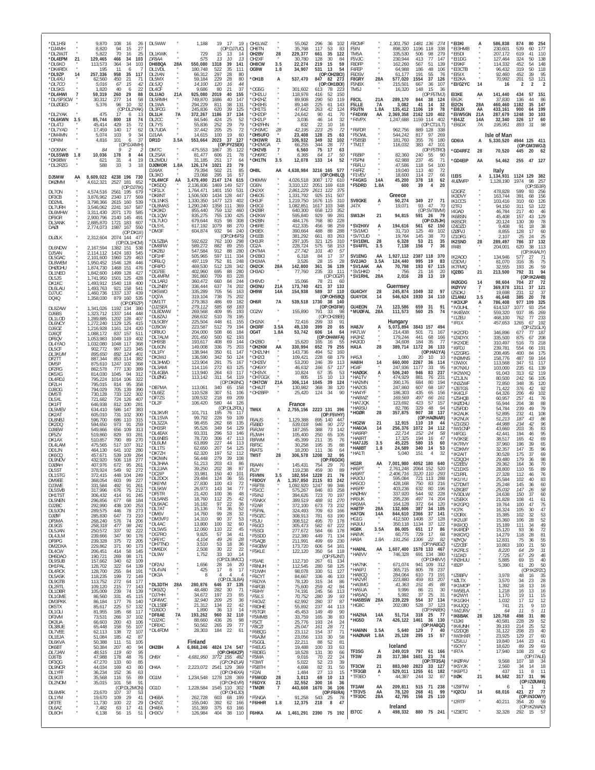*DL1HSI " 9,870 108 16 26
*DJ4MH " 8,820 94 15 27
*DL2WJT " 5,822 70 16 25
*DL4EPM 21 129,465 466 34 103
*DL6KO " 113,573 364 34 103
*DK4REX " 195 11 6 7
*DL9ZP 14 257,336 958 35 117
*DL4XU " 62,560 450 21 71
*DL7CO " 5,016 67 15 42
*DL5KS " 1,820 40 6 22
*DL4HWI 7 59,319 260 29 88
*DL/SP3GW " 30,312 277 14 58
*DL0GEO " 5,376 96 10 32
(OP:DL2YAK)
*DL2YAK " 475 17 6 13
*DL6KWN 3.5 85,744 800 18 74
*DL4TJ " 45,414 429 15 72
*DL7YAD " 17,459 140 17 62
*DM4MN " 5,074 103 9 34
*DP4M " 4,816 101 6 37
(OP:DJ4MH)
*DO6NIK " 84 9 2 2
*DL5SWB 1.8 10,036 178 8 44
*DK9BW " 621 31 4 19
*DL2RZG " 588 33 3 18

DJ5MW AA 8,609,022 4238 196 730
DK0MM " 4,612,321 2527 181 652
(OP:DJ7IK)
DL7ON " 4,574,516 2561 195 679
DF3CB " 3,876,962 2340 177 569
DD2ML " 3,798,366 2615 160 539
DL7URH " 3,546,062 2241 167 587
DL6MHW " 3,311,430 2071 170 585
DF9GR " 2,900,796 2140 145 491
DL3ANK " 2,885,870 1721 183 607
DA0I " 2,774,073 1987 167 550
(OP:DK3II)
DL0LK " 2,312,604 2074 144 477
(OP:DL1HCM)
DL6NDW " 2,167,594 1382 151 538
DJ5AN " 2,114,112 1424 163 545
DL5CAC " 2,101,600 1960 129 463
DL8WEM " 1,950,452 1546 128 446
DH2GHU " 1,874,730 1468 151 476
DL1NEO " 1,842,600 1499 128 427
DL5JS " 1,741,950 1501 125 428
DK1KC " 1,493,912 1540 118 400
DL6LAU " 1,493,763 921 158 541
DJ7UC " 1,460,736 1337 137 439
DQ4Q " 1,358,030 879 160 535
(OP:DF8ZP)
DL8ZAW " 1,341,026 1192 134 380
DJ6BS " 1,323,712 1337 144 448
DL1LOD " 1,289,885 1202 128 407
DL6NCY " 1,272,240 1129 125 415
DJ6OZ " 1,216,928 1161 124 420
DJ6QT " 1,088,172 837 157 511
DF6QV " 1,053,983 1049 119 402
DL4YAO " 1,032,080 1048 117 368
DL5CF " 902,772 997 123 345
DL3KUM " 895,650 892 124 401
DF2TT " 887,344 853 114 382
DM5P " 875,610 1247 102 368
DF2RG " 862,578 777 130 389
DK5XG " 814,030 1045 94 312
DL4RDJ " 795,224 1014 106 322
DF2LH " 795,015 814 95 358
DJ8OG " 794,029 705 139 390
DM5TI " 730,128 733 122 302
DL5XL " 721,682 724 126 407
DK1FT " 646,938 812 100 281
DL5MEV " 634,410 586 147 383
DK2AT " 605,010 731 102 300
DL8NBJ " 596,700 686 110 315
DK2DQ " 594,650 973 91 259
DJ8EW " 549,866 656 109 313
DF5ZV " 519,860 829 93 281
DK1AX " 510,857 790 89 270
DL4LAM " 475,565 517 107 312
DF1JN " 464,130 641 102 280
DK6CQ " 457,671 539 109 264
DL9NDV " 432,920 506 118 277
DJ0AH " 407,976 672 95 261
DL5ST " 378,924 549 92 272
DL1STG " 372,415 448 104 249
DM9EE " 368,054 603 99 227
DJ3WE " 331,584 492 91 261
DL5SVB " 317,996 676 75 212
DH1TST " 306,432 414 91 245
DL5NEN " 296,856 677 68 184
DJ2BC " 292,990 438 100 253
DL9JON " 289,575 446 78 273
DJ0IF " 285,830 647 73 210
DF5MA " 268,240 576 74 206
DL9GS " 258,318 477 98 241
DL5JAN " 250,572 337 92 222
DL4JLM " 239,666 347 90 176
DF9PG " 239,328 375 72 205
DM2DXA " 229,862 371 91 173
DL4CW " 206,451 414 58 149
DH6DAO " 190,721 269 98 171
DL9SUB " 157,662 340 62 109
DH1PAL " 128,720 322 64 139
DL4RCK " 128,700 255 84 191
DL5ASK " 118,235 199 72 149
DL9GTB " 113,752 272 64 177
DL2RTL " 109,120 215 77 143
DL1DBR " 105,039 239 74 139
DL1GME " 86,560 331 45 115
DM3PKK " 86,184 177 76 140
DK5TX " 85,617 225 57 132
DL1OLI " 81,955 185 68 117
DF3VM " 73,531 266 37 102
DK3UA " 66,603 200 43 106
DL3BUE " 65,448 158 55 107
DL7VEE " 62,113 138 72 107
DL1EJA " 51,084 185 42 87
DL6KVA " 50,388 111 51 105
DK6BT " 50,384 207 40 94
DL7JAN " 48,515 119 60 95
DJ6TB " 47,988 178 48 76
DF3QG " 47,270 133 55 100
DL9NOR " 44,034 169 43 80
DL1YFF " 36,234 152 36 63
DL9GTI " 35,656 135 53 69
DL2NOM " 35,015 101 58 91
(OP:DL2MCD)
DL6MFK " 23,670 137 29 56
DL1YM " 19,670 109 29 41
DF3TE " 11,730 91 22 24
DL6AZ " 7,482 63 17 41
DL8OH " 6,138 56 15 51

DL5WW " 1,188 19 17 19
(OP:DJ7UC)
DL1KWK " 729 15 13 14
DF8AA " 575 13 10 13
DH8BQA 28A 550,080 1318 39 141
DL6RBH " 180,748 522 35 111
DL1VDL " 66,312 297 28 80
DL2IAN " 59,184 229 28 80
DL5JQ " 14,100 120 16 44
DL4CF " 9,686 80 21 37
DL1IAO 21A 925,080 2019 40 155
DL5RMH " 749,870 1686 40 147
DL1WA " 294,229 811 38 131
DL3FCG " 245,836 620 39 125
DL1LH 7A 372,267 1186 37 134
DL2CC " 84,546 424 25 52
DL7YS " 55,836 252 29 79
DL7UDA " 37,442 205 25 72
DJ1AA " 14,615 100 19 60
DR1D 3.5A 553,664 2023 37 127
(OP:PY2SEX)
DM7C " 475,553 1867 35 122
DL2SAX " 81,477 606 21 78
DL2MDU " 31,185 251 17 64
DJ0MDR 1.8A 126,174 1021 23 79
DJ4AX " 79,394 502 21 85
DL3KO " 23,068 295 16 57
*DL4MCF AA 3,479,490 2147 174 615
*DK5DQ " 2,136,836 1469 149 527
*DF1LX " 1,764,471 1401 150 531
*DK8NT " 1,506,500 1434 128 447
*DL1NKS " 1,330,350 1477 123 402
*DL8MAS " 1,290,240 1358 111 369
*DK3KD " 855,440 759 132 460
*DL1QW " 835,275 755 130 425
*DL7UIO " 679,644 815 98 308
*DL5YL " 617,192 1079 88 270
*DM3F " 604,874 932 94 240
(OP:DH6FS)
*DL5ZBA " 592,622 762 100 298
*DM8RW " 589,272 882 89 255
*DL2EBJ " 547,584 912 88 280
*DF1HF " 505,965 597 111 334
*DF8LQ " 497,119 752 81 248
*DF4PD " 469,530 512 128 342
*DO7EE " 402,960 695 88 280
*DL4MFM " 391,860 709 83 228
*DL1ARJ " 360,472 660 84 244
*DL2NBY " 336,444 637 74 202
*DK5WO " 335,289 705 56 163
*DQ7A " 319,104 738 75 202
*DM1TT " 279,363 486 69 182
*DJ2SEA " 279,112 585 68 183
*DL8DWW " 269,568 409 95 193
*DL8ZAJ " 268,632 510 78 195
*DL5OBY " 225,504 448 61 155
*DJ9CW " 223,587 512 79 194
*DF8UO " 204,000 508 66 184
*DL7ALM " 201,450 500 62 193
*DH9SB " 193,617 408 69 144
*DL6ON " 149,036 336 75 203
*DL1FY " 138,944 350 61 147
*DK3WJ " 136,590 342 50 124
*DL3HWD " 123,904 291 75 167
*DL3AMI " 114,116 272 63 125
*DL4GBA " 113,940 264 63 117
*DL0NG " 113,142 311 54 119
(OP:DK8NC)
*DB7MA " 113,061 340 65 158
*DL6EZ " 110,528 307 51 106
*DF7ZS " 109,532 218 69 209
*DL2F " 106,420 580 44 126
(OP:DL2FDL)
*DL3KVR " 101,711 195 76 117
*DL1SVA " 99,792 228 59 109
*DL3ZZA " 98,455 262 68 135
*DH3SR " 95,526 349 54 129
*DL4EAX " 93,331 296 53 146
*DL6NBS " 78,720 306 47 113
*DL6UM " 63,899 227 44 113
*DL1TS " 62,650 207 54 125
*DK7ZH " 62,320 197 52 112
*DK3WN " 56,448 279 39 108
*DL3HAA " 51,213 203 43 86
*DL2JAA " 39,250 202 38 87
*DO2IP " 33,981 150 40 101
*DL2DCX " 29,484 124 36 55
*DK6YM " 27,830 100 43 72
*DL5KW " 26,973 143 34 77
*DF5TR " 21,420 100 36 66
*DL5ANS " 18,760 112 25 42
*DL6KAC " 16,182 97 22 36
*DL7AT " 15,136 74 36 52
*DM6V " 14,760 99 28 32
*DM3VPJ " 14,310 90 37 53
*DL4AC " 13,800 92 30 60
*DL5WS " 12,060 110 22 45
*DG7RO " 9,825 57 34 41
*DF6YC " 4,104 49 26 28
*DF7TNO " 3,510 53 18 36
*DM6DX " 2,508 30 22 22
*DL9W " 1,752 33 10 14
(OP:DL9MCC)
*DF2AJ " 1,656 28 16 20
*DL4VAI " 425 17 8 17
*DK3A " 8 4 4 4
(OP:DL3LBA)
*DL3DTH 28A 280,876 646 37 135
*DK9ZQ " 48,480 282 30 71
*DJ7HH " 34,672 197 23 65
*DF4WC " 32,940 209 25 36
*DL1SBF " 21,312 134 22 42
*DJ8DO " 1,890 36 9 12
*DF8AE 7A 193,262 960 32 110
*DJ2XC " 88,660 436 26 98
*DF8XC " 50,562 265 29 77
*DL4FDM " 28,303 184 22 61

## Finland

OH2BH A 6,868,246 4824 174 547
(OP:OH6KZP)
OH8X " 4,681,950 3772 155 482
(OP:OH2UA)
OH4A " 2,223,072 2541 129 369
(OP:OH6XA)
OG1M " 1,234,548 1278 128 369
(OP:OH1VR)
OG1D " 1,228,584 1545 110 302
(OP:OH1JD)
OH6BA " 262,728 603 68 199
OH2VZ " 155,040 392 62 142
OH4EA " 151,369 375 66 153
OH3CV " 126,984 404 38 110
OH1LWZ " 55,062 296 36 102
OH6TN " 35,768 117 53 83
OH2BV 28 229,377 661 35 122
OH2XF " 30,780 128 30 84
OH8CW 3.5 22,274 219 15 59
OG9W 1.8 34,907 531 13 54
(OP:OH2BCI)
*OH1B A 537,470 847 82 273
(OP:OH1BOI)
*OG6G " 301,602 613 78 223
*OH2LU " 118,978 416 52 150
*OH2HZ " 89,908 290 50 119
*OH3HS " 89,148 225 61 143
*OH1TS " 47,642 263 42 124
*OH2DP " 24,642 90 41 70
*OH2LP " 3,036 46 14 32
*OH2FHN " 832 22 10 16
*OH3MC 28 42,195 223 25 72
*OH5UFO " 23,408 128 25 63
*OH3WR 21 106,932 349 32 102
*OH2MGA " 66,255 344 28 77
*OH2VB 7 6,560 75 17 63
*OH6RC " 6,365 64 17 50
*OH1TN 3.5 12,078 133 14 52

OH8L AA 4,638,984 3216 165 577
(OP:OH8LQ)
OH6MW " 4,026,518 3087 172 610
OG6N " 3,310,122 2051 169 618
OH2XX " 2,861,229 2611 122 375
OH6OS " 1,331,792 925 151 507
OH3JF " 1,219,750 1676 115 310
OH3OJ " 1,082,851 1617 103 348
OH2BR " 640,300 658 123 352
OH2KW " 595,840 929 99 281
OH2BN " 484,176 768 80 228
OH6RE " 412,335 456 98 259
OH3EX " 390,664 488 88 288
OH1EB " 381,292 661 83 263
OH3JR " 297,105 321 125 310
OG2A " 228,724 575 58 153
OH7MA " 27,742 101 40 57
OH2BCI " 6,318 84 17 37
OH1MA " 3,526 28 15 28
OH2CK 28A 142,800 361 36 139
OH3AD " 77,760 235 33 111
(OP:OG2F)
OH9VD " 15,066 78 21 60
OH3NU 21A 173,740 421 37 133
OH9W 14A 154,938 589 37 110
(OP:OH5BQ)
OH6R 7A 539,518 1730 38 140
(OP:OH3FM)
OG2W " 155,890 791 33 98
(OP:OH2BEE)
OH1NX " 72,416 299 33 91
OH3RF 3.5A 49,130 399 20 65
OG4T 1.8A 53,742 606 14 64
(OP:OH4MFA)
OH2BO " 15,620 165 16 55
*OH2KM AA 330,994 652 79 255
*OH2LNH " 143,736 494 52 160
*OH2CI " 109,421 228 68 179
*OH2EV " 53,200 246 39 113
*OH6XY " 46,632 166 57 117
*OH3VX " 10,824 67 35 53
*OH7GGX " 805 15 10 13
*OH7CW 21A 306,114 1045 39 124
*OH4JT " 130,982 368 38 120
*OH2BFP " 25,420 124 34 90

## France

TM6X A 2,755,156 2223 131 396
(OP:F5VHY)
F6AUS " 1,129,388 895 140 447
F5BBD " 539,018 946 90 272
F6DJW " 187,265 388 73 142
F5JWH " 105,400 250 65 105
F8RWM " 45,399 211 35 76
F8FSC " 30,258 195 35 88
F8ATS " 18,200 111 36 64
TM5T 28 306,578 1208 32 95
(OP:F6GOX)
F8AAN " 145,431 754 29 70
F5JY " 119,238 459 30 89
F5VMN 3.5 182,554 1228 21 76
*F8DGY A 1,357,850 2115 83 242
*F6FTB " 1,092,920 1247 99 346
*F5ICC " 575,267 846 83 258
*F5INJ " 394,626 723 70 197
*F5NKX " 389,519 488 91 270
*F2AR " 372,100 673 73 232
*F5PAL " 324,493 709 63 166
*F5OZC " 308,913 781 63 190
*F5JU " 308,512 495 70 178
*F6GCI " 305,473 582 67 222
*F5SGI " 277,672 584 66 178
*F5SDD " 212,480 449 71 134
*F5AQB " 211,991 499 69 230
*F4GBW " 173,720 606 54 161
*F5KLE " 122,120 350 54 116
*F5IAE " 112,710 267 61 134
*F8NUH " 112,542 280 58 125
*F1IWH " 98,078 330 51 127
*F6CYT " 84,667 336 46 133
*F6DYA " 78,120 315 34 86
*F4FGB " 75,600 259 42 84
*F6IHY " 74,191 245 56 113
*F5LS " 70,752 280 39 93
*F4GVZ " 62,992 280 37 87
*F8DHE " 55,897 237 44 113
*F5TGR " 45,453 149 49 90
*F5MMB " 33,759 165 38 83
*F5CT " 25,776 193 28 44
*F8CZI " 25,047 161 28 71
*F8BQQ " 23,112 154 37 71
*F6JAM " 23,056 133 58 82
*F5GGL " 22,211 88 52 81
*F1EUG " 19,488 100 38 46
*F8DEG " 18,528 131 30 66
*F5MA " 9,016 70 22 24
*F3WT " 5,022 52 23 31
*F5BTH " 4,698 82 31 50
*F4EVM " 1,530 20 11 19
*F5MGD 28 3,313 46 13 16
*F6DZY 21 32,552 300 16 36
*F5SSM " 12,350 128 16 49
*F5NGA 7 91,258 543 25 78
*F4EGX " 14,976 126 19 44
*F6HHR 1.8 12,075 185 8 47

F8CMF " 1,301,750 1481 136 274
F5IN " 898,320 1196 118 338
TM5A " 335,530 506 98 279
F5VJC " 230,944 413 77 147
F8DFP " 162,260 567 51 139
F4FEP " 64,988 186 48 106
F6DSV " 61,177 191 55 76
F8GRY 28A 577,020 1554 37 126
F5NBX " 215,501 667 36 107
TM5J " 16,320 148 15 36
(OP:F5TMJ)
F8CIL 21A 289,170 844 38 124
F5LLE 7A 3,082 41 14 32
F5UTN 1.8A 135,412 1106 19 78
*F4DXW AA 2,369,358 2162 120 402
*F4VPX " 1,247,688 1159 114 402
(OP:CT1ILT)
*F6FDR " 962,756 889 128 338
*F5OWL " 544,242 817 97 269
*F5BSB " 181,760 355 76 180
*TM1T " 116,032 383 47 101
(OP:F5TRO)
*F6BIP " 82,360 240 55 90
*F5PNI " 62,988 237 45 71
*F6FLU " 47,586 118 54 100
*F4FFZ " 19,040 113 40 72
*F1VEV " 18,600 114 27 66
*F4GXG 14A 45,200 378 18 62
*F5DRD 1.8A 600 39 4 20

## Greece

SV8GKE A 50,274 349 27 71
J47X " 19,071 93 47 70
(OP:SV7BVM)
SW3JH 21 94,815 591 26 79
(OP:DJ5JH)
*SV2HXV A 194,616 561 62 150
*SV1MO " 31,710 125 49 102
*SV7CUD " 19,764 145 38 70
*SV1EML 28 6,328 53 21 35
*SV4FFL 3.5 7,138 156 7 36
SV1ENG AA 1,927,112 2387 118 370
SV2JAO 3.5A 124,440 995 19 83
*SV1AAK AA 70,798 193 67 115
*SV1HKD " 756 21 16 20
*SV1RHL 28A 2,016 28 13 19

## Guernsey

GU4CHY 28 245,874 1049 32 97
GU4YOX 14 546,624 1930 34 110

GU4EON 7A 123,586 659 31 91
*MU0FAL 28A 111,573 560 25 74

## Hungary

HA8JV A 5,073,894 3843 157 494
HA7LW " 214,438 501 71 167
HA3HZ " 179,244 441 68 166
HA3OD " 34,608 184 35 77
HA1A 28 389,714 1172 36 133
(OP:HA1YA)
HA5JI " 1,080 20 10 10
HA8IH 14 660,000 2267 36 114
HG4F " 247,936 1177 33 95
*HA0GK A 506,240 946 83 237
*HA1TV " 474,929 881 76 231
*HA2MN " 390,176 684 80 194
*HA2CS " 247,860 607 68 187
*HA4YF " 186,303 435 65 156
*HA8WZ " 169,569 497 66 161
*HA7JQK " 123,692 423 57 157
*HA8SU " 82,786 329 48 94
*HGØR 28 357,875 907 38 137
(OP:HAØNAR)
*HG2W 21 12,915 110 19 44
*HA6OA 14 256,376 1072 34 112
*HA9RP " 22,714 152 24 58
*HA8RT " 17,325 194 16 47
*HA7JJS 3.5 45,225 580 15 60
*HA8BT 1.8 24,589 340 14 53
*HA1TI " 5,040 151 4 32
HG3R AA 7,001,980 4052 180 640
HA5PT " 2,761,248 2064 152 520
HA6RT " 2,406,716 3120 110 293
HA3OU " 595,084 721 113 288
HA5OO " 428,168 750 83 216
HA5PP " 403,236 632 80 196
HA0HW " 337,920 544 92 228
HA5UK " 295,236 497 74 204
HA5MA " 164,128 372 64 120
HA8TP 28A 132,606 387 34 105
HA7GN 14A 844,610 2366 37 141
HG1G " 412,500 1408 37 128
HA3UU " 350,118 1134 37 122
HG8K 3.5A 86,005 651 17 86
HA8VK " 60,775 729 17 68
HA8A 1.8A 191,256 1306 22 82
(OP:HA8DZ)
*HA6NL AA 1,607,400 1578 133 467
*HA8VV " 746,328 691 134 380
(OP:DH8VV)
*HA7NK " 671,074 941 109 312
*HA6PJ " 365,715 805 78 237
*HA8QQ " 284,064 610 73 191
*HA2VR " 223,880 459 83 207
*HA3MG " 41,363 151 45 88
*HA5UA " 9,996 86 21 30
*HA8AQ " 5,992 37 25 31
*HA5BSW 28A 239,229 554 37 134
*HG8C " 202,080 528 37 123
(OP:HA8EK)
*HA2NA 14A 51,714 318 25 77
*HG5D 7A 426,122 1461 36 130
(OP:HA8QZ)
*HA6NN 3.5A 5,640 129 7 40
*HA0NAR 1.8A 25,128 295 15 57

## Iceland

TF3SG A 249,504 719 66 162
TF3W 28 317,384 1601 23 74
(OP:TF3SA)
TF3CW " 883,040 2823 33 127
*TF3GB A 529,011 1255 61 182
*TF3EO " 44,387 244 32 87

TF3AM AA 209,881 515 71 238
TF3VS 28A 78,120 268 41 99
TF3DC 28A 42,795 156 25 110

EI7CC A 498,332 880 75 241
*EI3KI A 586,838 874 80 254
*EI3HMB " 230,601 539 60 177
*EI5DI " 207,172 619 41 110
*EI1DG " 127,464 324 50 138
*EI9KF " 114,332 452 54 148
*EI3CTB " 96,432 319 50 118
*EI5IX " 92,460 452 39 95
*EI2KA " 70,992 201 53 121
*EI/G2YC 14 16 2 2 2
EI3KE AA 141,440 434 57 151
EI6JK " 37,830 136 44 86
EI2CN 28A 460,460 1182 35 147
*EI8JX AA 433,161 900 64 199
*EI/W5GN 21A 287,679 1248 30 103
*EI4JZ 14A 32,340 326 17 60
*EI6DX 7A 195,951 893 31 98

## Isle of Man

GD6IA A 5,330,520 4944 125 411
(OP:GM3WOJ)
*GD4RFZ 28 70,520 445 20 62
*GD4EIP AA 54,462 255 47 127

## Italy

I1EIS A 1,134,931 1124 129 382
4U0WFP " 1,128,190 1974 98 257
(OP:S53R)
IZ3GFZ " 478,828 599 93 256
IK3DVY " 163,744 391 68 156
IK1CCS " 103,416 310 60 126
I2TFJ " 94,150 311 53 122
I4GAD " 46,784 217 40 46
IK6BSN " 45,408 157 43 129
IK8SCR " 20,124 130 39 78
IZ4DZD " 9,408 91 18 38
IZ0FVJ " 8,855 128 17 60
IZ1DFG " 2,107 25 24 25
IK2SND 28 289,497 786 37 132
IR4B " 204,001 620 38 113
(OP:IK4AUY)
IK2AOO " 134,946 577 27 71
IZ3DVU " 81,070 316 35 75
IK7FMQ " 32,555 193 26 59
IQ2BG 21 213,500 792 31 94
(OP:IK2AHB)
IKØGDG 14 98,604 704 27 72
IKØYVV 7 369,878 1311 37 121
IZ5DKJ " 19,698 231 12 37
IZ1ANU 3.5 46,648 385 20 78
*IK3XJP A 786,408 977 109 325
*IV3UHL " 614,537 1077 93 254
*IK4EWX " 559,320 937 85 269
*I1ZEU " 468,100 762 77 233
*IR1X " 457,653 1265 67 192
(OP:IZ1GLX)
*IK2CFD " 346,896 677 77 187
*IZ4DYX " 335,500 875 67 208
*IK2XDE " 310,497 516 73 218
*I6FDJ " 239,781 554 66 191
*IZ2GRG " 208,495 400 84 175
*IN3MNS " 158,776 487 59 164
*I3WXX " 113,568 347 51 117
*IK7NXU " 103,000 235 61 139
*IK2WXQ " 91,043 313 62 119
*IZ1JLN " 80,500 242 56 105
*IN3ZWF " 72,850 348 35 120
*IZ6TGS " 71,422 376 42 92
*IK4CLF " 64,326 206 49 102
*IZ5HQB " 60,957 257 41 76
*IK2CHU " 55,944 204 38 88
*IZ5FDD " 54,784 239 49 79
*IK2AUK " 52,895 232 41 108
*IK2NUX " 51,213 187 43 86
*IZ1GSO " 44,968 234 42 96
*IW1CNP " 43,660 203 35 83
*I4FGG " 42,441 194 46 95
*IV3KSE " 38,517 165 42 69
*IK7RVY " 37,960 196 39 65
*IZ3KMY " 32,357 147 35 96
*IK2AIT " 30,528 175 37 69
*IZ3QCH " 29,480 179 36 98
*IZ2EEV " 29,362 164 36 70
*IZ1DXS " 28,800 110 55 89
*IZ1RFL " 27,328 112 46 76
*IK1IYU " 25,584 102 40 83
*IZ7DMT " 25,248 145 36 60
*IZ8GBT " 25,032 147 26 58
*IV3DLW " 24,638 150 37 60
*IZ5EKX " 21,828 108 41 61
*IK2GPQ " 19,764 100 47 75
*IO7K " 16,324 105 30 47
*I2ORX " 15,385 102 32 53
*IK2UJF " 15,360 106 28 52
*IK6IOQ " 15,189 111 34 49
*IK4RDP " 15,120 93 36 72
*IK8GYQ " 14,279 118 28 81
*IØYQV " 12,831 75 36 55
*IZ2CEF " 10,863 100 21 50
*I1DXD " 8,220 64 29 31
*IN3HUU " 7,725 67 26 46
*IB2P " 5,390 61 20 50
(OP:IK2PZC)
*IZ8BFV " 3,978 48 16 35
*IØLTX " 3,570 34 23 28
*IK1MOP " 1,392 18 13 16
*IW5ELA " 1,218 16 13 16
*IK2WYI " 1,170 19 12 18
*IK1GKH " 1,032 17 12 12
*IK4JQQ " 741 18 9 10
*IW2JRV " 64 11 5 11
*IK6BAK 28 120,768 498 31 80
*I3JKI " 40,581 228 29 52
*IK4UNH " 39,193 214 25 52
*IZ2DQB " 31,122 208 25 42
*IW3HXR " 23,925 127 29 58
*IZ5ILU " 19,840 144 23 41
*I5OYY " 18,620 89 29 69
*IR7A " 14,432 104 26 32
(OP:I7ALE)
*IKØPAV " 9,568 107 18 34
*IK5YJK " 2,560 34 16 16
*IK6PTJ " 437 11 8 11
*IØK 21 84,582 317 31 96
(OP:IZØUME)
*IZ8FTW " 6 1 1 1
*IQ2CU 14 68,016 440 21 60
(OP:IW2NXI)
*IZ2RTF " 40,211 354 20 59
(OP:IK2WAD)
*IZ3ETC " 32,328 292 15 57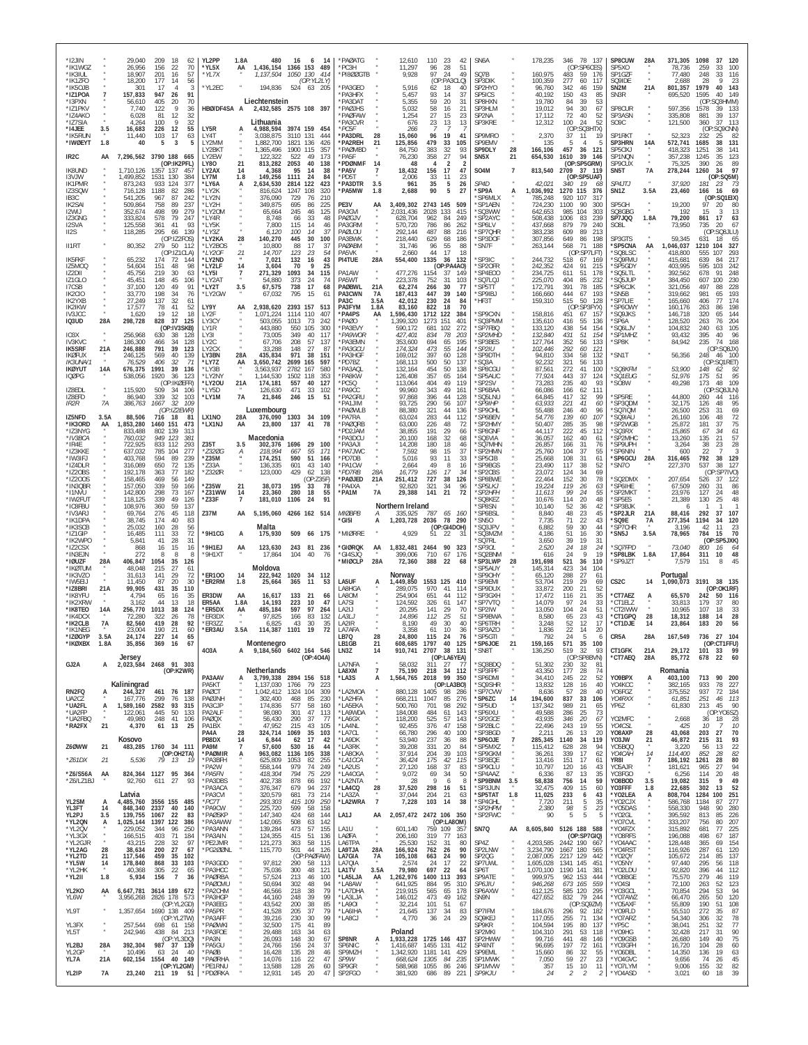*I2JIN " 29,040 209 18 62
*IK1WGZ " 26,956 156 22 70
*IK3IUL " 18,907 201 16 57
*IK1ZFO " 18,200 177 14 56
*IK5QJB " 301 17 4 3
*IZ1POA 7 157,833 947 26 91
*I3PXN " 56,610 405 20 70
*IZ1PKV " 7,740 122 9 36
*IZ4AKO " 6,028 81 12 32
*IZ7SIA " 4,264 100 9 32
*I4JEE 3.5 16,683 226 12 55
*IK5RUN " 11,440 103 17 63
*IW0EYT 1.8 40 5 3 5
IR2C AA 7,296,562 3790 188 665 (OP:IK2PFL)
IK8UND " 1,710,126 1357 137 457
I3VJW " 1,499,852 1531 130 384
IK1PMR " 873,243 933 124 377
IZ3SQW " 716,128 1188 82 286
IB3C " 541,205 967 87 242
IK2SAI " 509,864 758 89 237
I2WIJ " 352,674 498 99 279
IZ3GNG " 333,824 578 79 247
I2SVA " 125,558 361 41 93
II2S " 118,285 295 66 139 (OP:IZ2FOS)
II1RT " 80,352 279 50 112 (OP:IZ1CLA)
IK5RKF " 65,232 174 72 144
IZ5MOQ " 54,604 151 48 98
IZ2DIJ " 45,756 219 30 63
IZ1GLO " 45,451 148 45 106
I7CSB " 37,100 120 49 91
IK2CIO " 33,770 198 34 76
IK2YXB " 27,249 137 32 61
IK2IKW " 17,577 78 41 52
IV3JCC " 1,620 19 12 18
IQ3UD 28A 298,728 828 37 125 (OP:IV3SKB)
IO3X " 256,968 630 38 128
IV3KVC " 186,300 466 34 128
IK5SRF 21A 246,888 791 39 123
IK0FUX " 246,125 569 40 139
IK3UNA/1 " 76,529 406 32 71
IK0YUT 14A 676,375 1991 39 136
IQ0PG " 538,056 1920 36 123 (OP:IK0EFR)
IZ8EDL " 115,920 509 34 106
IZ8EFD " 86,940 339 32 103
IR2R 7A 386,763 1667 32 109 (OP:IZ2EWP)
IZ5NFD 3.5A 88,506 716 18 81
*IK3ORD AA 1,853,280 1460 151 473
*IZ3NYG " 833,488 802 139 313
*IV3BCA " 760,032 949 123 381
*IR4E " 722,925 833 112 293
*IZ3KKE " 637,032 785 104 277
*IW3IFJ " 403,768 594 89 239
*IZ4DLR " 316,089 650 72 135
*IZ2OBS " 192,178 363 77 182
*IZ2OOS " 158,465 469 56 149
*IN3OBR " 157,050 339 59 166
*I1NWJ " 142,800 298 73 167
*IW2FUT " 118,125 339 49 126
*IC8FBU " 108,976 360 59 137
*IV3ARJ " 69,764 276 45 118
*IK1DPA " 38,745 174 40 83
*IK3SCB " 25,032 160 28 56
*IZ1GIP " 16,485 111 33 72
*IK2WPO " 5,841 41 28 31
*IZ2CSX " 868 16 15 16
*IN3EJN " 272 8 8 8
*I0UZF 28A 406,847 1054 35 126
*IK8TUM " 48,048 215 27 61
*IK3VZO " 31,613 141 29 72
*IW4EIJ " 11,450 87 20 30
*IZ8BRI 21A 99,905 431 35 110
*IK8YFU " 4,794 65 16 35
*IK2XRW " 3,162 44 13 18
*IK8TEO 14A 256,770 1013 38 124
*IK4DCX " 72,280 322 26 78
*IK2CLB 7A 82,560 419 28 92
*IK1NEG " 23,004 190 21 60
*IZ0GYP 3.5A 24,174 227 14 65
*IK0XBX 1.8A 35,856 369 16 67

## Jersey

GJ2A A 2,023,584 2468 91 303 (OP:K2WR)

## Kaliningrad

RN2FQ A 244,327 461 76 187
UA2CZ " 167,776 299 76 138
*UA2FL A 1,589,160 2582 93 315
*UA2FP " 122,061 445 50 133
*UA2FBQ " 49,980 248 41 106
*RA2FX 21 4,370 61 13 25

## Kosovo

Z60WW 21 483,285 1760 34 111 (OP:OH2TA)
*Z61DX 21 5,536 79 13 19
*Z6/S56A AA 824,364 1127 95 364
*Z6/LZ1BJ " 92,760 611 27 93

## Latvia

YL2SM A 4,485,760 3556 155 485
YL3FT 14 848,340 2337 40 140
YL2PJ 3.5 139,755 1067 22 83
*YL2QN A 1,025,144 1397 122 386
*YL2QV " 229,052 344 96 250
*YL3GX " 166,515 403 71 184
*YL2GJR " 43,215 228 32 97
*YL2AG 28 38,634 200 27 67
*YL2TD 21 117,546 459 35 102
*YL5W 14 178,840 868 33 103
*YL2HK " 40,368 305 22 65
*YL2II 1.8 5,934 156 7 36
YL2KO AA 6,647,781 3614 189 672
YL6W " 3,956,268 2826 178 573 (OP:YL2GD)
YL9T " 1,357,654 1690 138 409 (OP:YL2TW)
YL3FX " 257,544 698 61 158
YL5T " 242,946 438 84 213
YL2BR 28A 392,904 987 37 139 (OP:YL3DQ)
YL2GP " 10,496 63 24 40
YL7A 21A 602,154 1554 40 149 (OP:YL2GM)
YL2IP 7A 23,240 211 19 51
YL2PP 1.8A 480 16 6 14
*YL5X AA 1,436,154 1366 153 489
*YL7X " 1,137,504 1050 130 414 (OP:YL2LY)
*YL2EC " 194,836 524 63 205

## Liechtenstein

HB0/DF4SA A 2,432,585 2575 108 397

## Lithuania

LY5R A 4,988,594 3974 159 454
LY4T " 3,038,675 3110 131 444
LY2MM " 1,882,700 1821 136 426
LY2BKT " 1,365,496 1900 115 357
LY2EW " 122,322 522 49 173
LY8O 21 813,282 2053 40 138
LY2AX 14 4,368 95 14 38
LY7M 1.8 149,256 1111 24 84
*LY6A A 2,634,530 2814 122 423
*LY2K " 816,624 1247 108 320
*LY2N " 376,090 729 76 210
*LY2H " 349,875 695 86 225
*LY2OM " 65,664 245 46 125
*LY4R " 8,748 66 33 48
*LY5K " 7,800 115 14 46
*LY3Z " 6,120 100 14 37
*LY2KA 28 140,270 445 30 100
*LY2BOS " 10,800 88 17 37
*LY2OF 21 14,707 123 23 54
*LY2ND " 7,021 132 16 43
*LY2LF 14 3,604 70 9 25
*LY5I 7 271,329 1093 34 115
*LY2AT " 54,880 373 24 74
*LY2T 3.5 67,575 738 17 68
*LY2GW " 67,032 795 15 61
LY9Y AA 2,938,620 2393 157 513
LY2F " 1,071,224 1114 110 407
LY3CY " 503,055 1013 73 242
LY1R " 443,880 550 105 300
LY3I " 73,005 349 40 117
LY2C " 67,706 208 57 137
LY2CX " 33,288 148 27 87
LY3BN 28A 435,834 971 38 151
*LY7Z AA 3,650,742 2699 165 597
*LY3B " 3,563,937 2762 167 580
*LY2NY " 1,144,530 1502 118 353
*LY2OU 21A 174,181 557 40 127
*LY5D " 126,630 471 33 102
*LY1M 7A 21,846 246 15 51

## Luxembourg

LX1NO 28A 376,090 1303 34 109
*LX1NJ AA 23,800 137 41 78

## Macedonia

Z35T 3.5 302,376 1696 29 100
*Z32ØG A 218,994 667 55 171
*Z35M " 174,251 590 51 166
*Z33A " 136,335 601 43 140
*Z32ØR " 123,000 429 62 138 (OP:Z35F)
*Z35W 21 38,073 195 33 78
*Z31WW 14 23,360 280 18 55
*Z33F 7 181,010 1106 24 91
Z37M AA 5,195,060 4266 162 514

## Malta

*9H1CG A 175,930 509 66 175
*9H1EJ AA 123,630 243 81 236
*9H1XT " 17,864 104 40 76

## Moldova

*ER1OO 14 222,942 1020 34 112
*ER2RM 1.8 25,664 365 11 53
ER3DW AA 16,617 133 21 46
ER5AA 1.8A 14,193 223 10 47
*ER5DX AA 485,184 597 97 264
*ER3DX " 97,825 166 83 132
*ER3ZZ " 6,825 43 30 35
*ER3AU 3.5A 114,387 1101 19 72

## Montenegro

4O3A A 9,184,560 6402 164 546 (OP:4O4A)

## Netherlands

PA3AAV A 3,799,338 2894 156 518
PA5KT " 1,137,030 1766 79 223
PA0CT " 1,042,412 1324 104 309
PA0JNH " 302,400 468 85 230
PA3CJP " 174,836 577 58 160
PA2ALF " 98,080 301 47 113
PA5GU " 56,430 290 40 92
PA1BX " 47,952 215 43 105
PA4A 28 324,714 1069 35 103
PB8DX 14 6,844 62 17 42
PA9M 7 57,600 530 16 44
*PA0MIR A 963,082 1136 105 338
*PA3BFH " 625,809 1053 82 255
*PA2W " 558,144 979 74 249
*PA5FN " 418,304 794 75 229
*PA3DBS " 402,738 878 66 192
*PA3ACA " 376,347 679 94 237
*PA3CVI " 320,579 681 73 214
*PC7T " 293,303 415 109 250
*PA0CW " 225,720 599 58 158
*PA0SKP " 147,340 424 68 144
*PA3AWW " 142,065 508 63 142
*PA3ANN " 139,284 473 57 156
*PA3AIN " 124,355 415 51 136
*PE2JMR " 121,273 363 58 115
*PG2OØNL " 115,770 501 44 126 (OP:PA0FAW)
*PA3GDD " 97,812 290 58 113
*PA3HCC " 75,036 300 48 121
*PA0CMU " 50,694 302 48 94
*PA2CHM " 46,566 218 38 79
*PA3HGP " 44,160 248 39 98
*PA3EEG " 43,542 200 37 89
*PA5PR " 41,528 205 37 79
*PA3AFF " 39,216 230 30 99
*PA0WKI " 32,500 175 41 89
*PA3FOE " 29,488 163 43 63
*PA3IN " 26,093 146 39 62
*PA6GU " 24,766 145 24 37
*PA2HB " 24,072 136 39 63
*PE1RNU " 13,588 128 26 60
*PD0RKA " 12,931 145 20 47
*PA0ATG " 12,610 110 23 42
*PC3H " 11,297 96 28 51
*PI8OOGTB " 9,928 97 24 49 (OP:PA3CLQ)
*PA3GED " 5,916 62 18 40
*PA3HFX " 5,457 93 14 37
*PA3DAT " 5,355 59 20 31
*PA0JHS " 5,032 58 16 21
*PA0FAW " 1,254 27 15 23
*PA3CVR " 676 23 13 13
*PC5F " 266 7 7 7
PA3DRL 28 15,060 96 19 41
*PA2REH 21 125,856 479 33 105
*PA0MBD " 84,750 383 32 93
*PA5F " 76,230 358 27 94
*PD0NMF 14 48 4 2 2
*PA5V 7 18,432 156 17 47
*PD5T " 2,006 33 11 23
*PA3DTR 3.5 961 35 5 26
*PA5MW 1.8 2,688 90 5 27
PE3V AA 3,409,302 2743 145 509
PA3GVI " 2,031,436 2028 133 415
PA0GJV " 628,704 962 84 249
PA3GRM " 570,720 786 86 262
PA0LOU " 292,144 487 88 216
PA3BWK " 218,440 629 68 186
PA0ABM " 31,746 96 55 88
PA5VK " 2,660 44 17 18
PI4TUE 28A 554,400 1335 36 132 (OP:PA4AO)
PA1AW " 477,276 1154 37 149
PA5WT " 223,378 752 31 103
PA0BWL 21A 62,274 266 30 77
PA3CWN 7A 187,413 447 39 140
PA3C 3.5A 42,012 230 24 84
PA3FYM 1.8A 83,160 822 18 70
*PA4PS AA 1,596,430 1712 122 384
*PA2O " 1,399,320 1273 151 401
*PA3EVY " 590,172 681 102 272
*PA9WOR " 427,401 834 78 203
*PA3EMN " 353,600 694 65 195
*PA3GZU " 174,334 473 55 144
*PA3HGF " 169,012 397 60 128
*PD7BZ " 168,113 500 50 137
*PA3AQL " 132,164 454 50 138
*PA8KW " 126,408 357 65 164
*PC5Q " 113,064 404 49 119
*PA0CC " 99,960 343 49 161
*PA2GRU " 97,868 396 44 128
*PA1JIM " 93,725 290 56 107
*PA0WLB " 88,380 321 44 136
*PA7RA " 63,024 283 44 112
*PA0QRB " 63,000 226 48 72
*PD2JAM " 38,855 191 29 66
*PA3DOU " 20,100 168 32 68
*PA3AJI " 14,208 180 18 46
*PA7JWC " 7,592 98 15 37
*PD7DB " 5,016 93 11 33
*PA1CW " 2,664 49 8 16
*PD7RB 28A 16,779 126 17 34
*PA0JED 21A 251,412 727 38 126
*PA4XA " 92,820 321 34 96
*PA1M 7A 29,388 141 21 72

## Northern Ireland

MI0BPB A 335,925 787 65 160
*GI5I A 1,203,728 2036 78 290 (OP:GI4DOH)
*MI0RRE " 4,929 51 22 31
*GI0RQK AA 1,832,481 2464 90 323
*GI4SJQ " 399,006 710 67 176
*MI0CLP 28A 72,360 388 22 68

## Norway

LA5UF A 1,449,850 1553 125 410
LA8HGA " 289,075 970 41 114
LA8OM " 254,904 651 44 112
LA7SI " 124,592 326 61 147
LA2PJA " 20,295 141 29 70
LA3LJ " 14,896 112 25 51
LA2IR " 8,190 49 30 40
LA7AFA " 3,358 61 10 36
LB7Q 28 24,800 115 24 76
LB1GB 21 608,685 1797 40 125
LN3Z 14 910,741 2707 38 131 (OP:LA6YEA)
LA7NFA " 58,032 311 27 77
LA8XM 7 75,190 218 34 112
*LA3S A 1,564,765 2018 99 350 (OP:LA3BO)
*LA2MOA " 880,128 1405 98 286
*LA2HFA " 668,211 1047 85 276
*LA5EKA " 500,760 701 98 292
*LA6ZFA " 184,008 484 61 143
*LA9GX " 118,200 525 57 143
*LA4NL " 92,455 376 47 158
*LA7CL " 66,780 296 40 100
*LA9DK " 53,940 237 36 88
*LA3RK " 39,208 231 20 84
*LA6OKA " 37,914 204 39 103
*LA3AIN " 36,424 175 42 110
*LA2US " 27,120 168 37 83
*LA4OGA " 9,072 69 34 50
*LA2NTA " 28 9 6 8
*LA9OI " 32,214 101 51 67
*LA4DQ 28 37,520 298 16 51
*LA3ZA " 37,044 204 21 63
*LA2WRA 7 7,228 103 14 38
LA1J AA 2,057,472 2472 106 350 (OP:LA8OM)
LA1U " 601,140 759 109 357
LA3FA " 206,160 319 77 163
LA6TPA " 25,530 152 31 80
LA1DNA 28A 166,924 762 26 90
LA7GIA 7A 105,183 663 24 89
LA7QIA " 2,574 24 17 22
LA1TV 3.5A 79,980 697 22 64
LA4LFA " 20,992 252 14 50
*LA5LJA AA 1,262,976 1400 113 393
*LA7DHA " 219,915 565 65 178
*LA3JJA " 146,013 473 62 165

## Poland

SP8NR A 1,933,228 1745 135 441
SP6IEQ " 1,416,687 1455 131 412
SP9MZH " 1,342,920 1181 141 423
SP9W " 698,940 1006 ...
SP9GR " 588,968 1015 86 246
SP9LJ " 381,920 686 89 221
SN6A " 178,235 346 78 137
SQ7B " 160,975 483 59 176
SP3DIK " 100,359 277 60 117
SP2HYO " 96,760 342 46 159
SP5ICS " 40,192 150 43 85
SP8HXN " 19,780 84 39 53
SP3HLM " 19,012 94 30 67
SP2NA " 17,112 72 40 52
SP3KRE " 12,312 100 24 52 (OP:SQ3HTX)
SP9MRO " 2,370 37 11 19
SP9EMV " 135 5 4 5
SP9DLY 28 166,106 457 36 121
SN5X 21 654,530 1610 39 146 (OP:SP5GRM)
SO4M 7 813,540 2709 37 119 (OP:SP5UAF)
SP4D " 42,021 340 19 68
*SP9A A 1,036,992 1270 115 376
*SP6MLX " 785,248 920 107 317
*SP1AEN " 724,230 1100 90 300
*SQ8WW " 642,653 985 104 303
*SP2AYC " 508,438 1006 83 239
*SP6LV " 437,668 879 79 240
*SP7QHR " 383,238 609 89 213
*SP3DOF " 307,856 649 86 198
*SN7F " 263,144 568 71 188 (OP:SP7LFT)
*SP3IC " 244,732 518 67 169
*SP2OFR " 242,352 424 91 215
*SP4EOO " 234,725 611 51 178
*SQ7LQJ " 225,070 404 85 232
*SP5TT " 172,791 391 78 185
*SP9IBJ " 166,660 444 67 193
*HF3T " 159,310 515 50 128 (OP:SP3FYX)
*SP9CVN " 158,816 451 67 157
*SQ9PMM " 135,610 416 55 136
*SP7FBQ " 133,120 438 54 154
*SP2MHD " 132,840 431 51 154
*SP3BES " 127,764 352 56 133
*SP2IU " 102,400 292 60 121
*SP9DTH " 94,810 334 58 132
*SQ8A " 92,232 321 56 133
*SP3GJU " 87,561 272 41 100
*SP5AUC " 77,924 443 37 124
*SP2SV " 73,283 235 40 93
*SP6BAA " 66,086 166 62 111
*SQ6LNU " 64,845 417 32 99
*SP9IHP " 63,933 221 41 60
*SP9OHL " 55,488 246 40 96
*SP6BEN " 54,776 139 60 107
*SP2HMY " 50,407 285 35 98
*SP6CNF " 44,117 222 45 112
*SQ2VIA " 36,057 162 40 61
*SQ7MHN " 26,857 166 31 76
*SP2HMN " 25,760 104 37 55
*SP5GB " 25,668 108 31 61
*SP9BGS " 23,490 117 38 52
*SP2CBS " 23,072 124 34 69
*SP8BWE " 22,464 152 30 78
*SP5LKJ " 19,224 119 26 63
*SP2HFH " 11,613 99 24 55
*SQ8KEZ " 10,676 114 20 48
*SP8SN " 10,140 52 36 42
*SP6BSL " 8,840 48 23 45
*SN5O " 7,735 71 22 43
*SQ3JPV " 6,882 59 30 44
*SQ8MZM " 4,186 51 16 30
*SQ7RL " 3,650 39 19 31
*SP3OL " 2,520 24 18 24
*SQ2BNM " 616 24 9 19
*SP3LWP 28 191,698 521 36 110
*SP5AUY " 145,314 423 34 104
*SP9CHY " 65,120 288 27 61
*SP6EMI " 53,704 219 29 69
*SP9DUX " 33,872 200 21 52
*SP3GXH " 17,472 116 21 35
*SP7VTQ " 14,079 97 24 33
*SP2IW " 13,050 104 24 51
*SP9BWA " 8,580 65 23 43
*SP6TRH " 3,248 52 12 17
*SP3AZO " 1,836 22 14 20
*SP5GTI " 792 24 5 6
*SP9JOE 21 159,165 571 35 100
*SN8T " 136,250 519 32 93 (OP:SP8BVN)
*SQ8BDQ " 51,300 230 32 81
*SP3PF " 43,350 177 28 74
*SP6DMI " 34,410 245 22 52
*SQ9SHR " 13,832 128 16 40
*SP7CVW " 8,636 57 28 40
*SP6ZC 14 194,600 837 33 106
*SP5UD " 137,342 989 21 65
*SP6IXU " 49,588 286 25 73
*SP6OJE " 43,935 346 20 67
*SP2BLC " 22,496 243 19 55
*SP3BGD " 2,211 26 13 20
*SP4KJ 7 285,345 1140 34 119
*SP9MXZ " 115,412 628 28 94
*SP9GKM " 36,261 339 17 62
*SP3EGE " 13,416 151 17 61
*SP9CLU " 10,797 126 16 43
*SP4AAZ " 6,336 87 13 35
*SP8BNM 3.5 58,838 756 14 59
*SP3JUN " 32,475 409 15 60
*SP5TAT 1.8 11,025 233 6 43
*SP9LAS " 7,720 211 5 35
*SP9VFD " 2,390 98 5 23
*SP2FWC " 90 5 5 5
SN7Q AA 8,605,840 5126 188 588 (OP:SP7GIQ)
SP2LNW " 4,203,585 2442 190 667
SP4MPB " 3,234,790 1667 180 565
SP9GFI " 2,087,005 2217 129 442
SP7UWL " 1,605,048 1234 151 437
SP6T " 1,070,100 1190 141 381
SP6JIU " 946,260 1032 ...
SP9AXW " 612,125 885 129 255
SN9N " 427,652 832 79 244
SP7FBM " 184,676 296 92 182
SP5LEC " 183,822 ... 82 187
SP9MZX " 99,716 441 48 166
SP6NNN " 96,665 197 72 143
SP9EML " 15,660 86 32 58
SP1MWW " 357 15 10 11
SP9KJU " 24 2 2 2
SP8CUW 28A 371,305 1098 37 120
SP5XO " 78,736 259 33 100
SP1GZF " 77,480 248 33 116
SQ9IDE " 2,688 28 9 23
SN2M 21A 801,357 1979 40 143 (OP:SQ3HMM)
SN3R " 695,520 1595 40 149
SP8CUR " 597,356 1578 39 133
SP3ASN " 335,808 881 39 137
SO9C " 121,500 360 37 113 (OP:SQ9CNN)
SP1RKT " 52,323 232 25 82
SP3HRN 14A 572,741 1685 38 131
SP5CKJ " 418,323 1251 38 141
SP1NQN " 357,238 1245 35 123
SP9CLX " 75,325 390 26 89
SN5T 7A 278,244 1260 34 97 (OP:SQ5M)
SP4UTJ " 37,920 181 23 73
SN1Z 3.5A 23,460 166 16 69 (OP:SQ1EIX)
SP5GH " 19,200 97 20 80
SQ8GBG " 192 15 3 13
SP7JQQ 1.8A 79,200 861 17 63
SO8L " 73,950 735 20 67 (OP:SQ8JLU)
SP3GTS " 59,345 631 18 65
*SP5CNA AA 1,046,037 1210 104 327
*SQ8LSC " 418,800 555 107 293
*SQ9FMU " 415,681 639 84 217
*SP5GDY " 403,995 595 103 242
*SQ5LTL " 392,562 678 91 248
*SQ5JUP " 384,450 607 100 230
*SP6CJK " 321,056 497 88 228
*SN5B " 319,662 981 65 193
*SP7LIE " 165,660 406 77 178
*SP6OWY " 160,176 263 86 198
*SQ9JKS " 146,718 320 65 144
*SP6A " 128,520 263 76 204
*SQ6LJV " 104,832 240 63 105
*SP1MHZ " 93,432 395 40 96
*SP8K " 84,942 235 74 168
*SN1T " 56,356 248 46 100 (OP:SQ1RET)
*SQ8KFM " 53,900 148 62 92
*SQ1EUG " 51,976 175 51 95
*SO8W " 49,298 173 48 109 (OP:SQ8JLN)
*SP5RE " 44,800 260 44 116
*SP3QDM " 32,175 126 48 95
*SQ7IQM " 26,500 253 31 69
*SQ9IAU " 26,160 106 48 72
*SP2WGB " 25,872 181 37 75
*SQ8RX " 15,865 67 34 61
*SP2MHC " 13,260 135 21 57
*SP9UPH " 3,264 38 23 28
*SP6NIN " 600 22 7 3
*SP6GCU 28A 316,465 792 38 129
*SN7O " 227,370 537 38 127 (OP:SP7IVO)
*SQ2DMX " 207,654 526 37 122
*SP6IHE " 67,509 260 31 86
*SP2MKT " 23,976 127 24 48
*SP5ES " 21,389 130 25 48
*SP3BJK " 6 1 1 1
*SP2JLR 21A 88,416 292 37 107
*SQ9E 7A 277,354 1194 34 120
*SP7OHR " 3,196 42 11 23
*SN5J 3.5A 78,965 784 15 70 (OP:SP5JXK)
*SQ7FPD " 73,040 800 16 64
*SP8LBK 1.8A 17,864 311 10 48
*SP9JZT " 7,579 151 8 45

## Portugal

CS2C 14 1,090,073 3191 38 135 (OP:OK1RF)
*CT7AEZ A 65,570 242 50 116
*CT1ELZ " 33,813 179 37 80
*CT2IWW " 10,965 107 18 33
*CT1GPQ 28 18,312 188 14 28
*CT1DJE 14 23,864 183 20 56
CR5A 28A 167,549 736 27 104 (OP:CT1FFU)
CT1GFK 21A 29,172 101 33 99
*CT7AEQ 28A 85,772 678 22 60

## Romania

YO9BPX A 403,100 713 90 200
YO4KCC " 382,165 933 78 227
YO6FGZ " 375,552 772 72 184
YO/RXX " 61,851 251 46 113
YP6Z " 61,830 213 45 90 (OP:YO6SZ)
YO2MFC " 2,668 36 18 28
YO4CSL " 425 10 7 10
YO8AXP 28 43,068 203 27 70
YO3JW 21 46,872 215 31 93
YO5BQQ " 3,220 56 13 22
YO4CAH 14 114,400 852 28 82
YR8I 7 186,192 1261 28 80
YO5AJR " 181,621 965 27 94
YO3FGO " 6,256 114 20 48
YO8BOD 3.5 19,002 315 9 49
YO3FFF 1.8 22,685 302 13 52
*YO2LEA A 808,704 1284 100 251
*YO2CJX " 586,740 1184 87 277
*YO5DAS " 538,330 948 90 280
*YO2GL " 395,592 813 85 226
*YO7CVL " 333,277 756 80 207
*YO4FZX " 315,892 681 77 225
*YO8RFS " 196,088 498 67 187
*YO6AAC " 128,448 365 69 154
*YO4NF " 120,576 387 61 131
*YO4RST " 116,928 287 61 120
*YO2QY " 105,672 214 85 137
*YO7AWZ " 66,430 274 49 81
*YO5KAY " 66,140 250 49 111
*YO2LDU " 92,280 296 44 109
*YO3CGL " 70,854 249 ...
*YO9FLD " 55,514 207 47 ...
*YO6GSB " 43,125 196 ...
*YO6DBL " 14,630 ...
*YO9GVC " 9,656 76 21 35
*YO4ASD " 3,021 60 18 39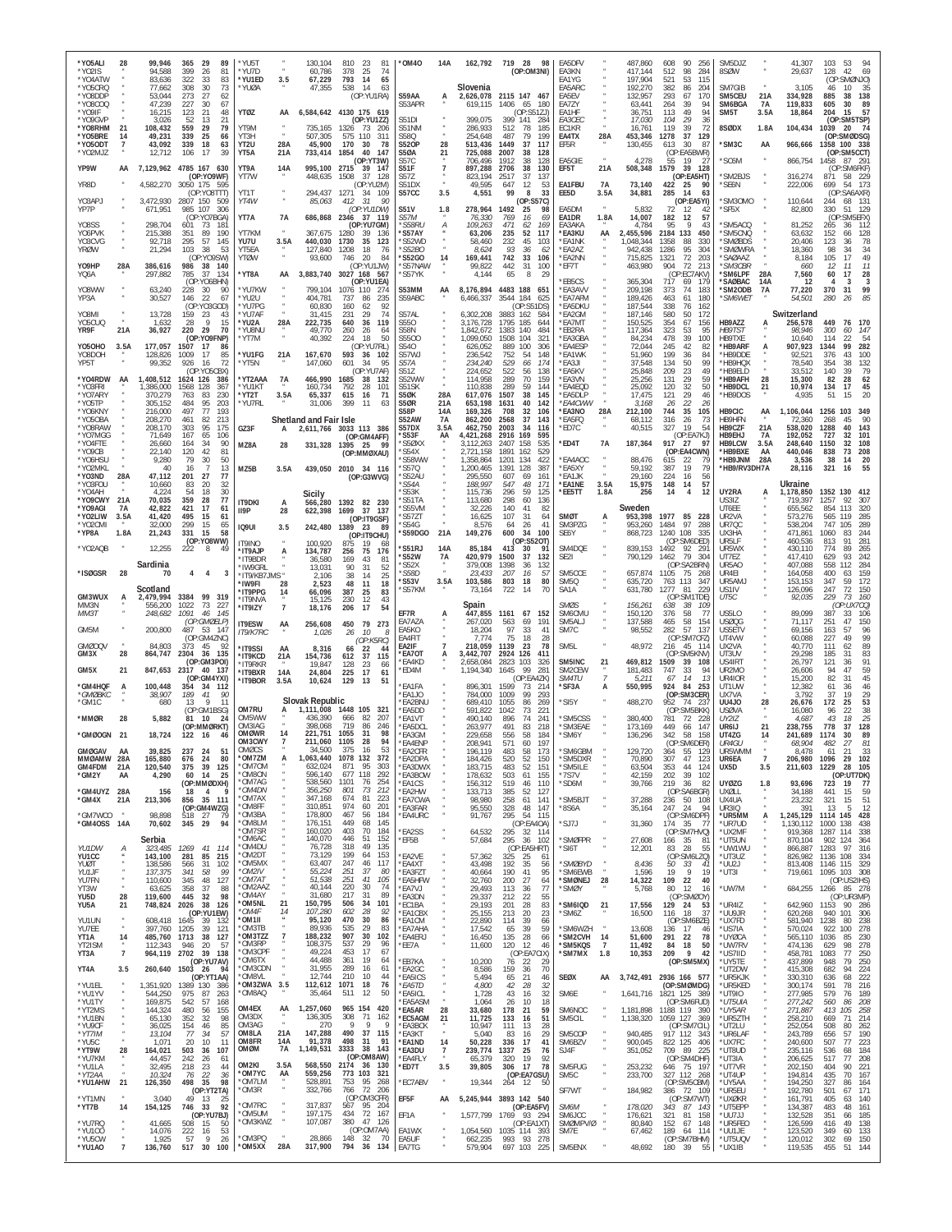*YO5ALI 28 99,946 365 29 89
*YO2IS " 94,588 399 26 81
*YO4ATW " 83,636 322 33 83
*YO5CRQ " 77,662 308 30 73
*YO8DDP " 53,044 273 27 62
*YO8COQ " 47,239 227 30 67
*YO8IF " 16,215 123 21 48
*YO9GVP " 3,026 52 13 21
*YO8RHM 21 108,432 559 29 79
*YO5BRE 14 49,231 339 25 66
*YO5ODT 7 43,092 339 18 63
*YO2MJZ " 12,712 106 17 39

YP9W AA 7,129,962 4785 167 630
(OP:YO9WF)
YR8D " 4,582,270 3050 175 595
(OP:YO8TTT)
YO3APJ " 3,472,930 2807 150 509
YP7P " 671,951 985 107 306
(OP:YO7BGA)
YO8SS " 298,704 601 73 181
YO6PVK " 215,388 351 89 190
YO8CVG " 92,718 295 57 145
YR2W " 21,294 103 38 53
(OP:YO9SW)
YO9HP 28A 386,616 986 38 140
YQ6A " 297,882 785 37 134
(OP:YO6BHN)
YO8WW " 63,240 228 30 90
YP3A " 30,527 146 22 67
(OP:YO3GOD)
YO8MI " 13,728 159 23 43
YO5CUQ " 1,632 28 9 15
YR9F 21A 36,927 220 29 70
(OP:YO9FNP)
YO5OHO 3.5A 177,057 1507 17 86
YO8DOH " 128,826 1009 17 85
YP5T " 99,352 926 16 72
(OP:YO5OBX)
*YO4RDW AA 1,408,512 1624 126 386
*YO8FRI " 1,386,000 1568 128 367
*YO7ARY " 370,279 763 83 230
*YO5TP " 305,152 484 95 203
*YO6KNY " 216,000 497 77 193
*YO5OBA " 208,270 461 82 213
*YO8RAW " 208,170 303 95 175
*YO7MGG " 71,649 167 65 106
*YO4FTE " 26,660 164 34 90
*YO9CB " 22,140 120 42 81
*YO8HSU " 9,280 79 30 50
*YO2MKL " 40 16 7 13
*YO3ND 28A 47,112 201 27 77
*YO3FOU " 10,660 83 20 32
*YO4AH " 4,224 54 18 30
*YO9CWY 21A 70,035 359 28 77
*YO8AGI 7A 42,822 421 17 61
*YO2LIW 3.5A 41,420 495 15 61
*YO2CMI " 32,000 299 15 65
*YP8A 1.8A 21,243 331 15 58
(OP:YO8WW)
*YO2AQB " 12,255 222 8 49

## Sardinia
*IS0GSR 28 70 4 4 3

## Scotland
GM3WUX A 2,479,994 3384 99 319
MM3N " 556,200 1022 73 227
MM3T " 248,682 1091 46 145
(OP:GM0ELP)
GM5M " 200,800 487 53 147
(OP:GM4ZNC)
GM2OQV " 84,803 373 45 92
GM3X 28 864,747 2304 36 135
(OP:GM3POI)
GM5X 21 847,653 2317 40 137
(OP:GM4YXI)
*GM4HQF A 100,448 354 34 112
*GM0BKC " 38,907 189 41 90
*GM1C " 680 13 9 11
(OP:GM1BSG)
*MM0R 28 5,882 81 10 24
(OP:MM0RKT)
*GM0OGN 21 18,724 122 16 46
GM0GAV AA 39,825 237 24 51
MM0MWW 28A 165,880 676 24 80
GM4FDM 21A 120,540 375 39 125
*GM2Y AA 4,290 60 14 25
(OP:MM0DXH)
*GM4UYZ 28A 156 18 4 9
*GM4X 21A 213,306 856 35 111
(OP:GM4WZG)
*GM7WCO " 98,898 518 27 79
*GM4OSS 14A 70,602 345 29 94

## Serbia
YU1DW A 323,485 1269 41 114
YU1CC " 143,100 281 85 215
YU0T " 138,586 566 31 102
YU1JF " 137,375 341 58 99
YU7FN " 110,600 345 48 127
YT3W " 63,625 358 37 88
YU5D 28 119,600 445 32 98
YU5A 21 748,824 2026 38 126
(OP:YU1EW)
YU1UN " 608,418 1645 39 132
YU7EE " 397,760 1205 39 121
YT1A 14 485,760 1713 38 127
YT2ISM " 112,343 946 20 57
YT3A 7 964,119 2702 39 138
(OP:YT2TA)
YT4A 3.5 260,640 1503 26 94
(OP:YT1AA)
*YU1EL " 1,351,920 1389 130 386
*YU1YV " 544,250 975 87 263
*YU1TY " 169,875 542 57 168
*YT2MS " 144,324 480 56 156
*YU1BN " 65,130 352 32 98
*YU8CF " 36,025 154 46 85
*YT7IM " 13,104 77 34 57
*YU5C " 1,071 20 10 11
*YT9W 28 164,021 503 36 107
*YU7KM " 44,457 242 26 61
*YU1LA " 32,495 218 23 44
*YT2AA " 10,324 76 22 36
*YU1AHW 21 126,350 498 35 98
*YT1MN " 3,040 49 13 25
*YT7B 14 154,125 746 33 92
(OP:YU7BJ)
*YU7RQ " 41,665 508 15 50
*YU1CO " 14,076 222 13 53
*YU5CW " 1,925 57 9 26
*YU1AO 7 136,760 517 30 100
*YU5T " 130,104 810 23 81
*YU7D " 60,786 378 25 74
*YU1ED 3.5 67,229 793 14 65
*YU0A " 47,355 538 14 63
(OP:YU1RA)

YT0Z AA 6,584,642 4130 175 619
(OP:YU1ZZ)
YT9M " 735,165 1326 73 206
YT3H " 507,305 575 110 311
YT2U 28A 45,900 170 30 78
YT5A 21A 733,414 1854 40 147
(OP:YT3W)
YT9A 14A 995,100 2715 39 147
YT7W " 448,635 1508 37 128
(OP:YU2M)
YT1T " 294,437 1271 34 109
YT4W " 85,063 412 31 90
(OP:YU1DW)
YT7A 7A 686,868 2346 37 119
(OP:YU7GM)
YT7KM " 367,675 1280 39 136
YU7U 3.5A 440,030 1730 35 123
YT5EA " 127,840 1208 18 76
YT0W " 93,600 746 20 84
(OP:YU1JW)
*YT8A AA 3,883,740 3027 168 567
(OP:YU1EA)
*YU7KW " 799,104 1076 110 274
*YU2U " 404,781 737 86 235
*YU7PG " 60,830 160 62 92
*YU7AF " 31,415 231 29 74
*YU2A 28A 222,735 640 36 119
*YU8NU " 49,770 250 26 64
*YT7M " 40,392 224 18 50
(OP:YU7RL)
*YU1FG 21A 167,670 593 36 102
*YT5N " 147,060 601 34 95
(OP:YU7AF)
*YT2AAA 7A 466,990 1685 38 132
*YU1KT " 160,734 792 28 101
*YT2T 3.5A 65,337 615 16 71
*YU7RL " 31,006 399 11 63

## Shetland and Fair Isle
GZ3F A 2,611,766 3033 113 386
(OP:GM4AFF)
MZ8A 28 331,328 1395 25 99
(OP:MM0XAU)
MZ5B 3.5A 439,050 2010 34 116
(OP:G3WVG)

## Sicily
IT9DKI A 566,280 1392 82 230
II9P 28 622,398 1699 37 137
(OP:IT9GSF)
IQ9UI 3.5 242,480 1389 23 89
(OP:IT9CHU)
IT9INO " 100,920 875 19 68
*IT9AJP A 134,787 256 75 176
*IT9BDR " 36,580 169 43 81
*IW9GRL " 13,031 90 31 52
*IT9/KB7JMS " 2,106 38 14 25
*IW9FI 28 2,523 48 11 18
*IT9PPG 14 66,096 387 25 83
*IT9NVA " 15,125 230 12 43
*IT9IZY 7 18,176 206 17 54

IT9ESW AA 256,608 450 79 273
IT9/K7RC " 1,026 26 10 8
(OP:K5RC)
*IT9SSI AA 8,316 66 22 44
*IT9KCD 21A 154,736 612 37 115
*IT9RKR " 19,847 128 23 66
*IT9BXR 14A 24,804 225 17 61
*IT9BOR 3.5A 10,624 129 13 51

## Slovak Republic
OM7RU A 1,111,008 1448 105 321
OM5WW " 436,390 666 82 207
OM3IAG " 398,068 719 86 246
OM0WR 14 221,751 1055 31 98
OM3CWY 7 211,060 1105 28 94
OM3CS " 34,500 375 16 53
*OM7ZM A 1,063,440 1078 132 372
*OM7OM " 632,024 871 95 303
*OM8CN " 596,140 677 118 292
*OM7AG " 538,560 1101 76 254
*OM4DN " 356,250 801 73 212
*OM7AX " 347,168 674 81 223
*OM8FF " 310,851 974 60 201
*OM3BA " 178,800 467 56 184
*OM8LM " 176,151 449 68 145
*OM7SR " 160,020 403 70 184
*OM6AC " 140,070 446 51 152
*OM4DU " 76,728 318 49 135
*OM2DT " 73,129 199 64 153
*OM5MX " 63,407 247 46 117
*OM2IV " 55,224 251 37 80
*OM7AT " 51,538 251 41 105
*OM2AAZ " 40,144 220 30 74
*OM4AY " 31,694 217 31 89
*OM5NL 21 150,795 506 34 101
*OM4F 14 107,280 602 28 92
*OM1II " 95,120 470 30 86
*OM3TB " 89,936 535 29 83
*OM3TZZ 7 188,232 907 30 102
*OM3RP " 108,375 537 29 96
*OM3CPF " 49,224 453 17 67
*OM6TX " 44,488 361 19 64
*OM3CDN " 31,955 289 16 61
*OM8VL " 12,744 210 14 40
*OM3ZWA 3.5 112,612 1071 18 76
*OM8AQ " 35,464 511 12 50

OM4EX AA 1,257,060 965 154 420
OM3DX " 136,305 308 71 162
OM3AG " 270 9 9 9
OM8LA 21A 147,288 490 37 115
OM8FR 14A 91,378 498 31 91
OM0M 7A 1,149,531 3333 38 143
(OP:OM3GI)
OM2KI 3.5A 568,550 2174 36 130
*OM7YC AA 559,256 773 103 321
*OM7LM " 528,891 753 93 308
*OM8AHM " 332,766 766 72 206
(OP:OM3CFR)
*OM7RC " 317,837 567 95 204
*OM5RW " 197,175 434 72 153
*OM6AL " 140,616 475 56 120
*OM3KWZ " 107,087 380 47 126
*OM3PQ " 28,866 132 32 70
*OM5XX 28A 317,900 794 36 134
*OM4O 14A 162,792 719 28 98
(OP:OM3NI)

## Slovenia
S59AA A 2,626,078 2115 147 467
S53APR " 619,115 1406 65 180
(OP:S51ZJ)
S51DI " 399,075 399 141 284
S51NM " 286,933 512 78 185
S58Q " 254,648 487 79 199
S52OP 28 513,436 1449 37 117
S50A 21 725,088 2007 38 128
S57C " 706,496 1912 38 128
S51F 7 897,288 2706 38 130
S57Z " 823,194 2517 37 137
S51DX " 49,595 647 12 53
S57CC 3.5 4,551 99 8 33
(OP:S57C)
S51V 1.8 278,964 1492 25 98
S57M " 76,330 769 16 69
*S58RU A 109,263 471 62 169
*S57AY " 63,206 235 52 117
*S52WD " 58,460 232 45 103
*S52BO " 8,624 93 36 62
*S52GO 14 169,441 742 33 106
*S57NAW " 99,822 442 31 100
*S57YK " 4,144 65 8 29

S53MM AA 8,176,894 4483 188 651
S59ABC " 6,466,337 3544 184 625
(OP:S51DS)
S57AL " 6,302,208 3883 162 584
S55O " 3,176,728 1795 185 644
S58N " 1,842,672 1383 140 484
S55OO " 1,099,050 1508 104 321
S54O " 656,052 889 100 306
S57WJ " 236,542 752 54 148
S57A " 234,240 529 66 174
S51Z " 224,652 522 56 138
S52WW " 114,958 289 70 159
S51SK " 110,838 289 59 144
S50K 28A 617,076 1507 38 145
S50R 21A 653,198 1631 40 142
S58P 14A 169,326 708 32 106
S52AW 7A 862,200 2568 37 143
S57DX 3.5A 462,750 2003 34 116
*S53F AA 4,421,268 2916 169 595
*S50XX " 3,112,263 2407 158 535
*S54X " 2,721,158 1891 162 529
*S58WW " 1,358,864 1201 134 422
*S57Q " 1,200,465 1391 128 387
*S52AU " 295,550 607 69 161
*S54A " 188,997 547 48 171
*S53K " 115,736 296 59 125
*S51TA " 113,680 298 60 136
*S55VM " 32,226 140 41 82
*S57ZT " 16,625 107 31 64
*S54G " 8,576 64 26 41
*S59DGO 21A 149,276 600 34 100
(OP:S52OT)
*S51RJ 14A 85,184 413 30 91
*S52W 7A 420,979 1500 37 132
*S52X " 379,008 1396 36 132
*S58D " 23,433 207 16 57
*S53V 3.5A 103,586 803 18 80
*S57KM " 73,164 722 14 70

## Spain
EF7R A 447,855 1161 67 152
EA7AZA " 267,020 563 69 191
EA5KO " 18,204 97 33 41
EA4FT " 7,774 75 18 28
EA2IF 7 218,059 1139 23 78
*EA7OT A 3,442,707 2924 126 411
*EA4KD " 2,658,084 2823 103 326
*ED4M " 1,194,340 1645 99 281
(OP:EA4ZK)
*EA1FA " 896,301 1599 73 214
*EA1JO " 784,000 1009 99 293
*EA2BNU " 689,410 1055 86 269
*EA5DD " 591,822 1042 73 221
*EA1VT " 490,140 896 74 241
*EA5DCL " 263,977 491 83 218
*EA3GM " 229,658 556 58 184
*EA4ENP " 208,941 571 60 197
*EA2CFR " 196,119 483 58 173
*EA2DPA " 184,426 520 52 150
*EA2WX " 183,715 483 52 151
*EA3BOW " 178,632 503 61 155
*EA1CS " 156,312 519 46 110
*EA2HW " 133,713 385 52 127
*EA7OWA " 98,980 258 61 141
*EA3FAR " 95,550 328 48 147
*EA4URC " 91,767 295 54 135
(OP:EA4OA)
*EA2SS " 64,532 295 32 114
*EF5B " 57,684 295 36 102
(OP:EA5HRT)
*EA2VE " 57,362 325 25 61
*EA4XT " 43,498 192 35 56
*EA3FZT " 40,664 190 41 75
*EA5HFW " 32,760 200 27 64
*EA7VJ " 29,493 113 36 77
*EA3DN " 29,337 212 22 35
*EC1BA " 29,193 201 28 83
*EA1CBX " 25,155 213 20 23
*EA1CM " 22,890 114 39 66
*EA7AHA " 17,542 65 39 59
*EA4ERJ " 16,450 135 28 66
*EE7A " 11,600 126 16 42
*EB7KA " 10,200 76 22 29
*EA2GC " 8,586 159 36 70
*EA5ICS " 5,494 65 21 32
*EA5TD " 4,800 42 28 32
*EA5BL " 1,726 23 16 20
*EA5ASM " 1,064 26 10 18
*EA6AR 28 33,680 178 21 59
*EC5AGM 21 11,725 113 16 31
*EA3BOK " 10,947 111 13 28
*EA3KT " 5,040 83 16 29
*EA1ND 14 50,228 336 27 76
*EA3DU 7 239,774 1337 25 76
*EA4FLY " 65,379 537 16 53
*ED7T 3.5 39,805 306 17 78
(OP:EA7GSU)
*EC7ABV " 19,344 270 10 52

EF5F AA 5,245,944 3893 142 540
(OP:EA5FV)
EF1A " 1,577,799 1769 93 294
(OP:EA1DR)
EA1WX " 1,054,560 1330 85 275
EA5UF " 662,235 993 73 228
EA7TG " 579,904 697 103 225
EA5DFV " 487,860 608 90 256
EA3KN " 417,144 512 98 284
EA1YG " 197,904 521 53 115
EA5ARC " 192,270 382 86 204
EA5EV " 132,957 293 67 170
EA7ZY " 63,441 264 39 94
EA1HF " 36,751 113 49 94
EA3CEC " 17,030 104 29 36
EC1KR " 16,761 119 39 72
EA4TX 28A 453,346 1278 37 129
EF5R " 130,455 613 30 87
(OP:EA5BWR)
EA5GIE " 4,278 55 19 27
EF5T 21A 508,348 1579 39 128
(OP:EA5HT)
EA1FBU 7A 73,140 422 25 90
EE5D 3.5A 34,881 285 14 63
(OP:EA5YI)
EA5DM " 5,832 72 12 42
EA1DR 1.8A 14,007 182 12 57
EA3AKA " 4,784 95 9 43
*EA3KU AA 2,455,596 2184 133 450
*EA1NK " 1,048,344 1358 88 330
*EA2AZ " 942,438 1286 95 304
*EA2NN " 715,825 1321 72 203
*EF7T " 463,980 904 72 213
(OP:EC7AKV)
*EB5CS " 365,304 717 69 179
*EA3AVV " 209,198 373 74 183
*EA7AFM " 189,426 463 61 180
*EA5DKU " 187,544 338 76 162
*EA2GM " 187,146 580 50 172
*EA7MT " 150,525 354 67 156
*EB2RA " 117,364 323 53 95
*EA3GBA " 84,234 478 39 100
*EA4ESP " 72,044 245 42 82
*EA1WK " 51,960 199 36 84
*EA3JI " 37,548 134 50 99
*EA5KV " 25,848 209 23 49
*EA3VN " 25,256 131 29 59
*EA4EQD " 25,092 120 32 50
*EA5DLP " 17,475 121 29 46
*EA4CWW " 3,168 26 22 26
*EA3NO 28A 212,100 744 35 105
*EA5FQ " 68,112 316 26 73
*ED7C " 40,515 327 19 54
(OP:EA7KJ)
*ED4T 7A 187,364 917 27 97
(OP:EA4CWN)
*EA4AOC " 88,476 615 22 79
*EA5XY " 59,192 387 19 79
*EA1JK " 29,160 224 16 56
*EA1NE 3.5A 15,975 148 14 57
*EE5TT 1.8A 256 14 4 12

## Sweden
SM0T A 953,398 1977 85 228
SM3PZG " 953,260 1484 97 288
SE6Y " 868,723 1240 108 335
(OP:SM6DED)
SM4DQE " 839,153 1492 92 291
SE2I " 790,129 1462 79 304
(OP:SA2BRN)
SM5CCE " 657,874 1105 75 268
SM5Q " 635,720 763 113 347
SA1A " 631,780 1277 81 229
(OP:SM1TDE)
SM2S " 156,261 638 38 109
SM6CMU " 150,120 376 58 77
SM5ALJ " 137,588 465 58 154
SM7C " 98,552 282 57 137
(OP:SM7OFZ)
SM5L " 48,972 216 45 114
(OP:SM5KNV)
SM5INC 21 469,812 1509 39 108
SM2CEW " 181,483 747 33 94
SM4TU 7 5,211 67 14 31
*SF3A A 550,995 924 84 253
(OP:SM3CER)
*SI5Y " 488,270 952 74 237
(OP:SM5BKK)
*SM5CSS " 380,400 781 72 228
*SM3EAE " 173,169 449 66 147
*SM6Y " 136,296 342 58 158
(OP:SM6DER)
*SM6GBM " 129,720 364 55 129
*SM5DXR " 70,890 307 47 123
*SM5LE " 63,504 353 44 124
*7S7V " 42,159 202 39 102
*SD6M " 39,766 219 36 82
(OP:SA6BGR)
*SM5BJT " 37,288 236 50 108
*8S6A " 35,164 247 24 94
(OP:SM6DPF)
*SJ7J " 31,360 174 35 77
(OP:SM7HVQ)
*SM0FPR " 27,608 166 35 81
*SI6T " 12,201 83 28 55
(OP:SM6LZQ)
*SM0BYD " 8,436 50 33 41
*SM6EMB " 1,596 19 9 19
*SM0NEJ 28 14,322 109 22 40
*SM0Y " 5,768 80 12 16
(OP:SM0OY)
*SM6IQD 21 17,556 129 24 53
*SM6Z " 16,500 116 18 37
(OP:SM6BZE)
*SM6WZH " 13,608 136 17 46
*SM2CVH 14 51,600 291 22 78
*SM5KQS 7 11,492 84 18 50
*SM7MX 1.8 10,353 209 9 42
(OP:SM5MX)

SE0X AA 3,742,491 2936 166 577
(OP:SM0MDG)
SM6E " 1,641,716 1821 125 389
(OP:SM6FUD)
SM6NOC " 1,181,898 1188 119 390
SM5OL " 1,138,320 1059 127 369
(OP:SM7GIL)
SM5COP " 940,485 917 112 343
SM6BZV " 900,045 822 125 406
SJ4F " 351,052 709 89 225
(OP:SM4DHF)
SM5FUG " 253,232 546 75 197
SM2LCC " 176,621 321 81 158
SM0MPV/0 " 80,840 152 67 148
SF7WT " 184,982 386 72 190
(OP:SM7WT)
SM6M " 178,020 343 87 143
(OP:SM7BHM)
SM5ENX " 48,692 180 39 55
SM5DJZ " 41,307 103 53 94
8S0W " 29,637 128 42 69
(OP:SM0UJO)
SM7GIB " 3,105 46 10 35
SM5CEU 21A 334,928 885 38 138
SM6BGA 7A 119,833 605 30 89
SM5T 3.5A 18,864 204 15 57
(OP:SM5TSP)
8S0DX 1.8A 104,434 1039 20 74
(OP:SM0DSG)
*SM3C AA 966,666 1358 100 338
(OP:SM5CCT)
*SC6M " 866,754 1458 87 291
(OP:SM6RKF)
*SM2BJS " 316,274 871 58 229
*SE6N " 222,006 699 54 173
(OP:SA6AXR)
*SM3OMO " 110,644 244 68 131
*SF5X " 82,800 330 51 129
(OP:SM5EFX)
*SM5ACQ " 81,252 265 36 112
*SM5CNQ " 63,632 152 66 128
*SM2BDS " 20,406 123 36 78
*SM0WRA " 18,360 98 34 34
*SA0AAZ " 8,184 105 17 49
*SM3CBR " 660 12 11 11
*SM6LPF 28A 7,560 60 17 28
*SA0BAC 14A 12 4 3 3
*SM2ODB 7A 77,220 370 31 99
*SM6WET " 54,501 280 26 85

## Switzerland
HB9AZZ A 256,578 449 76 170
HB9TST " 98,946 300 60 147
HB9TXE " 10,640 114 22 54
*HB9ARF A 907,923 1344 99 282
*HB9DDE " 92,521 376 43 100
*HB9HQX " 78,540 354 38 132
*HB9ELD " 33,512 140 39 79
*HB9AFH 28 15,300 82 28 62
*HB9DCL 21 10,974 134 17 45
*HB9DOS " 4,935 51 15 20

HB9CIC AA 1,106,044 1256 103 349
HB9HFN " 72,360 268 45 90
HB9CZF 21A 538,020 1288 40 143
HB9EHJ 7A 192,052 727 32 101
HB9LCW 3.5A 248,640 1150 32 108
*HB9BXE AA 440,046 838 73 208
*HB9JNM 28A 3,536 38 14 20
*HB9/RV3DH 7A 28,116 321 16 55

## Ukraine
UY2RA A 1,178,850 1352 130 412
US3IZ " 719,397 1257 92 307
UT6EE " 655,562 854 113 320
UR2VA " 573,276 565 119 285
UR7QC " 538,204 747 105 289
UX3HA " 471,861 1060 83 244
UR5LF " 460,536 813 91 281
UR5WX " 430,110 774 89 265
UT7EZ " 417,410 629 93 242
UR5AO " 407,088 558 112 284
UR4EI " 164,058 400 63 159
UR5AMJ " 153,153 347 59 172
US1IV " 126,096 247 72 150
UT5C " 92,035 229 73 160
(OP:UX7CQ)
US5LO " 89,099 387 33 106
US0QG " 71,117 251 47 150
US5ETV " 69,156 163 57 96
UT4VW " 60,088 227 49 99
UX2VA " 40,770 111 62 89
UT3UV " 29,298 185 31 83
US4IRT " 26,797 121 36 91
UR2MO " 26,606 94 47 59
UR4IOR " 15,200 82 31 45
UT1UW " 12,382 61 36 46
UX7VA " 3,792 37 19 29
UU4JO 28 26,676 172 25 53
US0VA " 16,080 96 22 38
UY2IZ " 4,687 43 18 25
UR6IJ 21 238,755 778 37 128
UT4ZG 14 241,689 1174 30 89
UR4GU " 68,904 482 27 81
UR5WMM " 8,478 61 21 33
UR6EA 7 206,988 1096 29 102
UX5D 3.5 211,603 1229 28 105
(OP:UT7DK)
UY0ZG 1.8 93,696 723 19 77
UX0LL " 34,188 441 15 59
UX4UA " 23,232 321 15 51
UR3IQ " 391 13 5 12
*UR5MM A 1,245,129 1114 145 428
*UR7UD " 1,130,112 1000 138 438
*UX2MF " 919,368 1287 114 338
*UT5UN " 870,104 902 124 364
*UW1WU " 866,887 1283 97 316
*UT3UZ " 826,982 1136 108 334
*UT5UIA " 277,242 580 86 208
*UY5AR " 271,887 413 105 258
*UR5ZTH " 258,210 410 96 234
*UT2LU " 252,054 580 80 262
*UR6LAF " 243,789 656 57 190
*UT7VR " 202,150 404 90 221
*UT4UP " 194,824 353 86 258
*UY5AA " 191,808 386 72 150
*UR5EU " 192,984 386 72 190
*UX0KR " 161,147 384 48 161
*UT5EPP " 134,387 483 48 161
*UT7JJ " 132,528 351 66 138
*UR5FEO " 125,699 416 48 149
*UT5UUV " 122,018 355 51 132
*UT5UQV " 120,012 355 51 132
*UX1IB " 119,535 455 51 144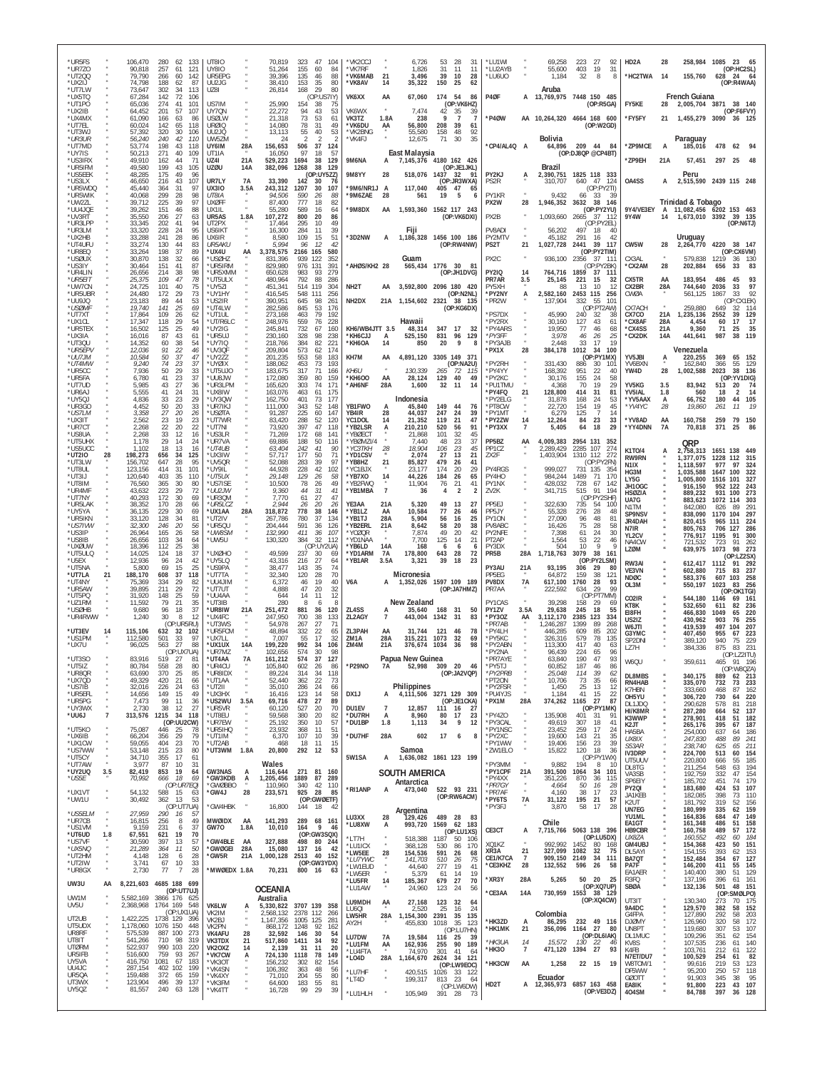*UR5FS " 106,470 280 62 133
*UR7ZO " 90,818 257 61 121
*UT2QQ " 79,790 266 60 142
*UX2IJ " 74,798 188 62 87
*UT7LW " 73,647 302 34 113
*UX5TQ " 67,284 142 72 106
*UT1PO " 65,036 274 41 101
*UX2IB " 64,452 201 57 107
*UX4MX " 61,090 166 63 86
*UT7EL " 60,024 142 65 118
*UT3WJ " 57,392 320 30 106
*UR3UR " 56,240 240 42 110
*UT7MD " 53,774 198 43 118
*UY7IS " 50,213 271 40 109
*US3IRX " 49,910 162 44 71
*UR5IFM " 49,580 199 43 105
*US5EEK " 48,285 175 49 96
*US3LX " 46,650 216 43 107
*UR5WDQ " 45,440 364 31 97
*UR5WIK " 40,068 299 28 98
*UW2ZL " 39,712 225 39 97
*UU4JQE " 39,262 151 46 88
*UV3RT " 35,550 206 27 63
*UR3LPP " 33,345 202 41 94
*UR3LM " 33,320 228 24 95
*UX2HB " 33,288 241 28 86
*UT4UFU " 33,274 130 44 83
*UR8EQ " 33,264 198 37 89
*US0LW " 30,870 138 32 66
*US3IY " 30,464 151 41 87
*UR4LIN " 26,656 214 38 98
*UR5ET " 25,375 109 47 78
*UW7CN " 24,725 101 40 75
*UR5UBR " 24,480 172 29 73
*UU9JQ " 23,183 89 44 53
*US6MF " 19,740 141 25 69
*UT7XT " 17,864 109 26 62
*UX1CL " 17,347 118 29 54
*UR5TEX " 16,502 125 25 49
*UX3IA " 16,016 87 43 61
*UT3QU " 14,352 60 38 54
*UR5EPV " 12,036 91 22 46
*UU7JM " 10,584 50 37 47
*UT4MW " 9,240 74 23 37
*UR5CC " 7,936 50 29 33
*UR5FA " 6,780 41 23 37
*UT7UD " 5,985 43 27 36
*UR6AJ " 5,555 41 24 31
*UY5QJ " 4,836 33 23 29
*UR3GO " 4,452 50 20 33
*US7LM " 3,358 27 20 26
*UX3IT " 2,562 23 19 23
*UR7CT " 2,268 22 20 22
*US8UA " 2,268 33 12 16
*UT5UHX " 1,178 29 14 24
*US5UCC " 1,102 18 13 16
*UT2IO 28 198,273 656 34 125
*UT3LW " 156,702 647 28 95
*UT8UL " 123,156 414 31 101
*UT3IJ " 120,640 403 35 110
*UT8IM " 76,560 365 30 80
*UR4MF " 43,632 223 29 72
*UT7NY " 40,293 172 30 69
*UR5LAK " 38,352 170 28 66
*UY5YA " 36,135 229 30 69
*UR5IRN " 33,120 128 34 81
*US7IVW " 32,300 246 20 56
*US3IP " 26,964 165 26 58
*US8IB " 26,656 103 34 64
*UX8UW " 18,396 112 25 38
*UT5ULQ " 14,025 124 18 37
*U5EX " 12,936 96 24 42
*UT5NA " 5,800 69 15 25
*UT7LA 21 188,170 608 37 118
*UT4NY " 75,369 334 29 82
*UR5AW " 39,895 211 29 72
*UT5PQ " 31,920 148 25 59
*UZ1RM " 11,592 79 21 35
*US0HB " 9,680 96 18 37
*UR4RWW " 1,240 30 8 12
(OP:UR5RU)
*UT3EV 14 115,106 632 32 102
*US1PM " 112,580 501 33 97
*UX7U " 96,025 563 27 88
(OP:UX7UA)
*UT3SO " 83,916 519 27 81
*UT5IZ " 80,784 558 28 80
*UR8QR " 63,690 370 25 85
*UX7QD " 49,329 420 21 66
*US7IB " 32,016 226 24 63
*UR5EFL " 14,656 149 15 49
*UR5PG " 7,473 99 11 36
*UY3WX " 2,730 38 12 27
*UU6J 7 313,576 1215 34 118
(OP:UU2CW)
*UT5KO " 75,087 446 25 78
*UX6IB " 66,204 356 29 78
*UX1CW " 59,055 404 23 70
*US7VW " 53,148 215 23 80
*UT5CY " 34,710 355 17 61
*UT7AW " 3,977 87 10 31
*UY2UQ 3.5 82,419 853 19 64
*US5E " 70,992 666 18 69
(OP:UR7EQ)
*UX1VT " 54,132 588 15 63
*UW1U " 30,492 362 13 53
(OP:UT7UA)
*US5ELM " 27,959 290 16 57
*UR7CB " 16,815 256 8 49
*US1VM " 9,159 231 6 37
*UT6UD 1.8 67,551 621 19 70
*US7VF " 30,590 397 13 57
*UX5NQ " 21,289 364 11 59
*UT2HM " 4,148 128 6 28
*UT2IW " 3,741 67 10 33
*UR8GX " 2,730 77 7 28
UW3U AA 8,221,603 4685 188 699
(OP:UT7UJ)
UW1M " 5,582,169 3866 176 625
UV5U " 2,368,968 1764 169 548
(OP:UX1UA)
UT2UB " 1,422,225 1738 129 396
UT5UDX " 1,178,060 1076 150 448
UR8RF " 575,539 887 100 273
UT8IT " 541,266 710 98 319
UT2RM " 522,937 990 103 220
UR5IFB " 516,600 759 93 267
UY5VA " 416,750 1081 67 183
UU4JC " 287,154 402 102 199
UR5QA " 159,488 372 65 159
UT3WX " 123,904 496 39 137
UY5QZ " 81,557 240 63 128
UT8IO " 70,819 323 47 104
UY8IO " 51,264 155 60 84
UR5EPG " 39,396 135 46 88
UU2JG " 38,410 153 35 80
UZ8I " 26,814 168 29 80
(OP:US7IY)
US7IM " 25,990 154 38 75
UY7QN " 22,272 94 43 53
US0LW " 21,318 73 53 61
UR0IQ " 14,080 78 31 49
UU2JQ " 13,113 55 40 53
UW5ZM " 24 2 2 2
UY6IM 28A 156,653 506 37 124
UT1IA " 16,050 97 18 57
UZ4I 21A 529,223 1694 38 129
(OP:UE1JKL)
UZ0U 14A 382,096 1268 38 129
(OP:UY5ZZ)
UR7LY 7A 33,390 142 30 76
UX3IO 3.5A 243,312 1207 30 107
UT8IA " 94,506 590 26 88
UX0FF " 87,400 777 18 82
UX1IL " 55,280 589 16 64
UR5AS 1.8A 107,272 800 20 86
UT2PX " 17,464 295 10 49
US6IKT " 16,300 284 11 39
UX6IR " 8,580 109 15 51
UR5AKU " 5,994 96 12 42
*UX4U AA 3,378,575 2166 165 580
*US0HZ " 831,396 939 122 352
*UR5IRM " 829,980 976 131 391
*UR5XMM " 650,628 983 93 279
*UT5ULX " 480,964 792 88 286
*UY5ZI " 451,341 514 119 304
*UY1HY " 416,545 548 111 256
*US2IR " 390,951 645 98 261
*UT4LW " 282,586 845 53 176
*UT1UL " 273,168 463 79 192
*UT/R6LC " 248,976 559 76 228
*UY2IG " 245,841 732 67 160
*UR5UJ " 230,160 328 98 238
*UY7IQ " 218,766 384 82 221
*UV3QF " 209,804 573 62 174
*UY2ZZ " 201,235 553 58 183
*UY0IX " 188,062 453 73 193
*UT5UJO " 183,675 317 71 166
*UU8JW " 172,080 359 80 159
*UR3LPM " 165,620 303 74 171
*UX8IW " 163,076 463 61 175
*UY3QW " 162,750 401 73 177
*UR7IKJ " 111,000 343 52 148
*US0TA " 91,287 225 60 147
*UT7WR " 83,420 288 52 120
*UT7NI " 73,920 397 47 118
*US3LR " 71,269 172 68 141
*UR7VA " 69,886 188 50 116
*UT4UB " 63,404 242 41 90
*UX3IW " 57,717 177 50 71
*UV5QR " 52,088 283 39 97
*UY9IL " 44,928 229 42 102
*UT5UX " 29,148 129 26 58
*US7ISE " 10,500 78 26 49
*UU2JW " 9,360 44 31 41
*UR3QM " 7,770 61 27 47
*UR5LCZ " 2,944 26 20 26
*UX1AA 28A 318,872 778 38 146
*UT2IV " 267,786 780 37 134
*UR5QU " 204,444 591 36 126
*UW8SM " 132,990 411 36 107
*UW5U " 130,320 384 32 112
(OP:UY2UA)
*UX0HO " 49,599 237 30 69
*UY5LQ " 43,316 216 27 64
*US9PA " 38,477 143 35 74
*UT7TA " 32,340 120 28 70
*UU4JIM " 6,372 46 19 40
*UT7UT " 4,888 47 20 32
*UU4AA " 644 14 11 12
*UT3IB " 280 8 6 8
*UR8IW 21A 251,472 881 36 120
*UX4FC " 247,950 700 38 133
*UT3WS " 54,978 267 27 71
*UR5FCM " 48,894 332 22 65
*UT7LL " 7,007 55 17 32
*UX1UX 14A 199,220 992 34 106
*UR7MZ " 102,656 574 30 98
*UT4AA 7A 161,212 574 37 127
*UR4CU " 105,840 602 26 86
*UR8IDX " 89,224 314 34 118
*UT1AA " 52,440 362 22 73
*UT2II " 35,010 296 24 66
*UX3HX " 16,416 123 14 58
*US2WU 3.5A 69,716 478 27 89
*UR5VR " 60,120 527 20 70
*UT8EU " 59,568 380 20 82
*UR7EW " 25,192 350 10 57
*UR5IHQ " 23,932 368 11 51
*UT1IM " 6,370 107 10 39
*UT2AB " 468 18 11 15
*UT3WM 1.8A 20,800 292 12 53

### Wales

GW3NAS A 116,644 271 81 160
*GW3KDB " 1,205,456 1889 87 289
*GW0BBO " 110,960 340 42 110
*GW4J 28 233,571 925 28 85
(OP:GW0ETF)
*GW4HBK " 16,800 144 18 42
MW0IDX AA 141,293 289 68 161
GW7O 1.8A 10,010 164 9 46
(OP:GW3SQX)
*GW4BLE AA 327,888 498 80 244
*GW0GEI 28A 15,080 137 16 42
*GW5R 21A 1,000,128 2513 40 152
(OP:GW3YDX)
*MW0EDX 1.8A 70,231 800 16 63

## OCEANIA

### Australia

VK6LW A 5,330,822 3707 139 358
VK2IM " 2,568,132 2378 112 266
VK2BJ " 1,147,356 1005 125 281
VK2PN " 868,172 1248 92 162
VK4AFU 28 32,592 146 30 54
VK3TDX 21 517,860 1411 34 92
VK2OZ " 2,139 31 11 20
*VK7CW A 724,130 1118 78 149
VK3OT " 156,232 322 60 92
VK4SN " 106,392 363 48 56
VK4XY " 71,010 204 55 80
VK3FM " 64,600 183 55 81
VK4TT " 16,728 99 29 39
*VK2CCJ " 6,726 53 28 31
*VK7RF " 1,826 31 11 11
*VK6MAB 21 3,496 39 10 28
*VK8AV 14 35,322 150 25 62
VK6XX AA 67,060 174 54 86
(OP:VK6HZ)
VK6WX " 7,474 42 35 39
VK3TZ 1.8A 238 9 7 7
*VK6DU AA 56,800 208 39 61
*VK2BNG " 55,580 158 48 92
*VK4FJ " 12,675 71 30 35

### East Malaysia

9M6NA A 7,145,376 4180 162 426
(OP:JE1JKL)
9M8YY 28 518,076 1437 32 91
(OP:JR3WXA)
*9M6/NR1J A 117,040 405 47 65
*9M6ZAE 28 561 19 5 6
*9M8DX AA 1,593,360 1562 117 243
(OP:VK6DXI)

### Fiji

*3D2NW A 1,186,328 1456 100 186
(OP:RW4NW)

### Guam

*AH0S/KH2 28 565,434 1776 30 81
(OP:JH1DVG)
NH2T AA 3,592,800 2096 180 420
(OP:N2NL)
NH2DX 21A 1,154,602 2321 38 135
(OP:KG6DX)

### Hawaii

KH6/WB4JTT 3.5 48,314 347 17 32
*KH6CJJ A 525,150 831 96 129
*KH6OA 14 850 20 9 8
KH7M AA 4,891,120 3305 149 371
(OP:NA2U)
KH6U " 130,339 265 72 115
*KH6OO AA 28,124 129 40 49
*AH6NF 28A 1,600 32 11 14

### Indonesia

YB1FWO A 45,840 149 44 76
YB4IR 28 44,037 247 24 39
YC1DOL 14 21,352 119 21 47
*YB2LSR A 210,210 520 56 91
*YB0ECT " 21,868 101 32 45
*YB0MZI/4 " 7,440 48 23 37
*YC3TKH 28 18,904 106 23 45
*YD1CSV " 2,074 27 13 21
*YB8HZ 21 85,827 479 26 41
*YC1BJX " 23,177 174 20 29
*YB7XO 14 44,226 184 26 65
*YB2FWQ " 11,904 76 21 41
*YB1MBA 7 36 4 2 2
YE3AA 21A 5,320 49 13 27
*YB1LZ AA 10,584 77 26 46
*YB1TJ 28A 5,904 56 16 25
*YB2ERL 21A 8,642 58 20 38
*YC0QR " 7,874 49 20 42
*YD1NAA " 7,700 125 14 21
*YB6LD 14A 168 6 6 6
*YD1ARM 7A 178,800 643 28 72
*YB1AR 3.5A 3,321 39 18 23

### Micronesia

V6A A 1,352,026 1597 109 189
(OP:JA7HMZ)

### New Zealand

ZL4SS A 35,640 168 31 50
ZL2AGY 7 443,004 1342 31 83
ZL3PAH AA 31,744 121 46 78
ZM1A 28A 315,221 1073 32 69
ZM4M 21A 376,674 1034 36 98

### Papua New Guinea

*P29NO 7A 52,998 309 20 46
(OP:JA2VQP)

### Philippines

DX1J A 4,111,506 3271 129 309
(OP:JE1CKA)
DU1EV 7 12,857 111 16 27
*DU7RH A 8,960 80 17 23
*DU1BP 1.8 1,113 34 9 12
*DU7HF 28A 602 17 6 8

### Samoa

5W1SA A 1,636,082 1861 123 199

## SOUTH AMERICA

### Antarctica

*RI1ANP A 473,040 522 93 231
(OP:RW6ACM)

### Argentina

LU3XX 28 129,426 489 28 83
*LU8XW A 993,720 1569 62 183
(OP:LU1XS)
*LT7H " 518,388 1187 50 106
*LU1ICX " 368,128 530 86 170
*LW5EE 28 154,536 591 26 68
*LU7YWC " 141,703 510 26 75
*LW1EUD " 44,640 277 19 41
*LW5ER " 5,379 61 14 19
*LU5FR 14 185,367 679 27 70
*LU1AW " 24,960 123 24 56
LU9MDH AA 27,168 123 32 64
LU6QI " 2,520 25 16 24
LW5HR 28A 1,154,300 2391 35 135
AY2H " 455,830 1018 35 125
(OP:LU7HN)
LU7DW 7A 19,584 116 25 39
*LU1FM AA 162,936 255 90 189
*LU4FTA " 74,970 301 41 64
*LO4D 28A 1,164,670 2624 34 121
(OP:LW9EOC)
*LU7HF " 420,515 1026 33 122
*LT4D " 199,317 813 23 64
(OP:LW6DW)
*LU1HLH " 105,949 391 28 73
*LU1WI " 69,258 223 27 92
*LU2AYB " 55,600 403 19 31
*LU6UO " 1,184 32 8 8

### Aruba

P4ØF A 13,769,975 7448 150 485
(OP:R5GA)
*P4ØW AA 10,264,320 4664 168 600
(OP:W2GD)

### Bolivia

*CP4/AL4Q A 64,896 209 44 84
(OP:DJ8QP @CP4BT)

### Brazil

PY2KJ A 2,390,751 1825 118 333
PS2R " 310,707 640 47 124
(OP:PY2TI)
PY1KR " 9,432 66 33 39
PX2W 28 1,946,352 3632 38 146
(OP:PY2YU)
PX2B " 1,093,660 2665 37 112
(OP:PY2EL)
PV8ADI " 56,202 497 18 40
PY2MTV " 45,182 291 16 42
PS2T 21 1,027,728 2441 39 117
(OP:PY2TIM)
PX2C " 936,100 2356 37 111
(OP:PY2BK)
PY2IQ 14 764,716 1859 37 111
PR7AR 3.5 25,145 221 15 32
PY5XH " 88 13 10 12
*PY2NY A 2,582,160 2453 115 256
*PR2W " 137,904 332 55 101
(OP:PT2AW)
*PS7DX " 45,990 240 32 38
*PY2RX " 30,160 127 43 61
*PY4ARS " 19,950 77 46 68
*PY3FF " 3,978 46 26 25
*PY3AJB " 2,448 33 17 19
*PX1X 28 384,178 1012 34 100
(OP:PY1MX)
*PY2RH " 331,430 886 30 101
*PY4YY " 168,392 951 22 40
*PY2KC " 30,176 155 24 58
*PU1TMU " 4,368 70 19 29
*PY4FQ 21 128,800 414 31 81
*PY2ELG " 31,878 168 24 53
*PT8CW " 22,720 154 19 45
*PY1MT " 6,279 125 7 14
*PY2ZW 14 12,264 84 23 33
*PY3XX 7 5,405 64 18 29
PP5BZ AA 4,009,383 2954 131 352
PP1CZ " 2,289,429 2285 107 274
ZX2F " 1,403,904 1310 112 272
(OP:PY2FN)
PY4RGS " 999,027 731 135 354
PY4HO " 984,244 1489 71 170
PY1NX " 428,032 728 67 142
ZV2K " 341,715 515 91 194
(OP:PY2SHF)
PP5EJ " 322,630 735 54 100
PP5JY " 55,328 276 28 48
PY1ON " 27,090 96 48 81
PV8ABC " 16,426 75 28 58
PY2NFE " 7,398 61 24 30
PT2AP " 1,564 53 22 46
PY3DX " 504 10 9 9
PR5B 28A 1,718,763 3079 38 161
(OP:PY2LSM)
PY3AU 21A 93,195 306 29 80
PP5EG " 64,872 159 38 121
PV8DX 7A 617,100 1760 28 93
PR7AA " 222,592 634 29 99
(OP:PT7MM)
PY1CAS " 39,298 158 29 69
PY1ZV 3.5A 29,638 245 18 55
*PY3OZ AA 3,112,170 2385 123 334
*PR7AB " 1,246,287 1399 89 268
*PY4LH " 446,285 609 85 202
*PY5KC " 326,316 579 78 135
*PY2ABN " 113,300 417 40 63
*PY2NA " 96,439 224 65 96
*PR7AYE " 63,840 190 47 93
*PY5TJ " 60,852 187 46 86
*PY2PRB " 25,048 114 39 62
*PT2ON " 10,706 73 35 66
*PY2FSR " 1,450 25 13 12
*PU4YJS " 1,184 41 15 22
*PX1M 28A 374,262 1165 27 87
(OP:PY1MK)
*PY4ZO " 135,908 401 31 91
*PY3CAL " 49,619 307 18 41
*PY1NSC " 23,452 259 17 24
*PY2XC " 19,600 143 21 35
*PY1WW " 19,406 156 23 39
*ZW1ELO " 15,822 120 18 36
(OP:PY1WX)
*PY3MM " 9,882 194 8 10
*PY1CPF 21A 391,500 1064 34 101
*PY4XX " 351,526 870 36 115
*PR7GY " 4,664 50 16 28
*PR7AF " 4,160 38 17 23
*PY6TS 7A 31,122 195 21 57
*PY3FJ " 3,870 58 17 28

### Chile

CE3CT A 7,715,766 5063 138 396
(OP:LU5DX)
XQ1KZ " 992,992 1452 80 168
XR3A 21 327,099 1082 32 75
CE1/K7CA 7 909,150 2149 34 111
*CE3KHZ 28 132,552 596 26 58
*XR3Y 28A 5,265 50 20 25
(OP:XQ7UP)
*CE3AA 14A 730,959 1553 38 129
(OP:XQ4CW)

### Colombia

*HK3ZD A 86,295 232 49 116
*HK1MK 21 356,096 1164 27 80
(OP:DL6IAK)
*HK3UA 14 15,572 130 22 46
*HK3O 7 471,120 1394 27 93
*HK3CW A 1,258 22 15 19

### Ecuador

HD2T A 12,365,973 6857 163 458
(OP:VE3DZ)
HD2A 28 258,984 1085 23 65
(OP:HC2SL)
*HC2TWA 14 155,760 628 24 64
(OP:R4WAA)

### French Guiana

FY5KE 28 2,005,704 3871 38 140
(OP:F6FVY)
*FY5FY 21 1,455,279 3090 36 125

### Paraguay

*ZP9MCE A 185,016 478 62 94
*ZP9EH 21A 57,451 297 25 48

### Peru

OA4SS A 2,515,590 2439 115 248

### Trinidad & Tobago

9Y4/VE3EY A 11,082,456 6202 153 463
9Y4W 14 1,673,010 3392 39 135
(OP:N6TJ)

### Uruguay

CW5W 28 2,264,770 4220 38 147
(OP:CX6VM)
CX3AL " 579,838 1219 36 130
*CX2AM 28 202,884 656 33 83
CX5TR AA 183,954 486 45 93
CX2BR 28A 744,640 2036 33 97
CW0A " 561,125 1867 33 92
(OP:CX1EK)
CX7ACH " 259,880 649 32 114
CX7CO 21A 1,235,136 2552 39 129
*CX8AF 28A 4,454 60 17 17
*CX4SS 21A 9,360 71 25 35
*CX2DK 14A 441,641 987 38 119

### Venezuela

YV5JBI A 220,255 369 65 152
YV6BXN " 162,840 366 55 129
YW4D 28 1,002,588 2023 38 136
(OP:YV1DIG)
YV5KG 3.5 83,942 513 20 74
YV5IAL 1.8 560 18 2 14
*YV5AAX A 66,752 180 44 105
*YV4YC 28 19,860 261 11 19
*YV8AD AA 160,758 259 79 150
*YY4DNN 7A 70,818 371 25 86

## QRP

K1TO/4 A 2,758,313 1651 138 449
RW9RN " 1,377,075 1228 112 315
N1IX " 1,118,597 977 97 324
HG3M " 1,035,588 1647 100 322
LY5G " 1,005,800 1516 101 327
JH1OGC " 916,150 952 122 243
HS0ZIA " 889,232 931 100 273
UA7G " 883,623 1072 114 303
N1TM " 842,080 826 89 291
SP9NSV " 838,090 1170 104 297
JR4DAH " 820,415 965 111 224
N7IR " 805,763 706 127 286
YL2CV " 776,917 1195 91 300
NA4CW " 721,532 723 91 262
LZ0M " 639,975 1073 98 273
(OP:LZ2SX)
RW3AI " 612,417 1112 91 292
VE3VN " 602,880 715 83 237
ND0C " 583,376 607 103 258
OL3M " 550,197 1023 83 256
(OP:OK1TGI)
CO2IR " 544,180 1146 69 161
KT8K " 532,650 611 82 236
EI8FH " 466,830 1049 65 220
US2IZ " 430,962 903 76 255
W6JTI " 419,539 497 104 207
G3YMC " 407,450 955 67 223
SP2DNI " 389,120 940 75 229
LZ7H " 384,336 875 83 231
(OP:LZ2ITU)
W6QU " 359,611 465 91 196
(OP:W8QZA)
DL8MBS " 340,175 889 62 213
RN4HAB " 335,070 732 73 233
K7HBN " 333,660 468 87 162
OH5YU " 306,720 730 64 220
DL1DJQ " 290,628 578 81 218
HI/K8MR " 287,280 664 52 137
K3WWP " 278,901 418 51 182
K2JT " 265,176 395 67 187
HA5BA " 254,000 637 64 186
UX8IX " 247,830 488 89 241
S53AR " 238,740 625 65 211
IV3DRP " 224,700 513 60 154
UT5UUV " 220,800 666 55 185
DL8TG " 211,254 548 63 194
VA3SB " 192,759 332 47 154
SP6EIY " 185,012 451 74 179
PY2QI " 183,680 424 53 107
JA1KEB " 182,085 398 73 110
K2UT " 181,792 319 52 156
UN7EG " 180,999 335 62 159
YU1ML " 164,836 684 47 149
EA1GT " 161,348 486 51 158
HB9CBR " 160,758 489 57 172
UX8ZA " 160,552 492 60 184
GM4UBJ " 154,368 423 50 151
DL5AYI " 154,155 393 62 153
BA7QT " 152,484 354 67 127
PA7F " 146,200 411 55 145
EA1AER " 140,400 380 51 129
R3FQ " 137,196 396 61 161
SB0A " 132,136 501 48 151
(OP:SM0LPO)
UT3IT " 130,340 273 70 175
9A4DC " 129,570 382 58 152
G4FPA " 127,890 292 58 203
DJ0MY " 126,960 320 78 152
UN9PT " 119,680 307 53 107
DL1MUC " 109,296 351 62 154
KV8S " 107,535 236 61 140
K4FB " 103,761 212 61 122
N7ET/DU7 " 100,529 254 61 82
W8TOM/1 " 99,658 235 60 123
DF5WW " 95,280 250 57 118
G0OTT " 91,903 345 38 95
EA8IK " 91,800 223 43 107
4O4SM " 84,788 397 36 128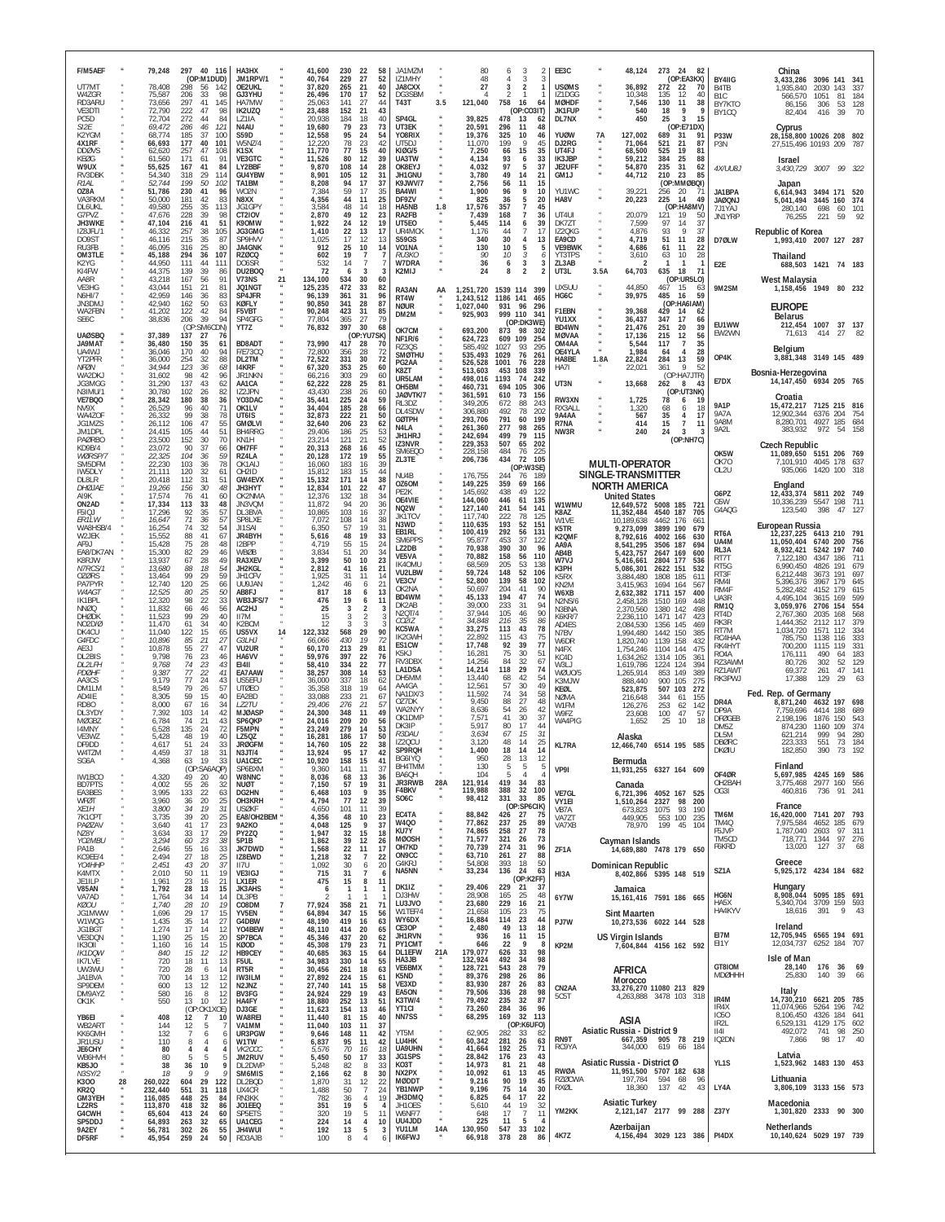| Call | Band | Score | QSOs | Zones | Countries |
|---|---|---|---|---|---|
| F/M5AEF | " | 79,248 | 297 | 40 | 116 |
| UT7MT | " | 78,408 | 298 | 56 | 142 |
| W4ZGR | " | 75,587 | 206 | 33 | 98 |
| RD3ARU | " | 73,656 | 297 | 41 | 145 |
| VE3DTI | " | 72,790 | 222 | 47 | 98 |
| PC5D | " | 72,704 | 272 | 44 | 84 |
| SI2E | " | 69,472 | 286 | 46 | 121 |
| K2YGM | " | 68,774 | 185 | 37 | 100 |
| 4X1RF | " | 66,693 | 177 | 40 | 101 |
| DD0VS | " | 62,620 | 257 | 47 | 108 |
| KE0G | " | 61,560 | 171 | 61 | 91 |
| W9UX | " | 55,625 | 167 | 41 | 84 |
| RV3DBK | " | 54,340 | 318 | 29 | 114 |
| R1AL | " | 52,744 | 199 | 50 | 102 |
| OZ8A | " | 51,786 | 230 | 41 | 96 |
| VA3RKM | " | 50,000 | 181 | 42 | 83 |
| DL6UKL | " | 49,580 | 255 | 35 | 113 |
| G7PVZ | " | 47,676 | 228 | 39 | 98 |
| JH3WKE | " | 47,104 | 216 | 41 | 51 |
| IZ8JFL/1 | " | 46,332 | 257 | 38 | 105 |
| DO9ST | " | 46,116 | 215 | 35 | 87 |
| RU3FB | " | 46,095 | 316 | 25 | 80 |
| OM3TLE | " | 45,188 | 294 | 36 | 107 |
| K2YG | " | 44,950 | 111 | 44 | 111 |
| KI4FW | " | 44,375 | 139 | 39 | 86 |
| AA8R | " | 43,218 | 167 | 56 | 91 |
| VE3HG | " | 43,044 | 151 | 21 | 81 |
| NI5H/7 | " | 42,959 | 146 | 36 | 83 |
| JN3DMJ | " | 42,940 | 162 | 50 | 63 |
| WA2FBN | " | 41,202 | 122 | 42 | 84 |
| SE6C | " | 38,836 | 206 | 39 | 94 |
| (OP:SM6CDN) | | | | | |
| UA0SBQ | " | 37,389 | 137 | 27 | 76 |
| UA3MT | " | 36,480 | 150 | 35 | 61 |
| UA4WJ | " | 36,046 | 170 | 40 | 94 |
| YT2PFR | " | 36,000 | 254 | 32 | 88 |
| NF0N | " | 34,944 | 123 | 36 | 68 |
| WA2DKJ | " | 31,602 | 98 | 42 | 96 |
| JG3MGG | " | 31,290 | 137 | 43 | 62 |
| N3IMU/1 | " | 30,780 | 102 | 26 | 82 |
| VE7BQO | " | 28,342 | 180 | 38 | 36 |
| NV9X | " | 26,529 | 96 | 40 | 71 |
| WA4ZOF | " | 26,332 | 99 | 38 | 78 |
| JG1MZS | " | 26,112 | 106 | 47 | 55 |
| JM1DPL | " | 24,420 | 105 | 44 | 51 |
| PA0RBO | " | 23,500 | 152 | 30 | 70 |
| KD9B/4 | " | 23,072 | 90 | 37 | 66 |
| W0RSP/7 | " | 22,325 | 104 | 36 | 59 |
| SM5DFM | " | 22,230 | 103 | 36 | 78 |
| IW5DLY | " | 21,111 | 120 | 32 | 61 |
| DL8LR | " | 20,418 | 112 | 31 | 51 |
| DH0IAE | " | 19,266 | 156 | 30 | 49 |
| AI9K | " | 17,574 | 76 | 41 | 60 |
| ON2AD | " | 17,334 | 113 | 33 | 48 |
| F5IQJ | " | 17,296 | 92 | 35 | 57 |
| ER1LW | " | 16,647 | 71 | 36 | 57 |
| WA8HSB/4 | " | 16,254 | 74 | 32 | 54 |
| W2JEK | " | 15,552 | 88 | 41 | 67 |
| AF9J | " | 15,428 | 75 | 28 | 48 |
| EA8/DK7AN | " | 15,300 | 82 | 29 | 46 |
| K8RJW | " | 13,937 | 67 | 28 | 49 |
| W7RCS/1 | " | 13,680 | 88 | 18 | 54 |
| OZ0RS | " | 13,464 | 99 | 29 | 59 |
| PA7PYR | " | 12,740 | 120 | 25 | 66 |
| WA4GT | " | 12,525 | 80 | 25 | 50 |
| IK1BPL | " | 12,320 | 98 | 22 | 33 |
| NN0Q | " | 11,832 | 66 | 46 | 56 |
| DH2DK | " | 11,523 | 99 | 29 | 40 |
| NO2D/0 | " | 11,470 | 61 | 34 | 40 |
| DK4CU | " | 11,040 | 122 | 15 | 65 |
| G4FDC | " | 10,896 | 85 | 21 | 27 |
| AE3J | " | 10,878 | 55 | 27 | 47 |
| DL2BIS | " | 9,798 | 76 | 23 | 46 |
| DL2LFH | " | 9,768 | 74 | 23 | 43 |
| PD0HF | " | 9,387 | 77 | 22 | 41 |
| AA3CS | " | 9,179 | 77 | 24 | 43 |
| DM1LM | " | 8,549 | 79 | 26 | 57 |
| AD4IE | " | 8,305 | 59 | 15 | 40 |
| RD8O | " | 8,000 | 67 | 16 | 34 |
| DL3YDY | " | 7,392 | 103 | 14 | 42 |
| M0GBZ | " | 6,784 | 74 | 21 | 43 |
| I4MNY | " | 6,528 | 135 | 24 | 72 |
| VE3WZ | " | 5,428 | 48 | 19 | 40 |
| DF9DD | " | 4,617 | 51 | 24 | 33 |
| W4TZM | " | 4,459 | 37 | 18 | 31 |
| SG6A | " | 4,368 | 63 | 19 | 33 |
| (OP:SA6AQP) | | | | | |
| IW1BCO | " | 4,320 | 49 | 20 | 40 |
| BD7PTS | " | 4,002 | 55 | 26 | 32 |
| EA3BES | " | 3,995 | 133 | 22 | 63 |
| WF0T | " | 3,960 | 36 | 20 | 25 |
| XE1H | " | 3,800 | 34 | 19 | 31 |
| 7K1CPT | " | 3,735 | 39 | 20 | 25 |
| PA0ZAV | " | 3,640 | 41 | 17 | 23 |
| NZ8Y | " | 3,634 | 33 | 17 | 29 |
| YO2MBU | " | 3,294 | 60 | 23 | 38 |
| PA1B | " | 2,646 | 55 | 16 | 33 |
| KO6EE/4 | " | 2,494 | 27 | 18 | 25 |
| YO4HHP | " | 2,451 | 43 | 20 | 37 |
| K4MTX | " | 2,010 | 50 | 11 | 19 |
| JE1ILP | " | 1,961 | 23 | 16 | 21 |
| V85AN | " | 1,792 | 28 | 13 | 15 |
| VA7AD | " | 1,764 | 34 | 14 | 14 |
| K0OU | " | 1,740 | 28 | 10 | 19 |
| JG1MMW | " | 1,696 | 29 | 17 | 15 |
| W1WQG | " | 1,435 | 35 | 14 | 27 |
| JG1BGT | " | 1,274 | 17 | 14 | 12 |
| VE3DQN | " | 1,190 | 25 | 15 | 20 |
| IK3OII | " | 1,160 | 16 | 14 | 15 |
| IK1DQW | " | 840 | 15 | 12 | 12 |
| IK7LVE | " | 720 | 18 | 11 | 13 |
| UW3WU | " | 720 | 28 | 6 | 14 |
| JA1BVA | " | 700 | 14 | 13 | 12 |
| SP9DEM | " | 600 | 13 | 12 | 12 |
| DM9AYZ | " | 580 | 16 | 8 | 12 |
| OK1IK | " | 550 | 13 | 10 | 12 |
| (OP:OK1XOE) | | | | | |
| YB6EI | " | 408 | 12 | 7 | 10 |
| WB2ART | " | 144 | 12 | 5 | 7 |
| KK6GMH | " | 132 | 7 | 6 | 6 |
| JR1USU | " | 110 | 8 | 4 | 6 |
| JE6CHY | " | 80 | 4 | 4 | 4 |
| WB6HMH | " | 80 | 5 | 5 | 5 |
| KB5JO | " | 38 | 36 | 10 | 9 |
| N3SY/2 | " | 18 | 9 | 9 | 9 |
| K3OO | 28 | 260,022 | 604 | 29 | 122 |
| KR2Q | " | 232,440 | 551 | 31 | 118 |
| GM3YEH | " | 116,085 | 448 | 25 | 84 |
| LZ2RS | " | 113,870 | 418 | 32 | 86 |
| G4CWH | " | 65,604 | 413 | 24 | 60 |
| SP5DDJ | " | 64,893 | 262 | 33 | 65 |
| 9A2EY | " | 56,781 | 302 | 26 | 55 |
| DF5RF | " | 45,954 | 259 | 24 | 50 |
| HA3HX | " | 41,600 | 230 | 22 | 58 |
| JM1RPV/1 | " | 40,764 | 229 | 27 | 52 |
| OE2UKL | " | 37,820 | 265 | 21 | 40 |
| GJ3YHU | " | 26,496 | 170 | 17 | 52 |
| HA7MW | " | 25,063 | 141 | 27 | 44 |
| IK2UZQ | " | 23,488 | 152 | 21 | 43 |
| LZ1IA | " | 20,938 | 184 | 18 | 40 |
| N4AU | " | 19,680 | 79 | 23 | 73 |
| S59D | " | 12,556 | 95 | 24 | 54 |
| W5NZ/4 | " | 12,220 | 78 | 23 | 42 |
| K1SX | " | 11,770 | 77 | 15 | 40 |
| VE3GTC | " | 11,526 | 80 | 12 | 39 |
| LY2BBF | " | 9,870 | 108 | 14 | 28 |
| GU4YBW | " | 8,901 | 105 | 12 | 31 |
| TA1BM | " | 8,208 | 94 | 17 | 37 |
| WO2N | " | 7,384 | 59 | 17 | 35 |
| N8XX | " | 4,356 | 44 | 11 | 25 |
| JG1GPY | " | 3,584 | 48 | 14 | 18 |
| CT2IOV | " | 2,870 | 49 | 12 | 23 |
| K9OMW | " | 1,922 | 24 | 12 | 19 |
| JG3GMG | " | 1,410 | 22 | 13 | 17 |
| SP9HVV | " | 1,025 | 17 | 12 | 13 |
| JA4GNK | " | 912 | 25 | 10 | 14 |
| RZ0CQ | " | 602 | 19 | 7 | 7 |
| DO6SR | " | 532 | 14 | 7 | 7 |
| DU2BOQ | " | 72 | 6 | 3 | 3 |
| V73NS | 21 | 134,100 | 534 | 30 | 60 |
| JQ1NGT | " | 125,235 | 472 | 33 | 82 |
| SP4JFR | " | 96,139 | 361 | 31 | 96 |
| K0FLY | " | 90,850 | 341 | 28 | 87 |
| F5VBT | " | 90,248 | 423 | 31 | 85 |
| SP4GFG | " | 77,804 | 365 | 27 | 79 |
| YT7Z | " | 76,832 | 397 | 30 | 68 |
| (OP:YU7SK) | | | | | |
| BD8ADT | " | 73,990 | 417 | 28 | 70 |
| FE7JCQ | " | 72,800 | 356 | 28 | 72 |
| DL2TM | " | 72,522 | 331 | 30 | 72 |
| I4KRF | " | 67,320 | 353 | 25 | 60 |
| JR1NKN | " | 66,216 | 303 | 29 | 43 |
| AA1CA | " | 62,222 | 228 | 25 | 81 |
| IZ2JPN | " | 43,430 | 238 | 26 | 60 |
| YO3DAC | " | 35,441 | 225 | 24 | 59 |
| OK1LV | " | 34,404 | 185 | 28 | 66 |
| UT6IS | " | 32,873 | 222 | 21 | 50 |
| GM0LVI | " | 32,640 | 206 | 23 | 62 |
| BH4RFG | " | 29,406 | 186 | 25 | 53 |
| KN1H | " | 23,214 | 121 | 21 | 52 |
| OH7FF | " | 20,313 | 268 | 16 | 45 |
| RZ4LA | " | 20,128 | 172 | 19 | 55 |
| OK1AIJ | " | 16,060 | 183 | 16 | 39 |
| OH2ID | " | 15,812 | 183 | 15 | 44 |
| GW4EVX | " | 15,132 | 171 | 14 | 38 |
| JH3HYT | " | 12,834 | 101 | 22 | 47 |
| OK2NMA | " | 12,376 | 132 | 18 | 34 |
| DL3BVA | " | 11,872 | 94 | 20 | 36 |
| SP8LXE | " | 10,865 | 103 | 16 | 37 |
| JI1SAI | " | 7,072 | 108 | 14 | 38 |
| JR4BYH | " | 6,350 | 57 | 19 | 31 |
| I2BPP | " | 5,616 | 48 | 19 | 33 |
| WB0B | " | 4,719 | 55 | 15 | 24 |
| RA3XEV | " | 3,834 | 51 | 20 | 34 |
| JH2KGL | " | 3,399 | 50 | 10 | 23 |
| JH1CFV | " | 2,812 | 41 | 16 | 21 |
| UU9JAN | " | 1,925 | 31 | 11 | 14 |
| AB8FJ | " | 1,242 | 46 | 6 | 21 |
| WB3JFS/7 | " | 817 | 18 | 6 | 13 |
| AC2HJ | " | 476 | 19 | 6 | 11 |
| I7M | " | 25 | 3 | 2 | 3 |
| K2RCM | " | 12 | 3 | 3 | 3 |
| US5VX | 14 | 122,332 | 568 | 29 | 90 |
| G3LHJ | " | 66,066 | 430 | 19 | 72 |
| VU2UR | " | 60,170 | 213 | 29 | 81 |
| HA6VV | " | 59,976 | 397 | 22 | 76 |
| EI4II | " | 58,410 | 334 | 22 | 77 |
| EA7AAW | " | 38,257 | 308 | 14 | 53 |
| US5EFU | " | 36,000 | 337 | 18 | 62 |
| UT0EO | " | 35,358 | 318 | 19 | 64 |
| EA2BD | " | 33,088 | 233 | 21 | 67 |
| LZ2TU | " | 29,406 | 276 | 21 | 57 |
| MJ0ASP | " | 24,300 | 348 | 11 | 49 |
| SP6QKP | " | 24,016 | 209 | 20 | 56 |
| F5MPN | " | 23,249 | 279 | 14 | 53 |
| LZ5QZ | " | 16,281 | 186 | 17 | 50 |
| JR0GFM | " | 14,760 | 105 | 22 | 38 |
| N3JTI/4 | " | 13,924 | 95 | 17 | 42 |
| UA1CEC | " | 10,920 | 158 | 15 | 41 |
| SP6BXM | " | 9,360 | 141 | 11 | 37 |
| W8NNC | " | 8,036 | 68 | 13 | 36 |
| NU0T | " | 7,150 | 57 | 19 | 31 |
| DG2HN | " | 6,468 | 103 | 9 | 35 |
| OH3KRH | " | 4,794 | 77 | 12 | 39 |
| US0KF | " | 4,650 | 101 | 11 | 39 |
| EA8/OH2BEM | " | 4,356 | 48 | 10 | 23 |
| 9A2KO | " | 4,048 | 125 | 9 | 37 |
| PY2ZQ | " | 1,947 | 32 | 15 | 18 |
| SP1B | " | 1,862 | 39 | 12 | 26 |
| JK7DWD | " | 1,568 | 22 | 11 | 17 |
| IZ8EWD | " | 1,218 | 32 | 7 | 22 |
| II7U | " | 1,092 | 30 | 6 | 20 |
| VE3IGJ | " | 715 | 31 | 7 | 6 |
| LX1ER | " | 475 | 15 | 8 | 11 |
| JK3AHS | " | 6 | 1 | 1 | 1 |
| DL3PB | " | 2 | 1 | 1 | 1 |
| CO8DM | 7 | 77,924 | 358 | 21 | 71 |
| YV5EN | " | 64,894 | 347 | 15 | 56 |
| G4DBW | " | 48,190 | 419 | 16 | 63 |
| YO4BEW | " | 48,110 | 414 | 20 | 65 |
| SP7BCA | " | 45,346 | 437 | 20 | 62 |
| K0OO | " | 45,308 | 179 | 23 | 71 |
| HB9CEY | " | 40,685 | 363 | 15 | 64 |
| F5UL | " | 34,983 | 330 | 14 | 55 |
| RT5R | " | 30,456 | 261 | 18 | 63 |
| IW3ILM | " | 27,892 | 224 | 15 | 61 |
| N2JNZ | " | 27,740 | 141 | 15 | 58 |
| BV3FG | " | 24,924 | 229 | 19 | 43 |
| HA4FY | " | 18,880 | 252 | 13 | 51 |
| DJ3GE | " | 11,623 | 154 | 13 | 46 |
| WA8REI | " | 11,440 | 81 | 15 | 40 |
| UA1MM | " | 11,040 | 103 | 11 | 37 |
| UR3PGW | " | 9,646 | 148 | 11 | 42 |
| W1TW | " | 6,837 | 95 | 11 | 42 |
| VK2CCC | " | 5,576 | 70 | 16 | 18 |
| JM2RUV | " | 5,450 | 50 | 17 | 33 |
| DL2DMP | " | 5,248 | 82 | 8 | 33 |
| SM6MIS | " | 2,166 | 62 | 8 | 30 |
| JA1DZB | " | 1,870 | 31 | 12 | 22 |
| UX4CR | " | 1,488 | 50 | 7 | 24 |
| RN3KK | " | 782 | 36 | 4 | 19 |
| JO1EEQ | " | 351 | 19 | 5 | 8 |
| SP5ETS | " | 320 | 19 | 5 | 11 |
| UA1CEG | " | 224 | 43 | 6 | 10 |
| JH4WUI | " | 192 | 13 | 5 | 3 |
| RD3AJB | " | 100 | 8 | 4 | 6 |
| JA1MZM | " | 80 | 6 | 3 | 2 |
| IZ1MHY | " | 48 | 4 | 3 | 3 |
| JA8CXX | " | 27 | 3 | 2 | 1 |
| DG3SBM | " | 4 | 2 | 1 | 1 |
| T43T | 3.5 | 121,040 | 758 | 16 | 64 |
| (OP:CO3IT) | | | | | |
| SP4GL | " | 39,825 | 478 | 13 | 62 |
| UT3EK | " | 20,591 | 296 | 11 | 48 |
| YO8RIX | " | 19,376 | 325 | 10 | 46 |
| UT5DJ | " | 11,070 | 199 | 9 | 45 |
| K0GI/5 | " | 7,250 | 66 | 15 | 35 |
| UA3TW | " | 4,134 | 93 | 6 | 33 |
| OK8EYJ | " | 4,032 | 97 | 5 | 37 |
| JH1GNU | " | 3,780 | 49 | 14 | 21 |
| K9JWV/7 | " | 2,756 | 56 | 11 | 15 |
| BA4WI | " | 1,900 | 96 | 9 | 10 |
| DF9ZV | " | 825 | 36 | 5 | 20 |
| HA5NB | 1.8 | 17,576 | 357 | 7 | 45 |
| RA2FB | " | 7,439 | 168 | 7 | 36 |
| UT5EO | " | 5,445 | 114 | 6 | 39 |
| UR4MCK | " | 1,176 | 44 | 7 | 17 |
| S59GS | " | 340 | 30 | 4 | 13 |
| YO1NA | " | 130 | 10 | 5 | 5 |
| RU3KO | " | 90 | 10 | 3 | 6 |
| W7DRA | " | 36 | 6 | 3 | 3 |
| K2MIJ | " | 24 | 8 | 2 | 2 |
| RA3AN | AA | 1,251,720 | 1539 | 114 | 399 |
| RT4W | " | 1,243,512 | 1186 | 141 | 465 |
| N0UR | " | 1,027,040 | 931 | 96 | 296 |
| DM2M | " | 925,903 | 999 | 110 | 341 |
| (OP:DK3WE) | | | | | |
| OK7CM | " | 693,200 | 873 | 98 | 302 |
| NF1R/6 | " | 624,723 | 609 | 109 | 254 |
| RZ3QS | " | 585,492 | 1027 | 93 | 295 |
| SM0THU | " | 535,493 | 1029 | 76 | 261 |
| PG2AA | " | 526,528 | 1001 | 76 | 228 |
| K8ZT | " | 513,603 | 453 | 108 | 339 |
| UR5LAM | " | 498,016 | 1193 | 74 | 242 |
| OH5BM | " | 460,731 | 694 | 105 | 306 |
| JA0VTK/7 | " | 361,591 | 610 | 73 | 156 |
| RL3DZ | " | 349,205 | 672 | 88 | 243 |
| DL4SDW | " | 306,880 | 492 | 78 | 202 |
| G0TPH | " | 293,706 | 791 | 60 | 199 |
| N4LA | " | 261,360 | 277 | 98 | 265 |
| JH1HRJ | " | 242,694 | 499 | 79 | 115 |
| IZ3NVR | " | 229,353 | 507 | 65 | 202 |
| SM6EQO | " | 228,158 | 484 | 76 | 225 |
| ZL3TE | " | 206,736 | 434 | 72 | 105 |
| (OP:W3SE) | | | | | |
| NU4B | " | 176,755 | 244 | 76 | 189 |
| OZ6OM | " | 149,225 | 359 | 69 | 166 |
| PE2K | " | 145,692 | 438 | 49 | 122 |
| OE4VIE | " | 144,060 | 446 | 61 | 135 |
| NQ2W | " | 127,140 | 241 | 54 | 141 |
| JK1TCV | " | 117,740 | 222 | 78 | 125 |
| N3WD | " | 110,635 | 193 | 52 | 151 |
| EB1RL | " | 100,419 | 292 | 56 | 131 |
| SM6PPS | " | 95,877 | 453 | 37 | 122 |
| LZ2DB | " | 70,938 | 390 | 30 | 96 |
| VE5VA | " | 70,882 | 158 | 56 | 110 |
| IK4OMU | " | 68,569 | 205 | 53 | 138 |
| VU2LBW | " | 59,724 | 148 | 52 | 106 |
| VE3CV | " | 52,800 | 139 | 58 | 102 |
| OK2NA | " | 50,697 | 204 | 41 | 90 |
| W6XB | " | 45,133 | 194 | 47 | 74 |
| DK2AB | " | 39,000 | 233 | 31 | 94 |
| N2QT/4 | " | 37,944 | 105 | 46 | 90 |
| CO2IZ | " | 34,848 | 216 | 35 | 86 |
| KC5WA | " | 33,275 | 113 | 43 | 78 |
| IK2GWH | " | 22,892 | 115 | 43 | 75 |
| ES1CW | " | 17,748 | 92 | 39 | 77 |
| K5KJ | " | 16,281 | 75 | 30 | 51 |
| RV3DBX | " | 14,256 | 84 | 32 | 67 |
| LA1DSA | " | 14,214 | 118 | 29 | 74 |
| DH5MM | " | 13,440 | 68 | 42 | 54 |
| AA4GA | " | 12,561 | 57 | 30 | 49 |
| NA1DX/3 | " | 11,592 | 74 | 34 | 58 |
| OZ7DK | " | 9,450 | 88 | 27 | 48 |
| WA2NYY | " | 8,636 | 54 | 26 | 42 |
| OK1DMP | " | 7,571 | 41 | 30 | 37 |
| DK3IP | " | 5,917 | 80 | 17 | 44 |
| R3DAU | " | 3,634 | 67 | 15 | 31 |
| IZ2QOJ | " | 3,120 | 48 | 14 | 25 |
| SP9RQH | " | 1,400 | 18 | 14 | 14 |
| BG6IYQ | " | 950 | 28 | 13 | 12 |
| BH4TMM | " | 130 | 5 | 5 | 5 |
| BA6QH | " | 104 | 5 | 4 | 4 |
| JR3RWB | 28A | 121,914 | 419 | 34 | 83 |
| F4BKV | " | 119,988 | 388 | 32 | 100 |
| SO6C | " | 98,412 | 331 | 33 | 85 |
| (OP:SP6CIK) | | | | | |
| EC4TA | " | 88,842 | 426 | 27 | 75 |
| W4QO | " | 77,862 | 237 | 25 | 89 |
| KU7Y | " | 74,865 | 258 | 27 | 78 |
| M0OSH | " | 71,577 | 321 | 26 | 73 |
| OH7KD | " | 70,739 | 274 | 31 | 96 |
| ON9CC | " | 63,710 | 261 | 27 | 88 |
| G4KRJ | " | 54,808 | 393 | 18 | 50 |
| NA5NN | " | 33,234 | 136 | 24 | 63 |
| (OP:K2FF) | | | | | |
| DK1IZ | " | 29,406 | 229 | 21 | 37 |
| DJ3HW | " | 28,908 | 165 | 25 | 48 |
| LU3JVO | " | 23,680 | 229 | 16 | 21 |
| WL7EF/4 | " | 21,658 | 105 | 23 | 75 |
| WY6DX | " | 16,884 | 114 | 23 | 44 |
| CE3OP | " | 2,480 | 49 | 13 | 18 |
| JH1RVN | " | 936 | 16 | 11 | 15 |
| PY1CMT | " | 646 | 22 | 9 | 8 |
| DL1EFW | 21A | 179,077 | 626 | 33 | 98 |
| HA3JB | " | 132,924 | 492 | 34 | 98 |
| YE6BMX | " | 128,721 | 543 | 28 | 79 |
| K5ND | " | 89,376 | 298 | 26 | 86 |
| VE3XD | " | 83,930 | 287 | 26 | 83 |
| EA5ON | " | 79,506 | 336 | 28 | 98 |
| K3TW/4 | " | 79,492 | 235 | 32 | 87 |
| YT1CI | " | 73,260 | 284 | 36 | 96 |
| NN7SS | " | 68,295 | 169 | 32 | 113 |
| (OP:K6UFO) | | | | | |
| YT5M | " | 62,905 | 282 | 33 | 82 |
| LU4HK | " | 60,342 | 281 | 26 | 63 |
| UA9UHN | " | 41,664 | 192 | 25 | 71 |
| JG1SPS | " | 28,842 | 173 | 33 | 60 |
| KO3T | " | 14,973 | 81 | 21 | 48 |
| NX2PX | " | 10,092 | 61 | 13 | 45 |
| M0DDT | " | 9,216 | 90 | 19 | 45 |
| JH1OES | " | 5,610 | 44 | 19 | 32 |
| W6NF/7 | " | 648 | 17 | 7 | 11 |
| UA4JDD | " | 225 | 11 | 5 | 4 |
| YU1LM | 14A | 130,950 | 547 | 33 | 98 |
| IK6FWJ | " | 66,918 | 378 | 28 | 86 |
| EE3C | " | 48,124 | 273 | 24 | 82 |
| (OP:EA3KX) | | | | | |
| US0MS | " | 36,892 | 272 | 22 | 70 |
| IZ1DGG | " | 10,348 | 135 | 12 | 40 |
| M0HDF | " | 7,546 | 130 | 11 | 38 |
| JK1FUP | " | 540 | 18 | 9 | 9 |
| DL7NX | " | 450 | 25 | 3 | 15 |
| (OP:E71DX) | | | | | |
| YU0W | 7A | 127,002 | 689 | 31 | 91 |
| DJ2RG | " | 71,064 | 521 | 21 | 87 |
| UT4FJ | " | 68,500 | 525 | 19 | 81 |
| IK3JBP | " | 59,212 | 384 | 25 | 88 |
| JE2UFF | " | 54,870 | 235 | 31 | 62 |
| GM1J | " | 44,712 | 210 | 23 | 85 |
| (OP:MM0BQI) | | | | | |
| YU1WC | " | 39,221 | 256 | 20 | 71 |
| HA8V | " | 20,223 | 225 | 14 | 49 |
| (OP:HA8MV) | | | | | |
| UT4UI | " | 20,079 | 121 | 19 | 50 |
| DK7ZT | " | 7,599 | 97 | 14 | 37 |
| IZ2QKG | " | 4,876 | 93 | 9 | 37 |
| EA9CD | " | 4,719 | 51 | 11 | 28 |
| VE9BWK | " | 4,686 | 61 | 11 | 22 |
| YT3TPS | " | 3,610 | 63 | 10 | 28 |
| ZL3AB | " | 2 | 1 | 1 | 1 |
| UT3L | 3.5A | 64,703 | 635 | 18 | 71 |
| (OP:UR5LO) | | | | | |
| UX5UU | " | 44,850 | 467 | 15 | 63 |
| HG6C | " | 39,975 | 485 | 16 | 59 |
| (OP:HA6IAM) | | | | | |
| F1EBN | " | 39,368 | 429 | 14 | 62 |
| YU1XX | " | 36,437 | 347 | 17 | 66 |
| BD4WN | " | 21,476 | 251 | 20 | 39 |
| M0VAA | " | 17,136 | 215 | 12 | 56 |
| OM4AA | " | 5,544 | 117 | 7 | 35 |
| OE4YLA | " | 1,984 | 64 | 4 | 28 |
| HA8BE | 1.8A | 22,824 | 284 | 13 | 59 |
| HA7I | " | 22,021 | 361 | 9 | 52 |
| (OP:HA7JTR) | | | | | |
| UT3N | " | 13,668 | 262 | 8 | 43 |
| (OP:UT3NK) | | | | | |
| RW3XN | " | 1,725 | 78 | 6 | 19 |
| RX3ALL | " | 1,320 | 68 | 6 | 18 |
| 9A4AA | " | 567 | 35 | 4 | 17 |
| R7NA | " | 414 | 15 | 7 | 11 |
| NW3R | " | 240 | 24 | 3 | 3 |
| (OP:NH7C) | | | | | |

## MULTI-OPERATOR SINGLE-TRANSMITTER

### NORTH AMERICA

**United States**

| Call | Score | QSOs | Zones | Countries |
|---|---|---|---|---|
| W1WMU | 12,649,572 | 5008 | 185 | 721 |
| K8AZ | 11,352,484 | 4540 | 187 | 705 |
| W1VE | 10,189,638 | 4462 | 176 | 661 |
| K5TR | 9,273,099 | 3899 | 190 | 679 |
| K2QMF | 8,792,616 | 4002 | 166 | 630 |
| AA9A | 8,541,295 | 3506 | 187 | 694 |
| AB4B | 5,423,757 | 2647 | 169 | 600 |
| W7VJ | 5,416,661 | 2804 | 177 | 536 |
| K3PH | 5,086,301 | 2622 | 151 | 532 |
| K5RX | 3,884,480 | 1808 | 185 | 611 |
| KN2M | 3,415,963 | 1694 | 164 | 567 |
| W6XB | 2,632,382 | 1711 | 157 | 400 |
| N2NS/6 | 2,458,128 | 1510 | 169 | 448 |
| N9BNA | 2,370,560 | 1380 | 142 | 498 |
| K6KR/7 | 2,236,110 | 1471 | 147 | 423 |
| AD4ES | 2,084,530 | 1356 | 145 | 469 |
| N7BV | 1,994,480 | 1442 | 150 | 385 |
| W6DR | 1,820,740 | 1139 | 158 | 432 |
| N4FX | 1,754,246 | 1104 | 144 | 475 |
| KC4D | 1,634,262 | 1314 | 105 | 361 |
| W3LJ | 1,619,786 | 1224 | 124 | 394 |
| W0UO/S | 1,265,914 | 853 | 149 | 389 |
| K3MJW | 888,440 | 900 | 105 | 275 |
| KE0L | 523,875 | 507 | 103 | 272 |
| N0MA | 216,648 | 344 | 61 | 155 |
| W1FM | 126,276 | 253 | 62 | 142 |
| W9FZ | 23,608 | 100 | 47 | 57 |
| WA4PIG | 1,652 | 25 | 10 | 18 |

**Alaska**

| Call | Score | QSOs | Zones | Countries |
|---|---|---|---|---|
| KL7RA | 12,466,740 | 6514 | 195 | 585 |

**Bermuda**

| Call | Score | QSOs | Zones | Countries |
|---|---|---|---|---|
| VP9I | 11,931,255 | 6327 | 164 | 609 |

**Canada**

| Call | Score | QSOs | Zones | Countries |
|---|---|---|---|---|
| VE7GL | 6,721,396 | 4052 | 167 | 525 |
| VY1EI | 1,510,264 | 2327 | 98 | 200 |
| VB7A | 673,823 | 1075 | 93 | 190 |
| VA7ZT | 449,905 | 553 | 100 | 235 |
| VA7XB | 78,970 | 199 | 45 | 104 |

**Cayman Islands**

| Call | Score | QSOs | Zones | Countries |
|---|---|---|---|---|
| ZF1A | 14,689,880 | 7478 | 179 | 650 |

**Dominican Republic**

| Call | Score | QSOs | Zones | Countries |
|---|---|---|---|---|
| HI3A | 8,402,866 | 5395 | 148 | 519 |

**Jamaica**

| Call | Score | QSOs | Zones | Countries |
|---|---|---|---|---|
| 6Y7W | 15,161,416 | 7591 | 186 | 665 |

**Sint Maarten**

| Call | Score | QSOs | Zones | Countries |
|---|---|---|---|---|
| PJ7W | 10,273,536 | 6022 | 144 | 528 |

**US Virgin Islands**

| Call | Score | QSOs | Zones | Countries |
|---|---|---|---|---|
| KP2M | 7,604,844 | 4156 | 162 | 592 |

### AFRICA

**Morocco**

| Call | Score | QSOs | Zones | Countries |
|---|---|---|---|---|
| CN2AA | 33,276,270 | 11080 | 213 | 829 |
| 5C5T | 4,263,888 | 3478 | 103 | 318 |

### ASIA

**Asiatic Russia - District 9**

| Call | Score | QSOs | Zones | Countries |
|---|---|---|---|---|
| RN9T | 667,359 | 905 | 78 | 219 |
| RC9YA | 344,000 | 619 | 66 | 184 |

**Asiatic Russia - District Ø**

| Call | Score | QSOs | Zones | Countries |
|---|---|---|---|---|
| RW0A | 11,951,500 | 5707 | 182 | 638 |
| RZ0CWA | 197,784 | 594 | 68 | 96 |
| RX0L | 18,360 | 137 | 42 | 43 |

**Asiatic Turkey**

| Call | Score | QSOs | Zones | Countries |
|---|---|---|---|---|
| YM2KK | 2,121,147 | 2177 | 99 | 288 |

**Azerbaijan**

| Call | Score | QSOs | Zones | Countries |
|---|---|---|---|---|
| 4K7Z | 4,156,494 | 3029 | 123 | 386 |

**China**

| Call | Score | QSOs | Zones | Countries |
|---|---|---|---|---|
| BY4IIG | 3,433,286 | 3096 | 141 | 341 |
| B4TB | 1,935,840 | 2030 | 143 | 337 |
| B1C | 566,570 | 1051 | 81 | 184 |
| BY7KTO | 86,156 | 306 | 53 | 128 |
| BY1CQ | 82,404 | 416 | 39 | 70 |

**Cyprus**

| Call | Score | QSOs | Zones | Countries |
|---|---|---|---|---|
| P33W | 28,158,800 | 10026 | 208 | 802 |
| P3N | 27,515,496 | 10193 | 209 | 787 |

**Israel**

| Call | Score | QSOs | Zones | Countries |
|---|---|---|---|---|
| 4X/UU8J | 3,430,729 | 3007 | 99 | 322 |

**Japan**

| Call | Score | QSOs | Zones | Countries |
|---|---|---|---|---|
| JA1BPA | 6,614,943 | 3494 | 171 | 520 |
| JA0QNJ | 5,041,494 | 3445 | 160 | 374 |
| 7J1YAJ | 280,140 | 698 | 60 | 101 |
| JN1YRP | 76,255 | 221 | 59 | 92 |

**Republic of Korea**

| Call | Score | QSOs | Zones | Countries |
|---|---|---|---|---|
| D7ØLW | 1,993,410 | 2007 | 127 | 287 |

**Thailand**

| Call | Score | QSOs | Zones | Countries |
|---|---|---|---|---|
| E2E | 688,503 | 1421 | 74 | 183 |

**West Malaysia**

| Call | Score | QSOs | Zones | Countries |
|---|---|---|---|---|
| 9M2SM | 1,158,456 | 1949 | 80 | 232 |

### EUROPE

**Belarus**

| Call | Score | QSOs | Zones | Countries |
|---|---|---|---|---|
| EU1WW | 212,454 | 1007 | 37 | 137 |
| EW2WN | 71,613 | 414 | 27 | 82 |

**Belgium**

| Call | Score | QSOs | Zones | Countries |
|---|---|---|---|---|
| OP4K | 3,881,348 | 3149 | 145 | 489 |

**Bosnia-Herzegovina**

| Call | Score | QSOs | Zones | Countries |
|---|---|---|---|---|
| E7DX | 14,147,450 | 6934 | 205 | 765 |

**Croatia**

| Call | Score | QSOs | Zones | Countries |
|---|---|---|---|---|
| 9A1P | 15,472,217 | 7125 | 215 | 816 |
| 9A7A | 12,902,344 | 6376 | 204 | 754 |
| 9A8M | 8,280,701 | 4927 | 185 | 684 |
| 9A2L | 383,932 | 972 | 54 | 158 |

**Czech Republic**

| Call | Score | QSOs | Zones | Countries |
|---|---|---|---|---|
| OK5W | 11,089,650 | 5151 | 206 | 769 |
| OK7O | 7,101,910 | 4045 | 178 | 637 |
| OL2U | 935,066 | 1420 | 100 | 318 |

**England**

| Call | Score | QSOs | Zones | Countries |
|---|---|---|---|---|
| G6PZ | 12,433,374 | 5811 | 202 | 749 |
| G5W | 10,336,239 | 5547 | 198 | 711 |
| G4AQG | 123,540 | 398 | 47 | 127 |

**European Russia**

| Call | Score | QSOs | Zones | Countries |
|---|---|---|---|---|
| RT6A | 12,237,225 | 6413 | 210 | 791 |
| UA4M | 11,050,404 | 6740 | 200 | 756 |
| RL3A | 8,932,421 | 5242 | 197 | 740 |
| RT7T | 7,122,180 | 4347 | 186 | 711 |
| RT5G | 6,990,450 | 4826 | 191 | 679 |
| RT3F | 6,212,448 | 3673 | 191 | 697 |
| RM4I | 5,396,376 | 3967 | 179 | 645 |
| RM4F | 5,282,482 | 4152 | 179 | 615 |
| UA3R | 4,495,104 | 3615 | 169 | 599 |
| RM1Q | 3,059,976 | 2706 | 154 | 554 |
| RT4D | 2,767,360 | 2035 | 168 | 568 |
| RK3R | 1,444,352 | 2112 | 117 | 379 |
| RT7M | 1,034,720 | 1571 | 112 | 334 |
| RC4HAA | 785,750 | 1138 | 116 | 333 |
| RK4HYT | 700,200 | 1115 | 119 | 331 |
| RO4A | 176,111 | 490 | 64 | 183 |
| RZ3AWM | 80,726 | 302 | 52 | 129 |
| RZ1AWT | 69,372 | 261 | 47 | 141 |
| RK3PWJ | 17,388 | 129 | 29 | 63 |

**Fed. Rep. of Germany**

| Call | Score | QSOs | Zones | Countries |
|---|---|---|---|---|
| DR4A | 8,871,240 | 4632 | 197 | 698 |
| DP9A | 7,759,696 | 4414 | 188 | 689 |
| DF0GEB | 2,198,196 | 1876 | 150 | 543 |
| DM5Z | 874,230 | 1160 | 109 | 374 |
| DL5M | 621,214 | 999 | 94 | 280 |
| DB0RC | 223,333 | 551 | 73 | 184 |
| DK0IU | 182,850 | 390 | 73 | 192 |

**Finland**

| Call | Score | QSOs | Zones | Countries |
|---|---|---|---|---|
| OF4OR | 5,697,985 | 4245 | 169 | 586 |
| OH2BAH | 3,775,468 | 2977 | 160 | 556 |
| OG3I | 460,816 | 736 | 91 | 241 |

**France**

| Call | Score | QSOs | Zones | Countries |
|---|---|---|---|---|
| TM6M | 16,420,000 | 7141 | 207 | 793 |
| TM4Q | 7,975,584 | 4652 | 185 | 679 |
| F5JVP | 1,787,040 | 2603 | 97 | 311 |
| TM5CD | 718,771 | 1344 | 97 | 276 |
| F6KRD | 13,020 | 127 | 37 | 68 |

**Greece**

| Call | Score | QSOs | Zones | Countries |
|---|---|---|---|---|
| SZ1A | 5,925,172 | 4234 | 184 | 682 |

**Hungary**

| Call | Score | QSOs | Zones | Countries |
|---|---|---|---|---|
| HG6N | 8,908,044 | 5095 | 185 | 691 |
| HA5X | 5,340,704 | 3709 | 159 | 593 |
| HA4KYV | 18,616 | 391 | 9 | 43 |

**Ireland**

| Call | Score | QSOs | Zones | Countries |
|---|---|---|---|---|
| EI7M | 12,705,945 | 6565 | 194 | 691 |
| EI1Y | 12,034,737 | 6252 | 184 | 707 |

**Isle of Man**

| Call | Score | QSOs | Zones | Countries |
|---|---|---|---|---|
| GT8IOM | 28,140 | 176 | 36 | 69 |
| MD0HHH | 25,830 | 140 | 39 | 66 |

**Italy**

| Call | Score | QSOs | Zones | Countries |
|---|---|---|---|---|
| IR4M | 14,730,210 | 6621 | 205 | 785 |
| IR4X | 11,074,966 | 5264 | 196 | 742 |
| IO5O | 8,106,450 | 4326 | 184 | 641 |
| IR2L | 6,529,131 | 4129 | 175 | 602 |
| II4I | 492,072 | 741 | 98 | 250 |
| IQ2DN | 7,866 | 98 | 17 | 40 |

**Latvia**

| Call | Score | QSOs | Zones | Countries |
|---|---|---|---|---|
| YL1S | 1,523,962 | 1483 | 130 | 453 |

**Lithuania**

| Call | Score | QSOs | Zones | Countries |
|---|---|---|---|---|
| LY4A | 3,806,109 | 3133 | 156 | 573 |

**Macedonia**

| Call | Score | QSOs | Zones | Countries |
|---|---|---|---|---|
| Z37Y | 1,301,820 | 2333 | 90 | 300 |

**Netherlands**

| Call | Score | QSOs | Zones | Countries |
|---|---|---|---|---|
| PI4DX | 10,140,624 | 5029 | 197 | 793 |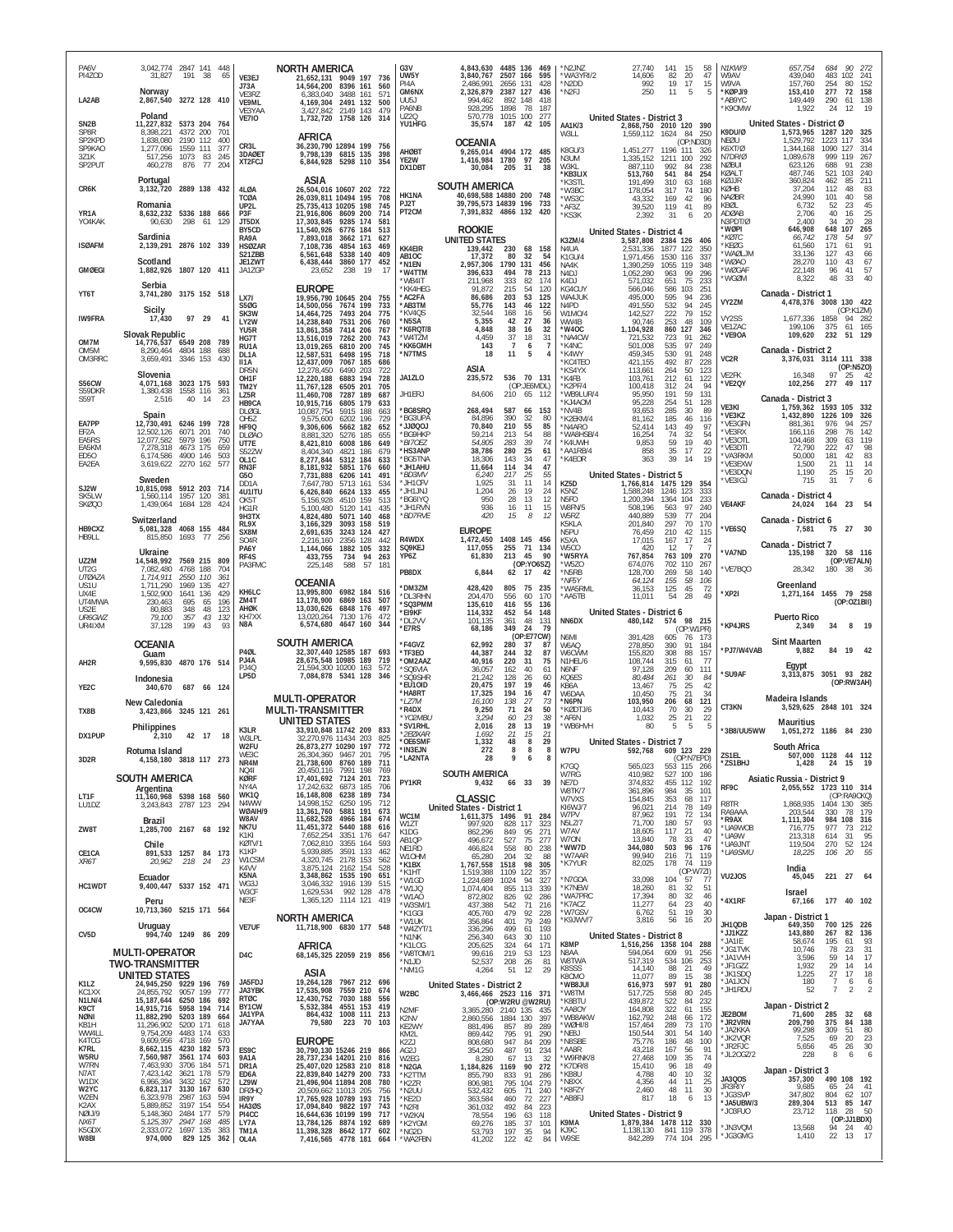PA6V 3,042,774 2847 141 448
PI4ZOD 31,827 191 38 65

### Norway
LA2AB 2,867,540 3272 128 410

### Poland
SN2B 11,227,832 5373 204 764
SP8R 8,398,221 4372 200 701
SP2KPD 1,838,080 2190 112 400
SP9KAO 1,277,096 1559 111 377
3Z1K 517,256 1073 83 245
SP2PUT 460,278 876 77 204

### Portugal
CR6K 3,132,720 2889 138 432

### Romania
YR1A 8,632,232 5336 188 666
YO4KAK 90,630 298 61 129

### Sardinia
IS0AFM 2,139,291 2876 102 339

### Scotland
GM0EGI 1,882,926 1807 120 411

### Serbia
YT6T 3,741,280 3175 152 518

### Sicily
IW9FRA 17,430 97 29 41

### Slovak Republic
OM7M 14,776,537 6549 208 789
OM5M 8,290,464 4804 188 688
OM3RRC 3,659,491 3346 153 430

### Slovenia
S56CW 4,071,168 3023 175 593
S59DKR 1,380,438 1558 116 361
S59T 2,516 40 14 23

### Spain
EA7PP 12,730,491 6246 199 728
EF2A 12,502,126 6071 201 740
EA5RS 12,077,582 5979 196 750
EA5KM 7,278,318 4673 175 659
ED5O 6,174,586 4900 146 503
EA2EA 3,619,622 2270 162 577

### Sweden
SJ2W 10,815,098 5912 203 714
SK5LW 1,560,114 1957 120 381
SK0QO 1,439,064 1684 128 424

### Switzerland
HB9CXZ 5,081,328 4068 155 484
HB9LL 815,850 1693 77 256

### Ukraine
UZ2M 14,548,992 7569 215 809
UT2G 7,082,480 4768 188 704
*UT0AZA 1,714,911 2550 110 361*
US1U 1,711,290 1969 135 427
UX4E 1,502,900 1641 136 429
UT4MWA 230,463 695 65 196
US2E 80,883 348 48 123
*UR6GWZ 79,100 357 43 132*
UR4IXM 37,128 199 43 93

## OCEANIA

### Guam
AH2R 9,595,830 4870 176 514

### Indonesia
YE2C 340,670 687 66 124

### New Caledonia
TX8B 3,423,866 3245 121 261

### Philippines
DX1PUP 2,310 42 17 18

### Rotuma Island
3D2R 4,158,180 3818 117 273

## SOUTH AMERICA

### Argentina
LT1F 11,160,968 5398 168 560
LU1DZ 3,243,843 2787 123 294

### Brazil
ZW8T 1,285,700 2167 68 192

### Chile
CE1CA 891,533 1257 84 173
*XR6T 20,962 218 24 23*

### Ecuador
HC1WDT 9,400,447 5337 152 471

### Peru
OC4CW 10,713,360 5215 171 564

### Uruguay
CV5D 994,740 1249 86 209

## MULTI-OPERATOR TWO-TRANSMITTER

### UNITED STATES
K1LZ 24,945,250 9229 196 769
KC1XX 24,855,792 9057 199 777
N1LN/4 15,187,644 6250 186 692
K9CT 14,915,716 5958 194 714
N0NI 11,882,290 5203 189 664
KB1H 11,296,902 5200 171 618
WW4LL 9,754,209 4483 174 633
K4TCG 9,609,956 4718 169 570
K7RL 8,662,115 4230 182 573
W5RU 7,560,987 3561 174 603
W7RN 7,463,930 3706 184 571
N7AT 7,423,162 3621 178 579
W1DX 6,966,394 3432 162 572
W2YC 6,823,117 3130 167 630
W2EN 6,323,978 2987 163 594
K2AX 5,889,852 3197 154 554
N0UJ9 5,148,360 2484 177 579
*NX6T 5,125,397 2947 168 485*
K5GDX 2,333,072 1697 135 383
W8BI 974,000 829 125 362

## NORTH AMERICA
VE3EJ 21,652,131 9049 197 736
J73A 14,564,200 8396 161 560
VE3RZ 6,383,040 3488 161 571
VE9ML 4,169,304 2491 132 500
VE3YAA 3,427,842 2149 143 479
VE7IO 1,732,720 1758 126 314

## AFRICA
CR3L 36,230,790 12894 199 756
3DA0ET 9,798,139 6815 135 398
XT2FCJ 6,844,928 5298 110 354

## ASIA
4L0A 26,504,016 10607 202 722
TC0A 26,039,811 10494 195 708
UP2L 25,735,413 10205 198 745
P3F 21,916,806 8609 200 714
JT5DX 17,303,845 9285 174 581
BY5CD 11,540,926 6776 184 513
RA9A 7,893,018 3662 171 627
HS0ZAR 7,108,736 4854 163 469
S21ZBB 6,561,648 5338 140 409
JE1ZWT 6,438,444 3860 177 452
JA1ZGP 23,652 238 19 17

## EUROPE
LX7I 19,956,790 10645 204 755
S50G 14,500,056 7674 199 733
SK3W 14,464,725 7493 204 775
LY2W 14,238,840 7531 206 760
YU5R 13,861,358 7414 206 767
HG7T 13,516,019 7262 200 743
RU1A 13,019,265 6810 200 745
DL1A 12,587,531 6498 195 718
II1A 12,437,009 7067 185 686
DR5N 12,278,450 6490 203 722
OH1F 12,220,188 6883 194 728
TM2Y 11,767,128 6505 201 705
LZ5R 11,460,708 7287 189 687
HB9CA 10,915,716 6805 179 633
DL0GL 10,087,754 5915 188 663
OH5Z 9,575,600 6202 196 729
HF9Q 9,306,606 5662 182 652
DL0AO 8,881,320 5276 185 655
UT7E 8,821,810 6008 186 649
S52ZW 8,404,340 4821 186 679
OL1C 8,277,844 5312 184 633
RN3F 8,181,932 5851 176 660
G5O 7,731,888 6206 141 491
DD1A 7,647,780 5713 161 534
4U1ITU 6,426,840 6624 133 455
OK5T 5,156,928 4510 159 513
HG1R 5,100,480 5120 141 435
9H3TX 4,824,480 5071 140 468
RL9X 3,166,329 3093 158 519
SX8M 2,691,635 3243 124 427
SO6R 2,216,160 2356 128 442
PA6Y 1,144,066 1882 105 332
RF4S 433,755 734 94 263
PA3FMC 225,148 588 57 181

## OCEANIA
KH6LC 13,995,800 6982 184 516
ZM4T 13,178,900 6869 163 507
AH0K 13,030,626 6848 176 497
KH7XX 13,020,264 7130 176 472
N8A 6,574,680 4647 160 344

## SOUTH AMERICA
P40L 32,307,440 12585 187 693
PJ4A 28,675,548 10985 189 719
PJ4Q 21,594,300 10200 163 572
LP5D 7,084,878 5341 128 346

## MULTI-OPERATOR MULTI-TRANSMITTER

### UNITED STATES
K3LR 33,910,848 11742 209 833
W3LPL 32,270,976 11434 203 825
W2FU 26,873,277 10290 197 772
WE3C 26,304,360 9467 201 795
NR4M 21,738,600 8760 189 711
NQ4I 20,450,116 7991 198 769
K0RF 17,401,692 7124 201 723
NY4A 17,242,632 6873 185 706
WK1Q 16,148,808 6238 189 734
N4WW 14,998,152 6250 195 712
W0AIH/9 13,361,760 5881 191 673
W8AV 11,682,528 4966 184 674
NK7U 11,451,372 5440 188 616
K1KI 7,652,254 3351 176 647
K0TV/1 7,062,810 3355 164 593
K1KP 5,939,885 3591 133 462
W1CSM 4,320,745 2178 153 562
K4VV 3,875,124 2162 154 528
K5NA 3,348,862 1535 190 651
WG3J 3,046,332 1916 139 515
W3CF 1,629,534 992 128 478
NE3F 1,365,120 1114 121 419

### NORTH AMERICA
VE7UF 11,718,900 6830 177 548

### AFRICA
D4C 68,145,325 22059 219 856

### ASIA
JA5FDJ 19,264,128 7967 212 696
JA3YBK 17,535,908 7559 210 674
RT0C 12,430,752 7030 188 556
BY1CW 5,532,384 4551 153 419
JA1YPA 864,432 1008 111 213
JA7YAA 79,580 223 70 103

### EUROPE
ES9C 30,790,130 15246 219 866
9A1A 28,737,234 14201 210 816
DR1A 25,407,020 12583 210 818
ED6A 22,839,840 14279 200 733
LZ9W 21,496,904 11894 208 780
DF0HQ 20,509,662 11013 205 756
IR9Y 17,765,928 10789 193 715
HA3OS 17,094,840 9822 197 743
PI4CC 16,644,636 10199 199 717
LY7A 13,784,126 8874 192 689
TM1A 11,398,328 8642 177 602
OL4A 7,416,565 4778 181 664
G3V 4,843,630 4485 136 469
UW5Y 3,840,767 2507 166 595
PI4A 2,486,991 2656 131 428
GM6NX 2,326,879 2387 127 436
UU5J 994,462 892 148 418
PA6NB 928,295 1898 78 187
UZ2Q 570,778 1015 100 277
YU1HFG 35,574 187 42 105

### OCEANIA
AH0BT 9,265,014 4904 172 485
YE2W 1,416,984 1780 97 205
DX1DBT 30,084 205 31 38

### SOUTH AMERICA
HK1NA 40,698,588 14880 200 748
PJ2T 39,795,573 14839 196 733
PT2CM 7,391,832 4866 132 420

## ROOKIE

### UNITED STATES
KK4EIR 139,442 230 68 158
AB1OC 17,372 80 32 54
*N1EN 2,957,306 1790 131 456
*W4TTM 396,633 494 78 213
*WB4IT 211,968 333 82 174
*KK4HEG 91,872 215 54 120
*AC2FA 86,686 203 53 125
*AB3TM 55,776 143 46 122
*KV4QS 32,544 168 16 56
*N5SA 5,355 42 27 36
*K6RQT/8 4,848 38 16 32
*W4TZM 4,459 37 18 31
*KK6GMH 143 7 6 7
*N7TMS 18 11 5 4

### ASIA
JA1ZLO 235,572 536 70 131 (OP:JE6MDL)
JH1ERJ 84,606 210 65 112
*BG8SRQ 268,494 587 66 153
*BG3UPA 84,896 390 32 80
*JJ0QOJ 70,840 210 55 85
*BG8HKP 59,214 213 54 88
*BI7OEZ 54,805 283 39 74
*HS3ANP 38,786 280 25 61
*BG5TNA 18,306 143 34 47
*JH1AHU 11,664 114 34 47
*BD3MV 6,240 217 25 55
*JH1CFV 1,925 31 11 14
*JH1JNJ 1,204 26 19 24
*BG6IYQ 950 28 13 12
*JH1RVN 936 16 11 15
*BD7RVE 420 15 8 12

### EUROPE
R4WDX 1,472,450 1408 145 456
SQ9KEJ 117,055 255 71 134
YP6Z 61,830 213 45 90 (OP:YO6SZ)
PB8DX 6,844 62 17 42
*DM3ZM 428,420 805 75 235
*DL3RHN 204,470 556 60 170
*SQ3PMM 135,610 416 55 136
*EI9KF 114,332 452 54 148
*DL2VV 101,135 361 48 131
*E7RS 68,186 349 24 79 (OP:E77CW)
*F4GVZ 62,992 280 37 87
*TF3EO 44,387 244 32 87
*OM2AAZ 40,916 220 31 75
*SQ6VIA 36,057 162 40 61
*SQ9SHR 21,242 129 26 60
*EU1OID 20,475 197 19 46
*HA8RT 17,325 194 16 47
*LZ7M 16,100 138 27 73
*R4DX 9,250 71 24 50
*YO2MBU 3,294 60 23 38
*SV1RHL 2,016 28 13 19
*2E0XAR 1,692 21 15 21
*OE6SMF 1,332 48 8 29
*IN3EJN 272 8 8 8
*LA2NTA 28 9 6 8

### SOUTH AMERICA
PY1KR 9,432 66 33 39

## CLASSIC

### United States - District 1
WC1M 1,611,375 1496 91 284
W1ZT 997,920 828 117 323
K1DG 862,296 849 95 271
AB1QP 496,672 527 75 277
NE1RD 466,824 558 80 238
W1OHM 65,280 204 32 88
*K1BX 1,767,558 1518 98 305
*K1HT 1,519,388 1109 122 357
*W1GD 1,224,689 1024 94 327
*W1JQ 1,074,404 855 113 339
*W1AO 872,802 826 92 286
*W3SM/1 437,388 542 71 216
*K1GGI 405,760 479 92 228
*W1UK 356,864 401 79 249
*W4ZYT/1 336,296 499 61 193
*N1NK 256,340 643 30 110
*K1LOG 205,625 324 64 171
*WB1OM/1 99,616 219 53 123
*N1JD 52,537 208 26 81
*NM1G 4,264 51 12 29

### United States - District 2
W2BC 3,466,466 2523 116 371 (OP:W2RU @W2RU)
N2MF 3,365,280 2140 135 435
K2NV 2,860,556 1884 130 397
KE2WY 881,496 857 89 289
KM2L 869,442 795 91 290
K2ZJ 808,680 947 84 209
AG2J 354,250 487 91 234
W2EG 8,280 67 13 32
*N2GA 1,184,826 1169 90 272
*K2TTM 855,790 833 91 286
*K2ZR 806,981 795 104 279
*N2UU 532,432 605 71 240
*KE2D 363,584 460 72 227
*N2RI 361,032 492 84 223
*W2KAI 78,554 196 63 118
*K2YGM 69,276 185 37 101
*NG2D 53,793 197 25 84
*WA2FBN 41,202 122 42 84
*N2JNZ 27,740 141 15 58
*WA3YR/2 14,606 82 20 47
*N2DD 992 19 17 15
*N2FJ 250 11 5 5

### United States - District 3
AA1K/3 2,868,750 2010 120 390
W3LL 1,559,112 1624 84 250 (OP:ND3D)
K3GU/3 1,451,277 1196 111 326
N3UM 1,335,152 1211 100 292
W3KL 887,110 992 84 238
*KB3LIX 513,760 541 84 254
*K3STL 191,499 310 63 168
*W3BC 178,054 317 74 180
*WS3C 43,332 169 42 96
*AF3Z 39,520 119 41 89
*KS3K 2,392 31 6 20

### United States - District 4
K3ZM/4 3,587,808 2384 126 406
N4UA 2,531,336 1877 122 350
K1GU/4 1,971,456 1530 116 337
NA4K 1,390,259 1055 119 348
N4DJ 1,052,280 963 99 296
K4DJ 571,032 651 75 233
KG4CUY 566,046 586 103 251
WA4JUK 495,000 595 94 236
N4PD 491,550 532 94 245
W1MO/4 142,527 222 79 152
WW4B 90,746 253 48 109
*W4OC 1,104,928 860 127 346
*NA4CW 721,532 723 91 262
*K4NC 501,008 535 97 249
*K4WY 459,345 530 91 248
*KC4TEO 421,155 492 87 228
*KS4YX 113,661 264 50 123
*K4FB 103,761 212 61 122
*K2PF/4 100,418 312 24 94
*WB9LUR/4 95,950 191 59 131
*KJ4AOM 95,228 254 51 128
*NV4B 93,653 285 30 89
*K2EKM/4 81,162 185 46 116
*N4ARO 52,414 143 49 97
*WA8HSB/4 16,254 74 32 54
*K4UWH 9,853 59 19 40
*AA1RB/4 858 35 17 22
*K4EOR 363 39 14 19

### United States - District 5
KZ5D 1,766,814 1475 129 354
K5NZ 1,588,248 1246 123 333
N5FO 1,200,394 1364 104 233
W8FN/5 508,196 563 97 240
W5RZ 440,889 539 77 204
K5KLA 201,840 297 70 170
N5PU 76,459 210 42 115
K5XA 17,015 167 17 24
W5CO 420 12 7 7
*W5RYA 767,854 763 109 270
*W5ZO 674,076 702 110 267
*N5RB 128,700 269 58 140
*NF5Y 64,124 155 58 106
*WA5RML 36,153 125 45 72
*AA5TB 11,011 54 28 49

### United States - District 6
NN6DX 480,142 574 98 215 (OP:W1PR)
N6MI 391,428 605 76 173
W6AQ 278,850 390 91 184
W6CWM 155,820 308 88 157
N1HEL/6 108,744 315 61 77
N6NF 97,128 209 60 111
KQ6ES 80,484 261 30 84
KB6A 13,467 75 25 42
W6DAA 10,450 75 21 34
*N6PN 103,950 206 68 121
*KD0TJ/6 10,443 70 30 29
*AF6N 1,032 25 21 22
*WB6HVH 80 5 5 5

### United States - District 7
W7PU 592,768 609 123 229 (OP:N7EPD)
K7GQ 565,023 553 115 266
W7RG 410,982 527 100 186
NE7D 374,832 455 112 192
W8TK/7 361,896 384 35 101
W7VXS 154,845 353 68 117
KI6WJ/7 96,021 214 78 149
W7PV 87,962 191 72 134
N5LZ/7 71,700 180 57 93
W7AV 18,605 117 21 40
W7ON 13,840 78 33 47
*WW7D 344,080 503 96 176
*W7AAR 99,940 216 71 119
*K7YUR 82,025 178 74 119 (OP:W7ZI)
*N7GOA 33,098 104 57 77
*K7NEW 18,260 81 32 51
*WA7PRC 17,394 80 32 46
*K7ACZ 11,277 64 23 40
*W7GSV 6,762 51 19 30
*K9JWV/7 3,816 56 16 20

### United States - District 8
K8MP 1,516,256 1358 104 288
N8AA 594,064 609 91 256
W8TWA 517,319 534 106 253
K8SSS 14,140 88 21 49
K8CMO 11,077 89 15 38
*WB8JUI 616,973 597 91 280
*W8TM 517,725 558 80 245
*K8BTU 439,872 522 84 232
*AA8OY 164,808 322 61 155
*WB8AKW 162,792 248 66 172
*W0HI/8 157,464 289 73 170
*NE8J 150,544 301 54 140
*N8SBE 75,776 186 48 100
*AA8R 43,218 167 56 91
*W9RNK/8 27,468 109 35 74
*K8FZY 2,460 48 11 30
*AB8FJ 817 18 6 13

### United States - District 9
K9MA 1,879,384 1478 112 330
KJ9C 1,138,130 841 119 378
W9SE 842,289 774 104 295
N1KW/9 657,754 684 90 272
W9AV 439,040 483 102 241
W9VA 157,760 254 80 152
*K0PJ/9 153,410 277 72 158
*AB9YC 149,449 290 61 138
*K9OMW 1,922 24 12 19

### United States - District 0
K0DU/0 1,573,965 1287 120 325
NE0U 1,529,792 1223 117 334
K6XT/0 1,344,168 1090 127 314
N7DR/0 1,089,678 999 119 267
N0BUI 623,126 688 91 238
K0ALT 487,746 521 103 240
K0UJR 360,824 462 85 211
K0HB 37,204 112 48 83
NA0BR 24,990 101 40 58
KB0L 6,732 52 23 45
AD0AB 2,706 40 16 25
N3PDT/0 2,400 34 20 28
*W0PI 646,908 648 107 265
*K0TC 66,742 178 54 97
*KE0G 61,560 171 61 91
*WA0LJM 33,136 127 43 66
*W0AO 28,270 110 43 67
*W0GAF 22,148 96 41 57
*WG0M 8,322 48 33 40

### Canada - District 1
VY2ZM 4,478,376 3008 130 422 (OP:K1ZM)
VY2SS 1,677,336 1858 94 282
VE1ZAC 199,106 375 61 165
*VE9OA 109,620 232 51 129

### Canada - District 2
VC2R 3,376,031 3114 111 338 (OP:N5ZO)
VE2FK 16,348 97 25 42
*VE2QY 102,256 277 49 117

### Canada - District 3
VE3KI 1,759,362 1593 105 332
*VE3KZ 1,432,890 1226 109 326
*VE3GFN 881,361 976 94 257
*VE3RX 166,116 298 76 142
*VE3OTL 104,468 309 63 119
*VE3DTI 72,790 222 47 98
*VA3RKM 50,000 181 42 83
*VE3EXW 1,500 21 11 14
*VE3DQN 1,190 25 15 20
*VE3IGJ 715 31 7 6

### Canada - District 4
VE4AKF 24,024 164 23 54

### Canada - District 6
*VE6SQ 7,581 75 27 30

### Canada - District 7
*VA7ND 135,198 320 58 116 (OP:VE7ALN)
*VE7BQO 28,342 180 38 36

### Greenland
*XP2I 1,271,164 1455 79 258 (OP:OZ1BII)

### Puerto Rico
*KP4JRS 2,349 34 8 19

### Sint Maarten
*PJ7/W4VAB 9,882 84 19 42

### Egypt
*SU9AF 3,313,875 3051 93 282 (OP:RW3AH)

### Madeira Islands
CT3KN 3,529,625 2848 101 324

### Mauritius
*3B8/UU5WW 1,051,272 1186 84 230

### South Africa
ZS1EL 507,000 1128 44 112
*ZS1BHJ 1,428 24 15 19

### Asiatic Russia - District 9
RF9C 2,055,552 1723 110 314 (OP:RA9CKQ)
R8TR 1,868,935 1404 130 385
RA9AAA 203,544 330 78 179
*R9AX 1,111,304 984 108 316
*UA9WOB 716,775 977 73 212
*UA9W 213,318 614 31 95
*UA9JNT 119,504 270 52 124
*UA9SMU 18,225 106 20 55

### India
VU2JOS 45,045 221 27 64

### Israel
*4X1RF 67,166 177 40 102

### Japan - District 1
JH1QDB 649,350 700 125 226
*JJ1KZZ 143,880 267 82 136
*JA1IE 58,674 195 61 93
*JG1TVK 10,746 78 23 31
*JA1VVH 3,596 59 14 17
*JF1GZZ 1,932 29 14 14
*JK1SDQ 1,225 27 17 18
*JA1JCN 180 7 6 6
*JH1RDU 52 7 2 2

### Japan - District 2
JE2BOM 71,600 285 32 68
*JR2VRN 209,790 375 84 138
*JA2KKA 99,298 309 51 80
*JK2VQR 7,525 69 20 23
*JR2FJC 5,656 45 26 30
*JL2OGZ/2 228 8 6 6

### Japan - District 3
JA3QOS 357,300 490 108 192
JR3RIY 9,685 65 24 41
*JG3SVP 347,802 804 62 107
*JA5UBW/3 289,304 513 85 147
*JO3FUO 23,712 118 28 50 (OP:JJ1BDX)
*JN3VQM 13,568 94 24 40
*JG3GMG 1,410 22 13 17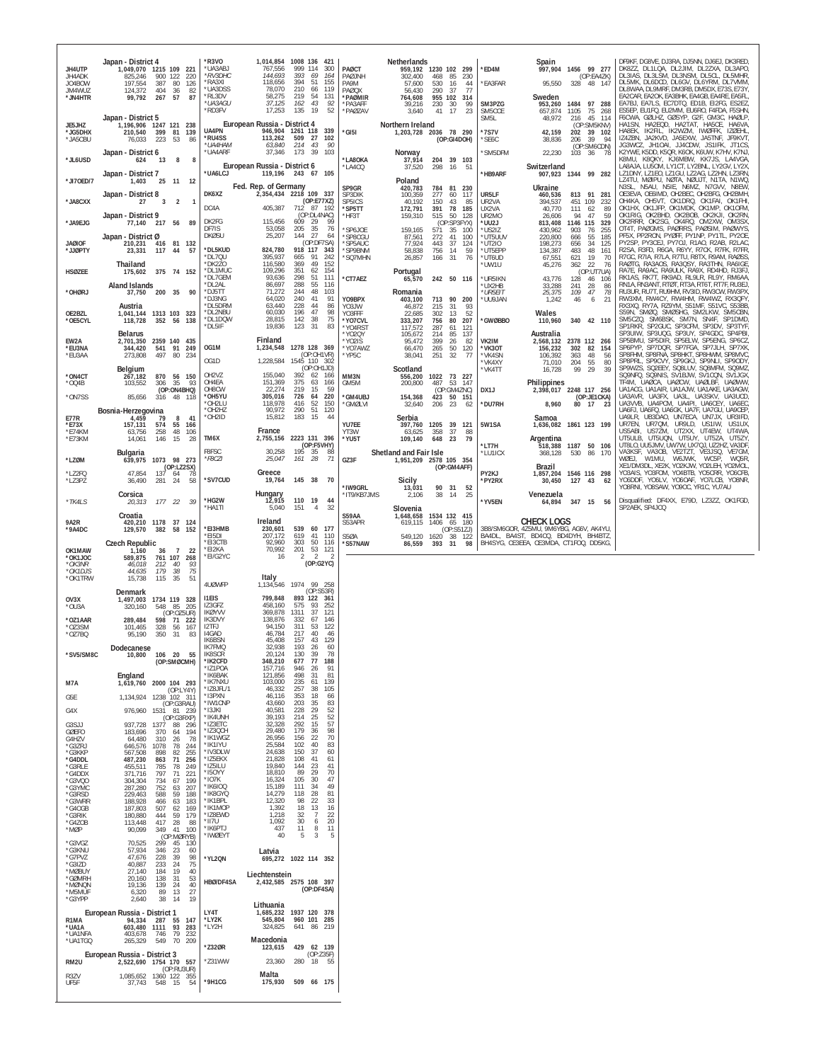**Japan - District 4**

| | | | | |
|---|---|---|---|---|
| JH4UTP | 1,049,070 | 1215 | 109 | 221 |
| JH4ADK | 825,246 | 900 | 122 | 220 |
| JO4BOW | 197,554 | 387 | 80 | 126 |
| JM4WUZ | 124,372 | 404 | 36 | 82 |
| *JN4HTR | 99,792 | 267 | 57 | 87 |

**Japan - District 5**

| | | | | |
|---|---|---|---|---|
| JE5JHZ | 1,196,906 | 1247 | 121 | 238 |
| *JG5DHX | 210,540 | 399 | 81 | 139 |
| *JA5CBU | 76,033 | 223 | 53 | 86 |

**Japan - District 6**

| | | | | |
|---|---|---|---|---|
| *JL6USD | 624 | 13 | 8 | 8 |

**Japan - District 7**

| | | | | |
|---|---|---|---|---|
| *JI7OED/7 | 1,403 | 25 | 11 | 12 |

**Japan - District 8**

| | | | | |
|---|---|---|---|---|
| *JA8CXX | 27 | 3 | 2 | 1 |

**Japan - District 9**

| | | | | |
|---|---|---|---|---|
| *JA9EJG | 77,140 | 217 | 56 | 89 |

**Japan - District Ø**

| | | | | |
|---|---|---|---|---|
| JAØIOF | 210,231 | 416 | 81 | 132 |
| *JJØPTY | 23,331 | 117 | 44 | 57 |

**Thailand**

| | | | | |
|---|---|---|---|---|
| HSØZEE | 175,602 | 375 | 74 | 152 |

**Aland Islands**

| | | | | |
|---|---|---|---|---|
| *OHØRJ | 37,750 | 200 | 35 | 90 |

**Austria**

| | | | | |
|---|---|---|---|---|
| OE2BZL | 1,041,144 | 1313 | 103 | 323 |
| *OE5CYL | 118,728 | 352 | 56 | 138 |

**Belarus**

| | | | | |
|---|---|---|---|---|
| EW2A | 2,701,350 | 2359 | 140 | 435 |
| *EU3NA | 344,420 | 541 | 91 | 249 |
| *EU3AA | 273,808 | 497 | 80 | 234 |

**Belgium**

| | | | | |
|---|---|---|---|---|
| *ON4CT | 267,182 | 870 | 56 | 150 |
| *OQ4B | 103,552 | 306 | 35 | 93 |
| | (OP:ON4BHQ) | | | |
| *ON7SS | 85,656 | 316 | 48 | 118 |

**Bosnia-Herzegovina**

| | | | | |
|---|---|---|---|---|
| E77R | 4,459 | 79 | 8 | 41 |
| *E73X | 157,131 | 574 | 55 | 166 |
| *E74KM | 63,756 | 258 | 48 | 106 |
| *E73KM | 14,061 | 146 | 15 | 28 |

**Bulgaria**

| | | | | |
|---|---|---|---|---|
| *LZØM | 639,975 | 1073 | 98 | 273 |
| | (OP:LZ2SX) | | | |
| *LZ2FQ | 47,854 | 137 | 64 | 78 |
| *LZ3PZ | 36,490 | 281 | 24 | 58 |

**Corsica**

| | | | | |
|---|---|---|---|---|
| *TK4LS | 20,313 | 177 | 22 | 39 |

**Croatia**

| | | | | |
|---|---|---|---|---|
| 9A2R | 420,210 | 1178 | 37 | 124 |
| *9A4DC | 129,570 | 382 | 58 | 152 |

**Czech Republic**

| | | | | |
|---|---|---|---|---|
| OK1MAW | 1,160 | 36 | 7 | 22 |
| *OK1JOC | 589,875 | 761 | 107 | 268 |
| *OK3NR | 46,018 | 212 | 40 | 93 |
| *OK1DJS | 44,635 | 179 | 38 | 75 |
| *OK1TRW | 15,738 | 115 | 35 | 51 |

**Denmark**

| | | | | |
|---|---|---|---|---|
| OV3X | 1,497,003 | 1734 | 119 | 328 |
| *OU3A | 320,160 | 548 | 85 | 205 |
| | (OP:OZ5UR) | | | |
| *OZ1AAR | 289,484 | 598 | 71 | 222 |
| *OZ3SM | 101,465 | 328 | 56 | 167 |
| *OZ7BQ | 95,190 | 350 | 31 | 83 |

**Dodecanese**

| | | | | |
|---|---|---|---|---|
| *SV5/SM8C | 10,800 | 106 | 20 | 55 |
| | (OP:SMØCMH) | | | |

**England**

| | | | | |
|---|---|---|---|---|
| M7A | 1,619,760 | 2000 | 104 | 293 |
| | (OP:LY4Y) | | | |
| G5E | 1,134,924 | 1238 | 102 | 311 |
| | (OP:G3RAU) | | | |
| G4X | 976,960 | 1531 | 81 | 239 |
| | (OP:G3RXP) | | | |
| G3SJJ | 937,728 | 1377 | 88 | 296 |
| GØEFO | 183,696 | 370 | 64 | 194 |
| G4HZV | 64,480 | 310 | 26 | 78 |
| *G3ZRJ | 646,576 | 1078 | 78 | 244 |
| *G3KKP | 567,508 | 898 | 82 | 255 |
| *G4DDL | 487,230 | 863 | 71 | 256 |
| *G3RLE | 455,511 | 785 | 78 | 249 |
| *G4DDX | 371,716 | 797 | 71 | 221 |
| *G3VQO | 304,304 | 734 | 67 | 199 |
| *G3YMC | 287,280 | 752 | 63 | 207 |
| *G3RSD | 229,463 | 588 | 59 | 188 |
| *G3WRR | 188,928 | 466 | 63 | 183 |
| *G4OGB | 187,803 | 507 | 62 | 169 |
| *G3RIK | 180,880 | 444 | 59 | 179 |
| *G4ZOB | 113,448 | 417 | 28 | 88 |
| *MØP | 90,099 | 349 | 41 | 100 |
| | (OP:MØRYB) | | | |
| *G3VGZ | 70,525 | 299 | 45 | 130 |
| *G3KNU | 57,934 | 346 | 23 | 60 |
| *G7PVZ | 47,676 | 228 | 39 | 98 |
| *G3IZD | 40,887 | 233 | 24 | 75 |
| *MØBUY | 27,140 | 184 | 19 | 40 |
| *GØMRH | 20,160 | 138 | 31 | 53 |
| *MØNQN | 19,136 | 139 | 24 | 40 |
| *M5MUF | 6,320 | 89 | 13 | 27 |
| *G3YPP | 2,640 | 38 | 14 | 19 |

**European Russia - District 1**

| | | | | |
|---|---|---|---|---|
| R1MA | 94,334 | 287 | 55 | 147 |
| *UA1A | 603,480 | 1111 | 93 | 283 |
| *UA1NFA | 403,678 | 746 | 79 | 232 |
| *UA1TGQ | 265,329 | 549 | 70 | 209 |

**European Russia - District 3**

| | | | | |
|---|---|---|---|---|
| RM2U | 2,522,690 | 1754 | 170 | 557 |
| | (OP:RU3UR) | | | |
| R3ZV | 1,085,652 | 1360 | 122 | 355 |
| UF5F | 37,743 | 548 | 15 | 54 |
| *R3VO | 1,014,854 | 1008 | 136 | 421 |
| *UA3ABJ | 767,556 | 999 | 114 | 300 |
| *RV3DHC | 144,693 | 393 | 69 | 164 |
| *RA3XI | 118,656 | 394 | 51 | 155 |
| *UA3DSS | 78,070 | 210 | 66 | 119 |
| *RL3DV | 58,275 | 219 | 54 | 131 |
| *UA3AGU | 37,125 | 162 | 43 | 92 |
| *RD3FV | 17,253 | 135 | 19 | 52 |

**European Russia - District 4**

| | | | | |
|---|---|---|---|---|
| UA4PN | 946,904 | 1261 | 118 | 339 |
| *RU4SS | 113,262 | 509 | 27 | 102 |
| *UA4HAM | 63,840 | 214 | 43 | 90 |
| *UA4ARF | 37,346 | 173 | 39 | 103 |

**European Russia - District 6**

| | | | | |
|---|---|---|---|---|
| *UA6LCJ | 119,196 | 243 | 67 | 105 |

**Fed. Rep. of Germany**

| | | | | |
|---|---|---|---|---|
| DK6XZ | 2,354,434 | 2218 | 109 | 337 |
| | (OP:E77XZ) | | | |
| DC4A | 405,387 | 712 | 87 | 192 |
| | (OP:DL4NAC) | | | |
| DK2FG | 115,456 | 609 | 29 | 99 |
| DF7IS | 53,058 | 205 | 35 | 76 |
| DKØSU | 25,207 | 144 | 27 | 64 |
| | (OP:DF7SA) | | | |
| *DL5KUD | 824,780 | 918 | 117 | 343 |
| *DL7QU | 395,937 | 665 | 91 | 242 |
| *DK2ZO | 116,580 | 369 | 49 | 152 |
| *DL1MUC | 109,296 | 351 | 62 | 154 |
| *DL7GEM | 93,636 | 298 | 51 | 111 |
| *DL2AL | 86,697 | 288 | 55 | 116 |
| *DJ5TT | 71,272 | 244 | 48 | 103 |
| *DJ3NG | 64,020 | 240 | 41 | 91 |
| *DL5DRM | 63,440 | 228 | 44 | 86 |
| *DL2NBU | 60,030 | 196 | 47 | 98 |
| *DL1DQW | 28,815 | 142 | 38 | 75 |
| *DL5IF | 19,836 | 123 | 31 | 83 |

**Finland**

| | | | | |
|---|---|---|---|---|
| OG1M | 1,234,548 | 1278 | 128 | 369 |
| | (OP:OH1VR) | | | |
| OG1D | 1,228,584 | 1545 | 110 | 302 |
| | (OP:OH1JD) | | | |
| OH2VZ | 155,040 | 392 | 62 | 166 |
| OH4EA | 151,369 | 375 | 63 | 166 |
| OH8CW | 22,274 | 219 | 15 | 59 |
| *OH5YU | 305,016 | 726 | 64 | 220 |
| *OH2LU | 118,978 | 416 | 52 | 150 |
| *OH2HZ | 90,972 | 290 | 51 | 120 |
| *OH2ID | 15,812 | 183 | 15 | 44 |

**France**

| | | | | |
|---|---|---|---|---|
| TM6X | 2,755,156 | 2223 | 131 | 396 |
| | (OP:F5VHY) | | | |
| F8FSC | 30,258 | 195 | 35 | 88 |
| *F8CZI | 25,047 | 161 | 28 | 71 |

**Greece**

| | | | | |
|---|---|---|---|---|
| *SV7CUD | 19,764 | 145 | 38 | 70 |

**Hungary**

| | | | | |
|---|---|---|---|---|
| *HG2W | 12,915 | 110 | 19 | 44 |
| *HA1TI | 5,040 | 151 | 4 | 32 |

**Ireland**

| | | | | |
|---|---|---|---|---|
| *EI3HMB | 230,601 | 539 | 60 | 177 |
| *EI5DI | 207,172 | 619 | 41 | 110 |
| *EI3CTB | 92,960 | 303 | 50 | 116 |
| *EI2KA | 70,992 | 201 | 53 | 121 |
| *EI/G2YC | 16 | 2 | 2 | 2 |
| | (OP:G2YC) | | | |

**Italy**

| | | | | |
|---|---|---|---|---|
| 4UØWFP | 1,134,546 | 1974 | 99 | 258 |
| | (OP:S53R) | | | |
| I1EIS | 799,848 | 893 | 122 | 361 |
| IZ3GFZ | 458,160 | 575 | 93 | 252 |
| IKØYVV | 369,878 | 1311 | 37 | 121 |
| IK3DVY | 138,876 | 332 | 67 | 146 |
| I2TFJ | 94,150 | 311 | 53 | 122 |
| I4GAD | 46,784 | 217 | 40 | 46 |
| IK6BSN | 45,408 | 157 | 43 | 129 |
| IK7FMQ | 32,938 | 193 | 26 | 60 |
| IK8SCR | 20,124 | 130 | 39 | 78 |
| *IK2CFD | 348,210 | 677 | 77 | 188 |
| *IZ1POA | 157,716 | 946 | 26 | 91 |
| *IK6BAK | 121,856 | 498 | 31 | 81 |
| *IK7NXU | 103,000 | 235 | 61 | 139 |
| *IZ8JFL/1 | 46,332 | 257 | 38 | 105 |
| *I3PXN | 46,116 | 353 | 18 | 66 |
| *IW1CNP | 43,660 | 203 | 35 | 83 |
| *I3JKI | 40,581 | 228 | 29 | 52 |
| *IK4UNH | 39,193 | 214 | 25 | 52 |
| *IZ3ETC | 32,328 | 292 | 15 | 57 |
| *IZ3QCH | 29,480 | 179 | 36 | 98 |
| *IK1WGZ | 26,956 | 156 | 22 | 70 |
| *IK1IYU | 25,584 | 102 | 40 | 83 |
| *IV3DLW | 24,638 | 150 | 37 | 60 |
| *IZ5EKX | 21,828 | 108 | 41 | 61 |
| *IZ5ILU | 19,840 | 144 | 23 | 41 |
| *I5OYY | 18,810 | 89 | 29 | 70 |
| *IO7K | 16,324 | 105 | 30 | 47 |
| *IK6IOQ | 15,189 | 111 | 34 | 49 |
| *IK8GYQ | 14,279 | 118 | 28 | 81 |
| *IK1BPL | 12,320 | 98 | 22 | 33 |
| *IK1MOP | 1,392 | 18 | 13 | 16 |
| *IZ8EWD | 1,218 | 32 | 7 | 22 |
| *II7U | 1,092 | 30 | 6 | 20 |
| *IK6PTJ | 437 | 11 | 8 | 11 |
| *IWØEYT | 40 | 5 | 3 | 5 |

**Latvia**

| | | | | |
|---|---|---|---|---|
| *YL2QN | 695,272 | 1022 | 114 | 352 |

**Liechtenstein**

| | | | | |
|---|---|---|---|---|
| HBØ/DF4SA | 2,432,585 | 2575 | 108 | 397 |
| | (OP:DF4SA) | | | |

**Lithuania**

| | | | | |
|---|---|---|---|---|
| LY4T | 1,685,232 | 1937 | 120 | 378 |
| *LY2K | 545,804 | 960 | 101 | 285 |
| *LY2H | 324,825 | 641 | 86 | 219 |

**Macedonia**

| | | | | |
|---|---|---|---|---|
| *Z32ØR | 123,615 | 429 | 62 | 139 |
| | (OP:Z35F) | | | |
| *Z31WW | 23,360 | 280 | 18 | 55 |

**Malta**

| | | | | |
|---|---|---|---|---|
| *9H1CG | 175,930 | 509 | 66 | 175 |

**Netherlands**

| | | | | |
|---|---|---|---|---|
| PAØCT | 959,192 | 1230 | 102 | 299 |
| PAØINH | 302,400 | 468 | 85 | 230 |
| PA9M | 57,600 | 530 | 16 | 44 |
| PAØQX | 56,430 | 290 | 37 | 77 |
| *PAØMIR | 764,608 | 955 | 102 | 314 |
| *PA3AFF | 39,216 | 230 | 30 | 99 |
| *PAØZAV | 3,640 | 41 | 17 | 23 |

**Northern Ireland**

| | | | | |
|---|---|---|---|---|
| *GI5I | 1,203,728 | 2036 | 78 | 290 |
| | (OP:GI4DOH) | | | |

**Norway**

| | | | | |
|---|---|---|---|---|
| *LA8OKA | 37,914 | 204 | 39 | 103 |
| *LA4CQ | 37,520 | 298 | 16 | 51 |

**Poland**

| | | | | |
|---|---|---|---|---|
| SP9GR | 420,783 | 784 | 81 | 230 |
| SP3DIK | 100,359 | 277 | 60 | 117 |
| SP5ICS | 40,192 | 150 | 43 | 85 |
| *SP5TT | 172,791 | 391 | 78 | 185 |
| *HF3T | 159,310 | 515 | 50 | 128 |
| | (OP:SP3FYX) | | | |
| *SP6JOE | 159,165 | 571 | 35 | 100 |
| *SP8CGU | 87,561 | 272 | 41 | 100 |
| *SP5AUC | 77,924 | 443 | 37 | 124 |
| *SP9BNM | 58,838 | 756 | 14 | 59 |
| *SQ7MHN | 26,857 | 166 | 31 | 76 |

**Portugal**

| | | | | |
|---|---|---|---|---|
| *CT7AEZ | 65,570 | 242 | 50 | 116 |

**Romania**

| | | | | |
|---|---|---|---|---|
| YO9BPX | 403,100 | 713 | 90 | 200 |
| YO3JW | 46,872 | 215 | 31 | 93 |
| YO3FFF | 22,685 | 302 | 13 | 52 |
| *YO7CVL | 333,207 | 756 | 80 | 207 |
| *YO4RST | 117,572 | 287 | 61 | 121 |
| *YO2QY | 105,672 | 214 | 85 | 137 |
| *YO2IS | 95,472 | 399 | 26 | 82 |
| *YO7AWZ | 66,470 | 265 | 50 | 120 |
| *YP5C | 38,041 | 251 | 32 | 77 |

**Scotland**

| | | | | |
|---|---|---|---|---|
| MM3N | 556,200 | 1022 | 73 | 227 |
| GM5M | 200,800 | 487 | 53 | 147 |
| | (OP:GM4ZNC) | | | |
| *GM4UBJ | 154,368 | 423 | 50 | 151 |
| *GMØLVI | 32,640 | 206 | 23 | 62 |

**Serbia**

| | | | | |
|---|---|---|---|---|
| YU7EE | 397,760 | 1205 | 39 | 121 |
| YT3W | 63,625 | 358 | 37 | 88 |
| *YU5T | 109,140 | 648 | 23 | 79 |

**Shetland and Fair Isle**

| | | | | |
|---|---|---|---|---|
| GZ3F | 1,951,209 | 2578 | 105 | 354 |
| | (OP:GM4AFF) | | | |

**Sicily**

| | | | | |
|---|---|---|---|---|
| *IW9GRL | 13,031 | 90 | 31 | 52 |
| *IT9/KB7JMS | 2,106 | 38 | 14 | 25 |

**Slovenia**

| | | | | |
|---|---|---|---|---|
| S59AA | 1,648,658 | 1534 | 132 | 415 |
| S53APR | 619,115 | 1406 | 65 | 180 |
| | (OP:S51ZJ) | | | |
| S5ØA | 549,120 | 1620 | 38 | 122 |
| *S57NAW | 86,559 | 393 | 31 | 98 |

**Spain**

| | | | | |
|---|---|---|---|---|
| *ED4M | 997,904 | 1456 | 99 | 277 |
| | (OP:EA4ZK) | | | |
| *EA3FAR | 95,550 | 328 | 48 | 147 |

**Sweden**

| | | | | |
|---|---|---|---|---|
| SM3PZG | 953,260 | 1484 | 97 | 288 |
| SM5CCE | 657,874 | 1105 | 75 | 268 |
| SM5L | 48,972 | 216 | 45 | 114 |
| | (OP:SM5KNV) | | | |
| *7S7V | 42,159 | 202 | 39 | 102 |
| *SE6C | 38,836 | 206 | 39 | 94 |
| | (OP:SM6CDN) | | | |
| *SM5DFM | 22,230 | 103 | 36 | 78 |

**Switzerland**

| | | | | |
|---|---|---|---|---|
| *HB9ARF | 907,923 | 1344 | 99 | 282 |

**Ukraine**

| | | | | |
|---|---|---|---|---|
| UR5LF | 460,536 | 813 | 91 | 281 |
| UR2VA | 394,537 | 451 | 109 | 232 |
| UX2VA | 40,770 | 111 | 62 | 89 |
| UR2MO | 26,606 | 94 | 47 | 59 |
| *UU2J | 813,408 | 1146 | 115 | 329 |
| *US2IZ | 430,962 | 903 | 76 | 255 |
| *UT5UUV | 220,800 | 666 | 55 | 185 |
| *UT2IO | 198,273 | 656 | 34 | 125 |
| *UT5EPP | 134,387 | 483 | 48 | 161 |
| *UT6UD | 67,551 | 621 | 19 | 70 |
| *UW1U | 45,276 | 362 | 22 | 76 |
| | (OP:UT7UA) | | | |
| *UR5IKN | 43,776 | 128 | 46 | 106 |
| *UX2HB | 33,288 | 241 | 28 | 86 |
| *UR5EIT | 25,375 | 109 | 47 | 78 |
| *UU9JAN | 1,242 | 46 | 6 | 21 |

**Wales**

| | | | | |
|---|---|---|---|---|
| *GWØBBO | 110,960 | 340 | 42 | 110 |

**Australia**

| | | | | |
|---|---|---|---|---|
| VK2IM | 2,568,132 | 2378 | 112 | 266 |
| *VK3OT | 156,232 | 302 | 82 | 154 |
| *VK4SN | 106,392 | 363 | 48 | 56 |
| *VK4XY | 71,010 | 204 | 55 | 80 |
| *VK4TT | 16,728 | 99 | 29 | 39 |

**Philippines**

| | | | | |
|---|---|---|---|---|
| DX1J | 2,398,017 | 2248 | 117 | 256 |
| | (OP:JE1CKA) | | | |
| *DU7RH | 8,960 | 80 | 17 | 23 |

**Samoa**

| | | | | |
|---|---|---|---|---|
| 5W1SA | 1,636,082 | 1861 | 123 | 199 |

**Argentina**

| | | | | |
|---|---|---|---|---|
| *LT7H | 518,388 | 1187 | 50 | 106 |
| *LU1ICX | 368,128 | 530 | 86 | 170 |

**Brazil**

| | | | | |
|---|---|---|---|---|
| PY2KJ | 1,857,204 | 1546 | 116 | 298 |
| *PY2RX | 30,450 | 127 | 43 | 62 |

**Venezuela**

| | | | | |
|---|---|---|---|---|
| *YV5EN | 64,894 | 347 | 15 | 56 |

**CHECK LOGS**

3B8/SM6GOR, 4Z5MU, 9M6YBG, AG6V, AK4YU, BA4DL, BA4ST, BD4CQ, BD4DYH, BH4BTZ, BH4SYG, CE3EEA, CE3MDA, CT1FOQ, DD5KG, DF9KF, DG8VE, DJ3RA, DJ5NN, DJ6EJ, DK3RED, DK8ZZ, DL1LQA, DL2JIM, DL2ZXA, DL3APO, DL3IAS, DL3LSM, DL3NSM, DL5CL, DL5MHR, DL5MK, DL6DCD, DL6GV, DL6YRM, DL7VMM, DL8WAA, DL9MRF, DM3RB, DM5DX, E73S, E73Y, EA2CAR, EA2OK, EA3BHK, EA4GB, EA4RE, EA5RL, EA7BJ, EA7LS, EC7DTQ, ED1B, EI2FG, ES2EZ, ES5EP, EU1FQ, EU2MM, EU6RQ, F4FDA, F5SHN, F6CWA, GØLHZ, GØSYP, G2F, GM3C, HAØLP, HA1SN, HA2EQD, HA2TAT, HA5CE, HA6VA, HA8EK, IK2RL, IK2WZM, IWØFFK, IZØEHL, IZ4ZBN, JA2KVD, JA5EXW, JA5TNF, JF9KVT, JG3WCZ, JH1OAI, JJ4CDW, JS1IFK, JT1CS, K2YWE, K5DD, K5QR, K6CK, K6UW, K7HV, K7NJ, K8MU, K8QKY, KJ6MBW, KK7JS, LA4VGA, LA8AJA, LU5OM, LY1CT, LY2BNL, LY2GV, LY2X, LZ1DNY, LZ1EO, LZ1GU, LZ2AG, LZ2HN, LZ3RN, LZ4TU, MØIPU, NØTA, NØUT, N1TA, N1WQ, N3SL, N5AU, N5IE, N6MZ, N7GW, N8BW, OE3EVA, OE6IMD, OH2BEC, OH2BFG, OH2BMH, OH4KA, OH5VT, OK1DRQ, OK1FAI, OK1FHI, OK1HX, OK1JFP, OK1MDK, OK1MP, OK1OFM, OK1RIG, OK2BHD, OK2BOB, OK2KJI, OK2RN, OK2RRR, OK2SG, OK4RQ, OM2XW, OM3SX, OT4T, PAØGMS, PAØRRS, PAØSIM, PAØWYS, PF5X, PP2RON, PYØFF, PY1NP, PY1TL, PY2OE, PY2SP, PY3CEJ, PY7OJ, R1AO, R2AB, R2LAC, R2SA, R3FD, R6GA, R6YY, R7CK, R7FK, R7FR, R7GC, R7IA, R7LA, R7TU, R8TX, R9AM, RAØSS, RAØTG, RA3AOS, RA3QSY, RA3THN, RA6IGE, RA7E, RA9AC, RA9ULK, RA9X, RD4HD, RJ3FJ, RK1AS, RK7T, RK9AD, RL9LR, RL9Y, RM6AA, RN1A, RN3ANT, RTØT, RT3A, RT6T, RT7F, RU3EJ, RU3UR, RU7T, RU9HM, RV3ID, RW3CW, RW3PX, RW3XM, RW4CY, RW4HM, RW4WZ, RX3QFY, RX3XQ, RY7A, RZ9YM, S51MF, S51VC, S53BB, S59N, SMØQ, SMØSHG, SM2LKW, SM5CBN, SM5CZQ, SM6BSK, SM7N, SN4F, SP1DMD, SP1RKR, SP2QUC, SP3CFM, SP3DV, SP3TYF, SP3UIW, SP3UQG, SP3UY, SP4GDC, SP4PBI, SP5BMU, SP5DIR, SP5ELW, SP5ENG, SP6CZ, SP6PYP, SP7DQR, SP7FGA, SP7JLH, SP7XK, SP8FHM, SP8FNA, SP8HKT, SP8HWM, SP8MVC, SP8PRL, SP9CVY, SP9GKJ, SP9NLI, SP9ODY, SP9WZS, SQ2EEY, SQ8LUV, SQ8MFM, SQ8MZ, SQ8NFQ, SQ8NIS, SV1BJW, SV1CQN, SV1JGX, TF4M, UAØCA, UAØCW, UAØLBF, UAØWW, UA1ACG, UA1AIR, UA1AJW, UA1AKE, UA3AGW, UA3AVR, UA3FX, UA3L, UA3SKV, UA3UCD, UA3VVB, UA4PCM, UA4PI, UA6CEY, UA6EC, UA6FJ, UA6FQ, UA6GK, UA7F, UA7GU, UA9CEP, UA9LR, UB3DAO, UN7ECA, UN7JX, UR3IFD, UR7EN, UR7QM, UR9LD, US1IW, US1UX, US5ABI, US7ZM, UT2XX, UT4EW, UT4WA, UT5ULB, UT5UQN, UT5UY, UT5ZA, UT5ZY, UT8LO, UU5JMV, UW7W, UX7QJ, UZ2HZ, VA3DF, VA3KSF, VA3OB, VE2TZT, VE3JSQ, VE7GM, WØEJ, W1MU, W6JWK, WC5P, WQ5R, XE1/DM3DL, XE2K, YO2KJW, YO2LEH, YO2MOL, YO3AIS, YO3FOM, YO4BTB, YO5ORR, YO6CFB, YO6DDF, YO6LV, YO6OAF, YO7LCB, YO8NR, YO8RNI, YO8SAW, YO9OC, YR1C, YU7AU

Disqualified: DF4XX, E79D, LZ3ZZ, OK1FGD, SP2AEK, SP4JCQ